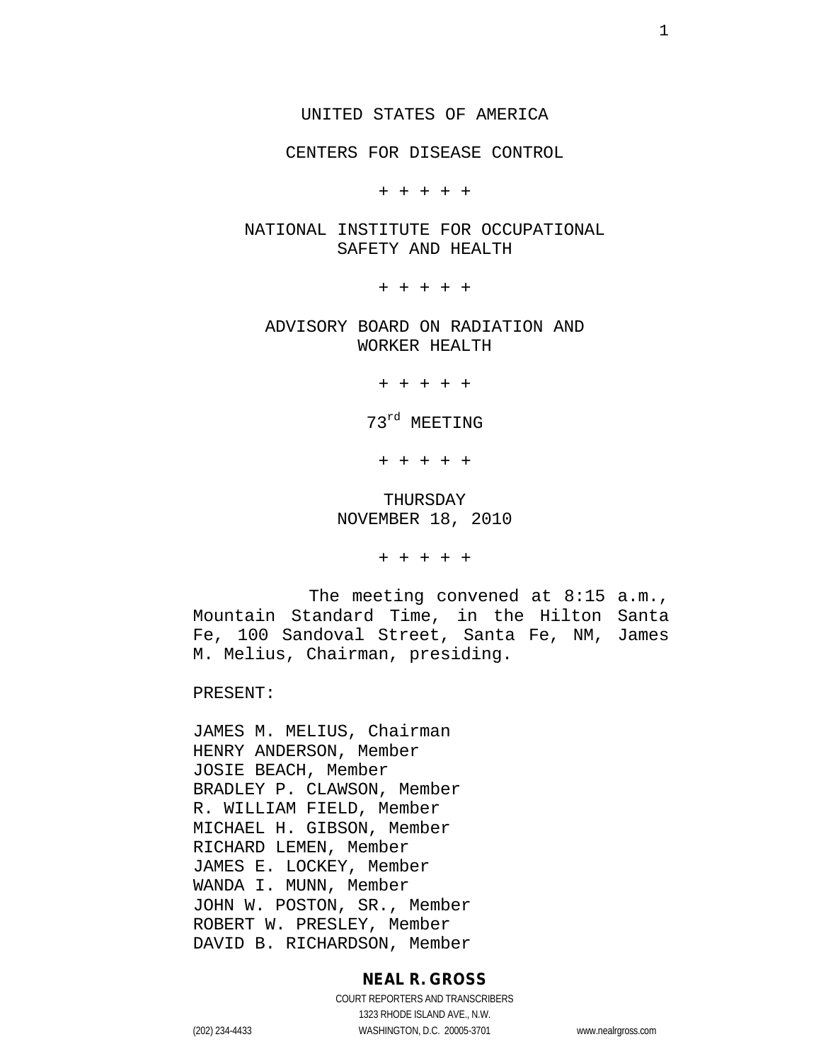UNITED STATES OF AMERICA

CENTERS FOR DISEASE CONTROL

+ + + + +

NATIONAL INSTITUTE FOR OCCUPATIONAL SAFETY AND HEALTH

+ + + + +

ADVISORY BOARD ON RADIATION AND WORKER HEALTH

+ + + + +

73rd MEETING

+ + + + +

THURSDAY
NOVEMBER 18, 2010

+ + + + +

The meeting convened at 8:15 a.m., Mountain Standard Time, in the Hilton Santa Fe, 100 Sandoval Street, Santa Fe, NM, James M. Melius, Chairman, presiding.

PRESENT:

JAMES M. MELIUS, Chairman
HENRY ANDERSON, Member
JOSIE BEACH, Member
BRADLEY P. CLAWSON, Member
R. WILLIAM FIELD, Member
MICHAEL H. GIBSON, Member
RICHARD LEMEN, Member
JAMES E. LOCKEY, Member
WANDA I. MUNN, Member
JOHN W. POSTON, SR., Member
ROBERT W. PRESLEY, Member
DAVID B. RICHARDSON, Member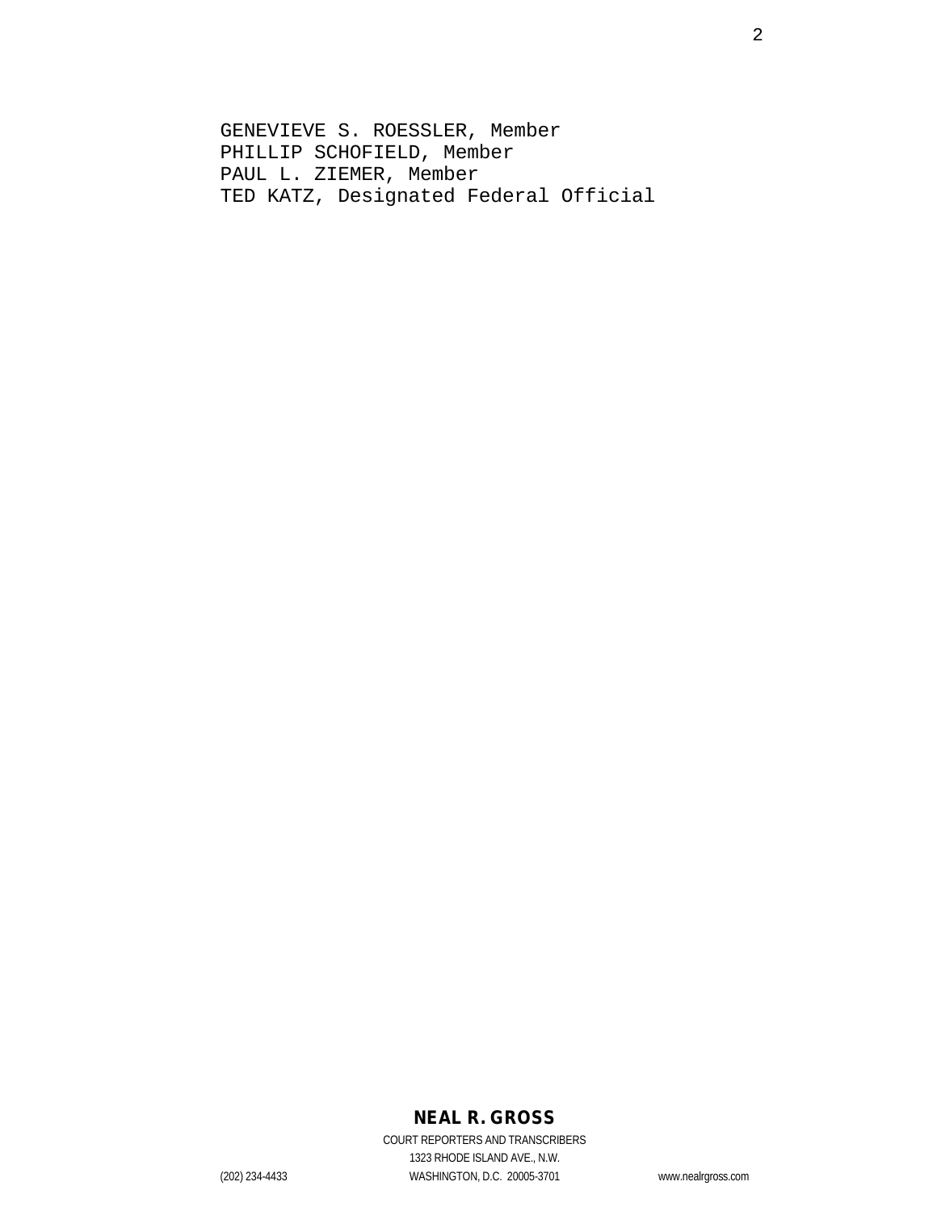GENEVIEVE S. ROESSLER, Member
PHILLIP SCHOFIELD, Member
PAUL L. ZIEMER, Member
TED KATZ, Designated Federal Official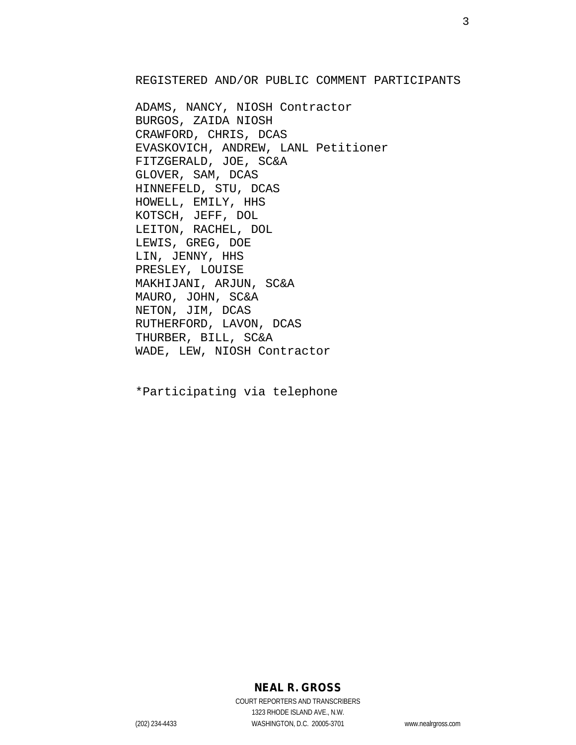REGISTERED AND/OR PUBLIC COMMENT PARTICIPANTS

ADAMS, NANCY, NIOSH Contractor
BURGOS, ZAIDA NIOSH
CRAWFORD, CHRIS, DCAS
EVASKOVICH, ANDREW, LANL Petitioner
FITZGERALD, JOE, SC&A
GLOVER, SAM, DCAS
HINNEFELD, STU, DCAS
HOWELL, EMILY, HHS
KOTSCH, JEFF, DOL
LEITON, RACHEL, DOL
LEWIS, GREG, DOE
LIN, JENNY, HHS
PRESLEY, LOUISE
MAKHIJANI, ARJUN, SC&A
MAURO, JOHN, SC&A
NETON, JIM, DCAS
RUTHERFORD, LAVON, DCAS
THURBER, BILL, SC&A
WADE, LEW, NIOSH Contractor

*Participating via telephone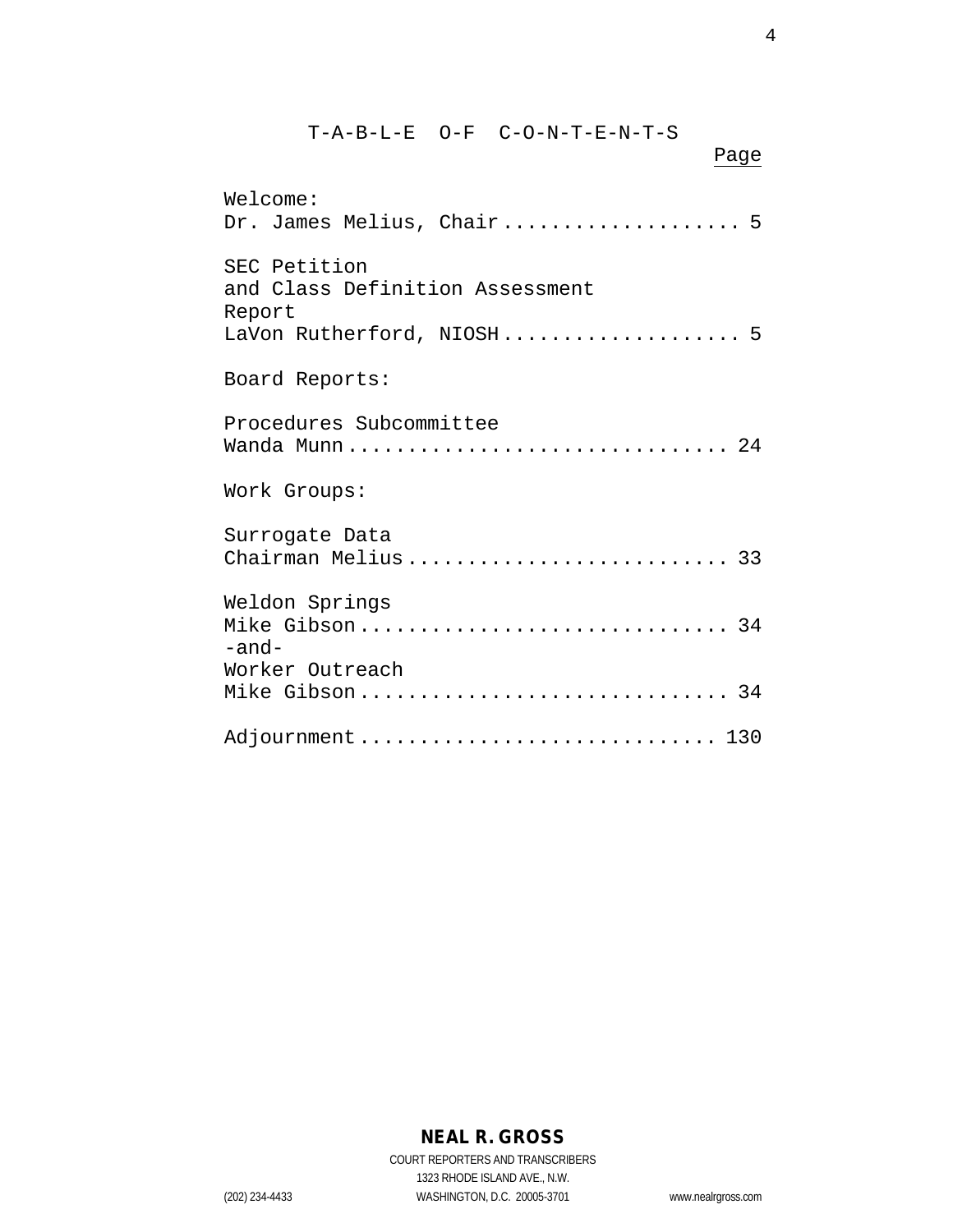# T-A-B-L-E O-F C-O-N-T-E-N-T-S

| | Page |
|---|---|
| Welcome: | |
| Dr. James Melius, Chair | 5 |
| SEC Petition and Class Definition Assessment Report | |
| LaVon Rutherford, NIOSH | 5 |
| Board Reports: | |
| Procedures Subcommittee | |
| Wanda Munn | 24 |
| Work Groups: | |
| Surrogate Data | |
| Chairman Melius | 33 |
| Weldon Springs | |
| Mike Gibson | 34 |
| -and- | |
| Worker Outreach | |
| Mike Gibson | 34 |
| Adjournment | 130 |

NEAL R. GROSS
COURT REPORTERS AND TRANSCRIBERS
1323 RHODE ISLAND AVE., N.W.
(202) 234-4433 WASHINGTON, D.C. 20005-3701 www.nealrgross.com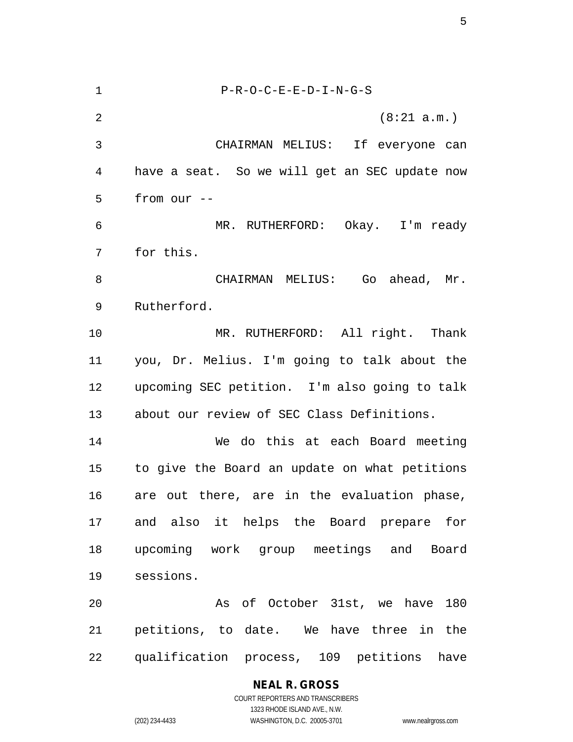P-R-O-C-E-E-D-I-N-G-S

(8:21 a.m.)

CHAIRMAN MELIUS: If everyone can have a seat. So we will get an SEC update now from our --

MR. RUTHERFORD: Okay. I'm ready for this.

CHAIRMAN MELIUS: Go ahead, Mr. Rutherford.

MR. RUTHERFORD: All right. Thank you, Dr. Melius. I'm going to talk about the upcoming SEC petition. I'm also going to talk about our review of SEC Class Definitions.

We do this at each Board meeting to give the Board an update on what petitions are out there, are in the evaluation phase, and also it helps the Board prepare for upcoming work group meetings and Board sessions.

As of October 31st, we have 180 petitions, to date. We have three in the qualification process, 109 petitions have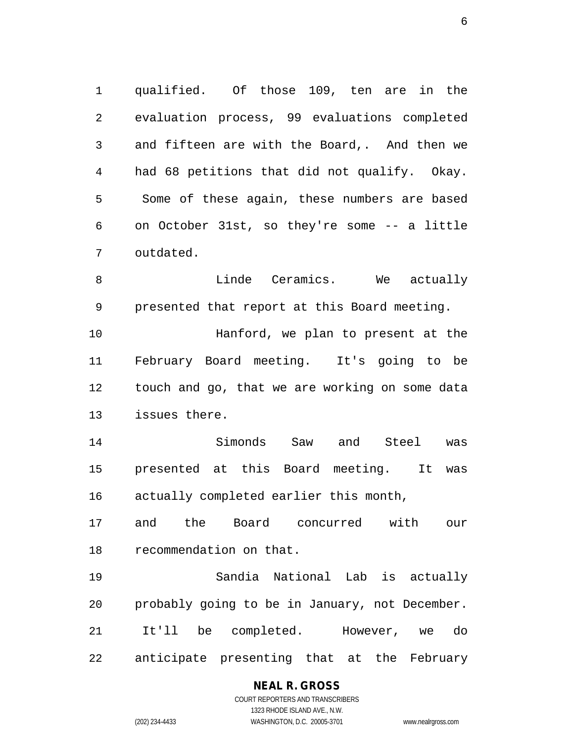qualified. Of those 109, ten are in the evaluation process, 99 evaluations completed and fifteen are with the Board,. And then we had 68 petitions that did not qualify. Okay. Some of these again, these numbers are based on October 31st, so they're some -- a little outdated.

Linde Ceramics. We actually presented that report at this Board meeting.

Hanford, we plan to present at the February Board meeting. It's going to be touch and go, that we are working on some data issues there.

Simonds Saw and Steel was presented at this Board meeting. It was actually completed earlier this month, and the Board concurred with our recommendation on that.

Sandia National Lab is actually probably going to be in January, not December. It'll be completed. However, we do anticipate presenting that at the February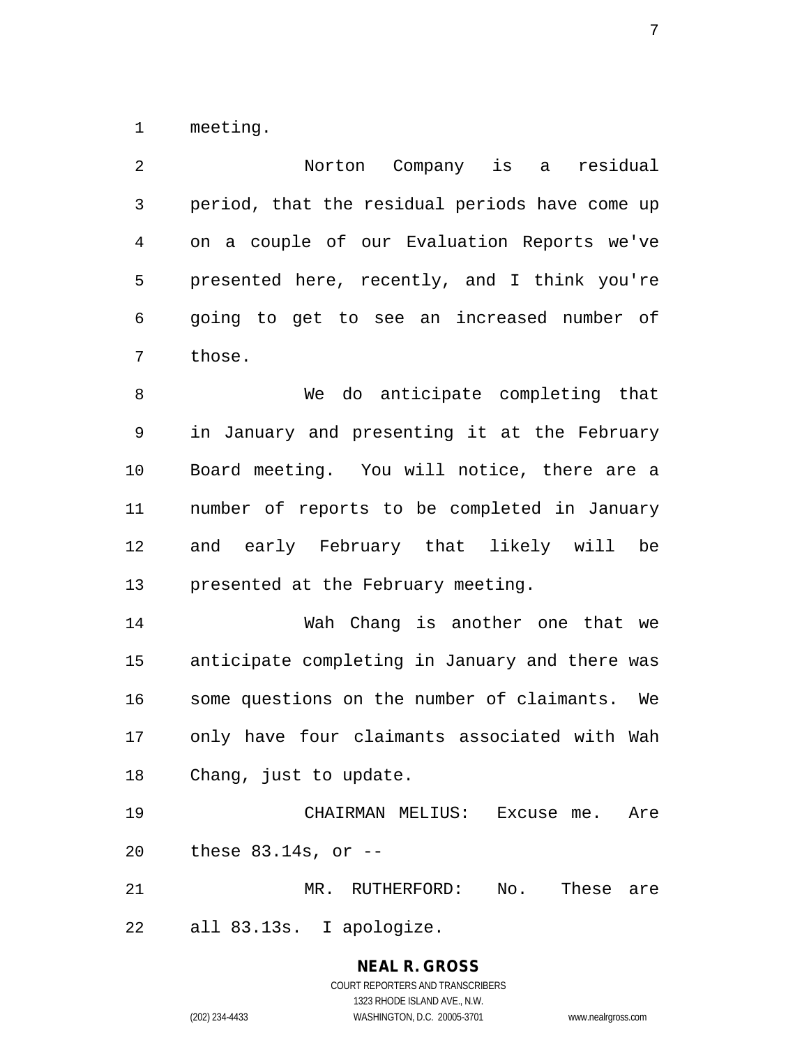meeting.

Norton Company is a residual period, that the residual periods have come up on a couple of our Evaluation Reports we've presented here, recently, and I think you're going to get to see an increased number of those.

We do anticipate completing that in January and presenting it at the February Board meeting. You will notice, there are a number of reports to be completed in January and early February that likely will be presented at the February meeting.

Wah Chang is another one that we anticipate completing in January and there was some questions on the number of claimants. We only have four claimants associated with Wah Chang, just to update.

CHAIRMAN MELIUS: Excuse me. Are these 83.14s, or --

MR. RUTHERFORD: No. These are all 83.13s. I apologize.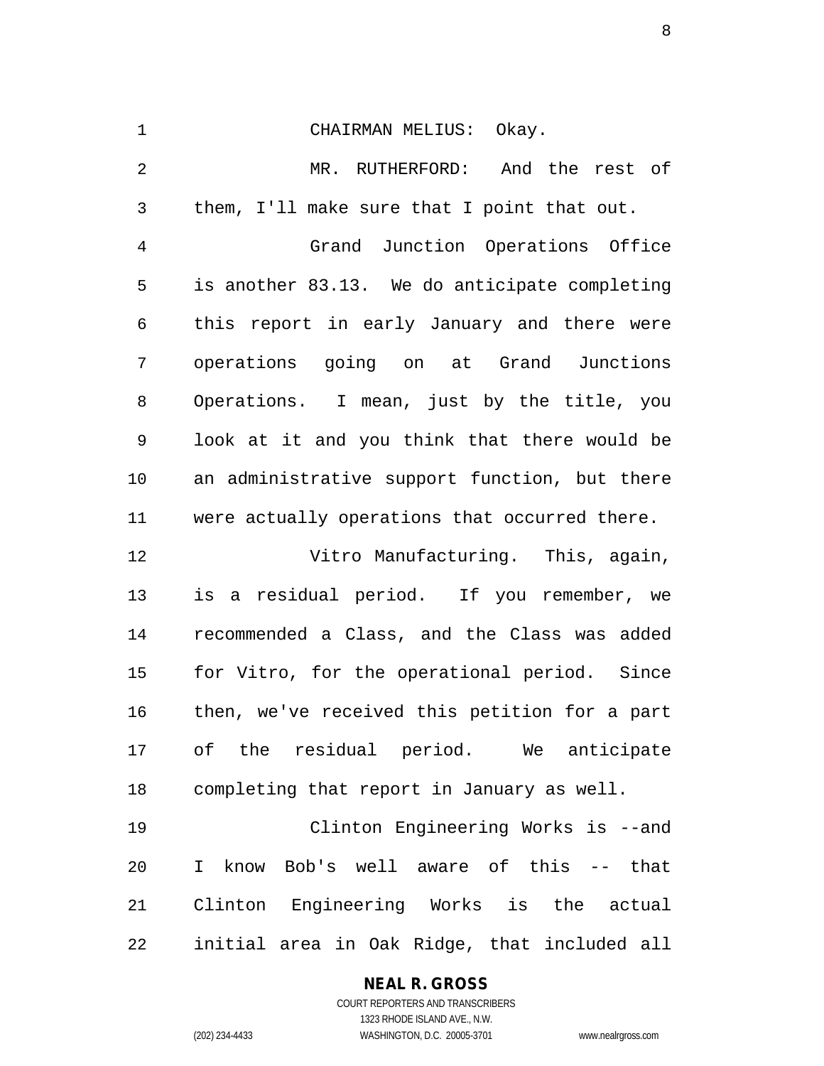CHAIRMAN MELIUS: Okay.

MR. RUTHERFORD: And the rest of them, I'll make sure that I point that out.

Grand Junction Operations Office is another 83.13. We do anticipate completing this report in early January and there were operations going on at Grand Junctions Operations. I mean, just by the title, you look at it and you think that there would be an administrative support function, but there were actually operations that occurred there.

Vitro Manufacturing. This, again, is a residual period. If you remember, we recommended a Class, and the Class was added for Vitro, for the operational period. Since then, we've received this petition for a part of the residual period. We anticipate completing that report in January as well.

Clinton Engineering Works is --and I know Bob's well aware of this -- that Clinton Engineering Works is the actual initial area in Oak Ridge, that included all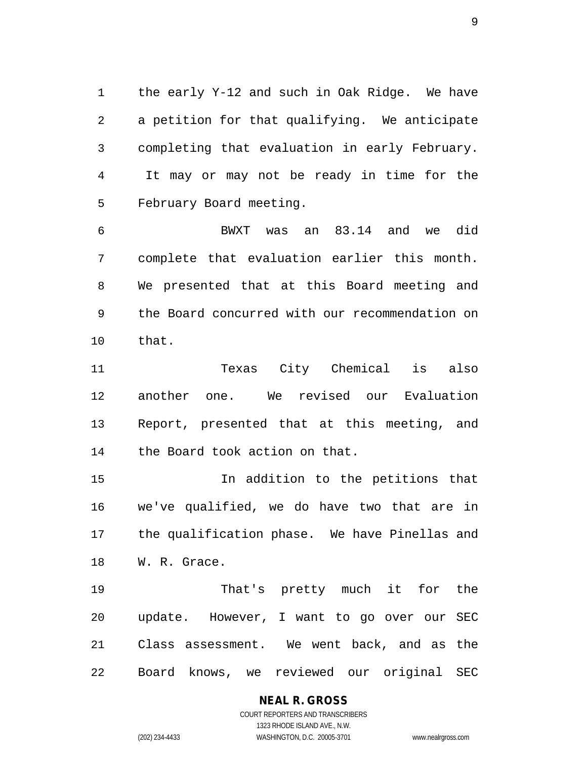the early Y-12 and such in Oak Ridge. We have a petition for that qualifying. We anticipate completing that evaluation in early February. It may or may not be ready in time for the February Board meeting.

BWXT was an 83.14 and we did complete that evaluation earlier this month. We presented that at this Board meeting and the Board concurred with our recommendation on that.

Texas City Chemical is also another one. We revised our Evaluation Report, presented that at this meeting, and the Board took action on that.

In addition to the petitions that we've qualified, we do have two that are in the qualification phase. We have Pinellas and W. R. Grace.

That's pretty much it for the update. However, I want to go over our SEC Class assessment. We went back, and as the Board knows, we reviewed our original SEC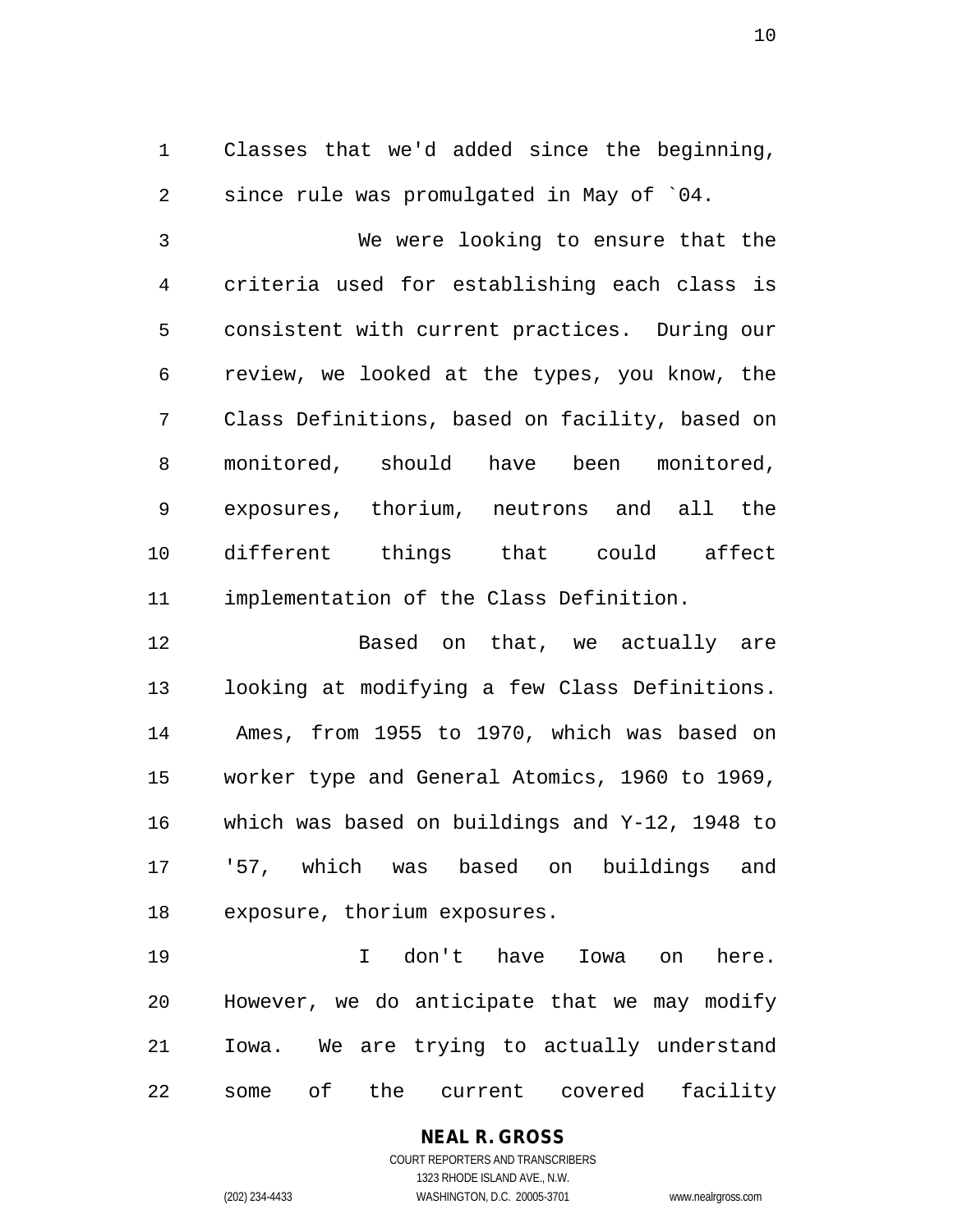Classes that we'd added since the beginning, since rule was promulgated in May of `04.

We were looking to ensure that the criteria used for establishing each class is consistent with current practices. During our review, we looked at the types, you know, the Class Definitions, based on facility, based on monitored, should have been monitored, exposures, thorium, neutrons and all the different things that could affect implementation of the Class Definition.

Based on that, we actually are looking at modifying a few Class Definitions. Ames, from 1955 to 1970, which was based on worker type and General Atomics, 1960 to 1969, which was based on buildings and Y-12, 1948 to '57, which was based on buildings and exposure, thorium exposures.

I don't have Iowa on here. However, we do anticipate that we may modify Iowa. We are trying to actually understand some of the current covered facility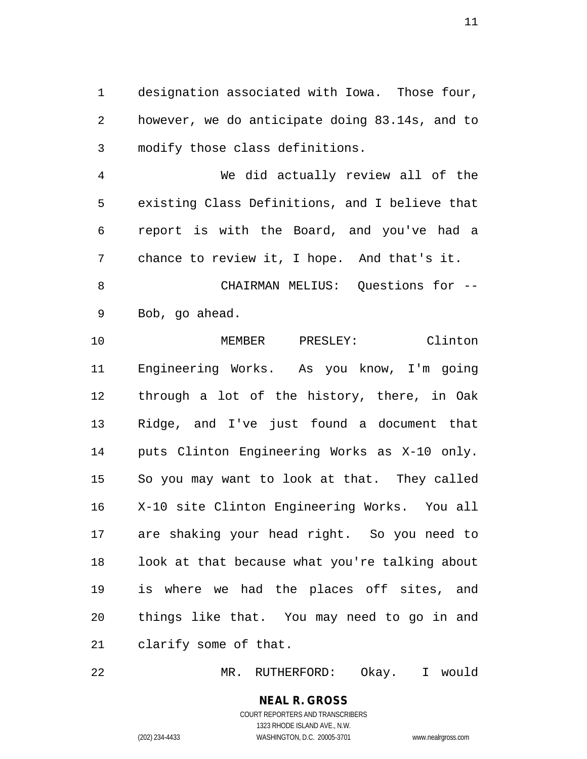designation associated with Iowa. Those four, however, we do anticipate doing 83.14s, and to modify those class definitions.

We did actually review all of the existing Class Definitions, and I believe that report is with the Board, and you've had a chance to review it, I hope. And that's it.

CHAIRMAN MELIUS: Questions for -- Bob, go ahead.

MEMBER PRESLEY: Clinton Engineering Works. As you know, I'm going through a lot of the history, there, in Oak Ridge, and I've just found a document that puts Clinton Engineering Works as X-10 only. So you may want to look at that. They called X-10 site Clinton Engineering Works. You all are shaking your head right. So you need to look at that because what you're talking about is where we had the places off sites, and things like that. You may need to go in and clarify some of that.

MR. RUTHERFORD: Okay. I would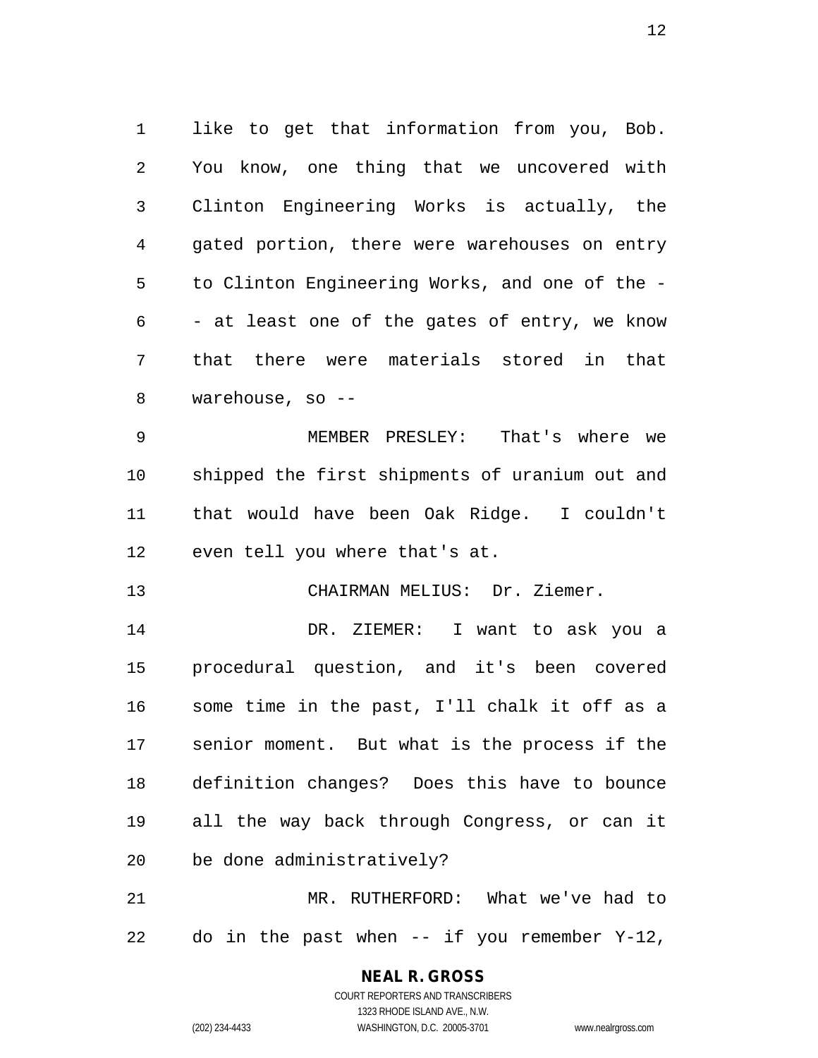like to get that information from you, Bob. You know, one thing that we uncovered with Clinton Engineering Works is actually, the gated portion, there were warehouses on entry to Clinton Engineering Works, and one of the -- at least one of the gates of entry, we know that there were materials stored in that warehouse, so --

MEMBER PRESLEY: That's where we shipped the first shipments of uranium out and that would have been Oak Ridge. I couldn't even tell you where that's at.

CHAIRMAN MELIUS: Dr. Ziemer.

DR. ZIEMER: I want to ask you a procedural question, and it's been covered some time in the past, I'll chalk it off as a senior moment. But what is the process if the definition changes? Does this have to bounce all the way back through Congress, or can it be done administratively?

MR. RUTHERFORD: What we've had to do in the past when -- if you remember Y-12,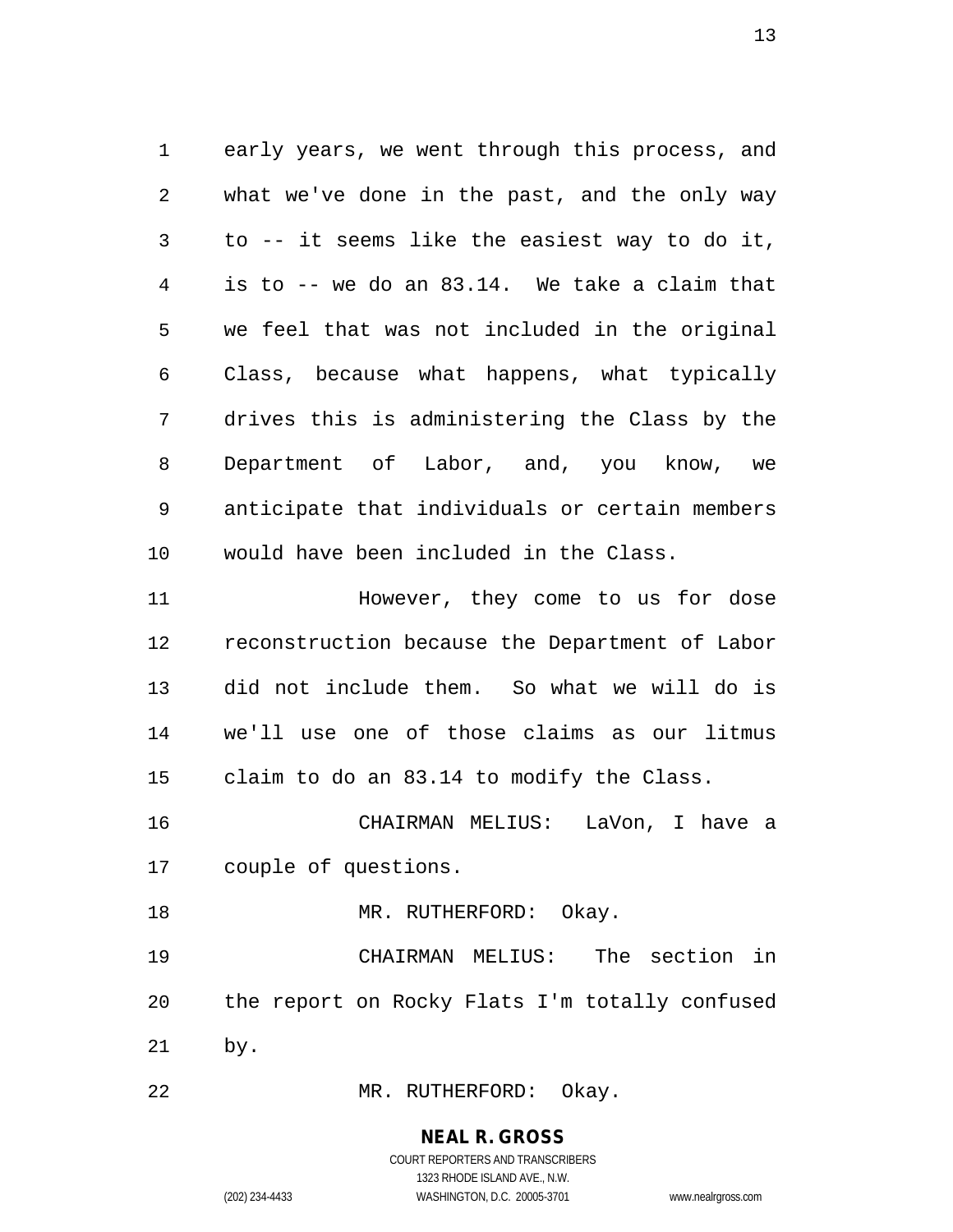early years, we went through this process, and what we've done in the past, and the only way to -- it seems like the easiest way to do it, is to -- we do an 83.14. We take a claim that we feel that was not included in the original Class, because what happens, what typically drives this is administering the Class by the Department of Labor, and, you know, we anticipate that individuals or certain members would have been included in the Class.

However, they come to us for dose reconstruction because the Department of Labor did not include them. So what we will do is we'll use one of those claims as our litmus claim to do an 83.14 to modify the Class.

CHAIRMAN MELIUS: LaVon, I have a couple of questions.

MR. RUTHERFORD: Okay.

CHAIRMAN MELIUS: The section in the report on Rocky Flats I'm totally confused by.

MR. RUTHERFORD: Okay.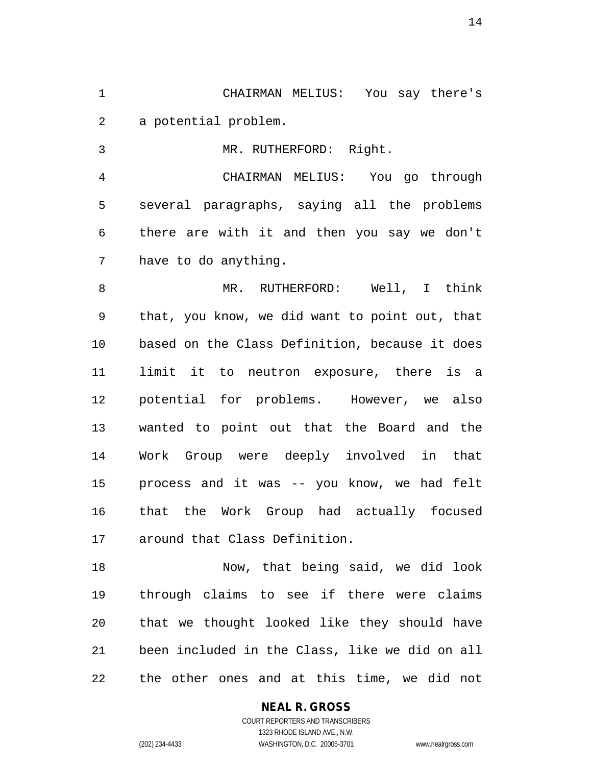CHAIRMAN MELIUS: You say there's a potential problem.

MR. RUTHERFORD: Right.

CHAIRMAN MELIUS: You go through several paragraphs, saying all the problems there are with it and then you say we don't have to do anything.

MR. RUTHERFORD: Well, I think that, you know, we did want to point out, that based on the Class Definition, because it does limit it to neutron exposure, there is a potential for problems. However, we also wanted to point out that the Board and the Work Group were deeply involved in that process and it was -- you know, we had felt that the Work Group had actually focused around that Class Definition.

Now, that being said, we did look through claims to see if there were claims that we thought looked like they should have been included in the Class, like we did on all the other ones and at this time, we did not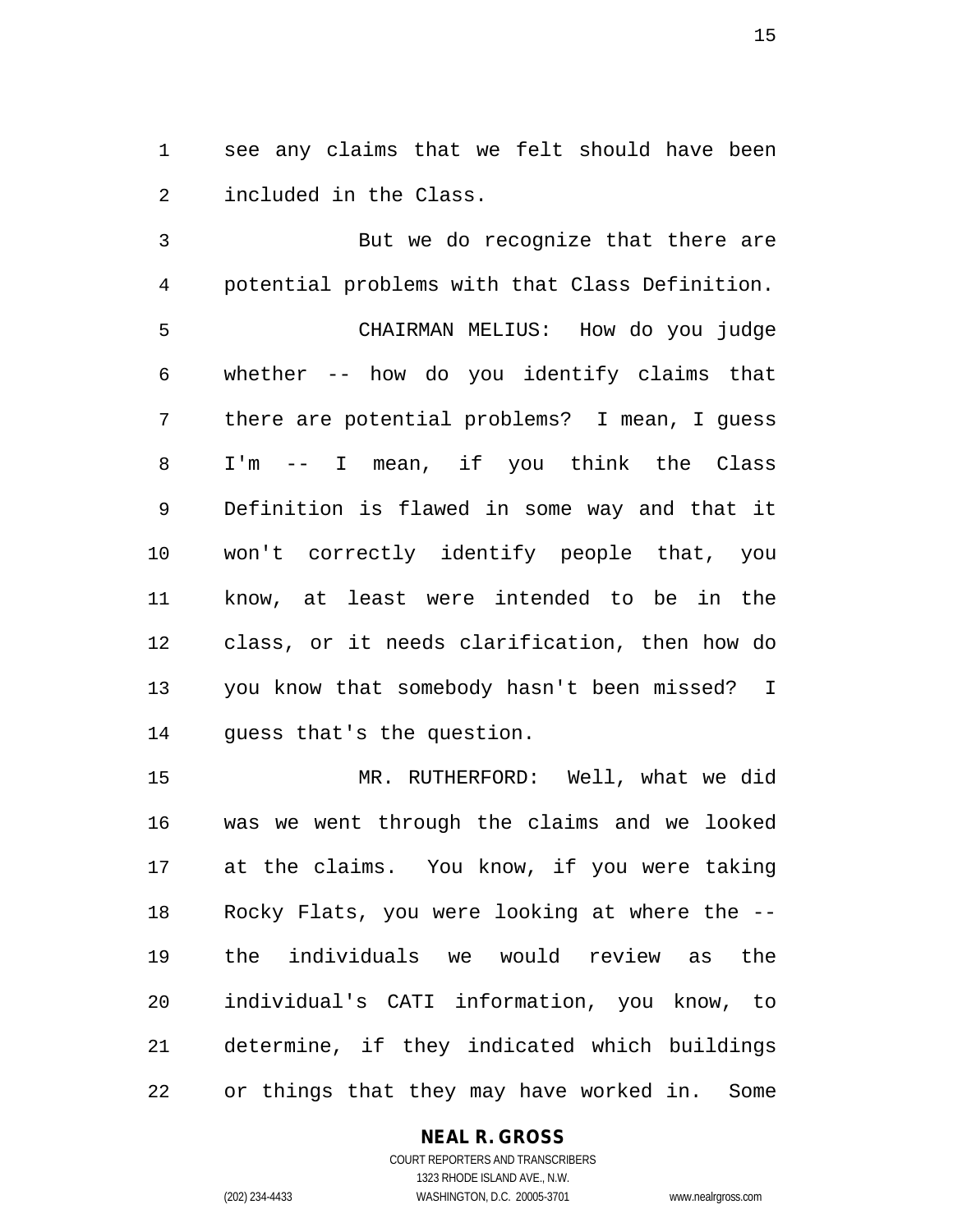see any claims that we felt should have been included in the Class.

But we do recognize that there are potential problems with that Class Definition.

CHAIRMAN MELIUS: How do you judge whether -- how do you identify claims that there are potential problems? I mean, I guess I'm -- I mean, if you think the Class Definition is flawed in some way and that it won't correctly identify people that, you know, at least were intended to be in the class, or it needs clarification, then how do you know that somebody hasn't been missed? I guess that's the question.

MR. RUTHERFORD: Well, what we did was we went through the claims and we looked at the claims. You know, if you were taking Rocky Flats, you were looking at where the -- the individuals we would review as the individual's CATI information, you know, to determine, if they indicated which buildings or things that they may have worked in. Some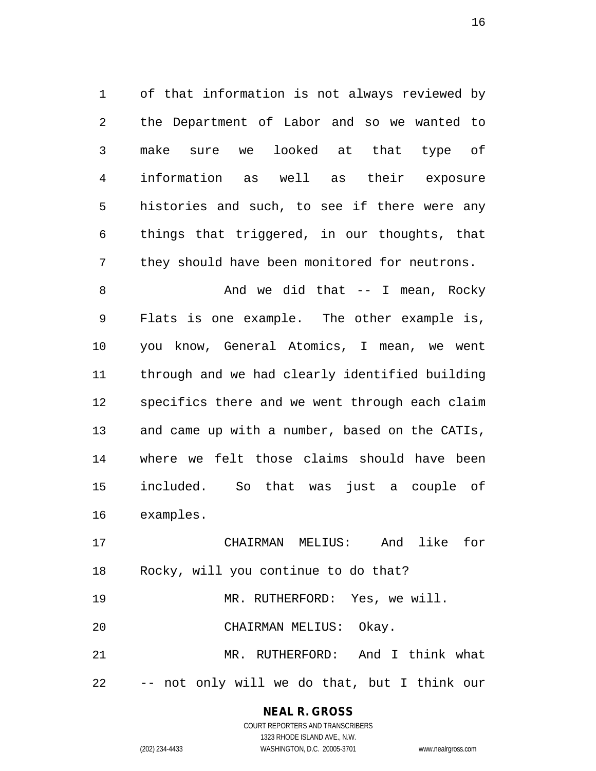of that information is not always reviewed by the Department of Labor and so we wanted to make sure we looked at that type of information as well as their exposure histories and such, to see if there were any things that triggered, in our thoughts, that they should have been monitored for neutrons.

And we did that -- I mean, Rocky Flats is one example. The other example is, you know, General Atomics, I mean, we went through and we had clearly identified building specifics there and we went through each claim and came up with a number, based on the CATIs, where we felt those claims should have been included. So that was just a couple of examples.

CHAIRMAN MELIUS: And like for Rocky, will you continue to do that?

MR. RUTHERFORD: Yes, we will.

CHAIRMAN MELIUS: Okay.

MR. RUTHERFORD: And I think what -- not only will we do that, but I think our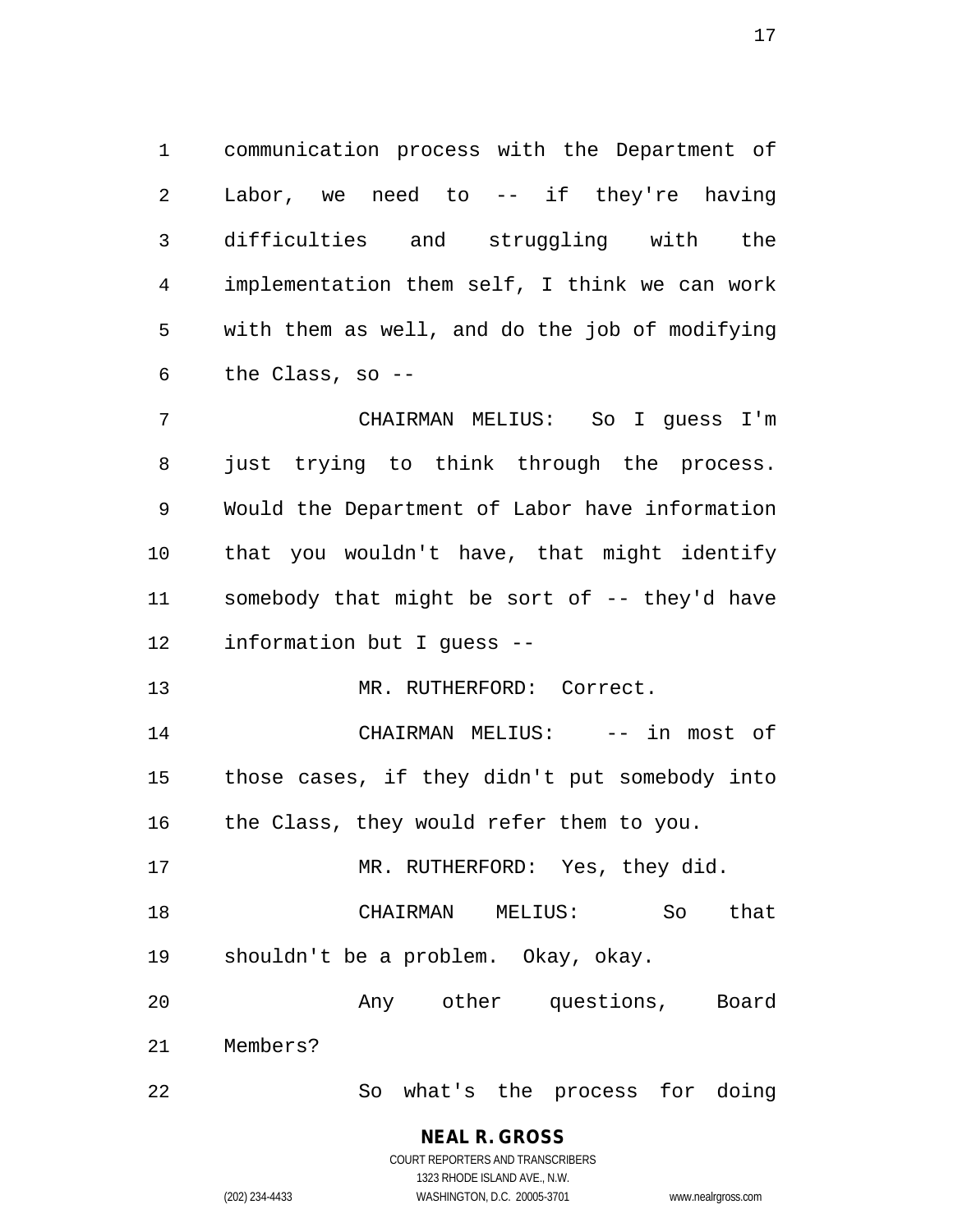communication process with the Department of Labor, we need to -- if they're having difficulties and struggling with the implementation them self, I think we can work with them as well, and do the job of modifying the Class, so --

CHAIRMAN MELIUS: So I guess I'm just trying to think through the process. Would the Department of Labor have information that you wouldn't have, that might identify somebody that might be sort of -- they'd have information but I guess --

MR. RUTHERFORD: Correct.

CHAIRMAN MELIUS: -- in most of those cases, if they didn't put somebody into the Class, they would refer them to you.

MR. RUTHERFORD: Yes, they did.

CHAIRMAN MELIUS: So that shouldn't be a problem. Okay, okay.

Any other questions, Board Members?

So what's the process for doing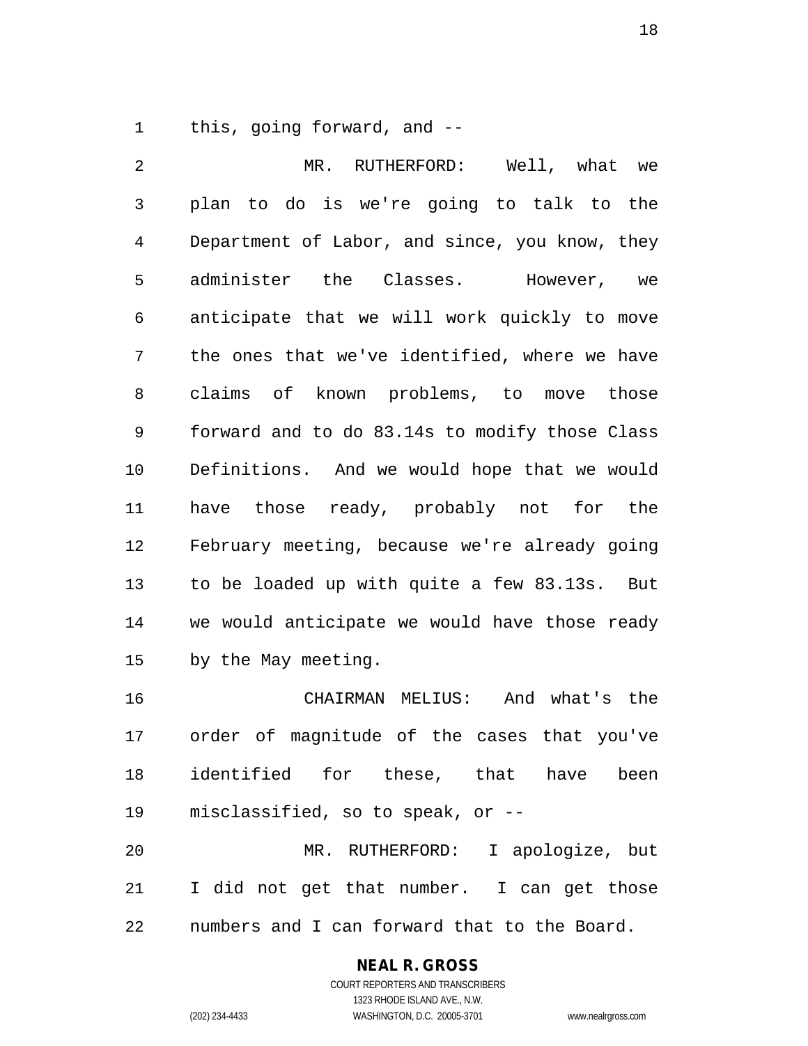this, going forward, and --

MR. RUTHERFORD: Well, what we plan to do is we're going to talk to the Department of Labor, and since, you know, they administer the Classes. However, we anticipate that we will work quickly to move the ones that we've identified, where we have claims of known problems, to move those forward and to do 83.14s to modify those Class Definitions. And we would hope that we would have those ready, probably not for the February meeting, because we're already going to be loaded up with quite a few 83.13s. But we would anticipate we would have those ready by the May meeting.

CHAIRMAN MELIUS: And what's the order of magnitude of the cases that you've identified for these, that have been misclassified, so to speak, or --

MR. RUTHERFORD: I apologize, but I did not get that number. I can get those numbers and I can forward that to the Board.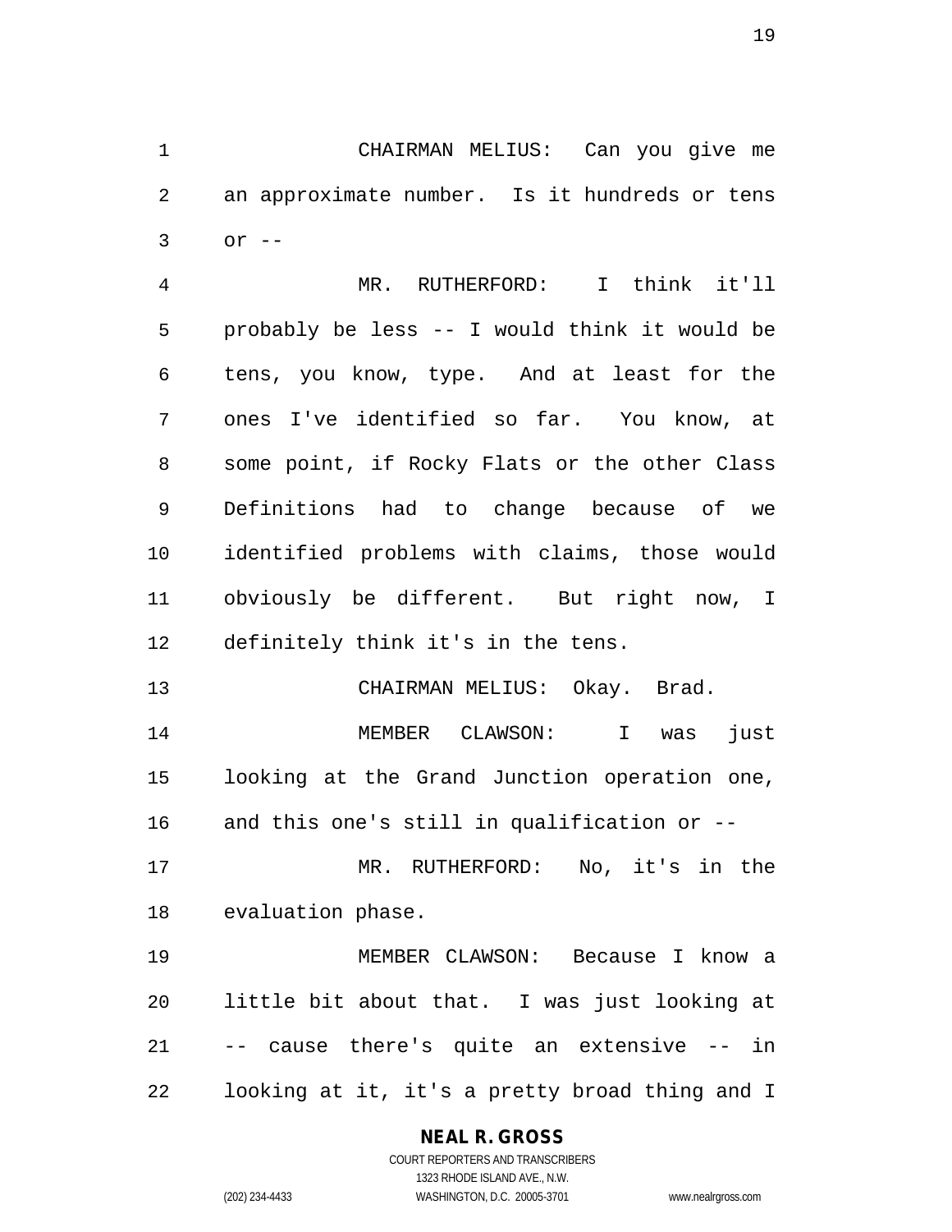CHAIRMAN MELIUS: Can you give me an approximate number. Is it hundreds or tens or --

MR. RUTHERFORD: I think it'll probably be less -- I would think it would be tens, you know, type. And at least for the ones I've identified so far. You know, at some point, if Rocky Flats or the other Class Definitions had to change because of we identified problems with claims, those would obviously be different. But right now, I definitely think it's in the tens.

CHAIRMAN MELIUS: Okay. Brad.

MEMBER CLAWSON: I was just looking at the Grand Junction operation one, and this one's still in qualification or --

MR. RUTHERFORD: No, it's in the evaluation phase.

MEMBER CLAWSON: Because I know a little bit about that. I was just looking at -- cause there's quite an extensive -- in looking at it, it's a pretty broad thing and I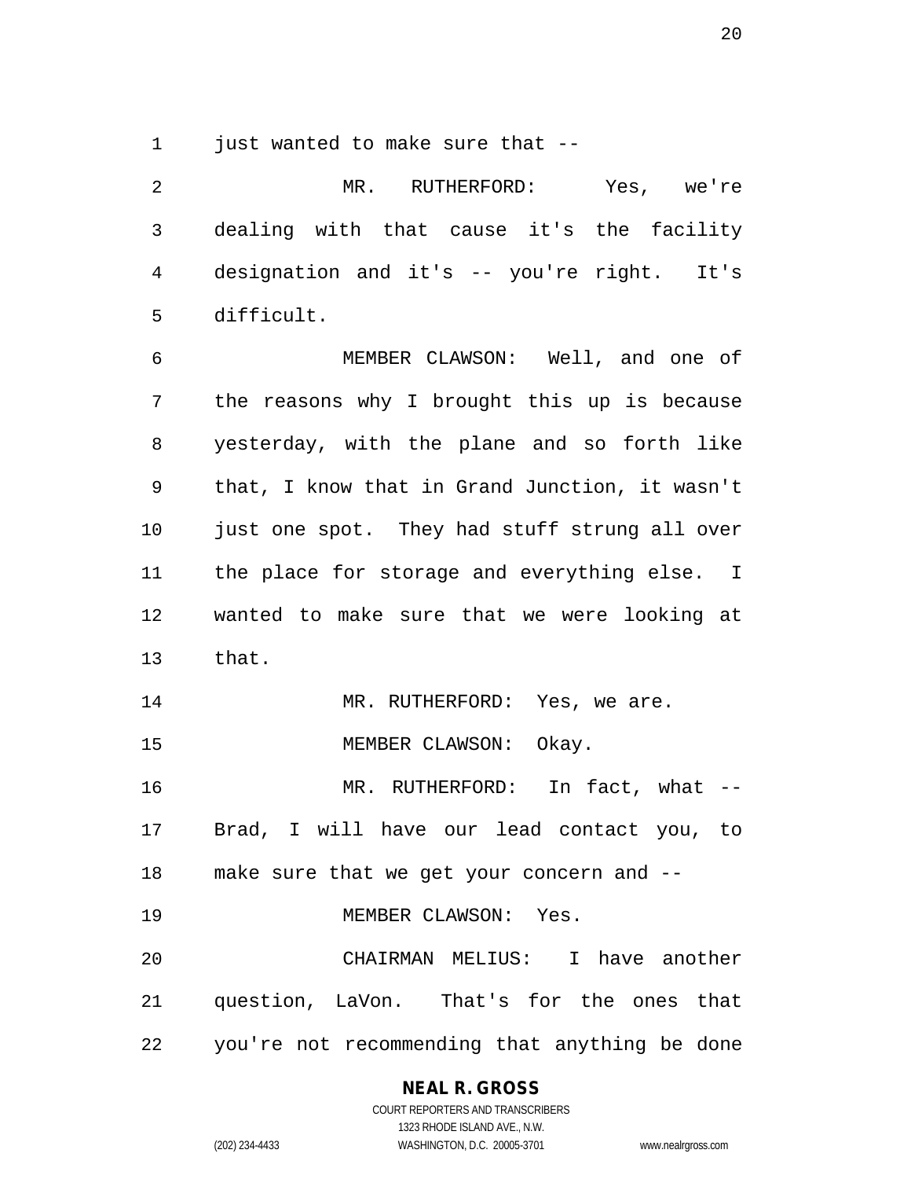just wanted to make sure that --

MR. RUTHERFORD: Yes, we're dealing with that cause it's the facility designation and it's -- you're right. It's difficult.

MEMBER CLAWSON: Well, and one of the reasons why I brought this up is because yesterday, with the plane and so forth like that, I know that in Grand Junction, it wasn't just one spot. They had stuff strung all over the place for storage and everything else. I wanted to make sure that we were looking at that.

MR. RUTHERFORD: Yes, we are.

MEMBER CLAWSON: Okay.

MR. RUTHERFORD: In fact, what -- Brad, I will have our lead contact you, to make sure that we get your concern and --

MEMBER CLAWSON: Yes.

CHAIRMAN MELIUS: I have another question, LaVon. That's for the ones that you're not recommending that anything be done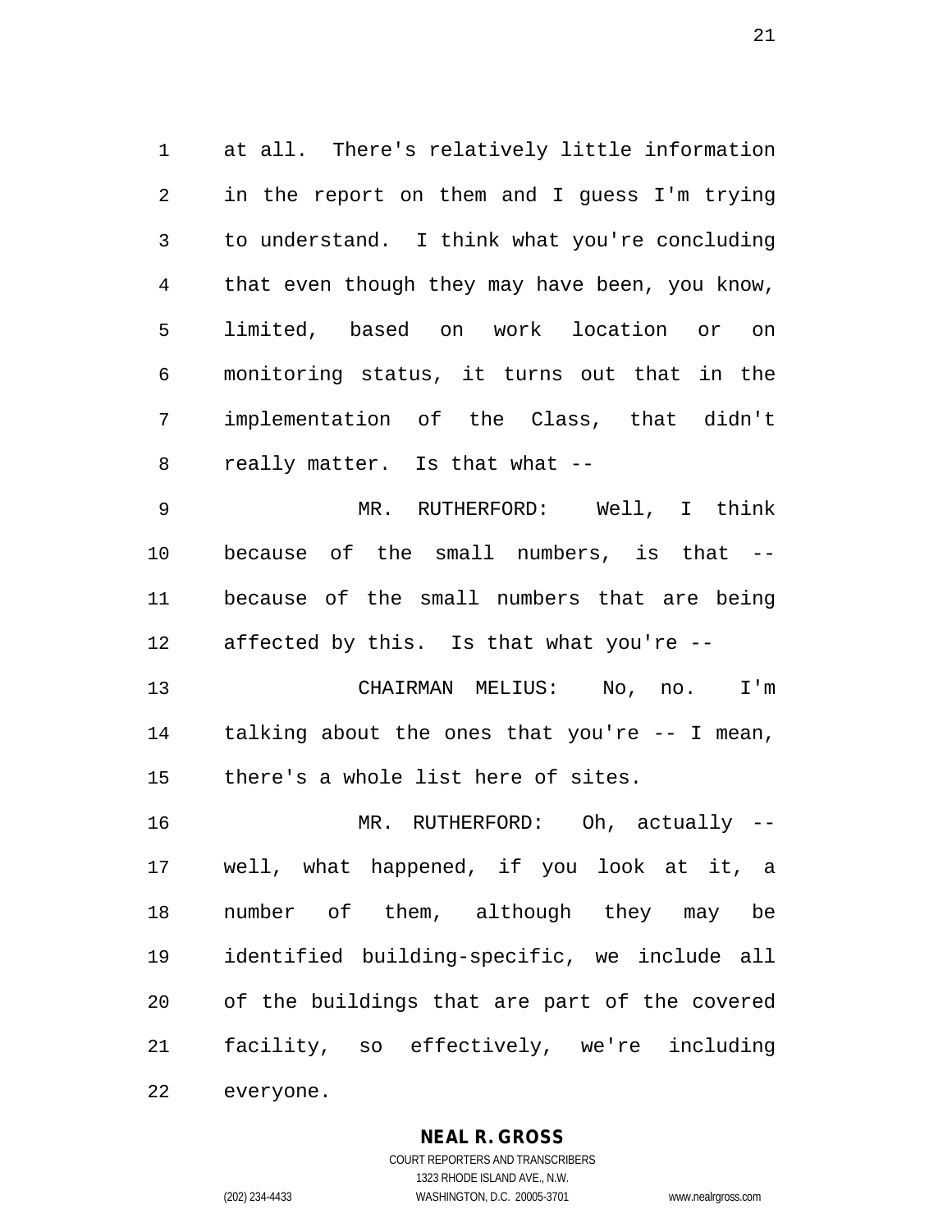at all. There's relatively little information in the report on them and I guess I'm trying to understand. I think what you're concluding that even though they may have been, you know, limited, based on work location or on monitoring status, it turns out that in the implementation of the Class, that didn't really matter. Is that what --

MR. RUTHERFORD: Well, I think because of the small numbers, is that -- because of the small numbers that are being affected by this. Is that what you're --

CHAIRMAN MELIUS: No, no. I'm talking about the ones that you're -- I mean, there's a whole list here of sites.

MR. RUTHERFORD: Oh, actually -- well, what happened, if you look at it, a number of them, although they may be identified building-specific, we include all of the buildings that are part of the covered facility, so effectively, we're including everyone.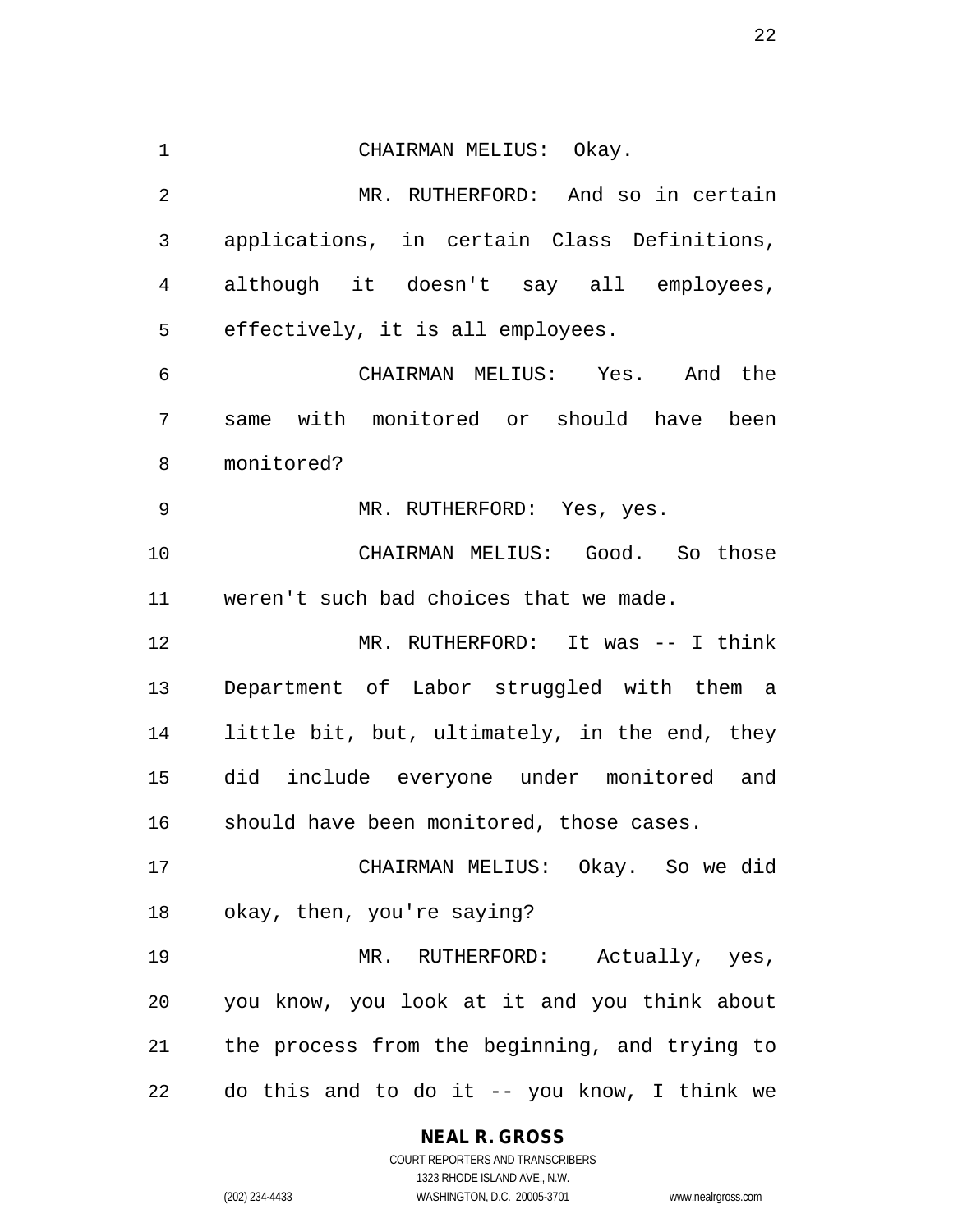CHAIRMAN MELIUS: Okay.

MR. RUTHERFORD: And so in certain applications, in certain Class Definitions, although it doesn't say all employees, effectively, it is all employees.

CHAIRMAN MELIUS: Yes. And the same with monitored or should have been monitored?

MR. RUTHERFORD: Yes, yes.

CHAIRMAN MELIUS: Good. So those weren't such bad choices that we made.

MR. RUTHERFORD: It was -- I think Department of Labor struggled with them a little bit, but, ultimately, in the end, they did include everyone under monitored and should have been monitored, those cases.

CHAIRMAN MELIUS: Okay. So we did okay, then, you're saying?

MR. RUTHERFORD: Actually, yes, you know, you look at it and you think about the process from the beginning, and trying to do this and to do it -- you know, I think we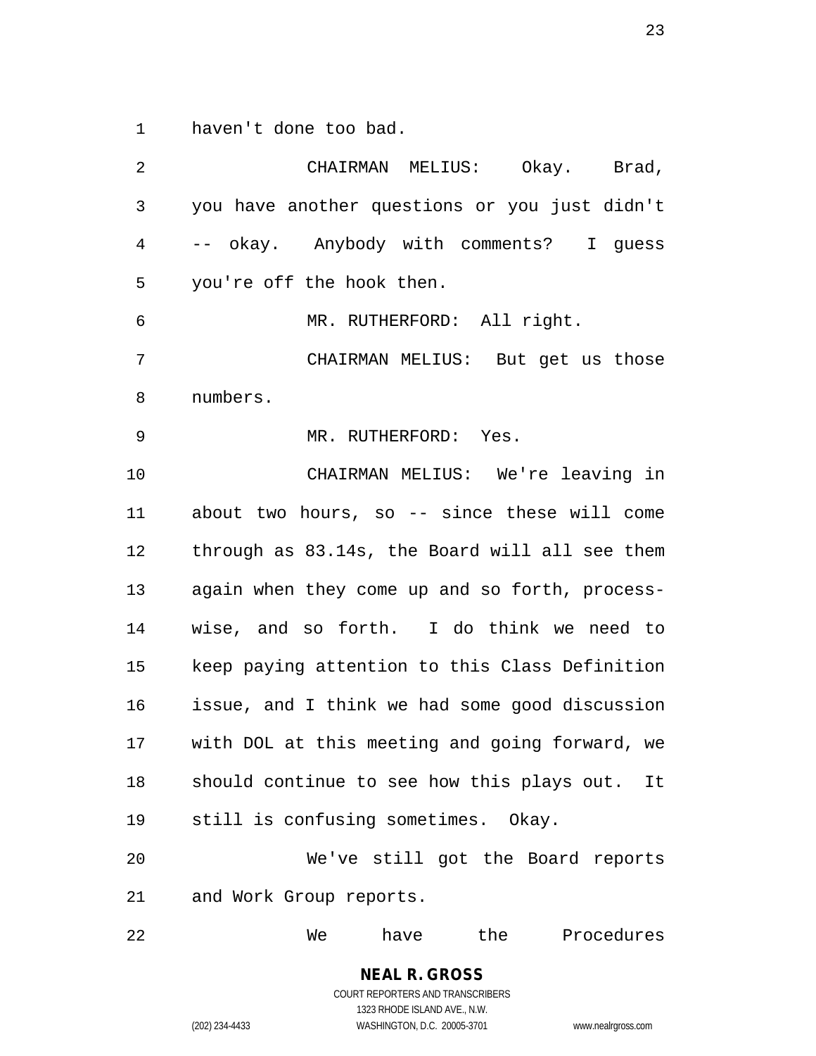haven't done too bad.

CHAIRMAN MELIUS: Okay. Brad, you have another questions or you just didn't -- okay. Anybody with comments? I guess you're off the hook then.

MR. RUTHERFORD: All right.

CHAIRMAN MELIUS: But get us those numbers.

MR. RUTHERFORD: Yes.

CHAIRMAN MELIUS: We're leaving in about two hours, so -- since these will come through as 83.14s, the Board will all see them again when they come up and so forth, process-wise, and so forth. I do think we need to keep paying attention to this Class Definition issue, and I think we had some good discussion with DOL at this meeting and going forward, we should continue to see how this plays out. It still is confusing sometimes. Okay.

We've still got the Board reports and Work Group reports.

We have the Procedures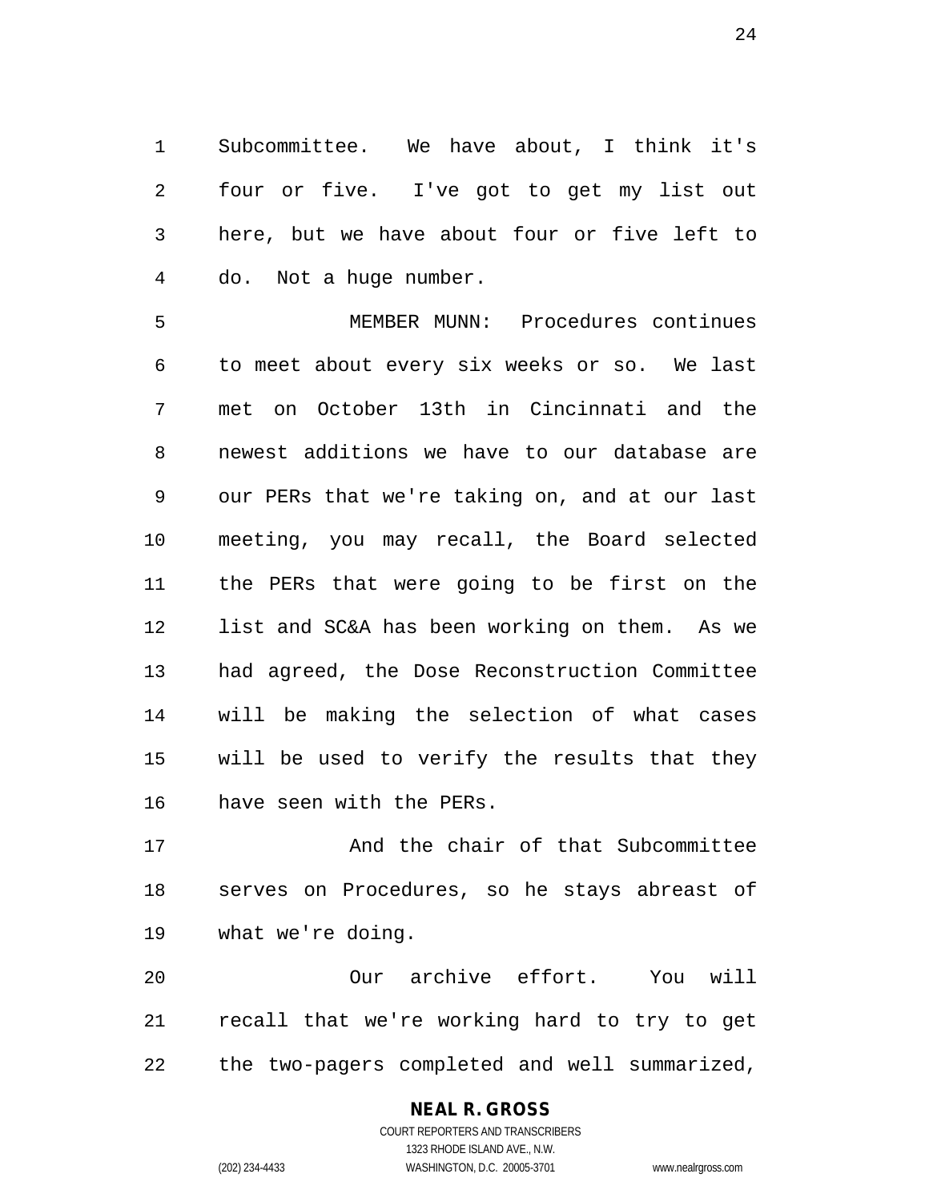Subcommittee. We have about, I think it's four or five. I've got to get my list out here, but we have about four or five left to do. Not a huge number.

MEMBER MUNN: Procedures continues to meet about every six weeks or so. We last met on October 13th in Cincinnati and the newest additions we have to our database are our PERs that we're taking on, and at our last meeting, you may recall, the Board selected the PERs that were going to be first on the list and SC&A has been working on them. As we had agreed, the Dose Reconstruction Committee will be making the selection of what cases will be used to verify the results that they have seen with the PERs.

And the chair of that Subcommittee serves on Procedures, so he stays abreast of what we're doing.

Our archive effort. You will recall that we're working hard to try to get the two-pagers completed and well summarized,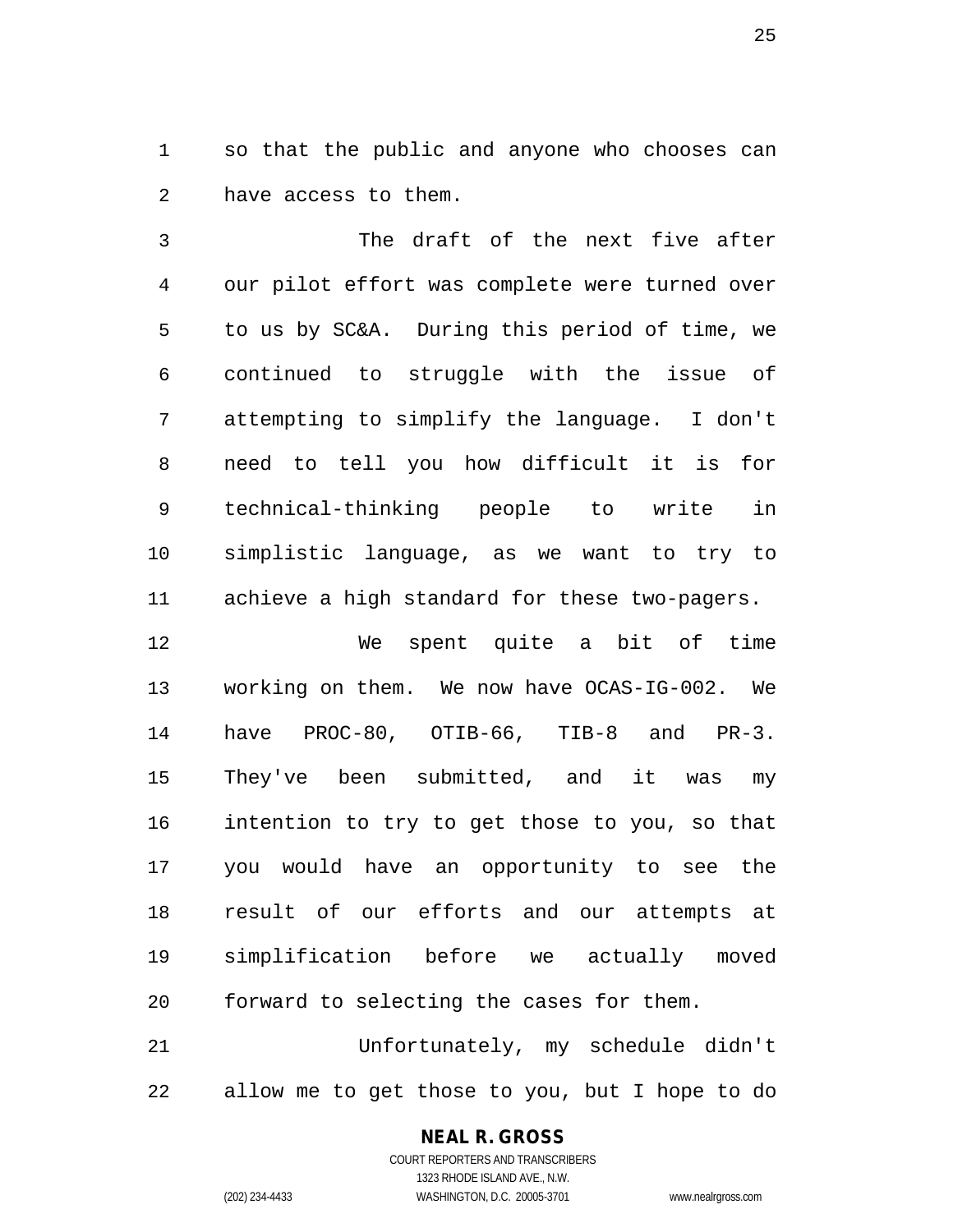so that the public and anyone who chooses can have access to them.

The draft of the next five after our pilot effort was complete were turned over to us by SC&A. During this period of time, we continued to struggle with the issue of attempting to simplify the language. I don't need to tell you how difficult it is for technical-thinking people to write in simplistic language, as we want to try to achieve a high standard for these two-pagers.

We spent quite a bit of time working on them. We now have OCAS-IG-002. We have PROC-80, OTIB-66, TIB-8 and PR-3. They've been submitted, and it was my intention to try to get those to you, so that you would have an opportunity to see the result of our efforts and our attempts at simplification before we actually moved forward to selecting the cases for them.

Unfortunately, my schedule didn't allow me to get those to you, but I hope to do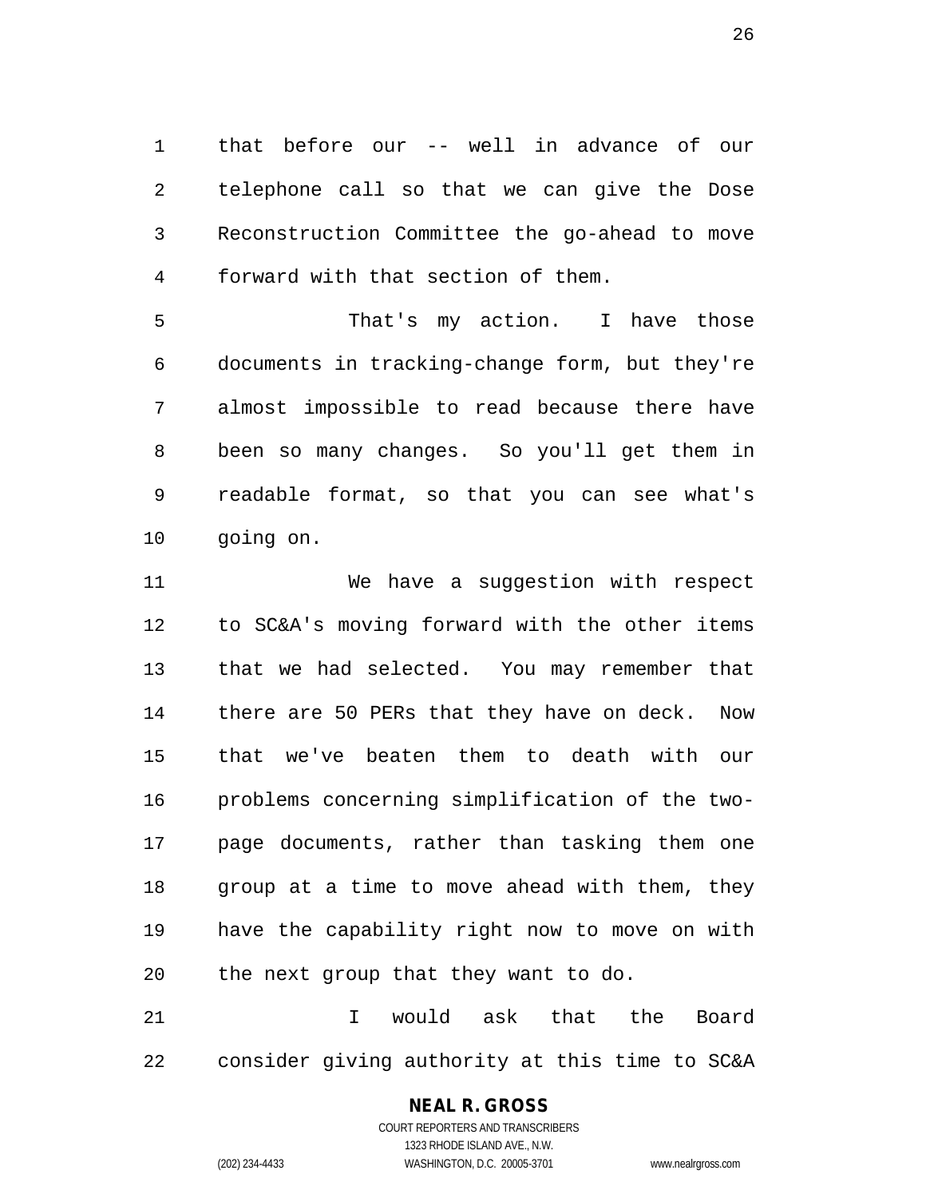that before our -- well in advance of our telephone call so that we can give the Dose Reconstruction Committee the go-ahead to move forward with that section of them.

That's my action. I have those documents in tracking-change form, but they're almost impossible to read because there have been so many changes. So you'll get them in readable format, so that you can see what's going on.

We have a suggestion with respect to SC&A's moving forward with the other items that we had selected. You may remember that there are 50 PERs that they have on deck. Now that we've beaten them to death with our problems concerning simplification of the two-page documents, rather than tasking them one group at a time to move ahead with them, they have the capability right now to move on with the next group that they want to do.

I would ask that the Board consider giving authority at this time to SC&A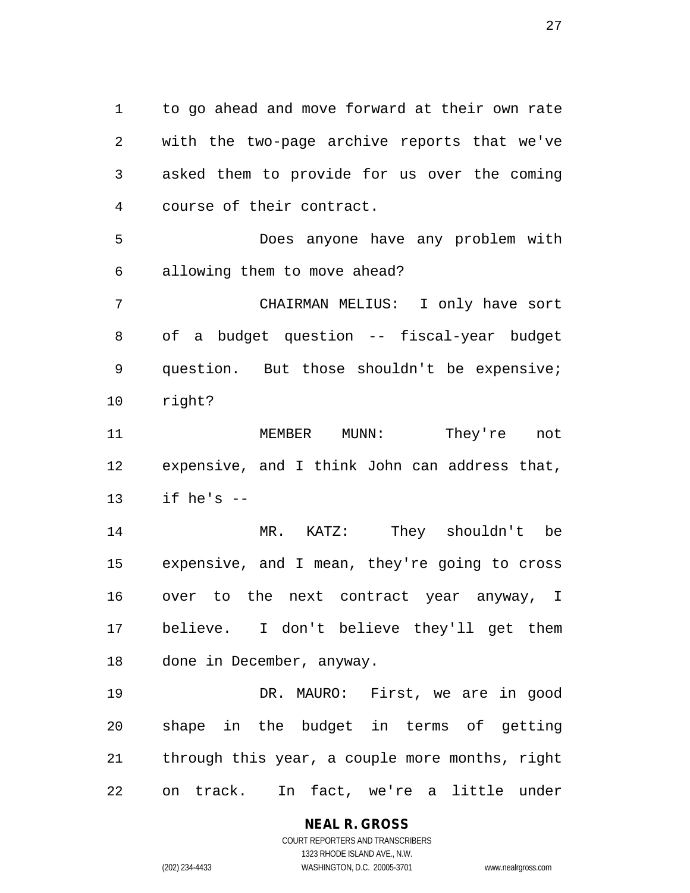to go ahead and move forward at their own rate with the two-page archive reports that we've asked them to provide for us over the coming course of their contract.

Does anyone have any problem with allowing them to move ahead?

CHAIRMAN MELIUS: I only have sort of a budget question -- fiscal-year budget question. But those shouldn't be expensive; right?

MEMBER MUNN: They're not expensive, and I think John can address that, if he's --

MR. KATZ: They shouldn't be expensive, and I mean, they're going to cross over to the next contract year anyway, I believe. I don't believe they'll get them done in December, anyway.

DR. MAURO: First, we are in good shape in the budget in terms of getting through this year, a couple more months, right on track. In fact, we're a little under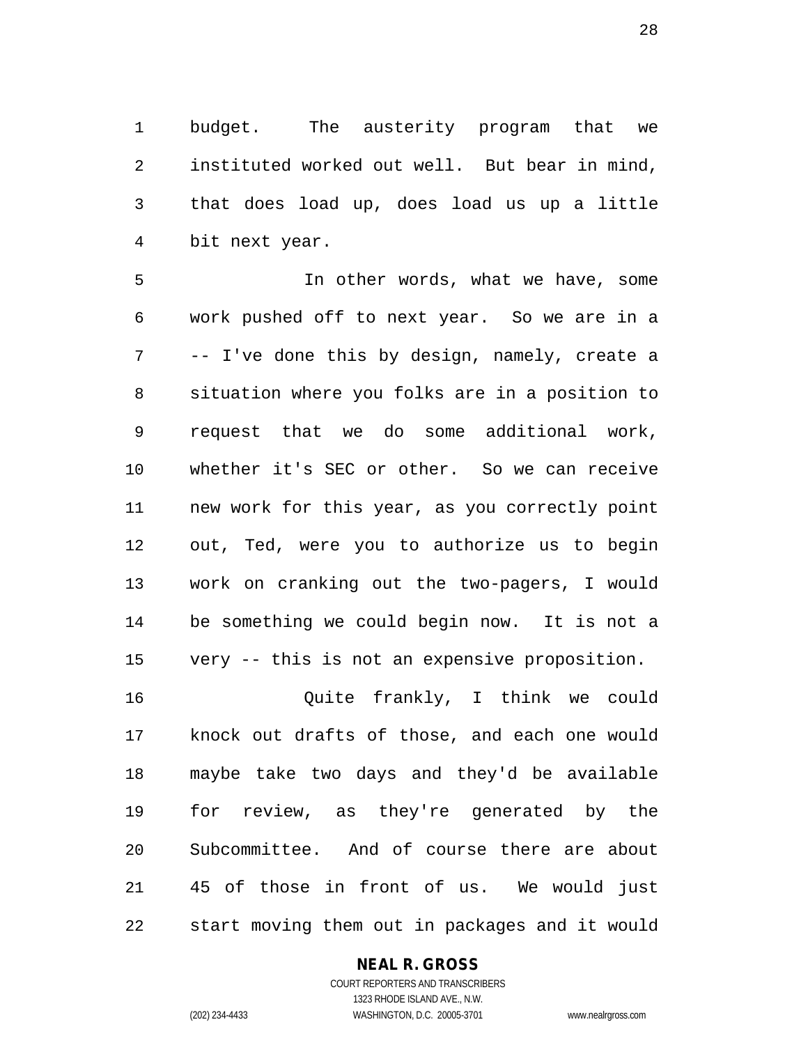budget. The austerity program that we instituted worked out well. But bear in mind, that does load up, does load us up a little bit next year.

In other words, what we have, some work pushed off to next year. So we are in a -- I've done this by design, namely, create a situation where you folks are in a position to request that we do some additional work, whether it's SEC or other. So we can receive new work for this year, as you correctly point out, Ted, were you to authorize us to begin work on cranking out the two-pagers, I would be something we could begin now. It is not a very -- this is not an expensive proposition.

Quite frankly, I think we could knock out drafts of those, and each one would maybe take two days and they'd be available for review, as they're generated by the Subcommittee. And of course there are about 45 of those in front of us. We would just start moving them out in packages and it would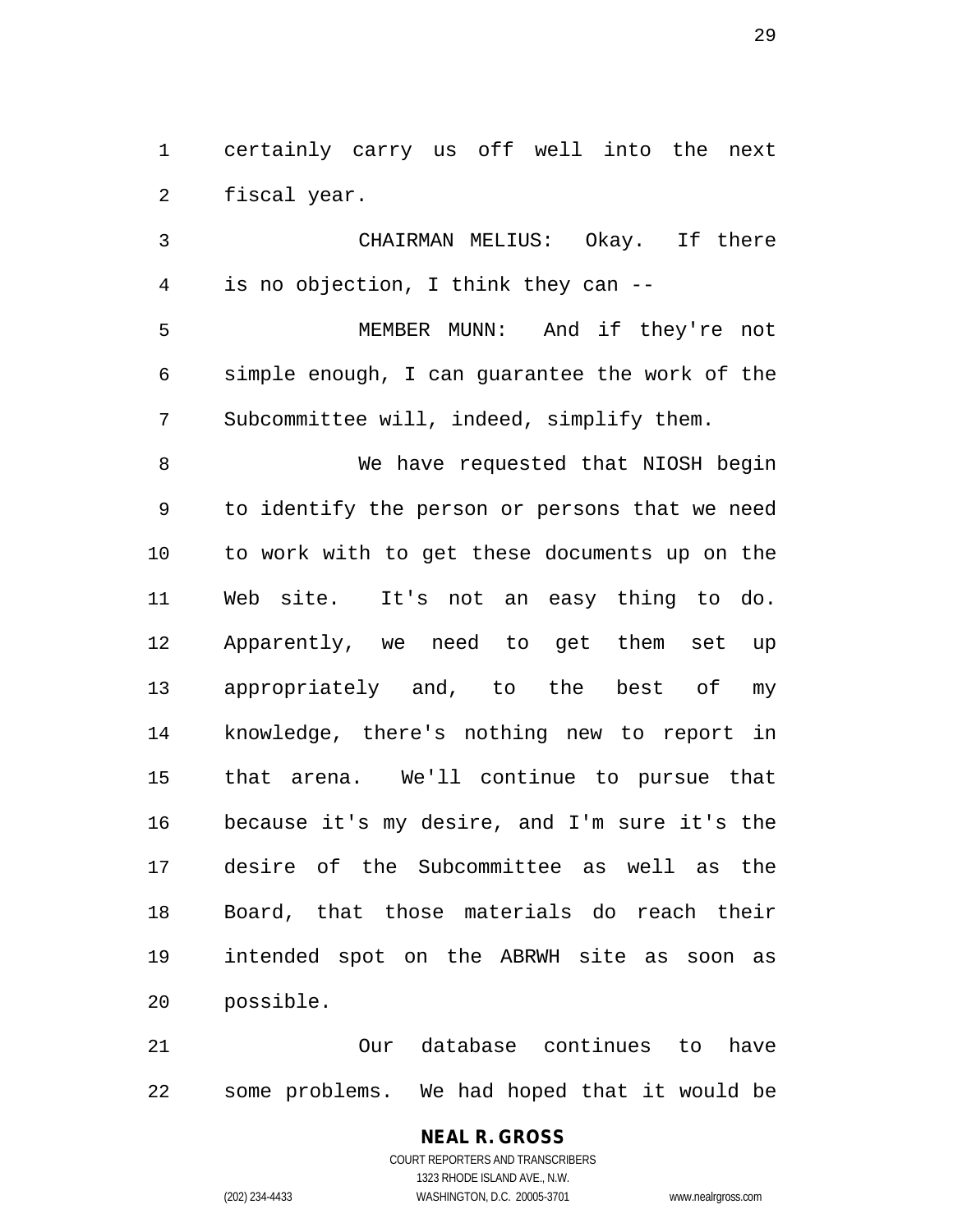certainly carry us off well into the next fiscal year.

CHAIRMAN MELIUS: Okay. If there is no objection, I think they can --

MEMBER MUNN: And if they're not simple enough, I can guarantee the work of the Subcommittee will, indeed, simplify them.

We have requested that NIOSH begin to identify the person or persons that we need to work with to get these documents up on the Web site. It's not an easy thing to do. Apparently, we need to get them set up appropriately and, to the best of my knowledge, there's nothing new to report in that arena. We'll continue to pursue that because it's my desire, and I'm sure it's the desire of the Subcommittee as well as the Board, that those materials do reach their intended spot on the ABRWH site as soon as possible.

Our database continues to have some problems. We had hoped that it would be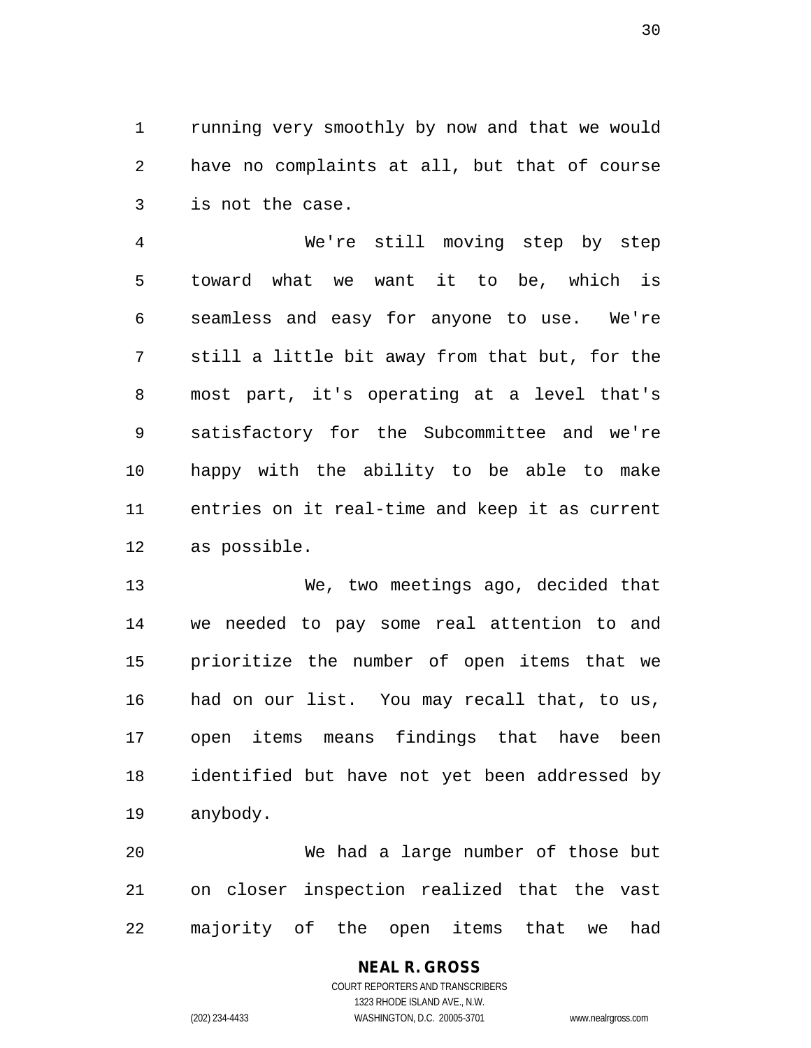running very smoothly by now and that we would have no complaints at all, but that of course is not the case.

We're still moving step by step toward what we want it to be, which is seamless and easy for anyone to use. We're still a little bit away from that but, for the most part, it's operating at a level that's satisfactory for the Subcommittee and we're happy with the ability to be able to make entries on it real-time and keep it as current as possible.

We, two meetings ago, decided that we needed to pay some real attention to and prioritize the number of open items that we had on our list. You may recall that, to us, open items means findings that have been identified but have not yet been addressed by anybody.

We had a large number of those but on closer inspection realized that the vast majority of the open items that we had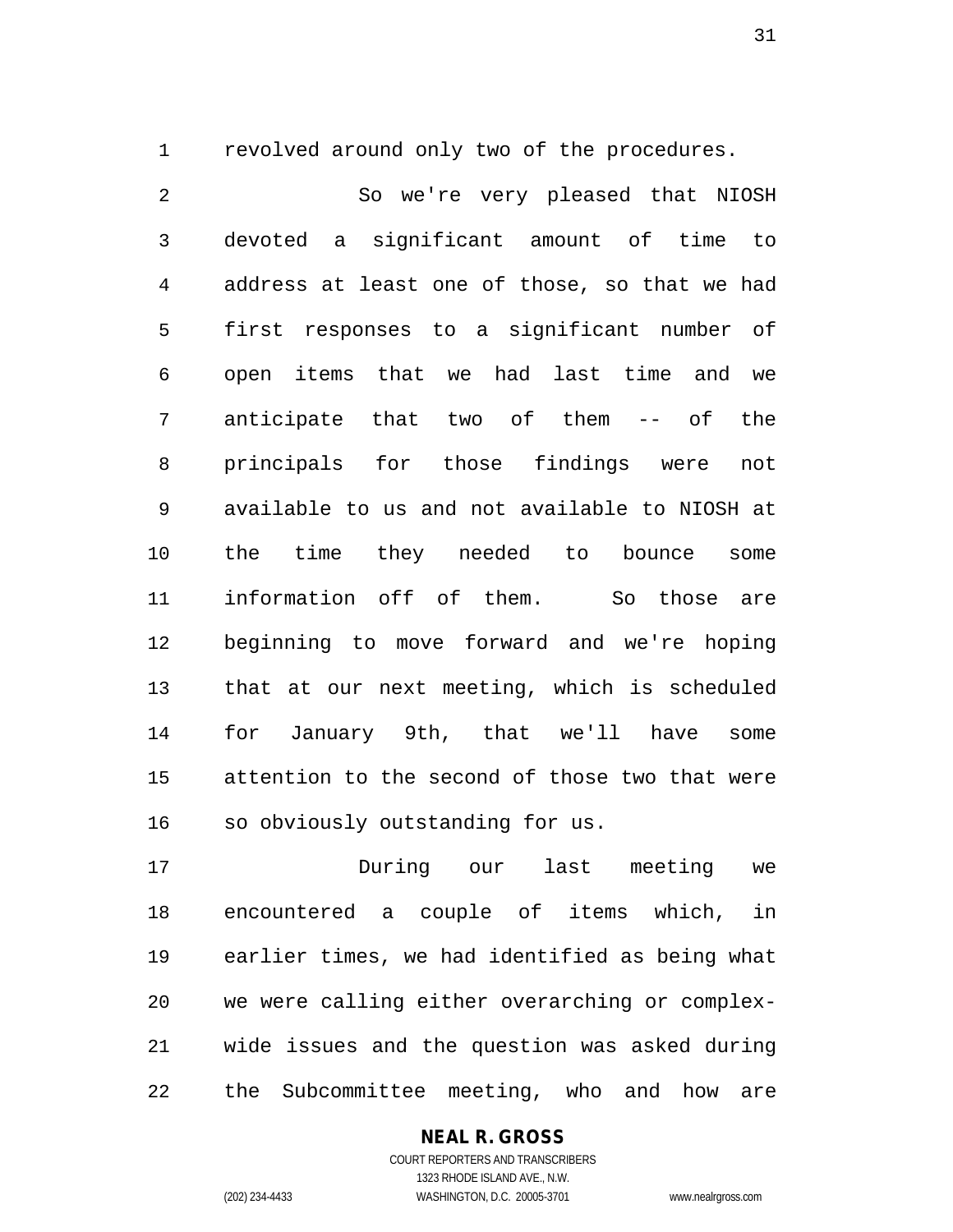revolved around only two of the procedures.

So we're very pleased that NIOSH devoted a significant amount of time to address at least one of those, so that we had first responses to a significant number of open items that we had last time and we anticipate that two of them -- of the principals for those findings were not available to us and not available to NIOSH at the time they needed to bounce some information off of them. So those are beginning to move forward and we're hoping that at our next meeting, which is scheduled for January 9th, that we'll have some attention to the second of those two that were so obviously outstanding for us.

During our last meeting we encountered a couple of items which, in earlier times, we had identified as being what we were calling either overarching or complex-wide issues and the question was asked during the Subcommittee meeting, who and how are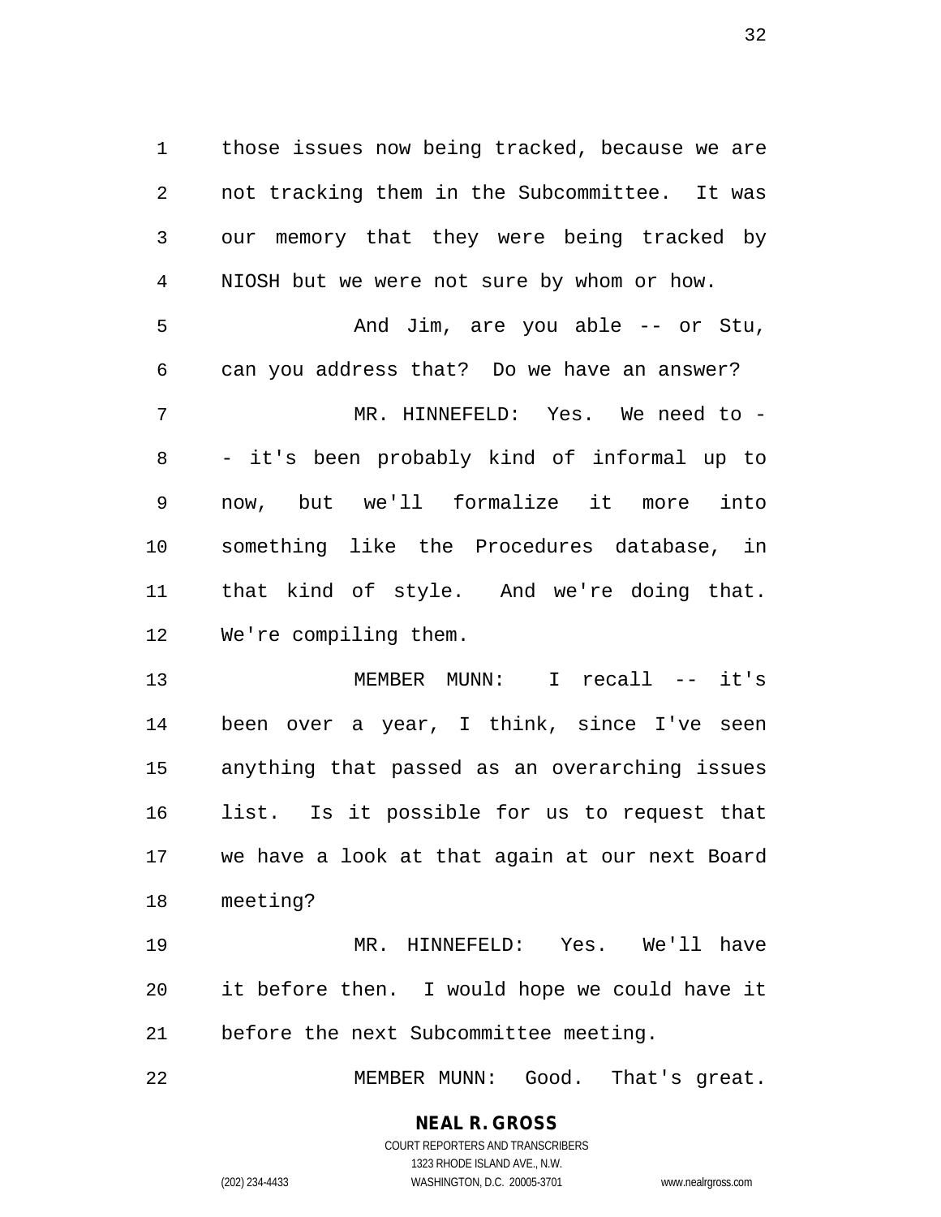those issues now being tracked, because we are not tracking them in the Subcommittee. It was our memory that they were being tracked by NIOSH but we were not sure by whom or how.

And Jim, are you able -- or Stu, can you address that? Do we have an answer?

MR. HINNEFELD: Yes. We need to -- it's been probably kind of informal up to now, but we'll formalize it more into something like the Procedures database, in that kind of style. And we're doing that. We're compiling them.

MEMBER MUNN: I recall -- it's been over a year, I think, since I've seen anything that passed as an overarching issues list. Is it possible for us to request that we have a look at that again at our next Board meeting?

MR. HINNEFELD: Yes. We'll have it before then. I would hope we could have it before the next Subcommittee meeting.

MEMBER MUNN: Good. That's great.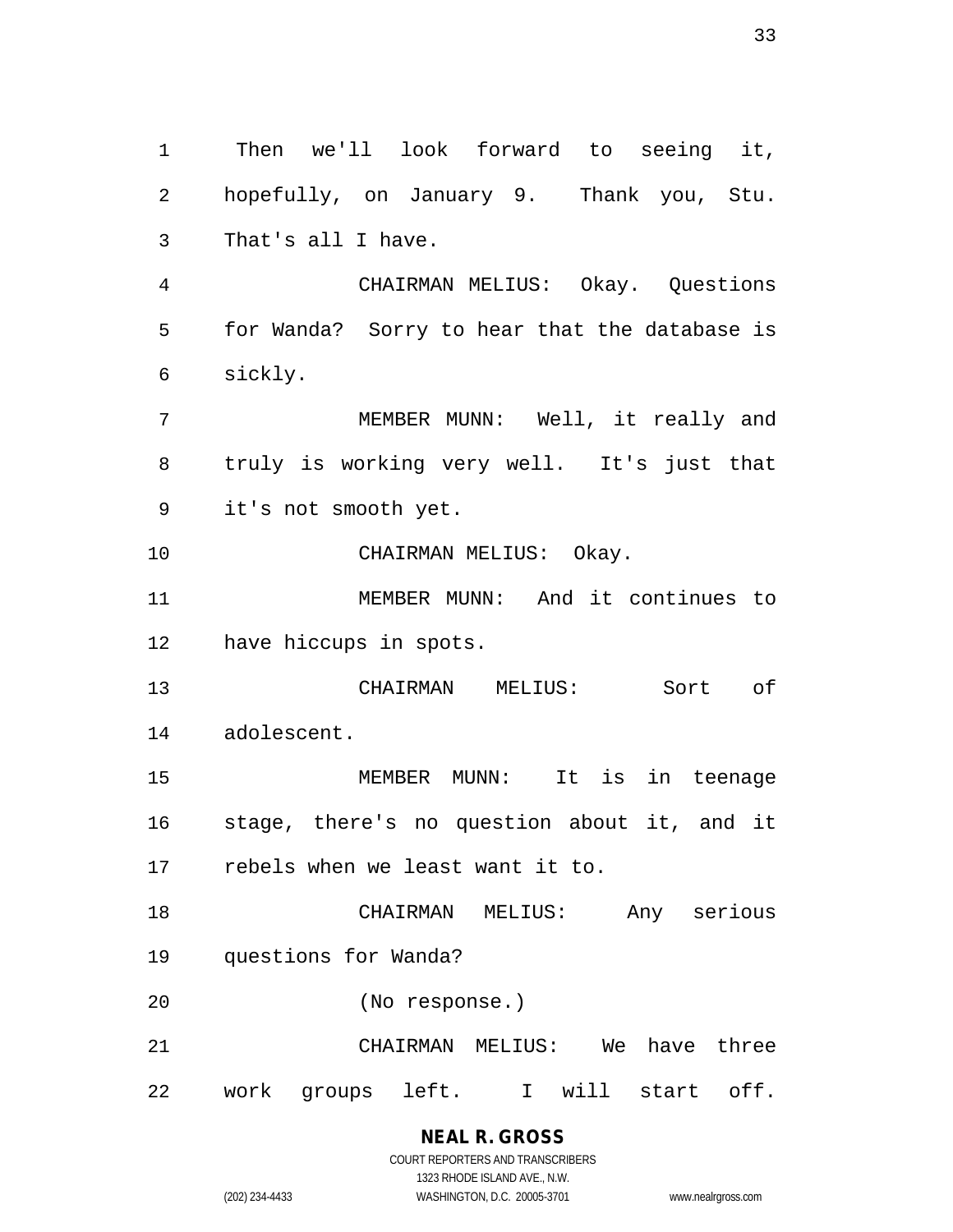Then we'll look forward to seeing it, hopefully, on January 9. Thank you, Stu. That's all I have.

CHAIRMAN MELIUS: Okay. Questions for Wanda? Sorry to hear that the database is sickly.

MEMBER MUNN: Well, it really and truly is working very well. It's just that it's not smooth yet.

CHAIRMAN MELIUS: Okay.

MEMBER MUNN: And it continues to have hiccups in spots.

CHAIRMAN MELIUS: Sort of adolescent.

MEMBER MUNN: It is in teenage stage, there's no question about it, and it rebels when we least want it to.

CHAIRMAN MELIUS: Any serious questions for Wanda?

(No response.)

CHAIRMAN MELIUS: We have three work groups left. I will start off.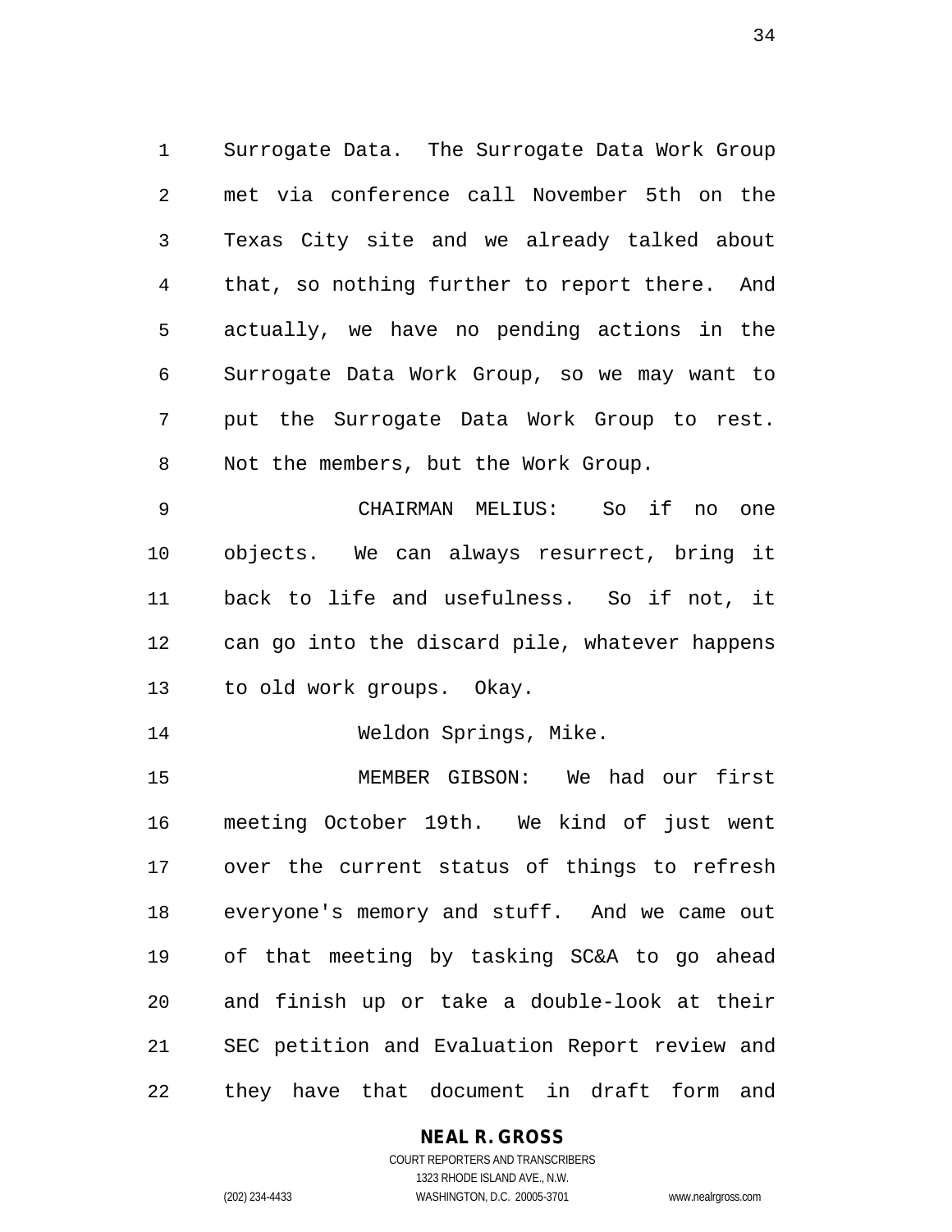Surrogate Data. The Surrogate Data Work Group met via conference call November 5th on the Texas City site and we already talked about that, so nothing further to report there. And actually, we have no pending actions in the Surrogate Data Work Group, so we may want to put the Surrogate Data Work Group to rest. Not the members, but the Work Group.

CHAIRMAN MELIUS: So if no one objects. We can always resurrect, bring it back to life and usefulness. So if not, it can go into the discard pile, whatever happens to old work groups. Okay.

Weldon Springs, Mike.

MEMBER GIBSON: We had our first meeting October 19th. We kind of just went over the current status of things to refresh everyone's memory and stuff. And we came out of that meeting by tasking SC&A to go ahead and finish up or take a double-look at their SEC petition and Evaluation Report review and they have that document in draft form and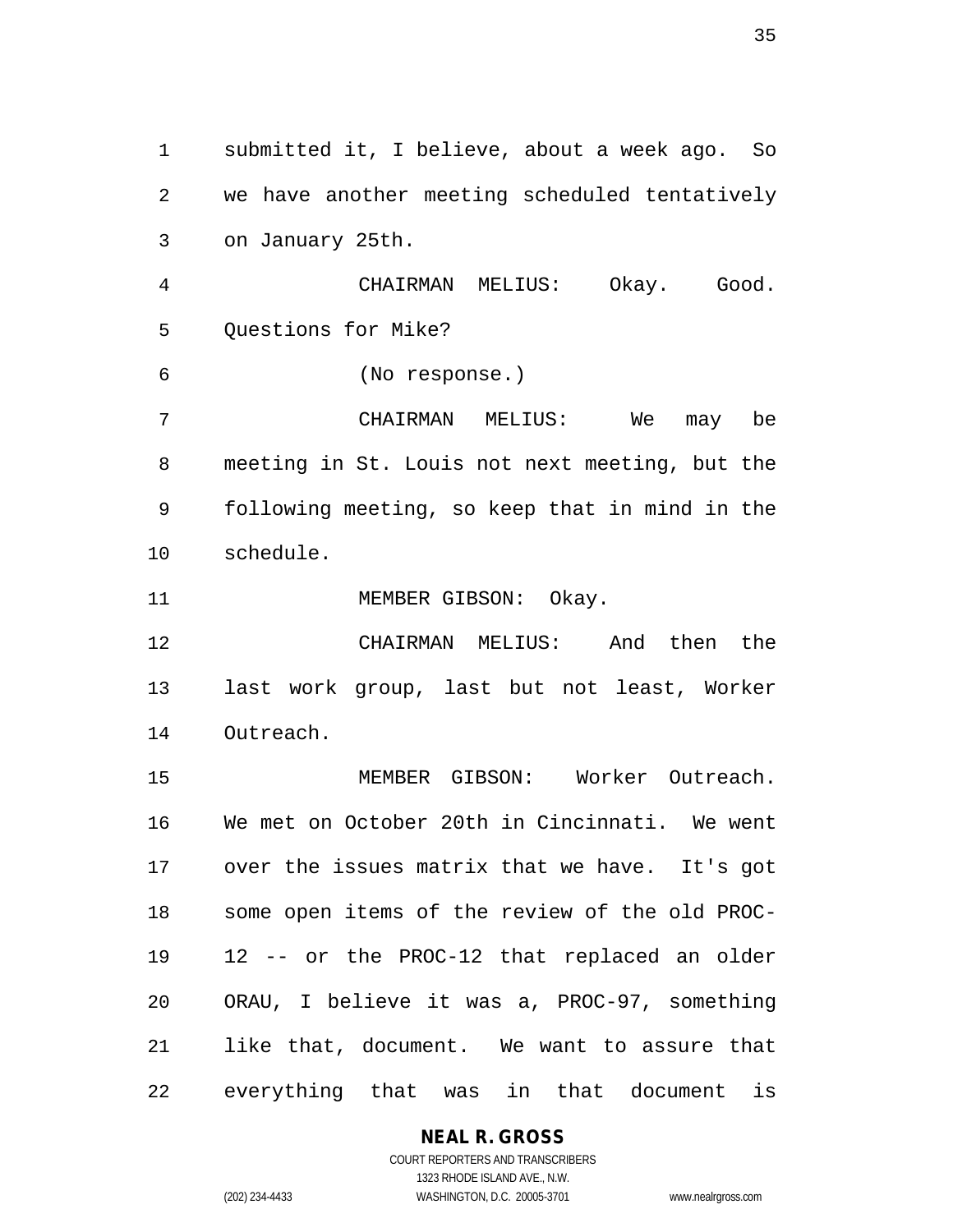submitted it, I believe, about a week ago. So we have another meeting scheduled tentatively on January 25th.

CHAIRMAN MELIUS: Okay. Good. Questions for Mike?

(No response.)

CHAIRMAN MELIUS: We may be meeting in St. Louis not next meeting, but the following meeting, so keep that in mind in the schedule.

MEMBER GIBSON: Okay.

CHAIRMAN MELIUS: And then the last work group, last but not least, Worker Outreach.

MEMBER GIBSON: Worker Outreach. We met on October 20th in Cincinnati. We went over the issues matrix that we have. It's got some open items of the review of the old PROC-12 -- or the PROC-12 that replaced an older ORAU, I believe it was a, PROC-97, something like that, document. We want to assure that everything that was in that document is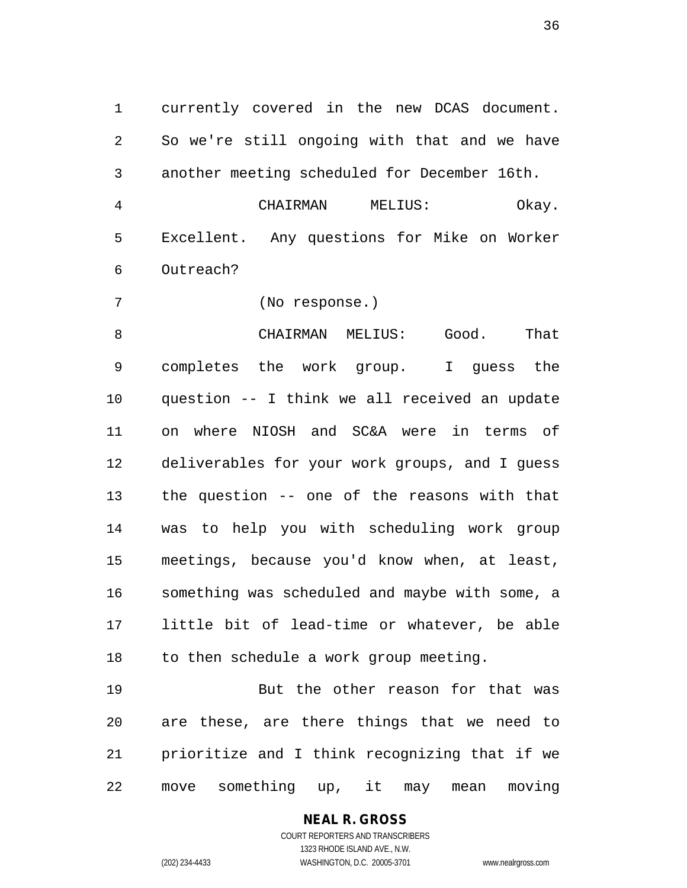currently covered in the new DCAS document. So we're still ongoing with that and we have another meeting scheduled for December 16th.

CHAIRMAN MELIUS: Okay. Excellent. Any questions for Mike on Worker Outreach?

(No response.)

CHAIRMAN MELIUS: Good. That completes the work group. I guess the question -- I think we all received an update on where NIOSH and SC&A were in terms of deliverables for your work groups, and I guess the question -- one of the reasons with that was to help you with scheduling work group meetings, because you'd know when, at least, something was scheduled and maybe with some, a little bit of lead-time or whatever, be able to then schedule a work group meeting.

But the other reason for that was are these, are there things that we need to prioritize and I think recognizing that if we move something up, it may mean moving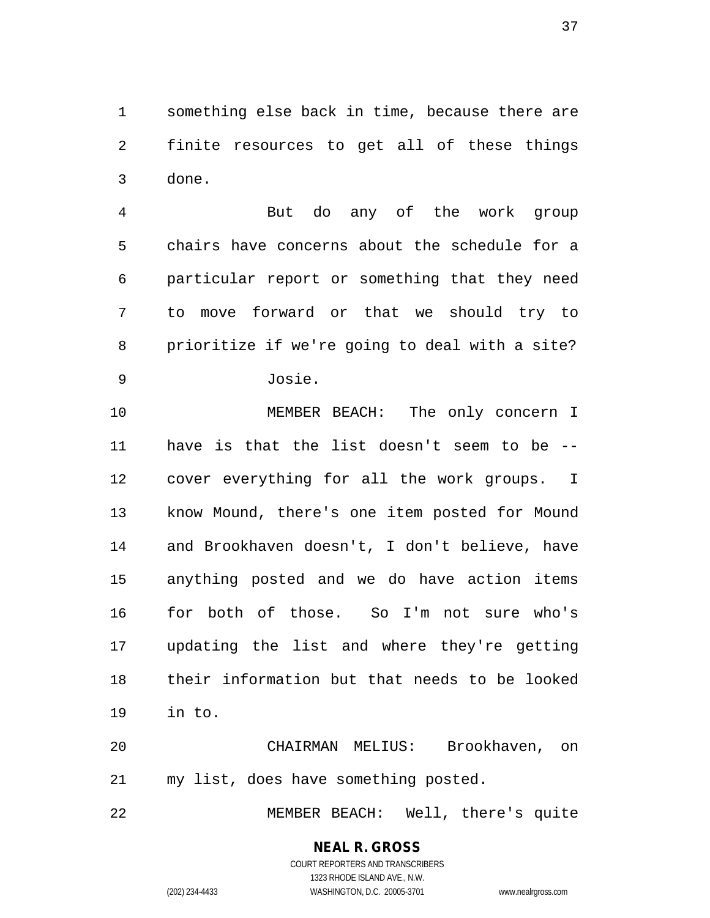something else back in time, because there are finite resources to get all of these things done.

But do any of the work group chairs have concerns about the schedule for a particular report or something that they need to move forward or that we should try to prioritize if we're going to deal with a site?

Josie.

MEMBER BEACH: The only concern I have is that the list doesn't seem to be -- cover everything for all the work groups. I know Mound, there's one item posted for Mound and Brookhaven doesn't, I don't believe, have anything posted and we do have action items for both of those. So I'm not sure who's updating the list and where they're getting their information but that needs to be looked in to.

CHAIRMAN MELIUS: Brookhaven, on my list, does have something posted.

MEMBER BEACH: Well, there's quite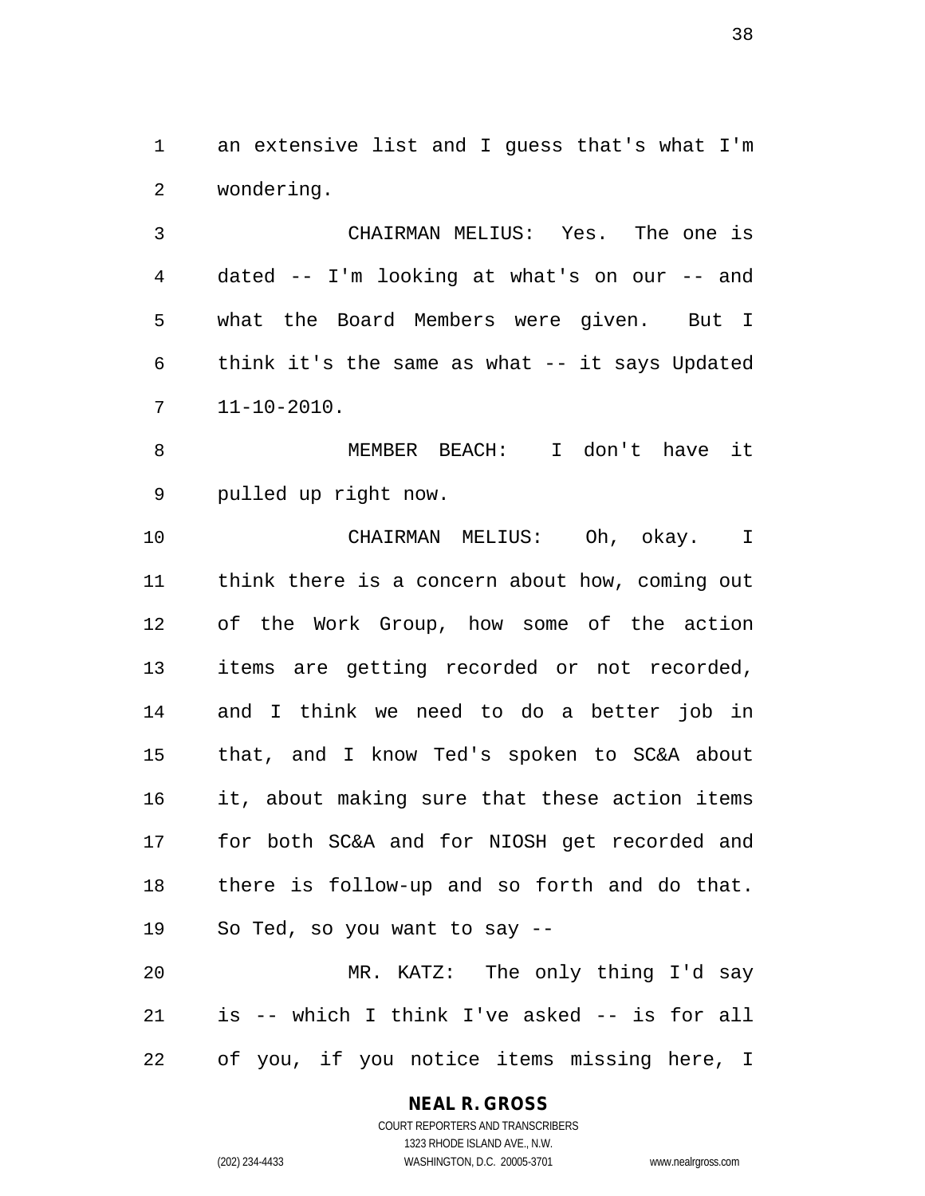an extensive list and I guess that's what I'm wondering.

CHAIRMAN MELIUS: Yes. The one is dated -- I'm looking at what's on our -- and what the Board Members were given. But I think it's the same as what -- it says Updated 11-10-2010.

MEMBER BEACH: I don't have it pulled up right now.

CHAIRMAN MELIUS: Oh, okay. I think there is a concern about how, coming out of the Work Group, how some of the action items are getting recorded or not recorded, and I think we need to do a better job in that, and I know Ted's spoken to SC&A about it, about making sure that these action items for both SC&A and for NIOSH get recorded and there is follow-up and so forth and do that. So Ted, so you want to say --

MR. KATZ: The only thing I'd say is -- which I think I've asked -- is for all of you, if you notice items missing here, I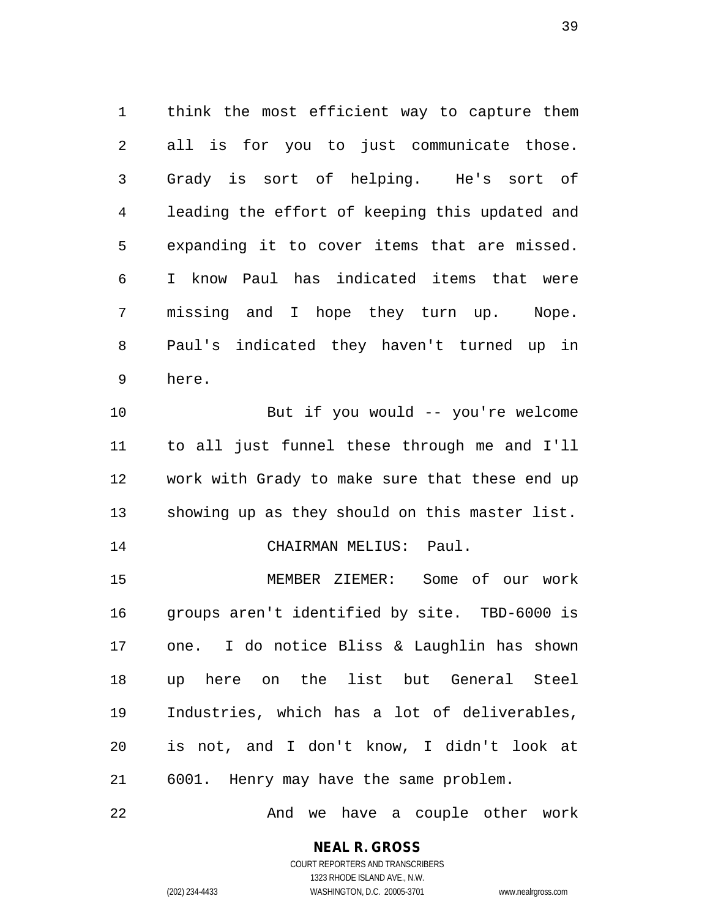think the most efficient way to capture them all is for you to just communicate those. Grady is sort of helping. He's sort of leading the effort of keeping this updated and expanding it to cover items that are missed. I know Paul has indicated items that were missing and I hope they turn up. Nope. Paul's indicated they haven't turned up in here.

But if you would -- you're welcome to all just funnel these through me and I'll work with Grady to make sure that these end up showing up as they should on this master list.

CHAIRMAN MELIUS: Paul.

MEMBER ZIEMER: Some of our work groups aren't identified by site. TBD-6000 is one. I do notice Bliss & Laughlin has shown up here on the list but General Steel Industries, which has a lot of deliverables, is not, and I don't know, I didn't look at 6001. Henry may have the same problem.

And we have a couple other work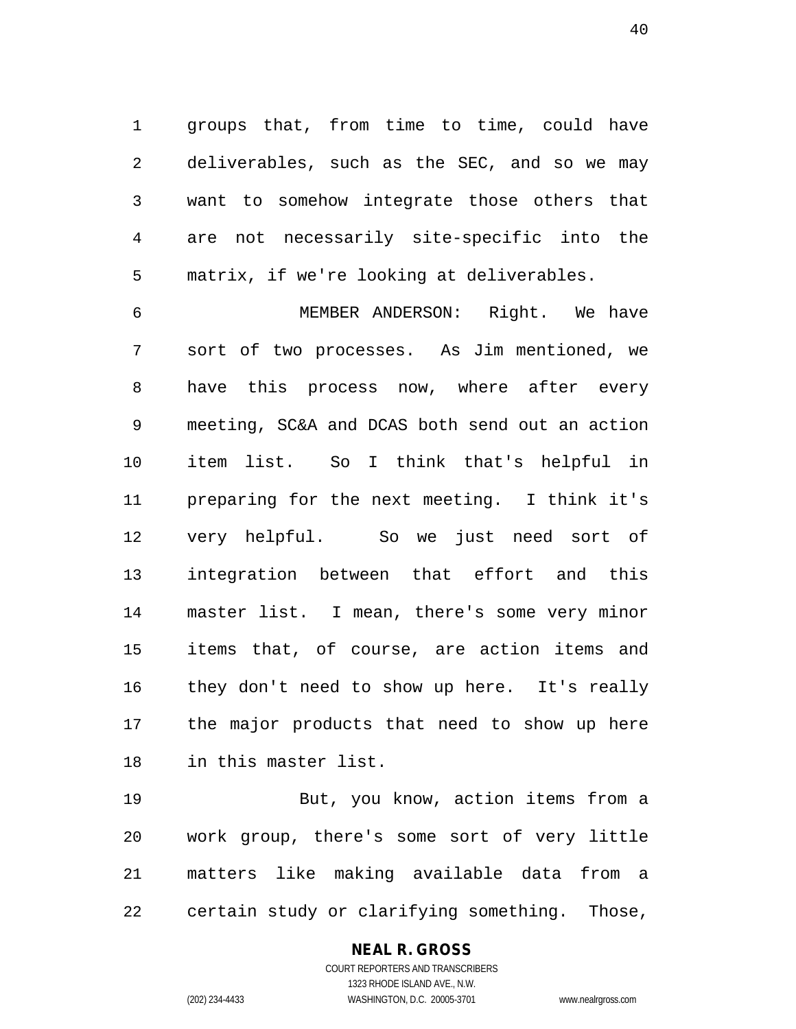groups that, from time to time, could have deliverables, such as the SEC, and so we may want to somehow integrate those others that are not necessarily site-specific into the matrix, if we're looking at deliverables.

MEMBER ANDERSON: Right. We have sort of two processes. As Jim mentioned, we have this process now, where after every meeting, SC&A and DCAS both send out an action item list. So I think that's helpful in preparing for the next meeting. I think it's very helpful. So we just need sort of integration between that effort and this master list. I mean, there's some very minor items that, of course, are action items and they don't need to show up here. It's really the major products that need to show up here in this master list.

But, you know, action items from a work group, there's some sort of very little matters like making available data from a certain study or clarifying something. Those,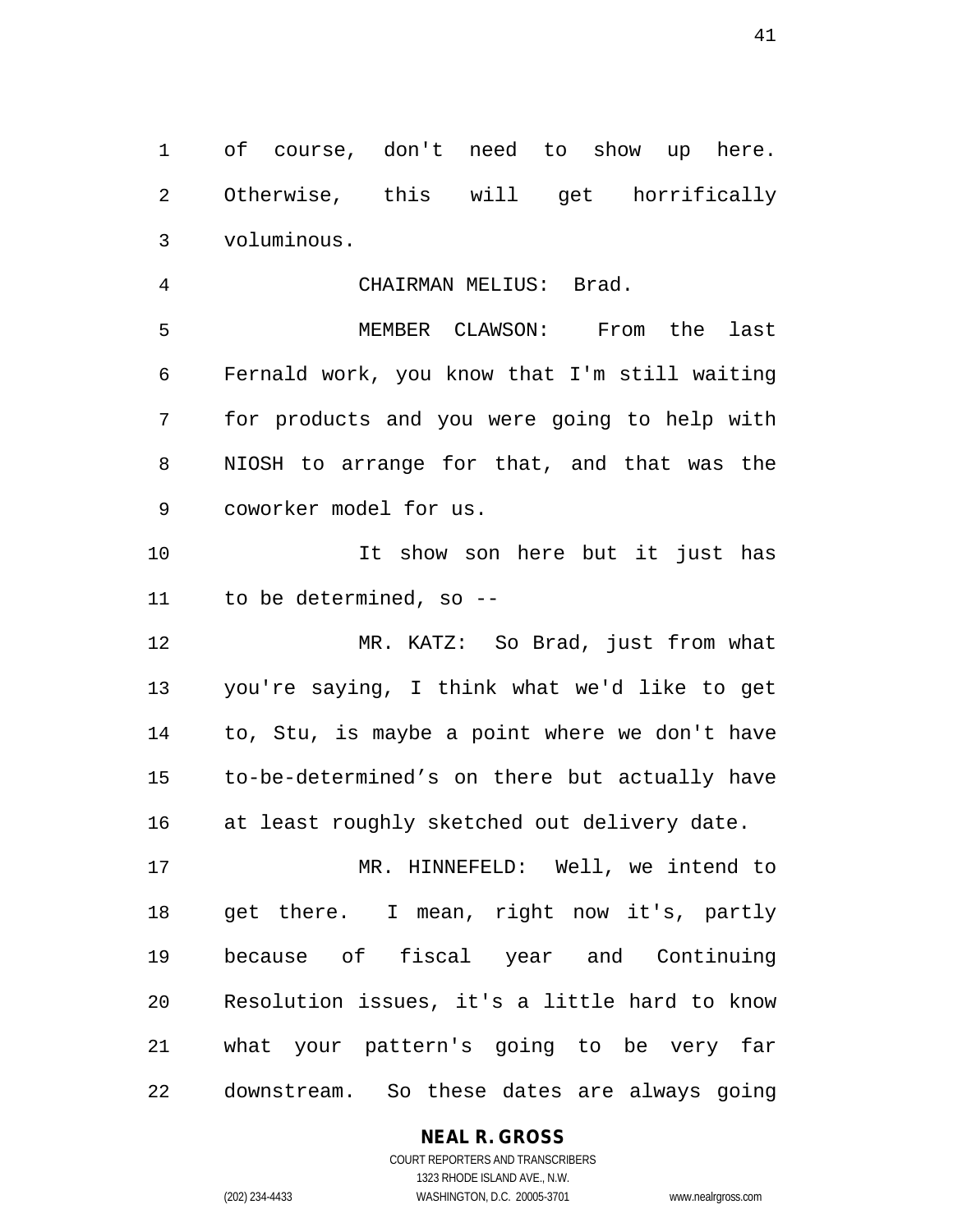of course, don't need to show up here. Otherwise, this will get horrifically voluminous.

CHAIRMAN MELIUS: Brad.

MEMBER CLAWSON: From the last Fernald work, you know that I'm still waiting for products and you were going to help with NIOSH to arrange for that, and that was the coworker model for us.

It show son here but it just has to be determined, so --

MR. KATZ: So Brad, just from what you're saying, I think what we'd like to get to, Stu, is maybe a point where we don't have to-be-determined's on there but actually have at least roughly sketched out delivery date.

MR. HINNEFELD: Well, we intend to get there. I mean, right now it's, partly because of fiscal year and Continuing Resolution issues, it's a little hard to know what your pattern's going to be very far downstream. So these dates are always going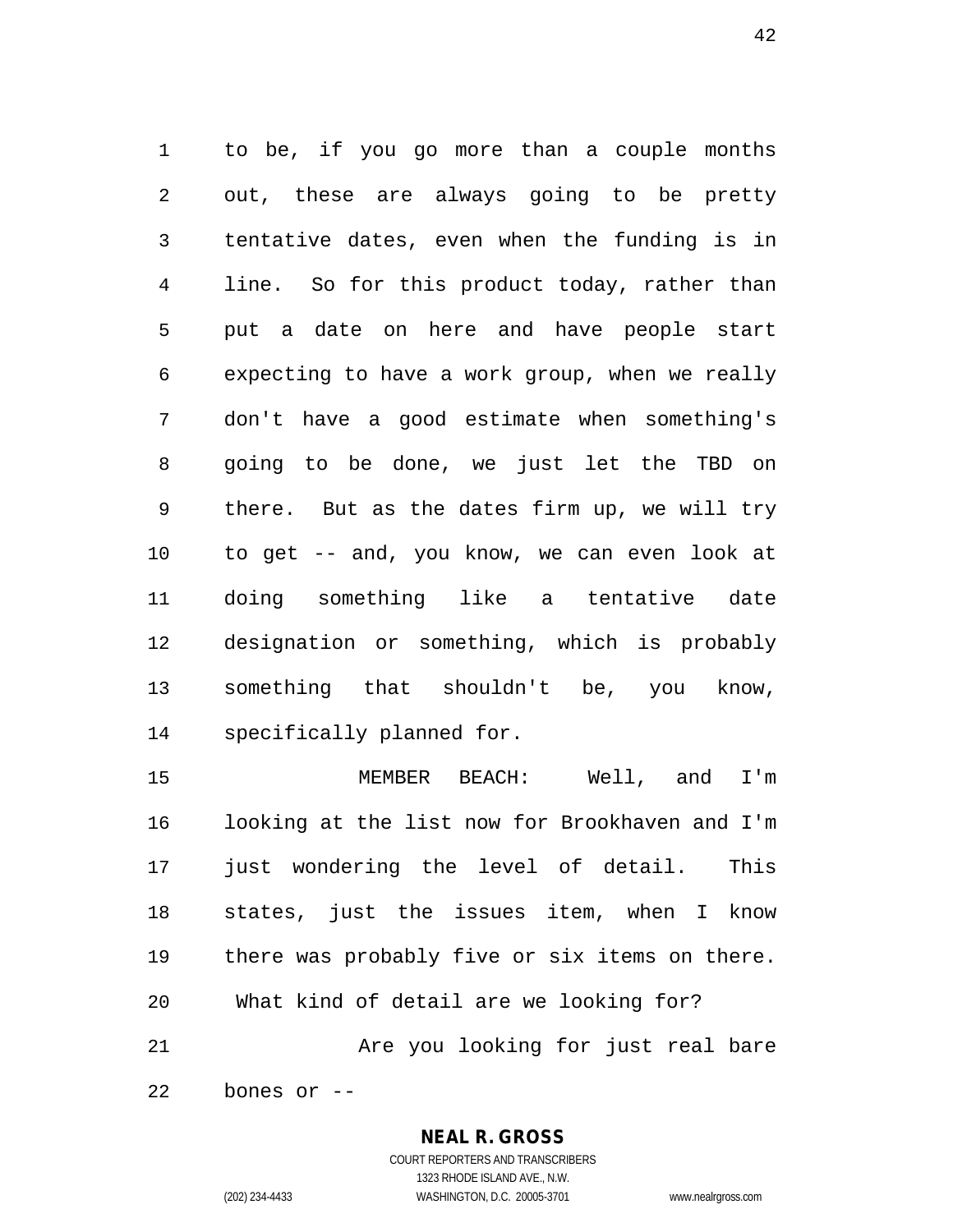to be, if you go more than a couple months out, these are always going to be pretty tentative dates, even when the funding is in line. So for this product today, rather than put a date on here and have people start expecting to have a work group, when we really don't have a good estimate when something's going to be done, we just let the TBD on there. But as the dates firm up, we will try to get -- and, you know, we can even look at doing something like a tentative date designation or something, which is probably something that shouldn't be, you know, specifically planned for.

MEMBER BEACH: Well, and I'm looking at the list now for Brookhaven and I'm just wondering the level of detail. This states, just the issues item, when I know there was probably five or six items on there. What kind of detail are we looking for?

Are you looking for just real bare bones or --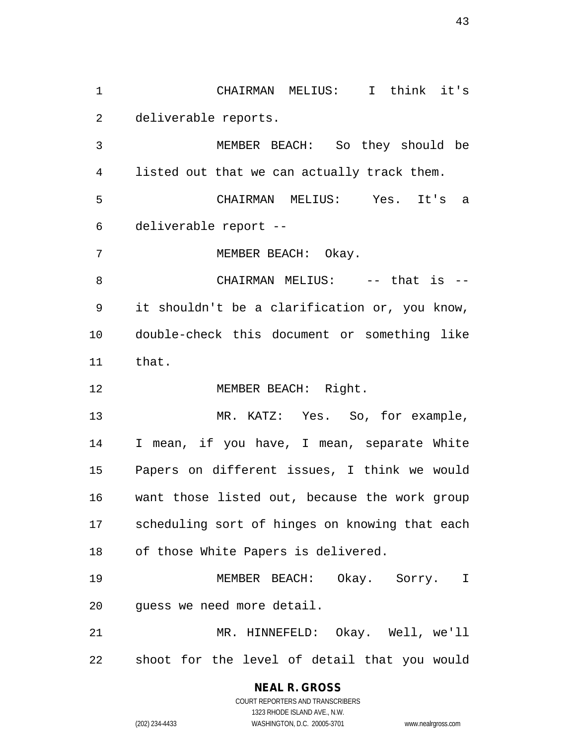CHAIRMAN MELIUS: I think it's deliverable reports.

MEMBER BEACH: So they should be listed out that we can actually track them.

CHAIRMAN MELIUS: Yes. It's a deliverable report --

MEMBER BEACH: Okay.

CHAIRMAN MELIUS: -- that is -- it shouldn't be a clarification or, you know, double-check this document or something like that.

MEMBER BEACH: Right.

MR. KATZ: Yes. So, for example, I mean, if you have, I mean, separate White Papers on different issues, I think we would want those listed out, because the work group scheduling sort of hinges on knowing that each of those White Papers is delivered.

MEMBER BEACH: Okay. Sorry. I guess we need more detail.

MR. HINNEFELD: Okay. Well, we'll shoot for the level of detail that you would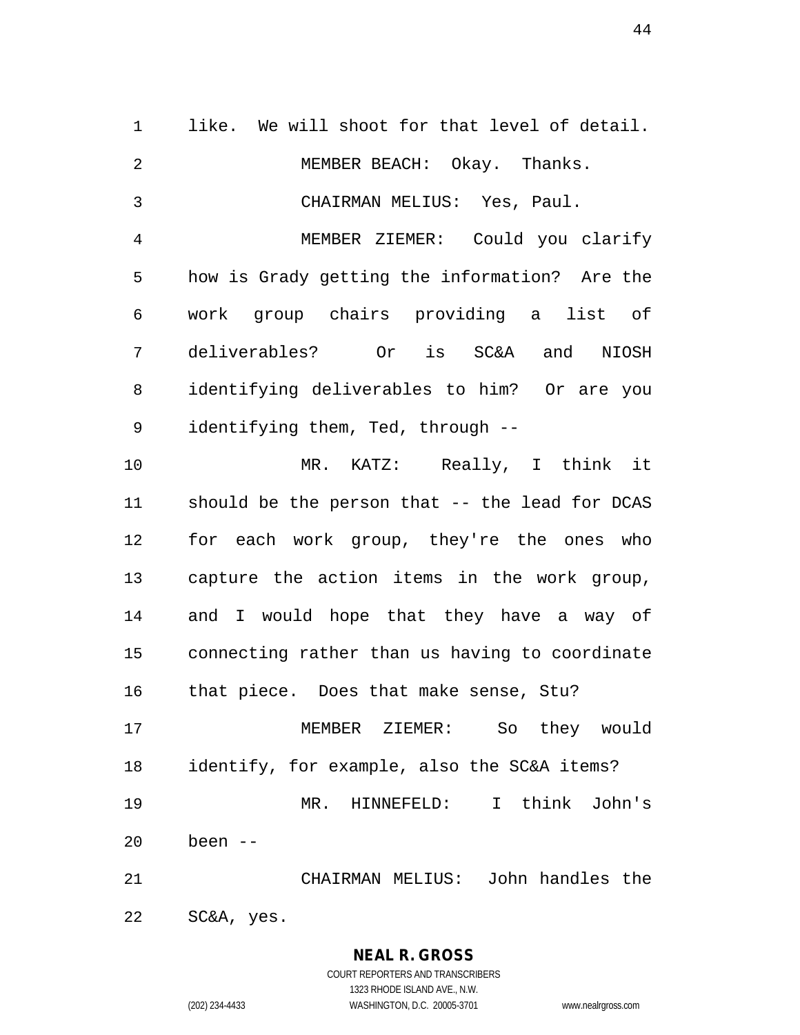like. We will shoot for that level of detail.

MEMBER BEACH: Okay. Thanks.

CHAIRMAN MELIUS: Yes, Paul.

MEMBER ZIEMER: Could you clarify how is Grady getting the information? Are the work group chairs providing a list of deliverables? Or is SC&A and NIOSH identifying deliverables to him? Or are you identifying them, Ted, through --

MR. KATZ: Really, I think it should be the person that -- the lead for DCAS for each work group, they're the ones who capture the action items in the work group, and I would hope that they have a way of connecting rather than us having to coordinate that piece. Does that make sense, Stu?

MEMBER ZIEMER: So they would identify, for example, also the SC&A items?

MR. HINNEFELD: I think John's been --

CHAIRMAN MELIUS: John handles the SC&A, yes.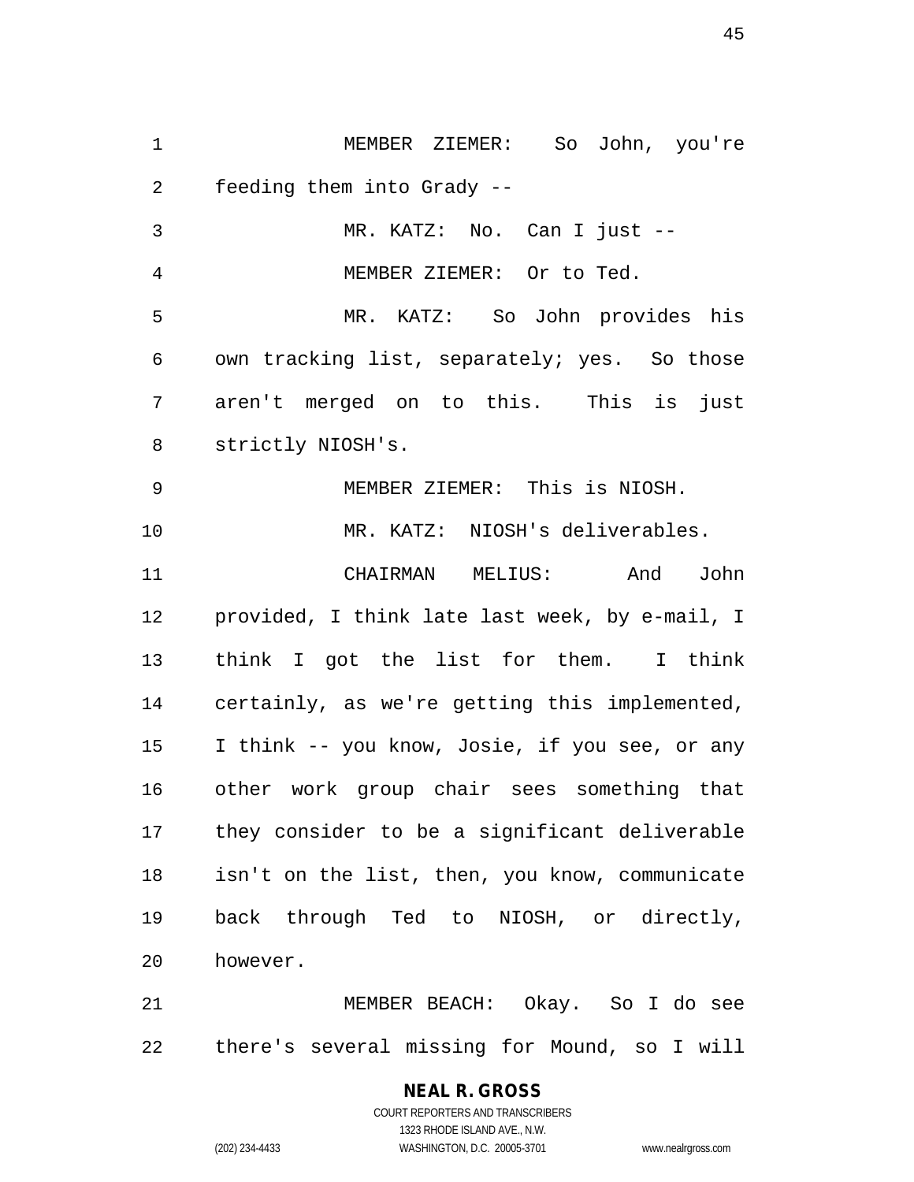MEMBER ZIEMER: So John, you're feeding them into Grady --

MR. KATZ: No. Can I just --

MEMBER ZIEMER: Or to Ted.

MR. KATZ: So John provides his own tracking list, separately; yes. So those aren't merged on to this. This is just strictly NIOSH's.

MEMBER ZIEMER: This is NIOSH.

MR. KATZ: NIOSH's deliverables.

CHAIRMAN MELIUS: And John provided, I think late last week, by e-mail, I think I got the list for them. I think certainly, as we're getting this implemented, I think -- you know, Josie, if you see, or any other work group chair sees something that they consider to be a significant deliverable isn't on the list, then, you know, communicate back through Ted to NIOSH, or directly, however.

MEMBER BEACH: Okay. So I do see there's several missing for Mound, so I will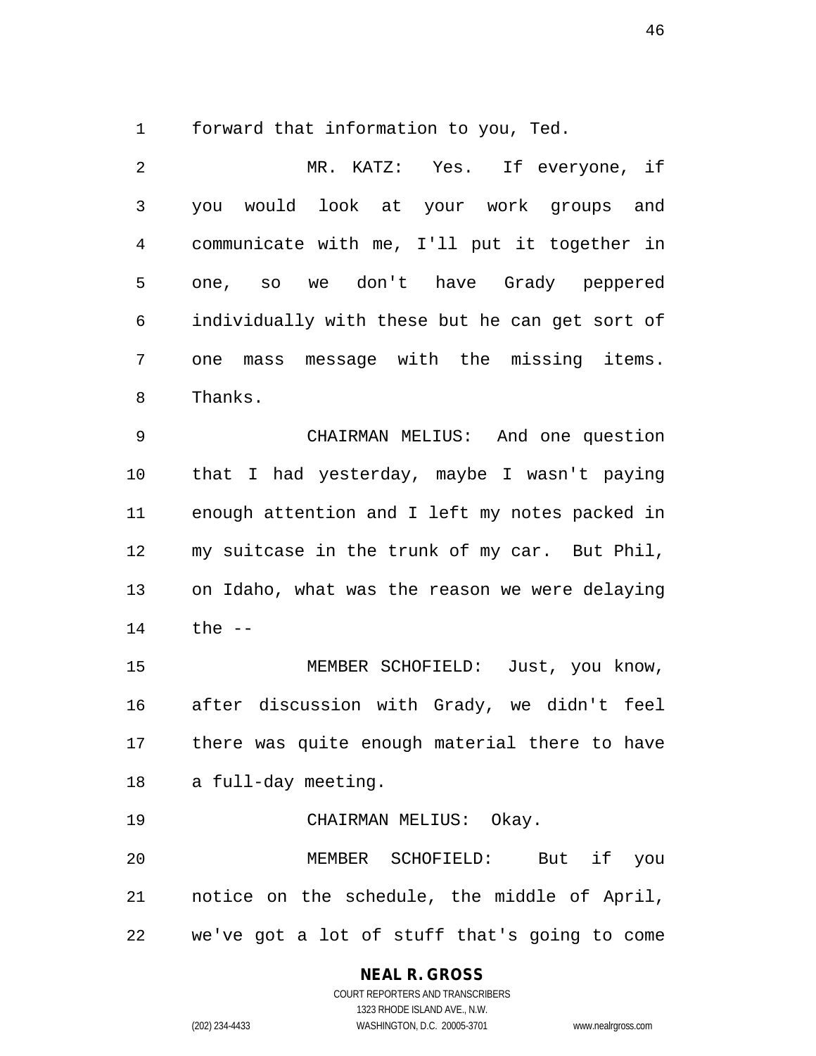forward that information to you, Ted.

MR. KATZ: Yes. If everyone, if you would look at your work groups and communicate with me, I'll put it together in one, so we don't have Grady peppered individually with these but he can get sort of one mass message with the missing items. Thanks.

CHAIRMAN MELIUS: And one question that I had yesterday, maybe I wasn't paying enough attention and I left my notes packed in my suitcase in the trunk of my car. But Phil, on Idaho, what was the reason we were delaying the --

MEMBER SCHOFIELD: Just, you know, after discussion with Grady, we didn't feel there was quite enough material there to have a full-day meeting.

CHAIRMAN MELIUS: Okay.

MEMBER SCHOFIELD: But if you notice on the schedule, the middle of April, we've got a lot of stuff that's going to come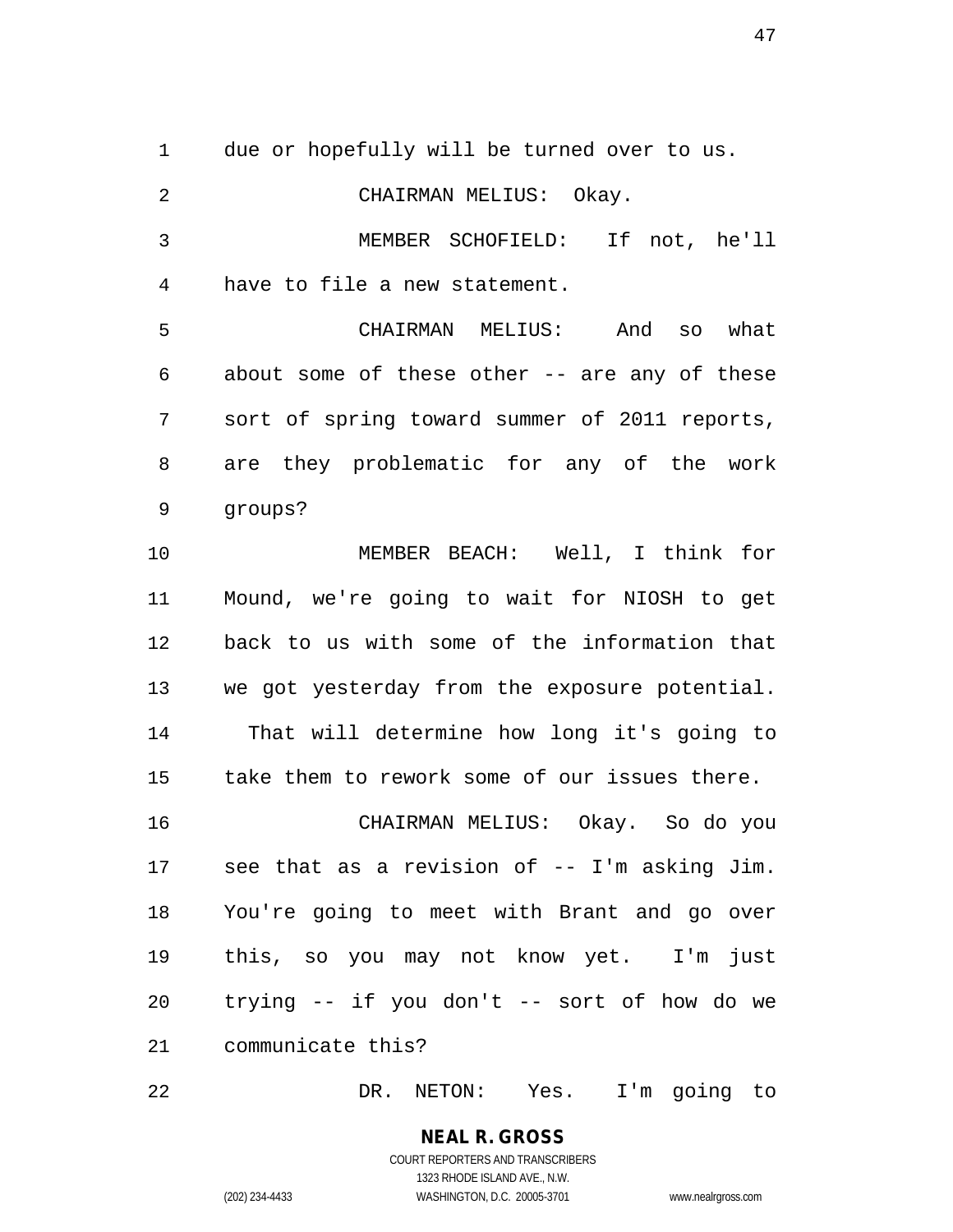due or hopefully will be turned over to us.

CHAIRMAN MELIUS: Okay.

MEMBER SCHOFIELD: If not, he'll have to file a new statement.

CHAIRMAN MELIUS: And so what about some of these other -- are any of these sort of spring toward summer of 2011 reports, are they problematic for any of the work groups?

MEMBER BEACH: Well, I think for Mound, we're going to wait for NIOSH to get back to us with some of the information that we got yesterday from the exposure potential. That will determine how long it's going to take them to rework some of our issues there.

CHAIRMAN MELIUS: Okay. So do you see that as a revision of -- I'm asking Jim. You're going to meet with Brant and go over this, so you may not know yet. I'm just trying -- if you don't -- sort of how do we communicate this?

DR. NETON: Yes. I'm going to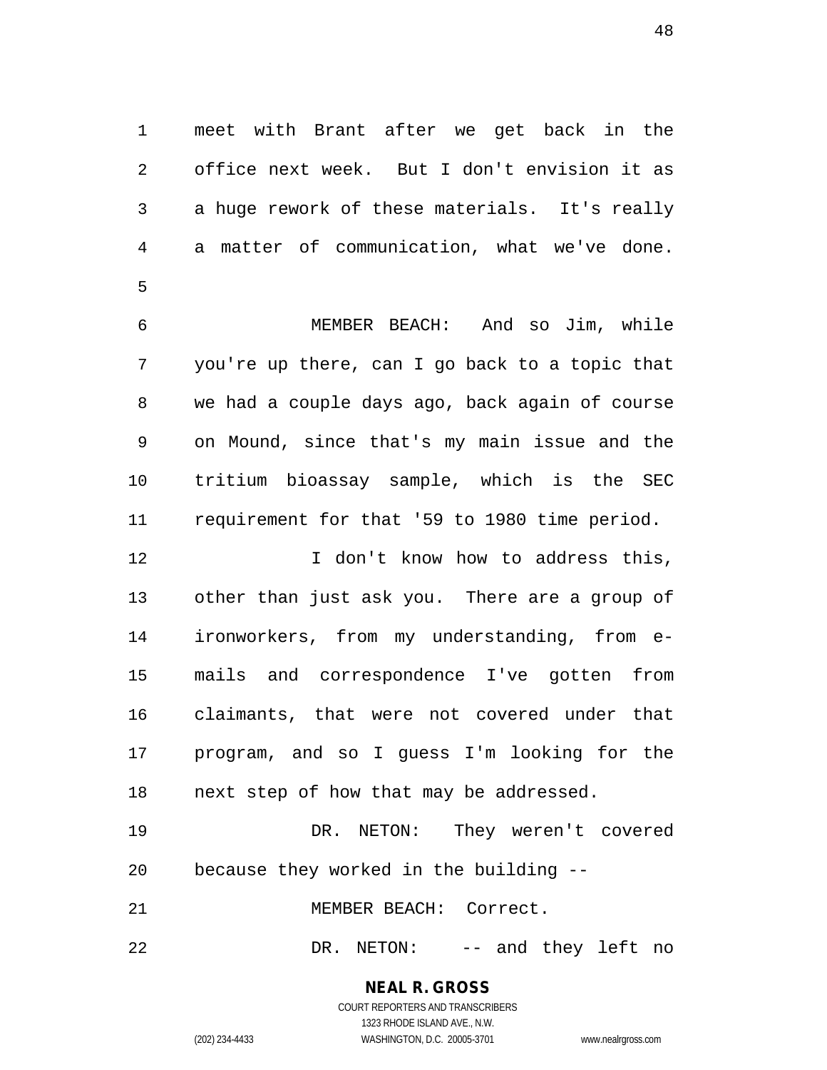meet with Brant after we get back in the office next week. But I don't envision it as a huge rework of these materials. It's really a matter of communication, what we've done.

MEMBER BEACH: And so Jim, while you're up there, can I go back to a topic that we had a couple days ago, back again of course on Mound, since that's my main issue and the tritium bioassay sample, which is the SEC requirement for that '59 to 1980 time period.

I don't know how to address this, other than just ask you. There are a group of ironworkers, from my understanding, from e-mails and correspondence I've gotten from claimants, that were not covered under that program, and so I guess I'm looking for the next step of how that may be addressed.

DR. NETON: They weren't covered because they worked in the building --

MEMBER BEACH: Correct.

DR. NETON: -- and they left no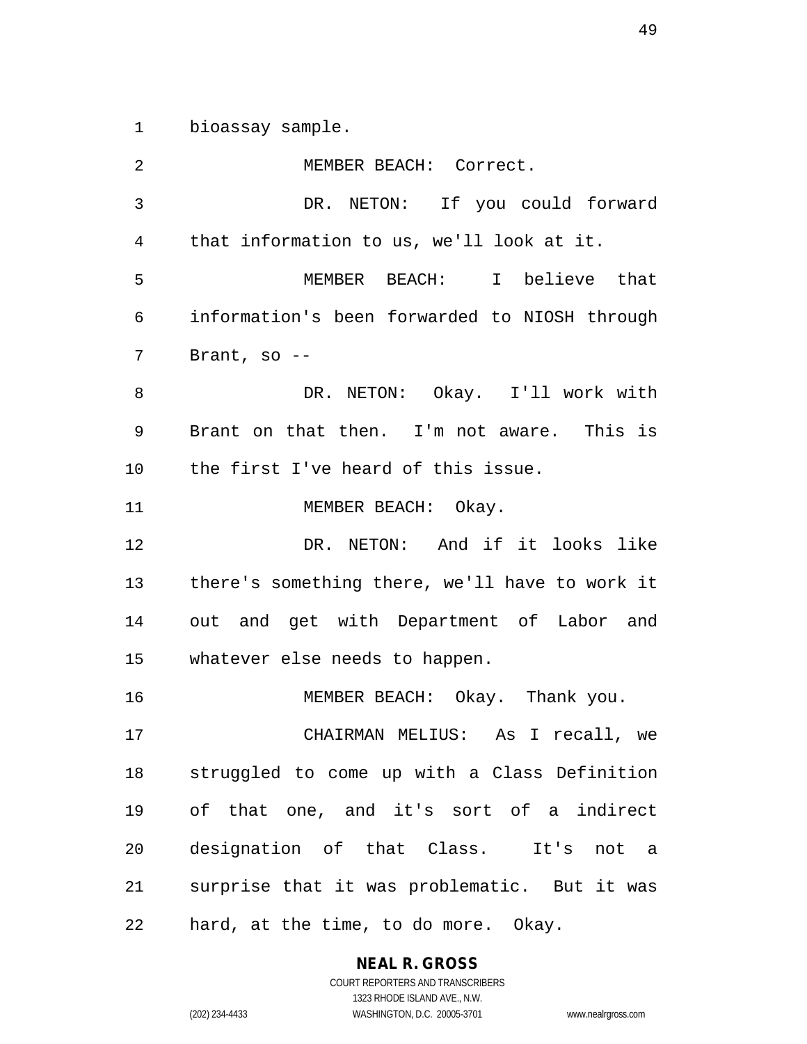bioassay sample.

MEMBER BEACH: Correct.

DR. NETON: If you could forward that information to us, we'll look at it.

MEMBER BEACH: I believe that information's been forwarded to NIOSH through Brant, so --

DR. NETON: Okay. I'll work with Brant on that then. I'm not aware. This is the first I've heard of this issue.

MEMBER BEACH: Okay.

DR. NETON: And if it looks like there's something there, we'll have to work it out and get with Department of Labor and whatever else needs to happen.

MEMBER BEACH: Okay. Thank you.

CHAIRMAN MELIUS: As I recall, we struggled to come up with a Class Definition of that one, and it's sort of a indirect designation of that Class. It's not a surprise that it was problematic. But it was hard, at the time, to do more. Okay.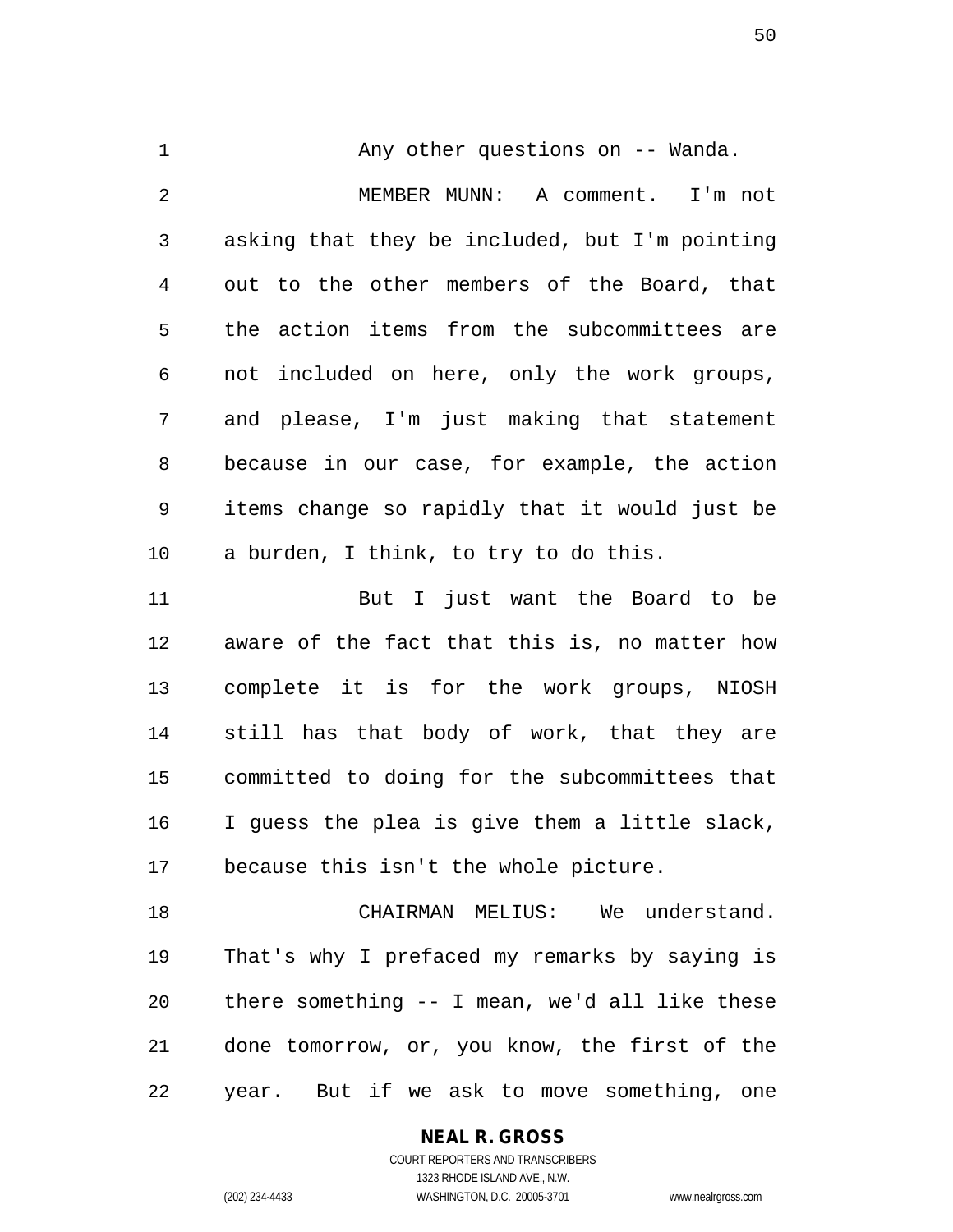Any other questions on -- Wanda.

MEMBER MUNN: A comment. I'm not asking that they be included, but I'm pointing out to the other members of the Board, that the action items from the subcommittees are not included on here, only the work groups, and please, I'm just making that statement because in our case, for example, the action items change so rapidly that it would just be a burden, I think, to try to do this.

But I just want the Board to be aware of the fact that this is, no matter how complete it is for the work groups, NIOSH still has that body of work, that they are committed to doing for the subcommittees that I guess the plea is give them a little slack, because this isn't the whole picture.

CHAIRMAN MELIUS: We understand. That's why I prefaced my remarks by saying is there something -- I mean, we'd all like these done tomorrow, or, you know, the first of the year. But if we ask to move something, one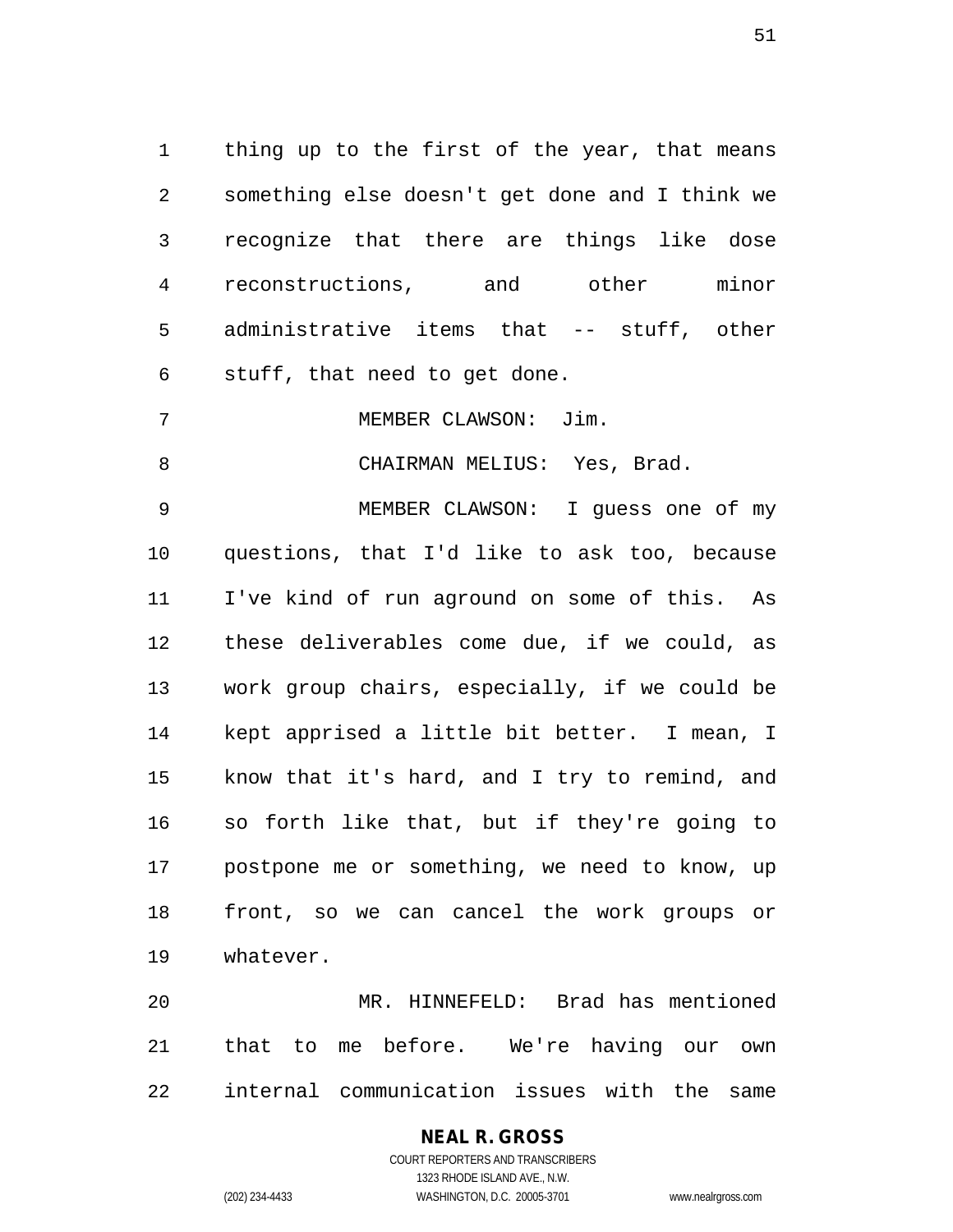thing up to the first of the year, that means something else doesn't get done and I think we recognize that there are things like dose reconstructions, and other minor administrative items that -- stuff, other stuff, that need to get done.

MEMBER CLAWSON: Jim.

CHAIRMAN MELIUS: Yes, Brad.

MEMBER CLAWSON: I guess one of my questions, that I'd like to ask too, because I've kind of run aground on some of this. As these deliverables come due, if we could, as work group chairs, especially, if we could be kept apprised a little bit better. I mean, I know that it's hard, and I try to remind, and so forth like that, but if they're going to postpone me or something, we need to know, up front, so we can cancel the work groups or whatever.

MR. HINNEFELD: Brad has mentioned that to me before. We're having our own internal communication issues with the same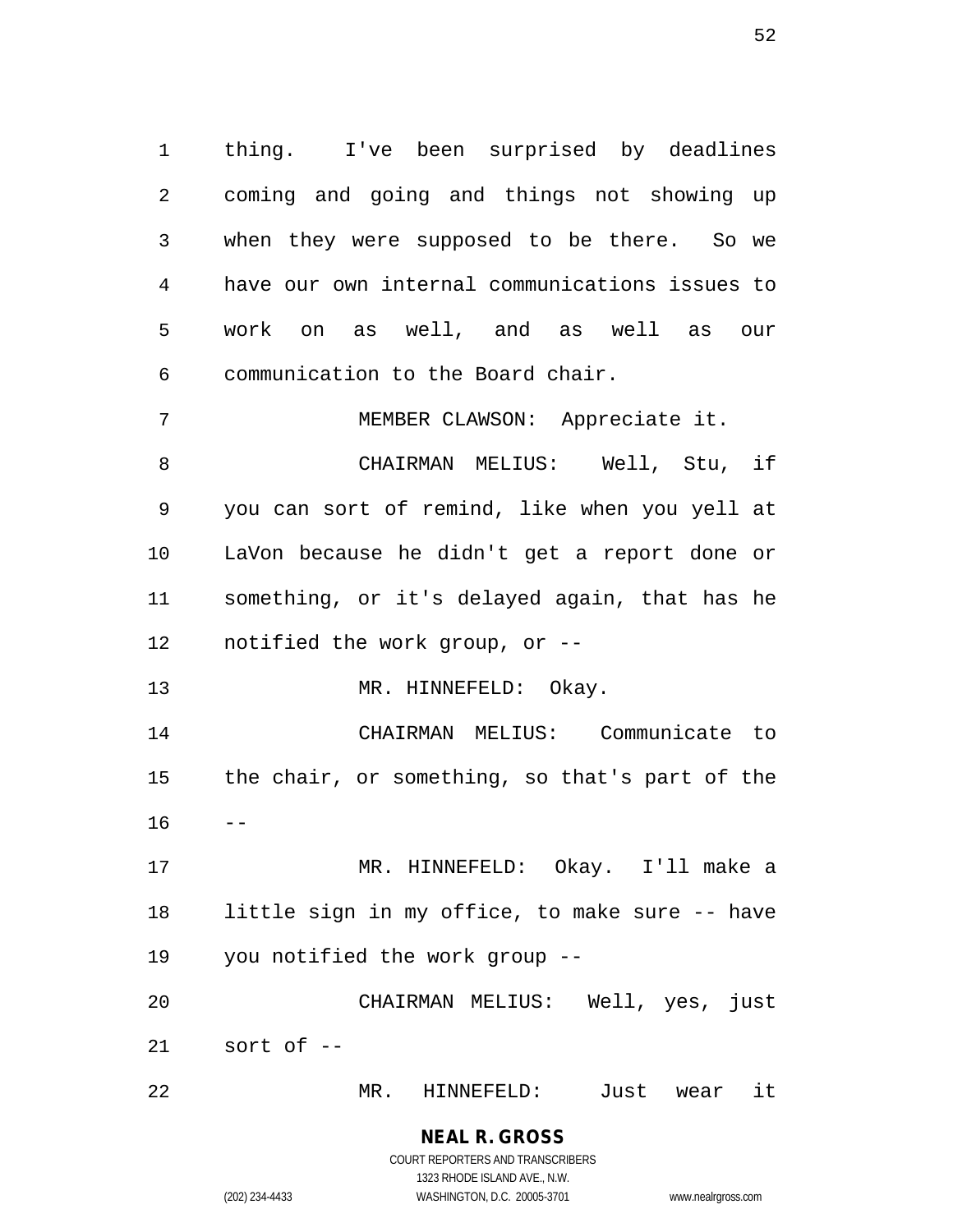thing. I've been surprised by deadlines coming and going and things not showing up when they were supposed to be there. So we have our own internal communications issues to work on as well, and as well as our communication to the Board chair.

MEMBER CLAWSON: Appreciate it.

CHAIRMAN MELIUS: Well, Stu, if you can sort of remind, like when you yell at LaVon because he didn't get a report done or something, or it's delayed again, that has he notified the work group, or --

MR. HINNEFELD: Okay.

CHAIRMAN MELIUS: Communicate to the chair, or something, so that's part of the --

MR. HINNEFELD: Okay. I'll make a little sign in my office, to make sure -- have you notified the work group --

CHAIRMAN MELIUS: Well, yes, just sort of --

MR. HINNEFELD: Just wear it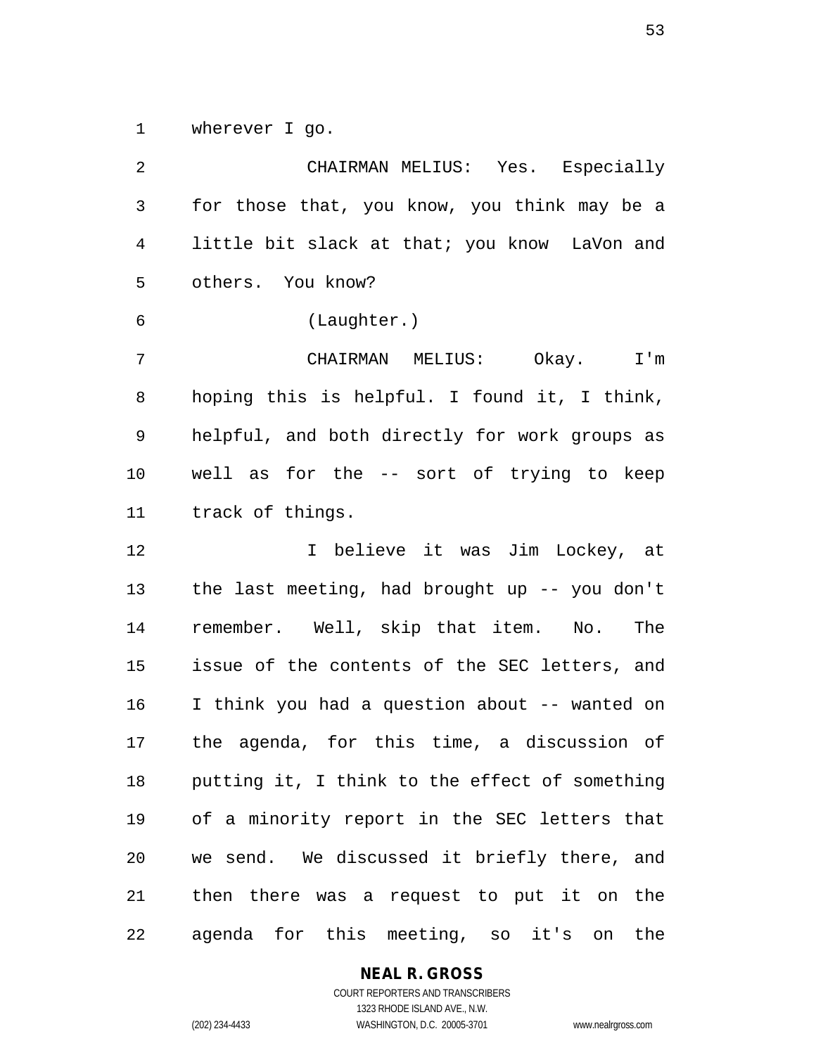wherever I go.

CHAIRMAN MELIUS: Yes. Especially for those that, you know, you think may be a little bit slack at that; you know LaVon and others. You know?

(Laughter.)

CHAIRMAN MELIUS: Okay. I'm hoping this is helpful. I found it, I think, helpful, and both directly for work groups as well as for the -- sort of trying to keep track of things.

I believe it was Jim Lockey, at the last meeting, had brought up -- you don't remember. Well, skip that item. No. The issue of the contents of the SEC letters, and I think you had a question about -- wanted on the agenda, for this time, a discussion of putting it, I think to the effect of something of a minority report in the SEC letters that we send. We discussed it briefly there, and then there was a request to put it on the agenda for this meeting, so it's on the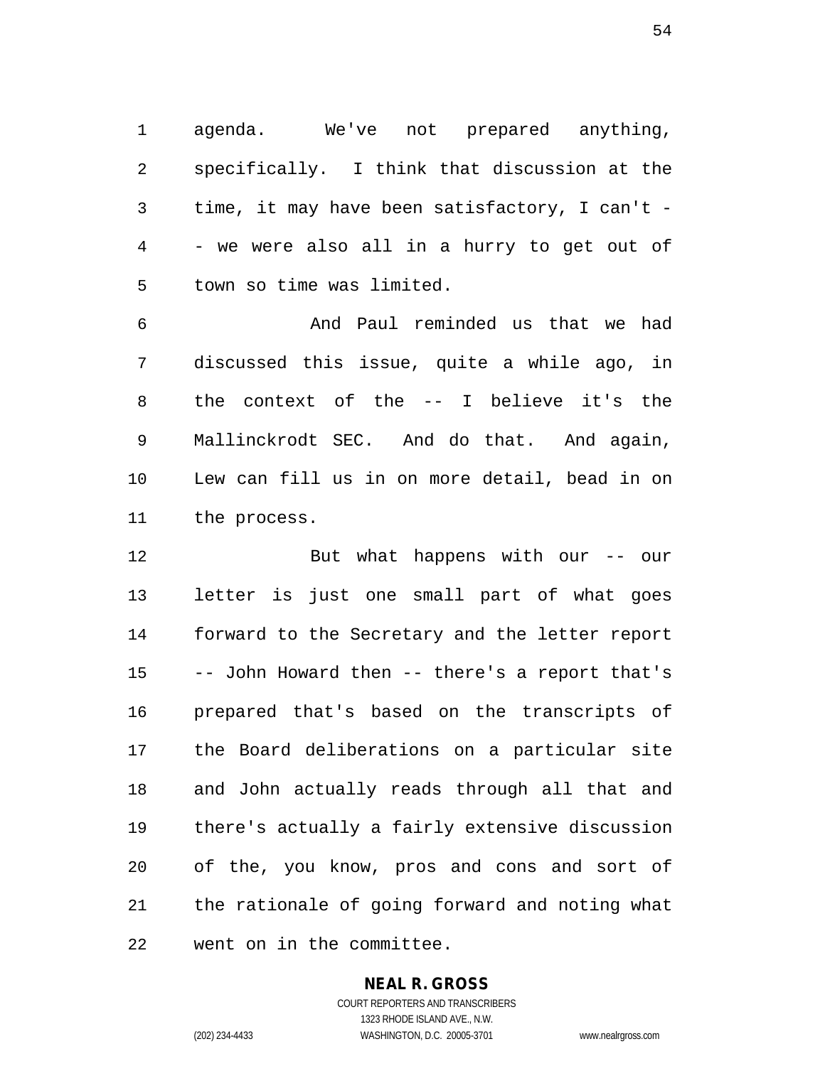agenda. We've not prepared anything, specifically. I think that discussion at the time, it may have been satisfactory, I can't -- we were also all in a hurry to get out of town so time was limited.

And Paul reminded us that we had discussed this issue, quite a while ago, in the context of the -- I believe it's the Mallinckrodt SEC. And do that. And again, Lew can fill us in on more detail, bead in on the process.

But what happens with our -- our letter is just one small part of what goes forward to the Secretary and the letter report -- John Howard then -- there's a report that's prepared that's based on the transcripts of the Board deliberations on a particular site and John actually reads through all that and there's actually a fairly extensive discussion of the, you know, pros and cons and sort of the rationale of going forward and noting what went on in the committee.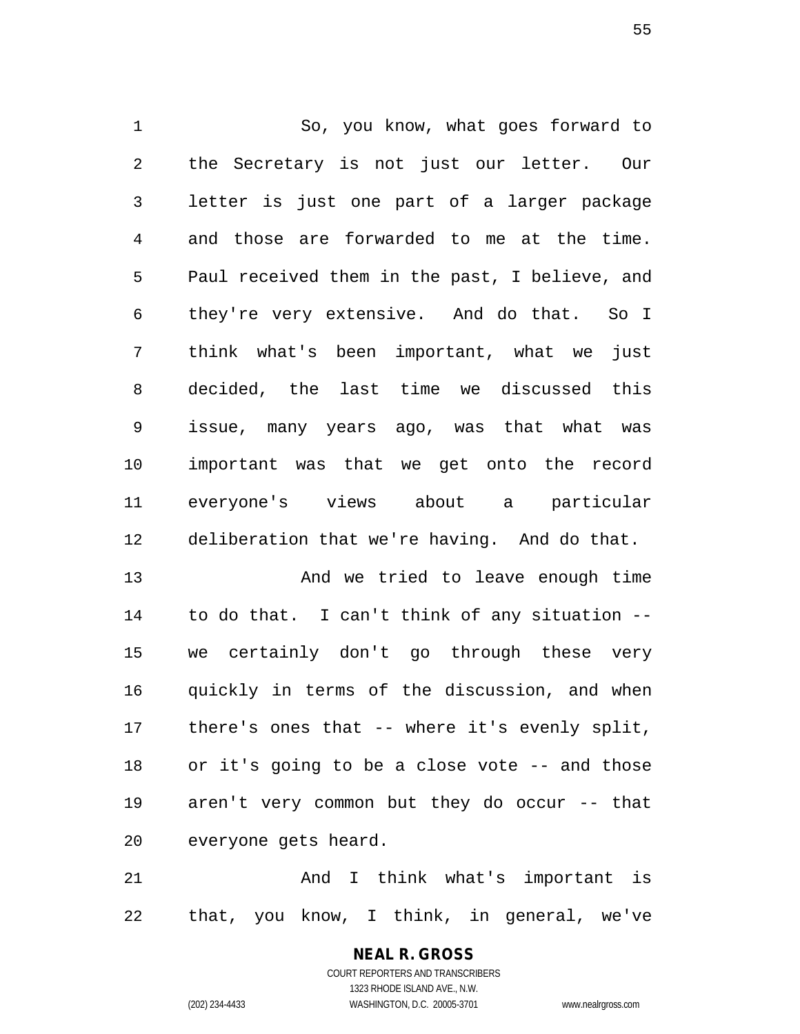So, you know, what goes forward to the Secretary is not just our letter. Our letter is just one part of a larger package and those are forwarded to me at the time. Paul received them in the past, I believe, and they're very extensive. And do that. So I think what's been important, what we just decided, the last time we discussed this issue, many years ago, was that what was important was that we get onto the record everyone's views about a particular deliberation that we're having. And do that.

And we tried to leave enough time to do that. I can't think of any situation -- we certainly don't go through these very quickly in terms of the discussion, and when there's ones that -- where it's evenly split, or it's going to be a close vote -- and those aren't very common but they do occur -- that everyone gets heard.

And I think what's important is that, you know, I think, in general, we've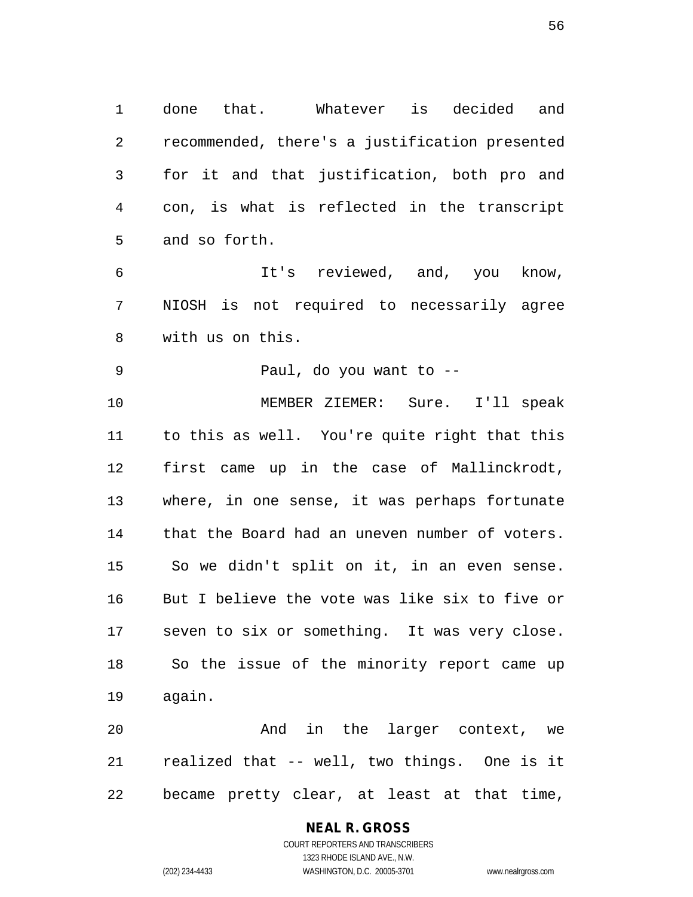done that. Whatever is decided and recommended, there's a justification presented for it and that justification, both pro and con, is what is reflected in the transcript and so forth.

It's reviewed, and, you know, NIOSH is not required to necessarily agree with us on this.

Paul, do you want to --

MEMBER ZIEMER: Sure. I'll speak to this as well. You're quite right that this first came up in the case of Mallinckrodt, where, in one sense, it was perhaps fortunate that the Board had an uneven number of voters. So we didn't split on it, in an even sense. But I believe the vote was like six to five or seven to six or something. It was very close. So the issue of the minority report came up again.

And in the larger context, we realized that -- well, two things. One is it became pretty clear, at least at that time,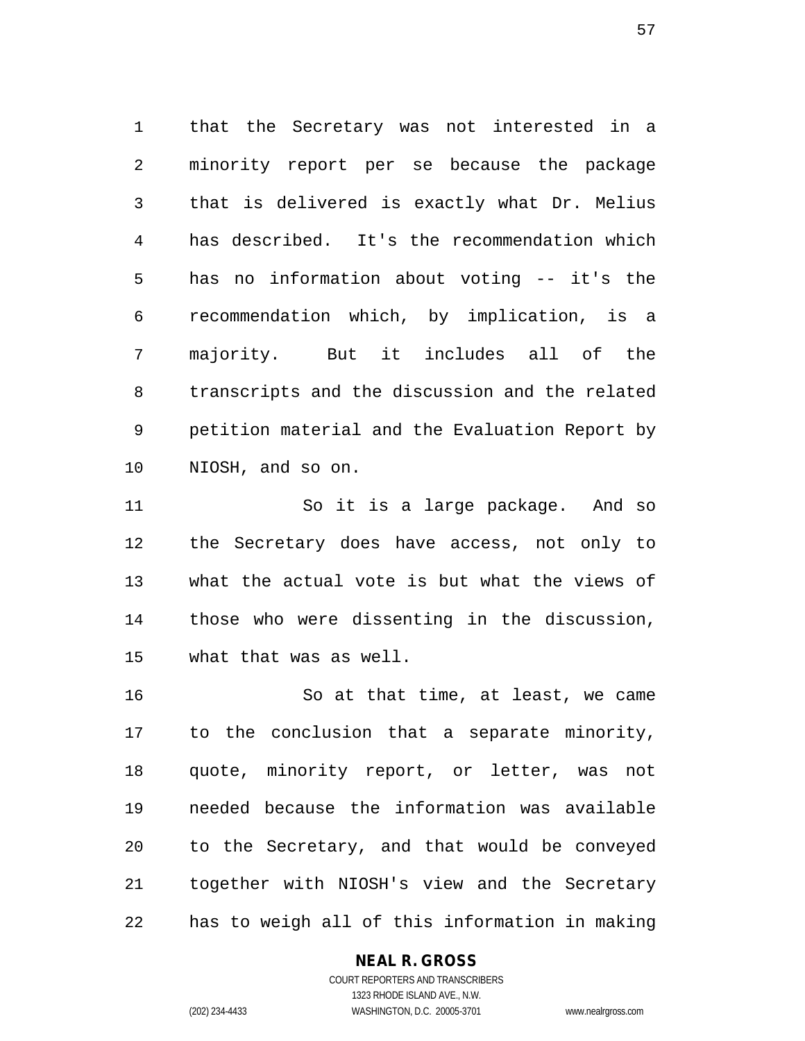that the Secretary was not interested in a minority report per se because the package that is delivered is exactly what Dr. Melius has described. It's the recommendation which has no information about voting -- it's the recommendation which, by implication, is a majority. But it includes all of the transcripts and the discussion and the related petition material and the Evaluation Report by NIOSH, and so on.

So it is a large package. And so the Secretary does have access, not only to what the actual vote is but what the views of those who were dissenting in the discussion, what that was as well.

So at that time, at least, we came to the conclusion that a separate minority, quote, minority report, or letter, was not needed because the information was available to the Secretary, and that would be conveyed together with NIOSH's view and the Secretary has to weigh all of this information in making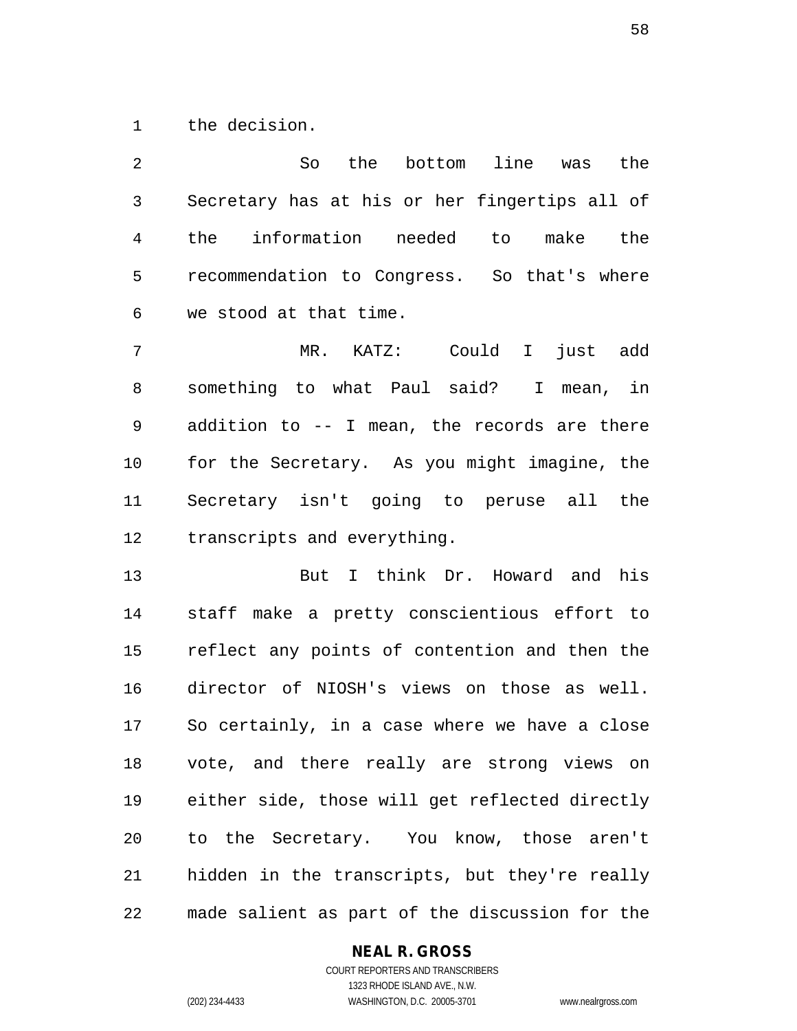the decision.

So the bottom line was the Secretary has at his or her fingertips all of the information needed to make the recommendation to Congress. So that's where we stood at that time.

MR. KATZ: Could I just add something to what Paul said? I mean, in addition to -- I mean, the records are there for the Secretary. As you might imagine, the Secretary isn't going to peruse all the transcripts and everything.

But I think Dr. Howard and his staff make a pretty conscientious effort to reflect any points of contention and then the director of NIOSH's views on those as well. So certainly, in a case where we have a close vote, and there really are strong views on either side, those will get reflected directly to the Secretary. You know, those aren't hidden in the transcripts, but they're really made salient as part of the discussion for the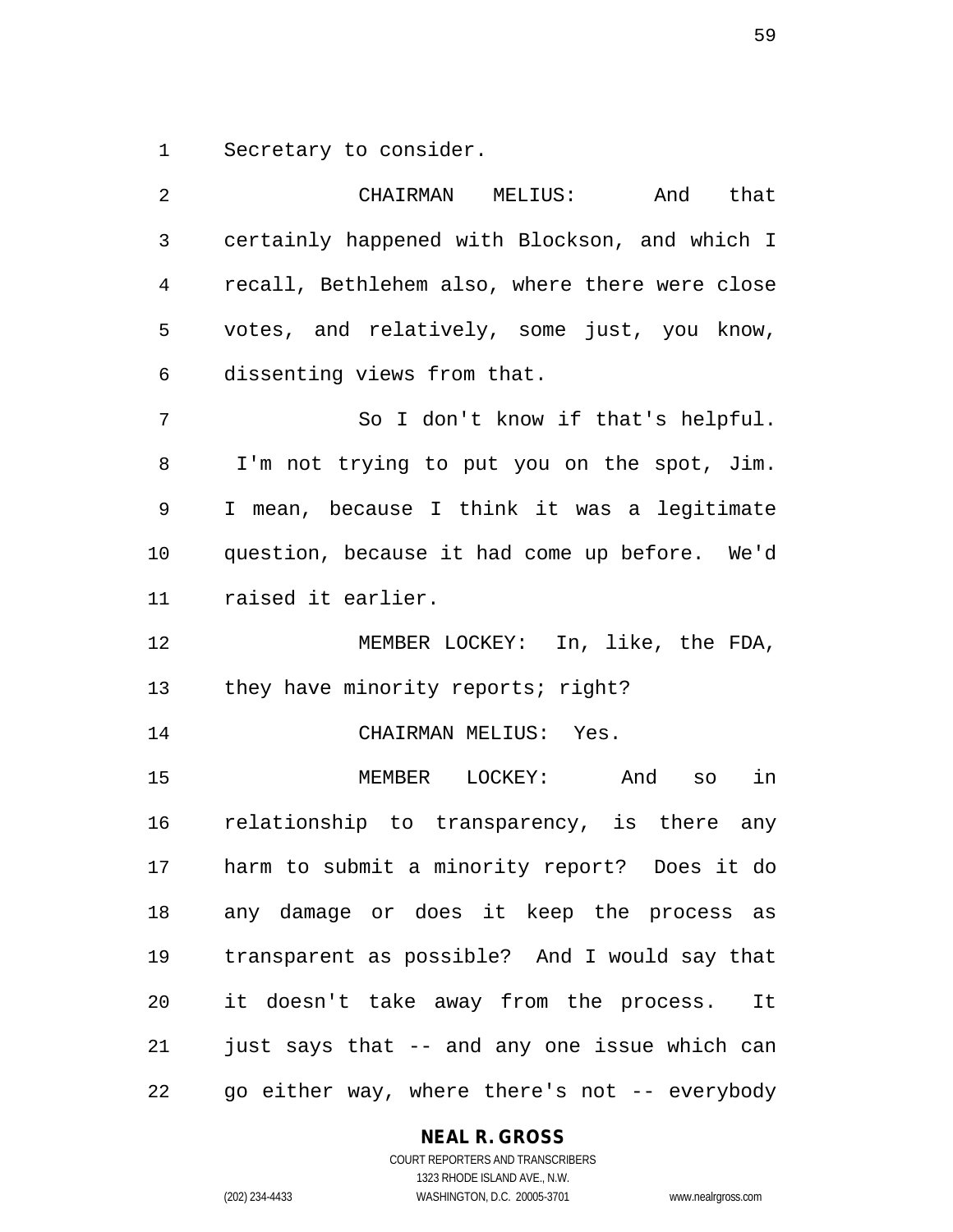Secretary to consider.

CHAIRMAN MELIUS: And that certainly happened with Blockson, and which I recall, Bethlehem also, where there were close votes, and relatively, some just, you know, dissenting views from that.

So I don't know if that's helpful. I'm not trying to put you on the spot, Jim. I mean, because I think it was a legitimate question, because it had come up before. We'd raised it earlier.

MEMBER LOCKEY: In, like, the FDA, they have minority reports; right?

CHAIRMAN MELIUS: Yes.

MEMBER LOCKEY: And so in relationship to transparency, is there any harm to submit a minority report? Does it do any damage or does it keep the process as transparent as possible? And I would say that it doesn't take away from the process. It just says that -- and any one issue which can go either way, where there's not -- everybody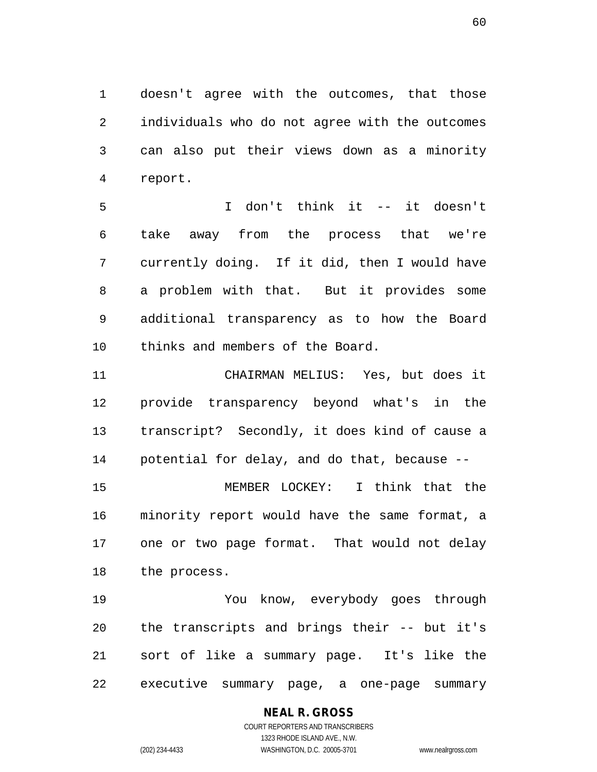doesn't agree with the outcomes, that those individuals who do not agree with the outcomes can also put their views down as a minority report.

I don't think it -- it doesn't take away from the process that we're currently doing. If it did, then I would have a problem with that. But it provides some additional transparency as to how the Board thinks and members of the Board.

CHAIRMAN MELIUS: Yes, but does it provide transparency beyond what's in the transcript? Secondly, it does kind of cause a potential for delay, and do that, because --

MEMBER LOCKEY: I think that the minority report would have the same format, a one or two page format. That would not delay the process.

You know, everybody goes through the transcripts and brings their -- but it's sort of like a summary page. It's like the executive summary page, a one-page summary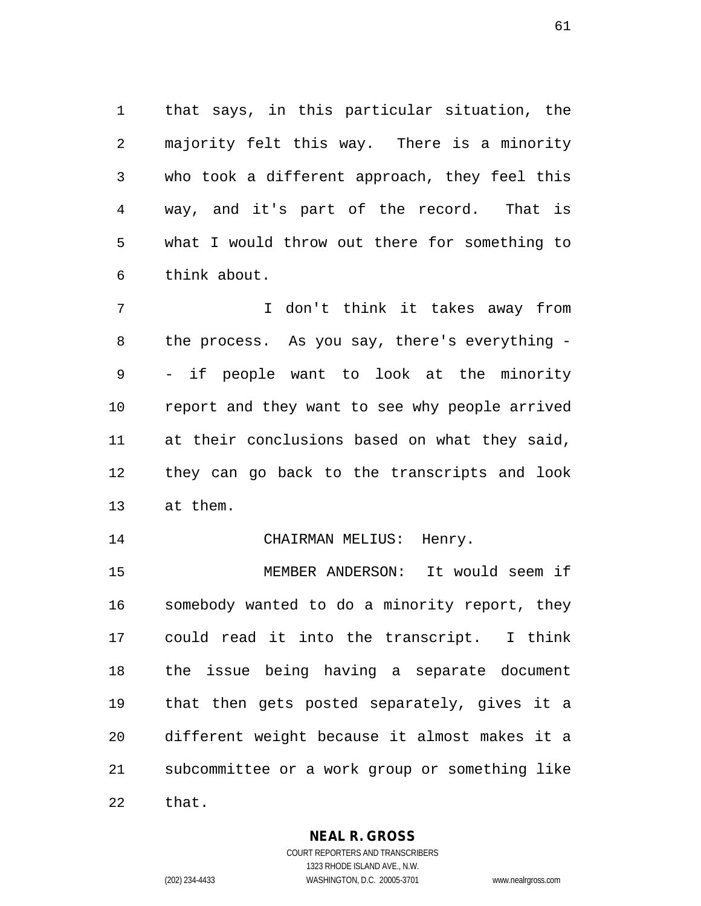that says, in this particular situation, the majority felt this way. There is a minority who took a different approach, they feel this way, and it's part of the record. That is what I would throw out there for something to think about.

I don't think it takes away from the process. As you say, there's everything -- if people want to look at the minority report and they want to see why people arrived at their conclusions based on what they said, they can go back to the transcripts and look at them.

CHAIRMAN MELIUS: Henry.

MEMBER ANDERSON: It would seem if somebody wanted to do a minority report, they could read it into the transcript. I think the issue being having a separate document that then gets posted separately, gives it a different weight because it almost makes it a subcommittee or a work group or something like that.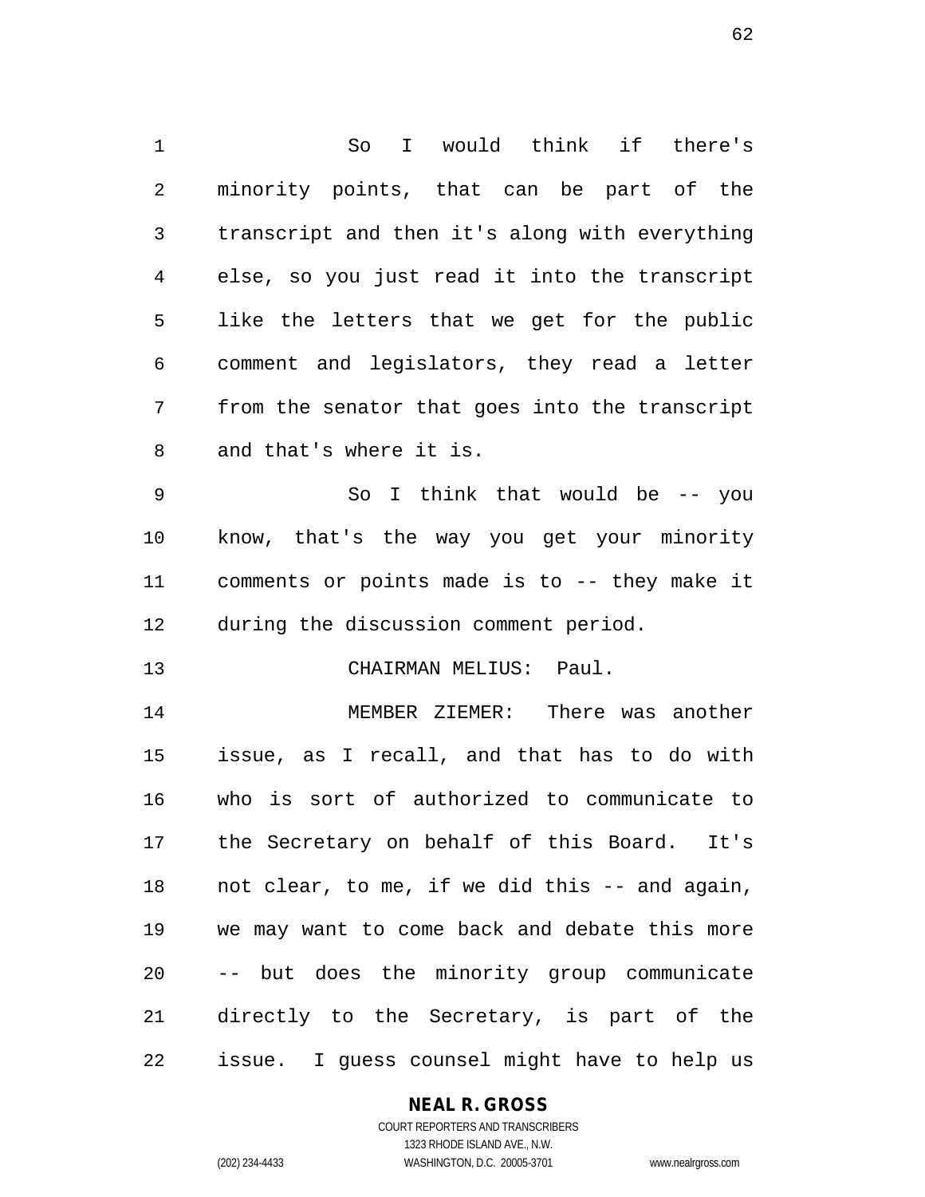So I would think if there's minority points, that can be part of the transcript and then it's along with everything else, so you just read it into the transcript like the letters that we get for the public comment and legislators, they read a letter from the senator that goes into the transcript and that's where it is.

So I think that would be -- you know, that's the way you get your minority comments or points made is to -- they make it during the discussion comment period.

CHAIRMAN MELIUS: Paul.

MEMBER ZIEMER: There was another issue, as I recall, and that has to do with who is sort of authorized to communicate to the Secretary on behalf of this Board. It's not clear, to me, if we did this -- and again, we may want to come back and debate this more -- but does the minority group communicate directly to the Secretary, is part of the issue. I guess counsel might have to help us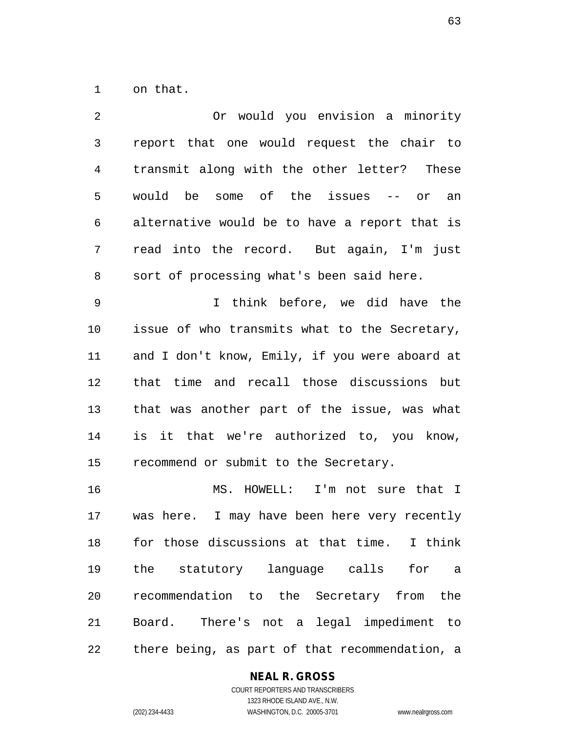on that.

Or would you envision a minority report that one would request the chair to transmit along with the other letter? These would be some of the issues -- or an alternative would be to have a report that is read into the record. But again, I'm just sort of processing what's been said here.

I think before, we did have the issue of who transmits what to the Secretary, and I don't know, Emily, if you were aboard at that time and recall those discussions but that was another part of the issue, was what is it that we're authorized to, you know, recommend or submit to the Secretary.

MS. HOWELL: I'm not sure that I was here. I may have been here very recently for those discussions at that time. I think the statutory language calls for a recommendation to the Secretary from the Board. There's not a legal impediment to there being, as part of that recommendation, a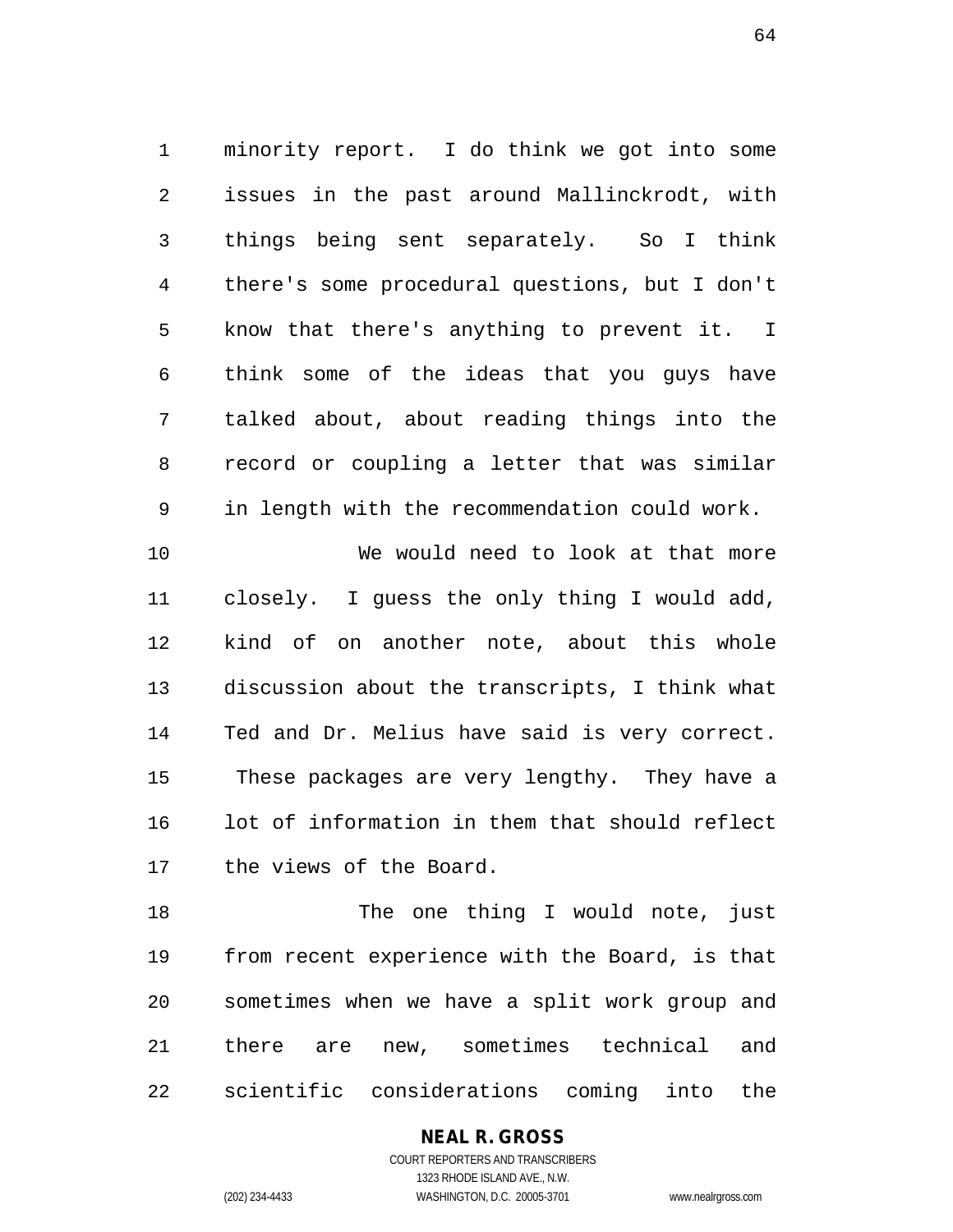minority report. I do think we got into some issues in the past around Mallinckrodt, with things being sent separately. So I think there's some procedural questions, but I don't know that there's anything to prevent it. I think some of the ideas that you guys have talked about, about reading things into the record or coupling a letter that was similar in length with the recommendation could work.

We would need to look at that more closely. I guess the only thing I would add, kind of on another note, about this whole discussion about the transcripts, I think what Ted and Dr. Melius have said is very correct. These packages are very lengthy. They have a lot of information in them that should reflect the views of the Board.

The one thing I would note, just from recent experience with the Board, is that sometimes when we have a split work group and there are new, sometimes technical and scientific considerations coming into the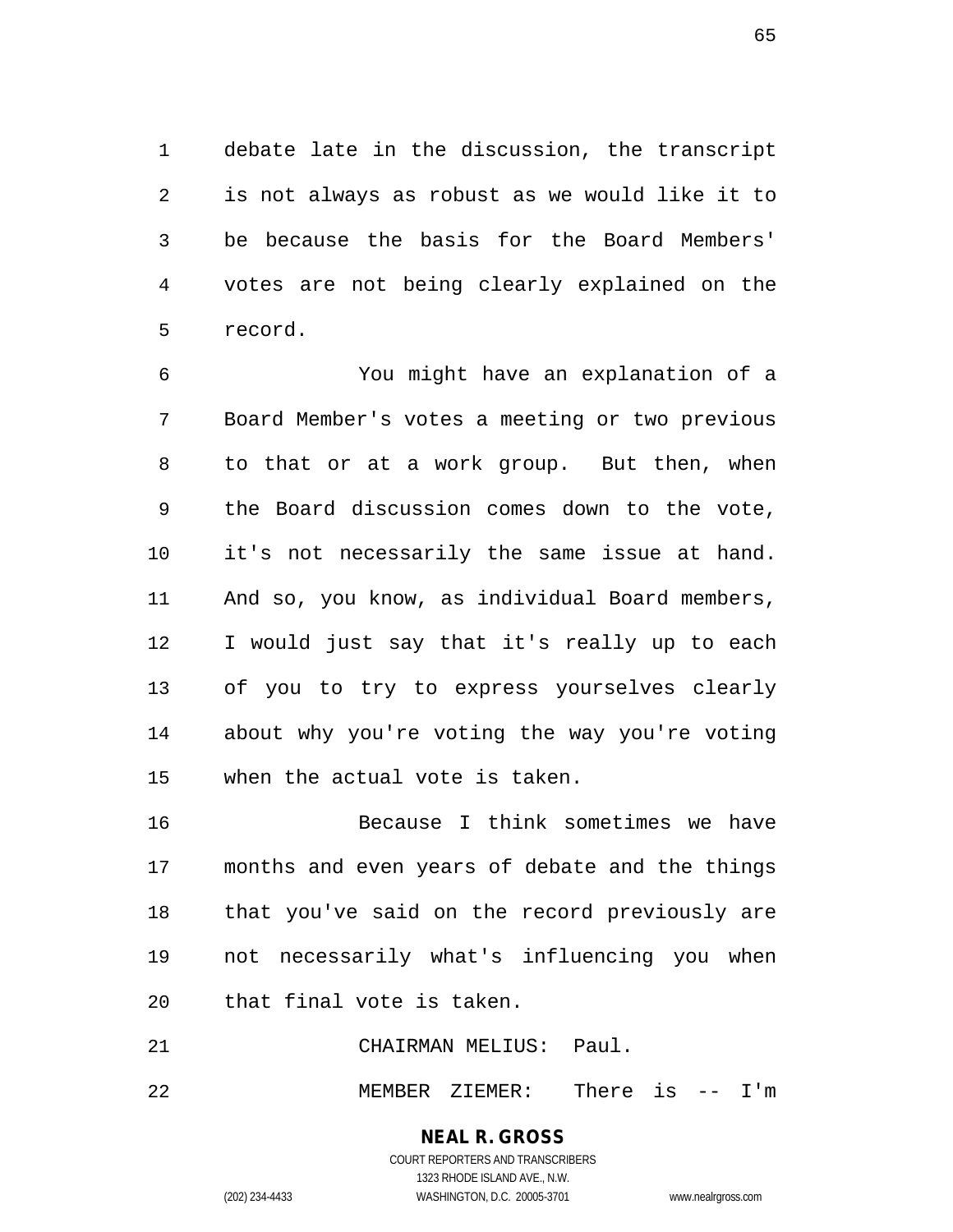debate late in the discussion, the transcript is not always as robust as we would like it to be because the basis for the Board Members' votes are not being clearly explained on the record.

You might have an explanation of a Board Member's votes a meeting or two previous to that or at a work group. But then, when the Board discussion comes down to the vote, it's not necessarily the same issue at hand. And so, you know, as individual Board members, I would just say that it's really up to each of you to try to express yourselves clearly about why you're voting the way you're voting when the actual vote is taken.

Because I think sometimes we have months and even years of debate and the things that you've said on the record previously are not necessarily what's influencing you when that final vote is taken.

CHAIRMAN MELIUS: Paul.

MEMBER ZIEMER: There is -- I'm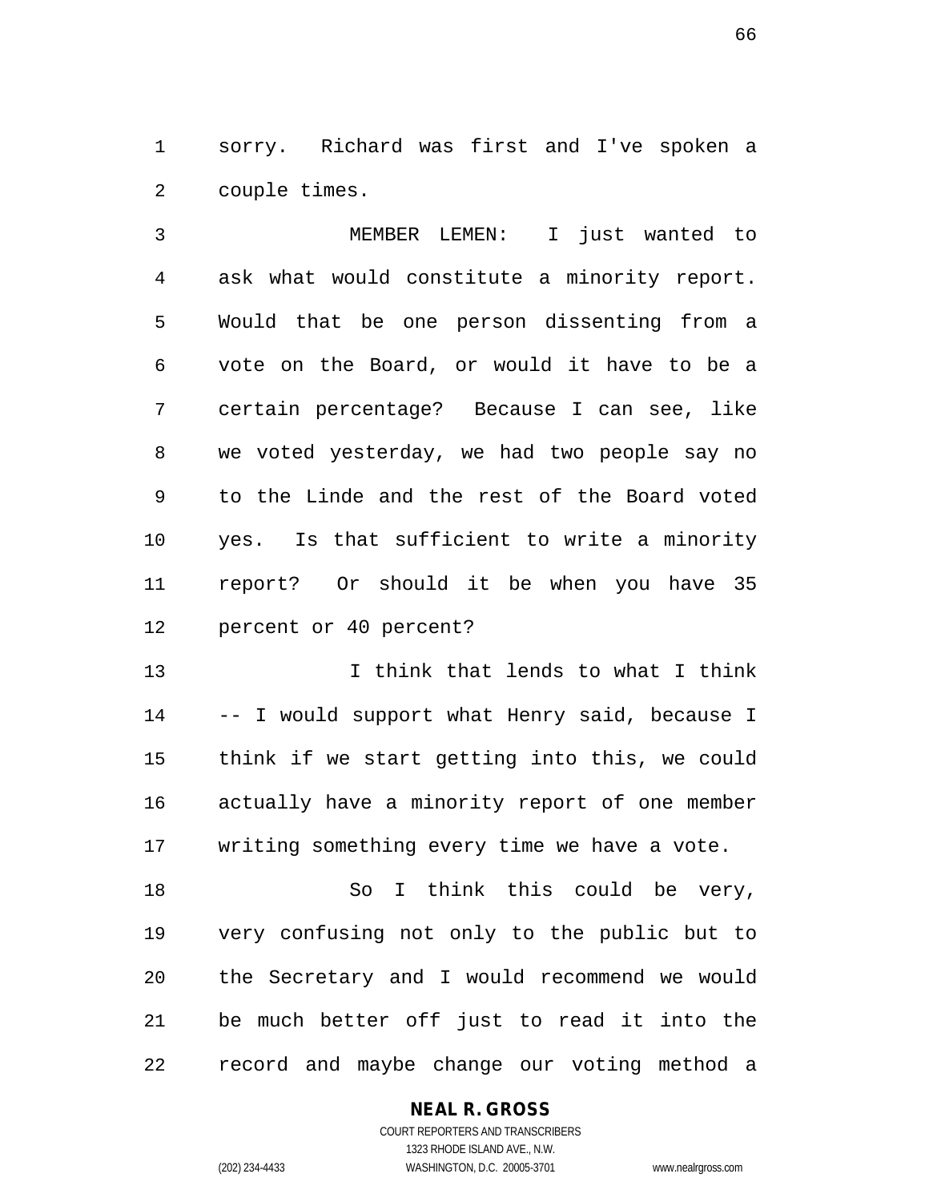sorry. Richard was first and I've spoken a couple times.

MEMBER LEMEN: I just wanted to ask what would constitute a minority report. Would that be one person dissenting from a vote on the Board, or would it have to be a certain percentage? Because I can see, like we voted yesterday, we had two people say no to the Linde and the rest of the Board voted yes. Is that sufficient to write a minority report? Or should it be when you have 35 percent or 40 percent?

I think that lends to what I think -- I would support what Henry said, because I think if we start getting into this, we could actually have a minority report of one member writing something every time we have a vote.

So I think this could be very, very confusing not only to the public but to the Secretary and I would recommend we would be much better off just to read it into the record and maybe change our voting method a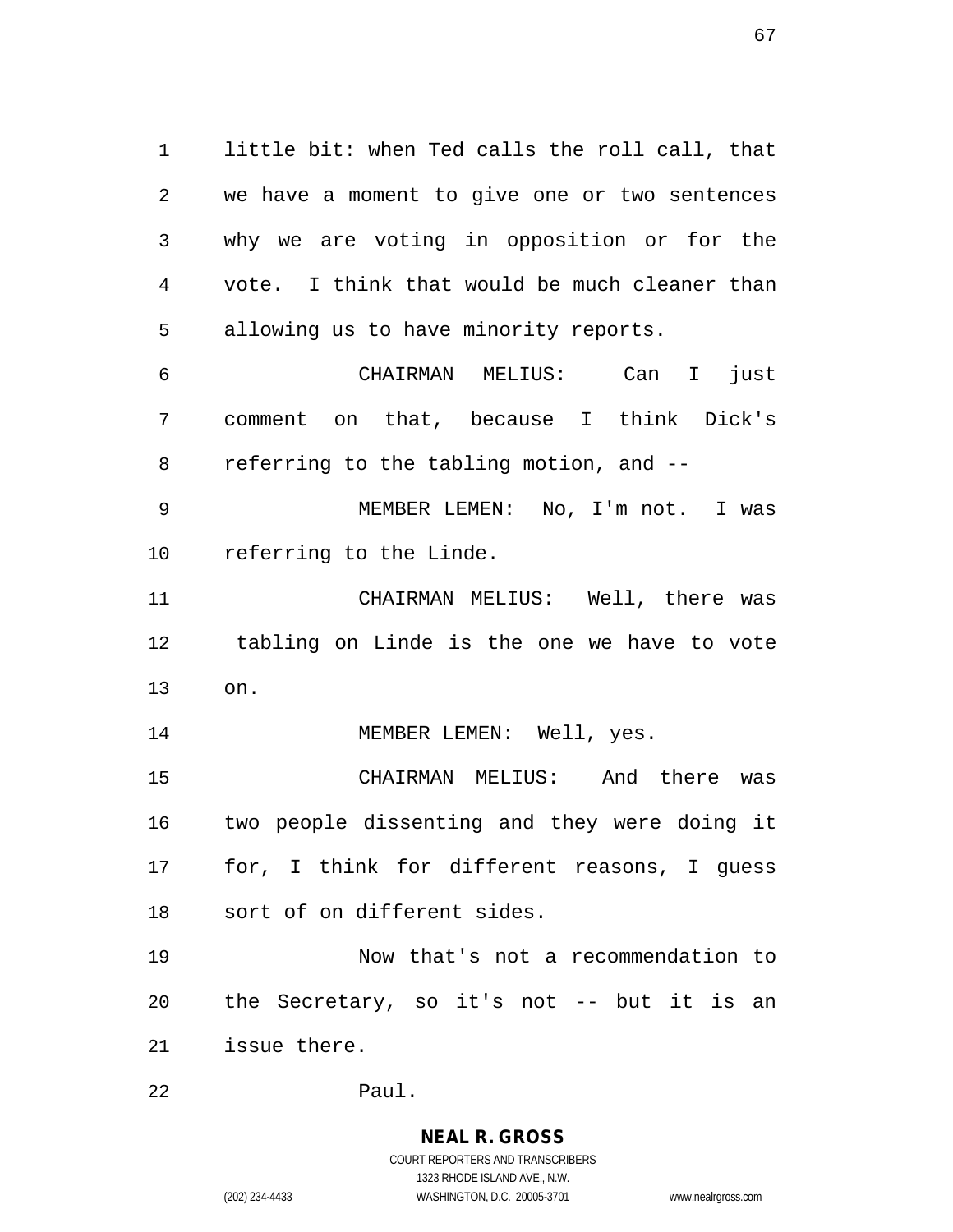little bit: when Ted calls the roll call, that we have a moment to give one or two sentences why we are voting in opposition or for the vote. I think that would be much cleaner than allowing us to have minority reports.

CHAIRMAN MELIUS: Can I just comment on that, because I think Dick's referring to the tabling motion, and --

MEMBER LEMEN: No, I'm not. I was referring to the Linde.

CHAIRMAN MELIUS: Well, there was tabling on Linde is the one we have to vote on.

MEMBER LEMEN: Well, yes.

CHAIRMAN MELIUS: And there was two people dissenting and they were doing it for, I think for different reasons, I guess sort of on different sides.

Now that's not a recommendation to the Secretary, so it's not -- but it is an issue there.

Paul.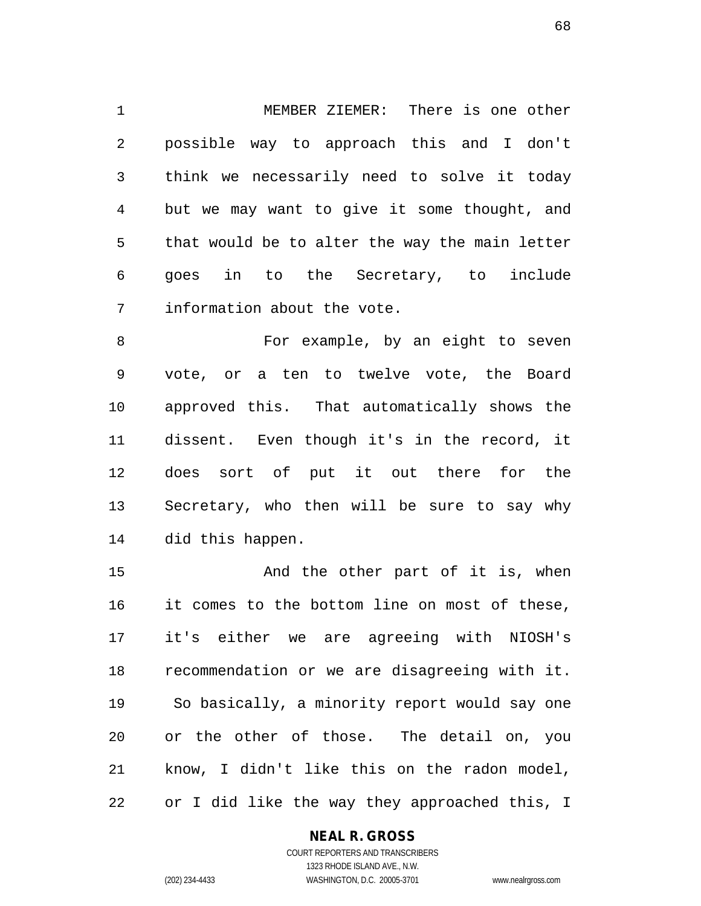MEMBER ZIEMER: There is one other possible way to approach this and I don't think we necessarily need to solve it today but we may want to give it some thought, and that would be to alter the way the main letter goes in to the Secretary, to include information about the vote.

For example, by an eight to seven vote, or a ten to twelve vote, the Board approved this. That automatically shows the dissent. Even though it's in the record, it does sort of put it out there for the Secretary, who then will be sure to say why did this happen.

And the other part of it is, when it comes to the bottom line on most of these, it's either we are agreeing with NIOSH's recommendation or we are disagreeing with it. So basically, a minority report would say one or the other of those. The detail on, you know, I didn't like this on the radon model, or I did like the way they approached this, I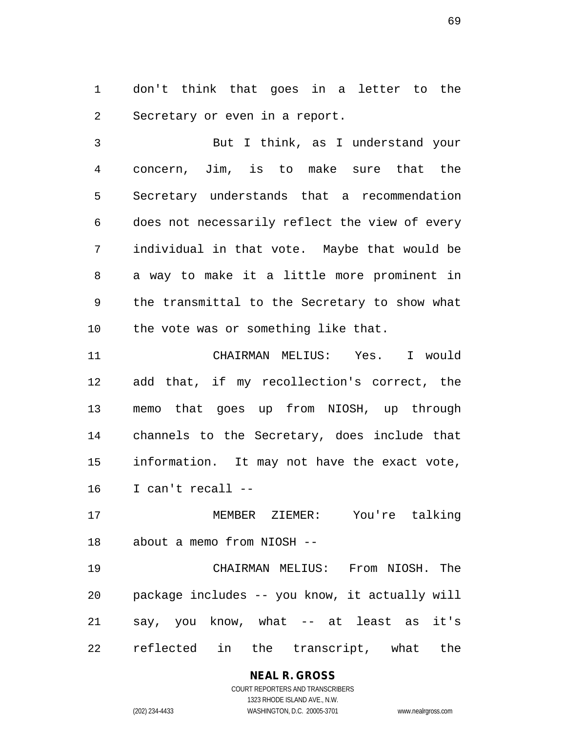don't think that goes in a letter to the Secretary or even in a report.

But I think, as I understand your concern, Jim, is to make sure that the Secretary understands that a recommendation does not necessarily reflect the view of every individual in that vote. Maybe that would be a way to make it a little more prominent in the transmittal to the Secretary to show what the vote was or something like that.

CHAIRMAN MELIUS: Yes. I would add that, if my recollection's correct, the memo that goes up from NIOSH, up through channels to the Secretary, does include that information. It may not have the exact vote, I can't recall --

MEMBER ZIEMER: You're talking about a memo from NIOSH --

CHAIRMAN MELIUS: From NIOSH. The package includes -- you know, it actually will say, you know, what -- at least as it's reflected in the transcript, what the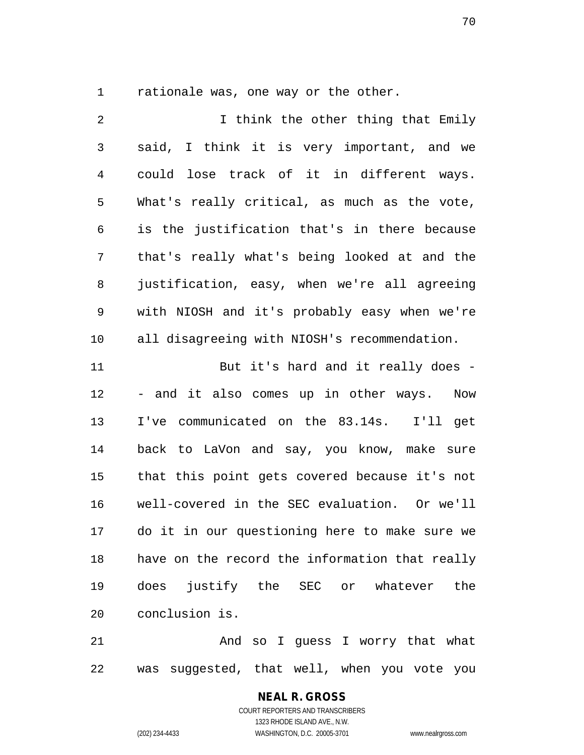rationale was, one way or the other.

I think the other thing that Emily said, I think it is very important, and we could lose track of it in different ways. What's really critical, as much as the vote, is the justification that's in there because that's really what's being looked at and the justification, easy, when we're all agreeing with NIOSH and it's probably easy when we're all disagreeing with NIOSH's recommendation.

But it's hard and it really does -- and it also comes up in other ways. Now I've communicated on the 83.14s. I'll get back to LaVon and say, you know, make sure that this point gets covered because it's not well-covered in the SEC evaluation. Or we'll do it in our questioning here to make sure we have on the record the information that really does justify the SEC or whatever the conclusion is.

And so I guess I worry that what was suggested, that well, when you vote you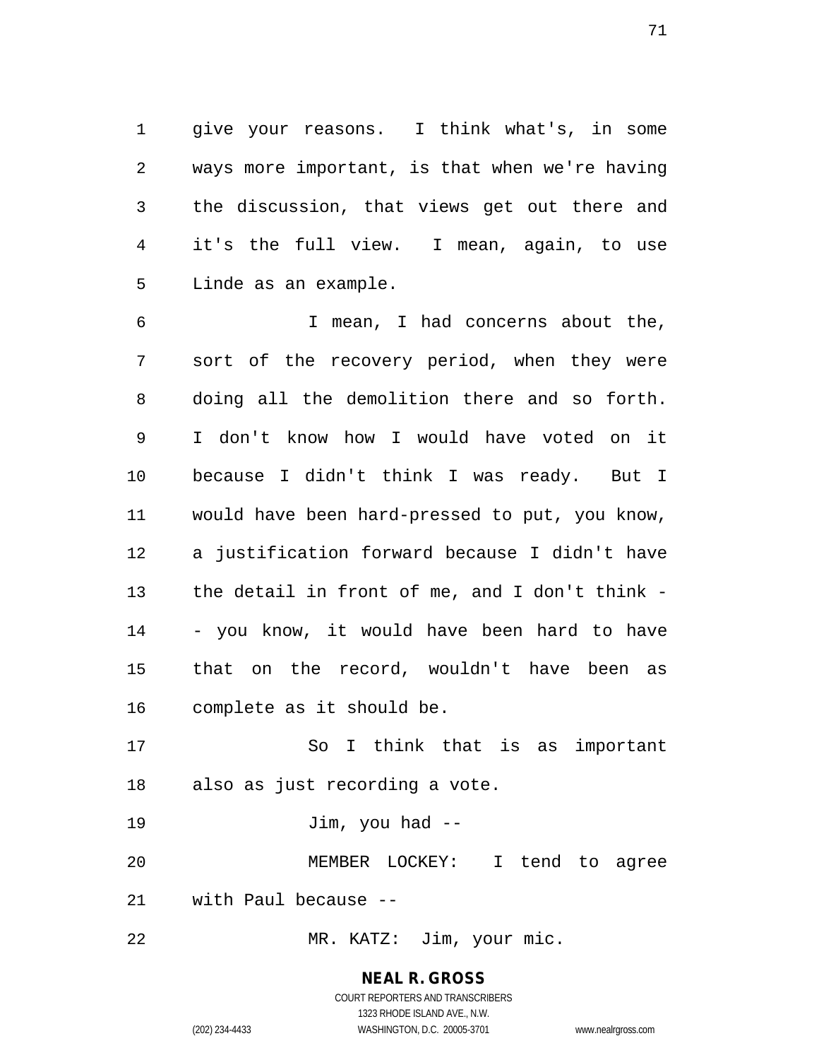give your reasons. I think what's, in some ways more important, is that when we're having the discussion, that views get out there and it's the full view. I mean, again, to use Linde as an example.

I mean, I had concerns about the, sort of the recovery period, when they were doing all the demolition there and so forth. I don't know how I would have voted on it because I didn't think I was ready. But I would have been hard-pressed to put, you know, a justification forward because I didn't have the detail in front of me, and I don't think -- you know, it would have been hard to have that on the record, wouldn't have been as complete as it should be.

So I think that is as important also as just recording a vote.

Jim, you had --

MEMBER LOCKEY: I tend to agree with Paul because --

MR. KATZ: Jim, your mic.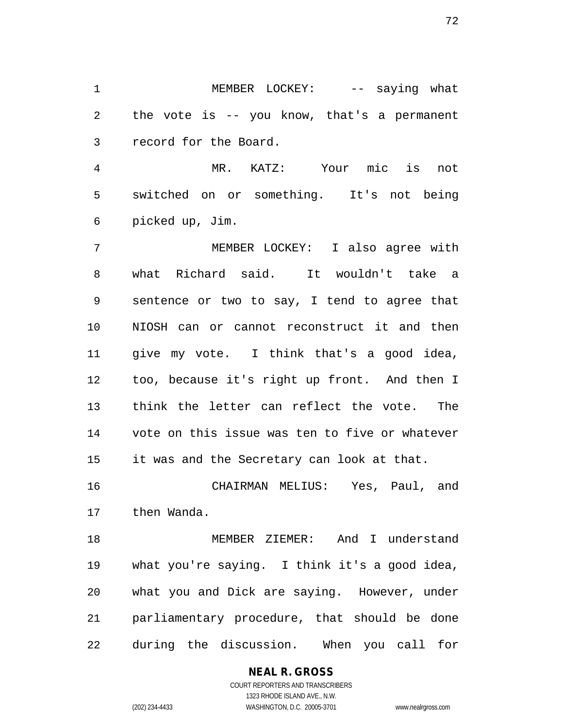MEMBER LOCKEY: -- saying what the vote is -- you know, that's a permanent record for the Board.

MR. KATZ: Your mic is not switched on or something. It's not being picked up, Jim.

MEMBER LOCKEY: I also agree with what Richard said. It wouldn't take a sentence or two to say, I tend to agree that NIOSH can or cannot reconstruct it and then give my vote. I think that's a good idea, too, because it's right up front. And then I think the letter can reflect the vote. The vote on this issue was ten to five or whatever it was and the Secretary can look at that.

CHAIRMAN MELIUS: Yes, Paul, and then Wanda.

MEMBER ZIEMER: And I understand what you're saying. I think it's a good idea, what you and Dick are saying. However, under parliamentary procedure, that should be done during the discussion. When you call for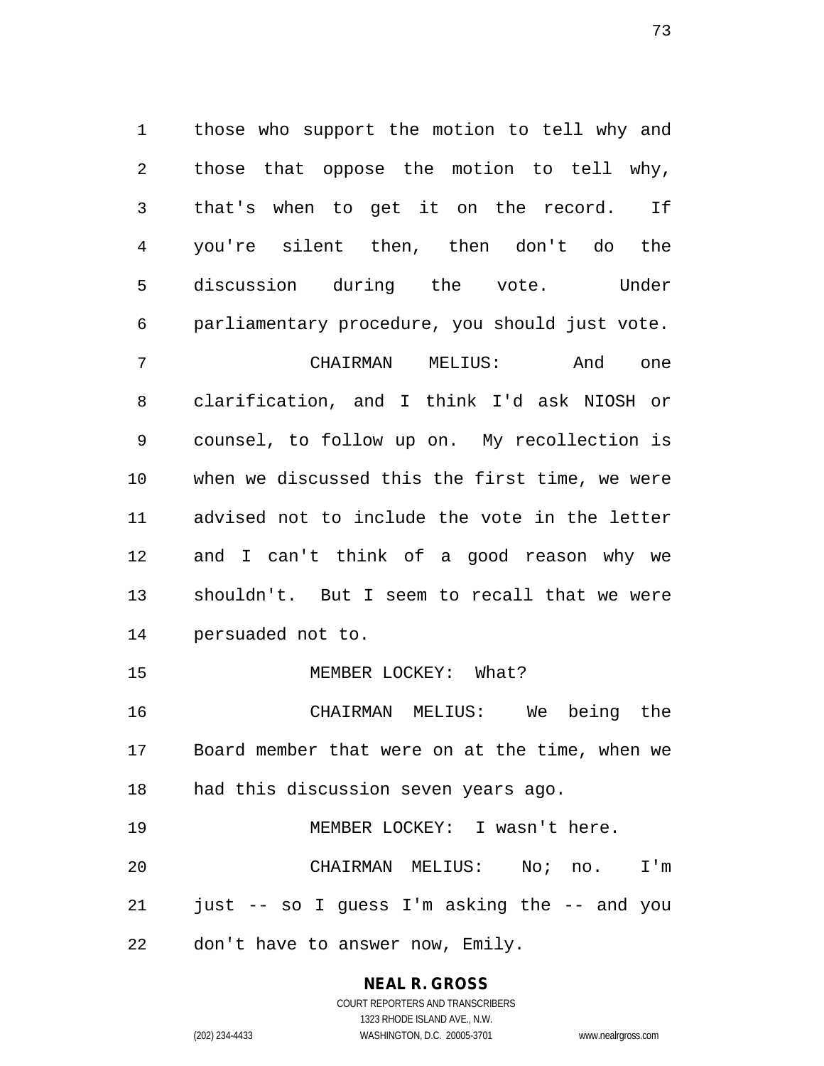those who support the motion to tell why and those that oppose the motion to tell why, that's when to get it on the record. If you're silent then, then don't do the discussion during the vote. Under parliamentary procedure, you should just vote.

CHAIRMAN MELIUS: And one clarification, and I think I'd ask NIOSH or counsel, to follow up on. My recollection is when we discussed this the first time, we were advised not to include the vote in the letter and I can't think of a good reason why we shouldn't. But I seem to recall that we were persuaded not to.

MEMBER LOCKEY: What?

CHAIRMAN MELIUS: We being the Board member that were on at the time, when we had this discussion seven years ago.

MEMBER LOCKEY: I wasn't here.

CHAIRMAN MELIUS: No; no. I'm just -- so I guess I'm asking the -- and you don't have to answer now, Emily.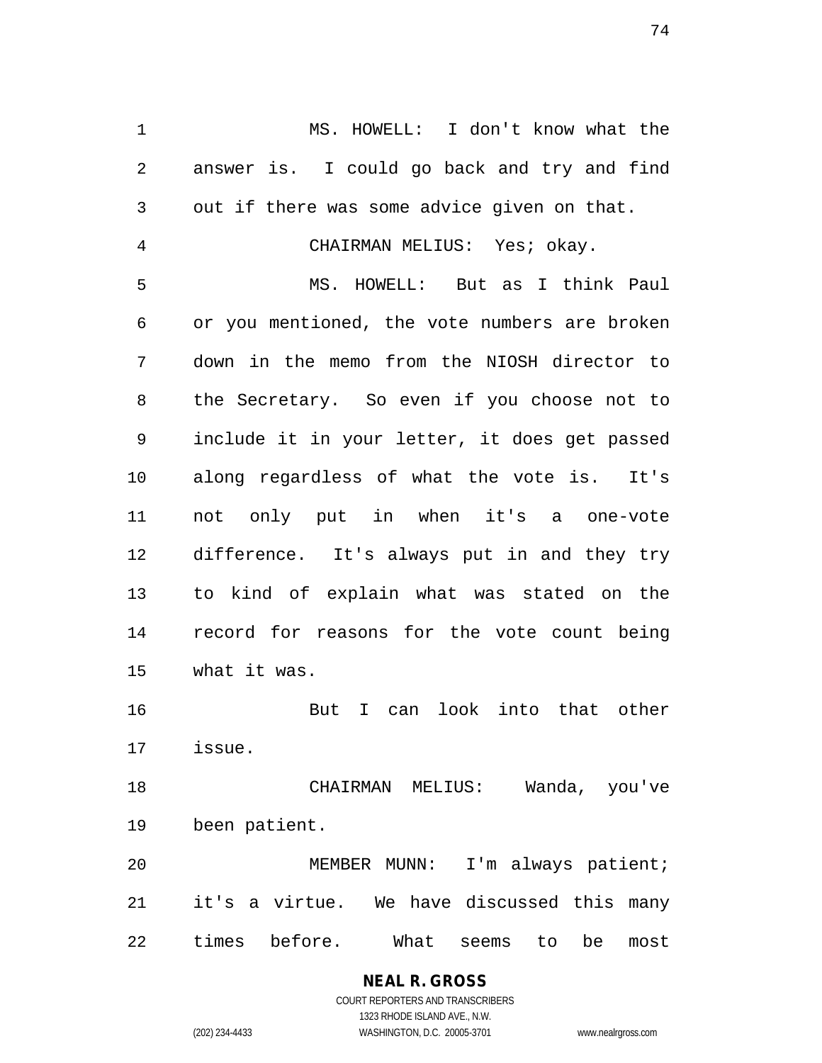MS. HOWELL: I don't know what the answer is. I could go back and try and find out if there was some advice given on that.

CHAIRMAN MELIUS: Yes; okay.

MS. HOWELL: But as I think Paul or you mentioned, the vote numbers are broken down in the memo from the NIOSH director to the Secretary. So even if you choose not to include it in your letter, it does get passed along regardless of what the vote is. It's not only put in when it's a one-vote difference. It's always put in and they try to kind of explain what was stated on the record for reasons for the vote count being what it was.

But I can look into that other issue.

CHAIRMAN MELIUS: Wanda, you've been patient.

MEMBER MUNN: I'm always patient; it's a virtue. We have discussed this many times before. What seems to be most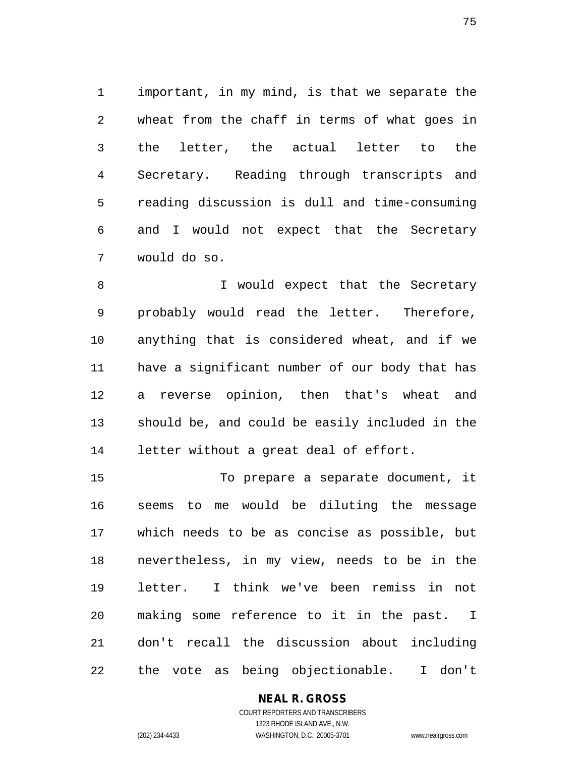important, in my mind, is that we separate the wheat from the chaff in terms of what goes in the letter, the actual letter to the Secretary. Reading through transcripts and reading discussion is dull and time-consuming and I would not expect that the Secretary would do so.

I would expect that the Secretary probably would read the letter. Therefore, anything that is considered wheat, and if we have a significant number of our body that has a reverse opinion, then that's wheat and should be, and could be easily included in the letter without a great deal of effort.

To prepare a separate document, it seems to me would be diluting the message which needs to be as concise as possible, but nevertheless, in my view, needs to be in the letter. I think we've been remiss in not making some reference to it in the past. I don't recall the discussion about including the vote as being objectionable. I don't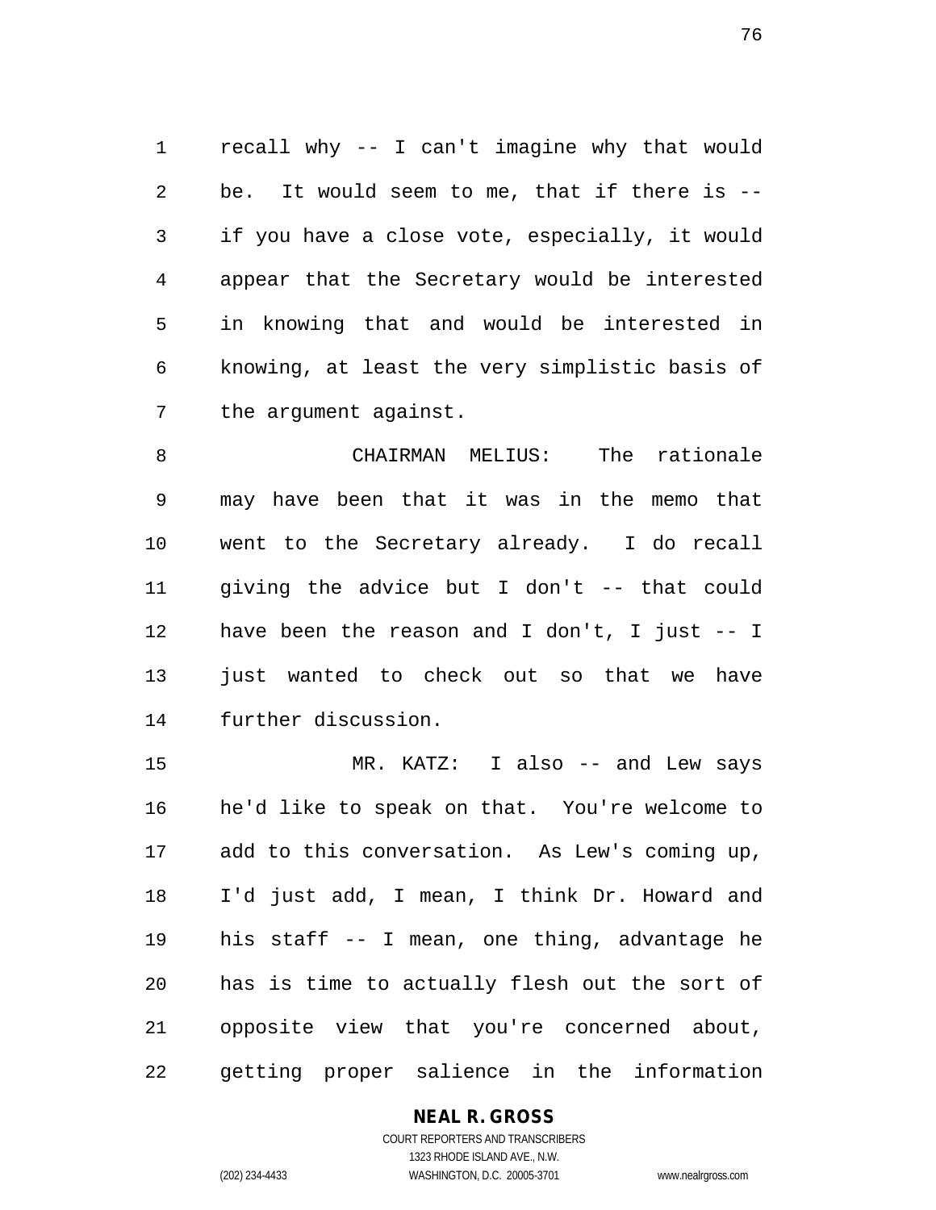recall why -- I can't imagine why that would be. It would seem to me, that if there is -- if you have a close vote, especially, it would appear that the Secretary would be interested in knowing that and would be interested in knowing, at least the very simplistic basis of the argument against.

CHAIRMAN MELIUS: The rationale may have been that it was in the memo that went to the Secretary already. I do recall giving the advice but I don't -- that could have been the reason and I don't, I just -- I just wanted to check out so that we have further discussion.

MR. KATZ: I also -- and Lew says he'd like to speak on that. You're welcome to add to this conversation. As Lew's coming up, I'd just add, I mean, I think Dr. Howard and his staff -- I mean, one thing, advantage he has is time to actually flesh out the sort of opposite view that you're concerned about, getting proper salience in the information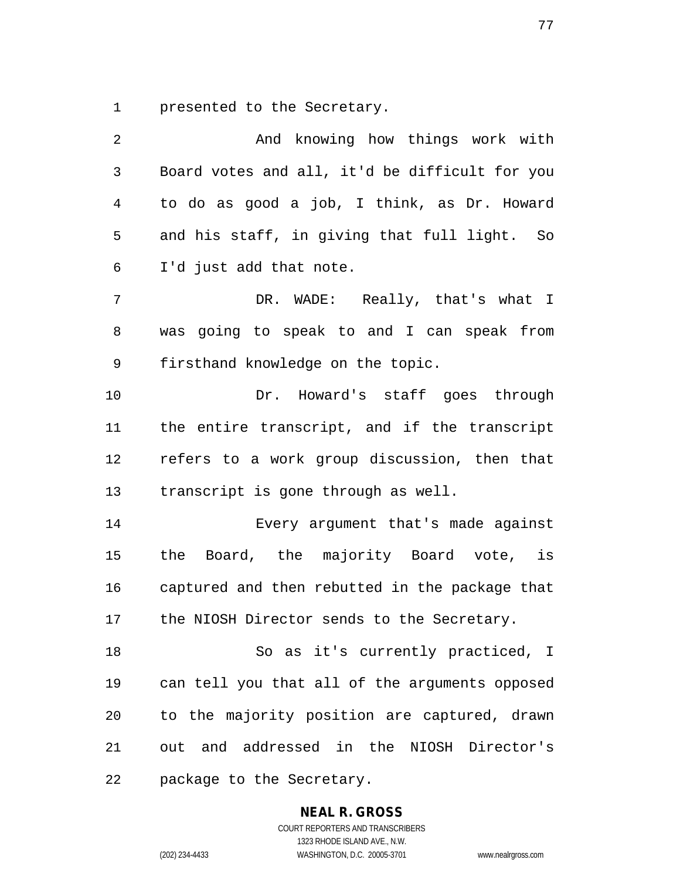presented to the Secretary.

And knowing how things work with Board votes and all, it'd be difficult for you to do as good a job, I think, as Dr. Howard and his staff, in giving that full light. So I'd just add that note.

DR. WADE: Really, that's what I was going to speak to and I can speak from firsthand knowledge on the topic.

Dr. Howard's staff goes through the entire transcript, and if the transcript refers to a work group discussion, then that transcript is gone through as well.

Every argument that's made against the Board, the majority Board vote, is captured and then rebutted in the package that the NIOSH Director sends to the Secretary.

So as it's currently practiced, I can tell you that all of the arguments opposed to the majority position are captured, drawn out and addressed in the NIOSH Director's package to the Secretary.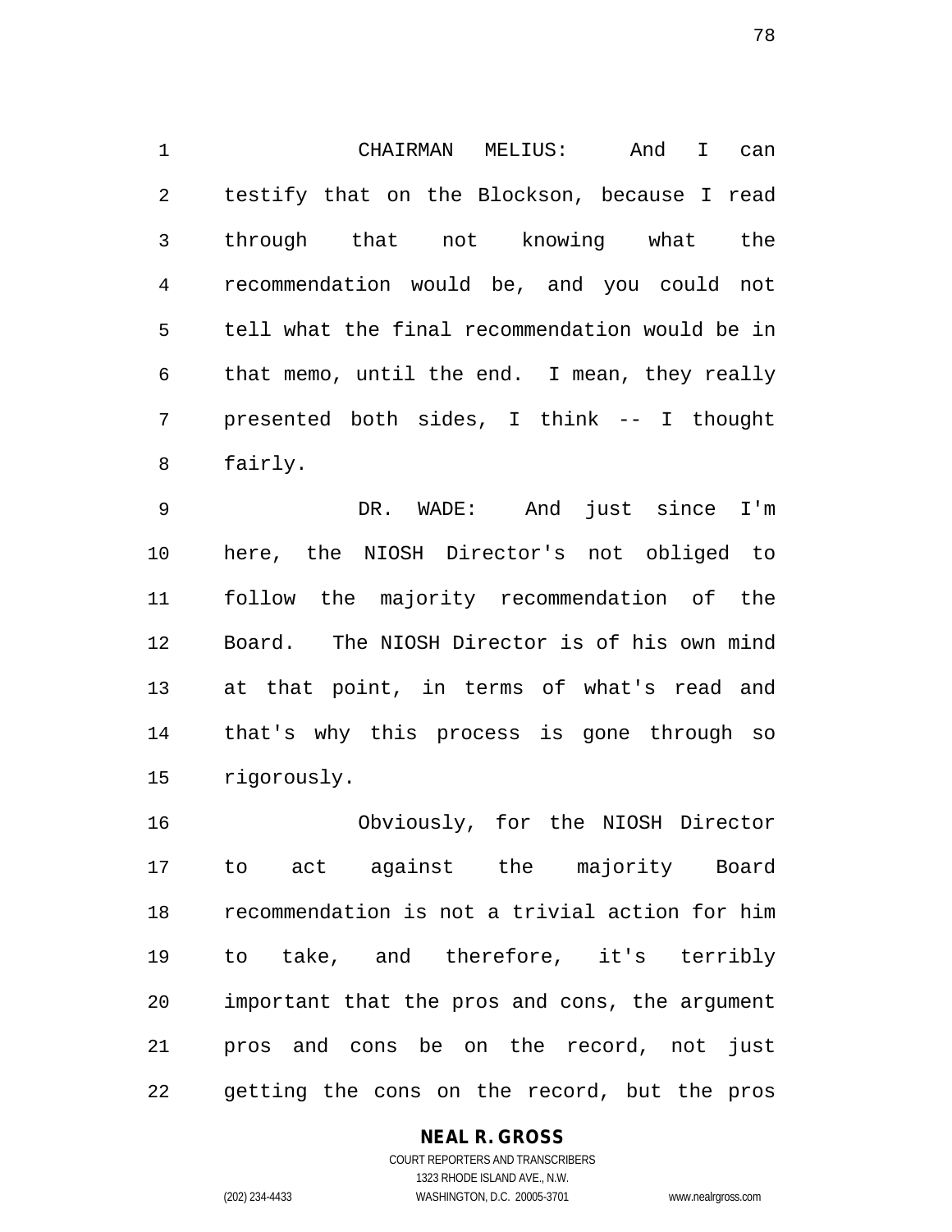CHAIRMAN MELIUS: And I can testify that on the Blockson, because I read through that not knowing what the recommendation would be, and you could not tell what the final recommendation would be in that memo, until the end. I mean, they really presented both sides, I think -- I thought fairly.

DR. WADE: And just since I'm here, the NIOSH Director's not obliged to follow the majority recommendation of the Board. The NIOSH Director is of his own mind at that point, in terms of what's read and that's why this process is gone through so rigorously.

Obviously, for the NIOSH Director to act against the majority Board recommendation is not a trivial action for him to take, and therefore, it's terribly important that the pros and cons, the argument pros and cons be on the record, not just getting the cons on the record, but the pros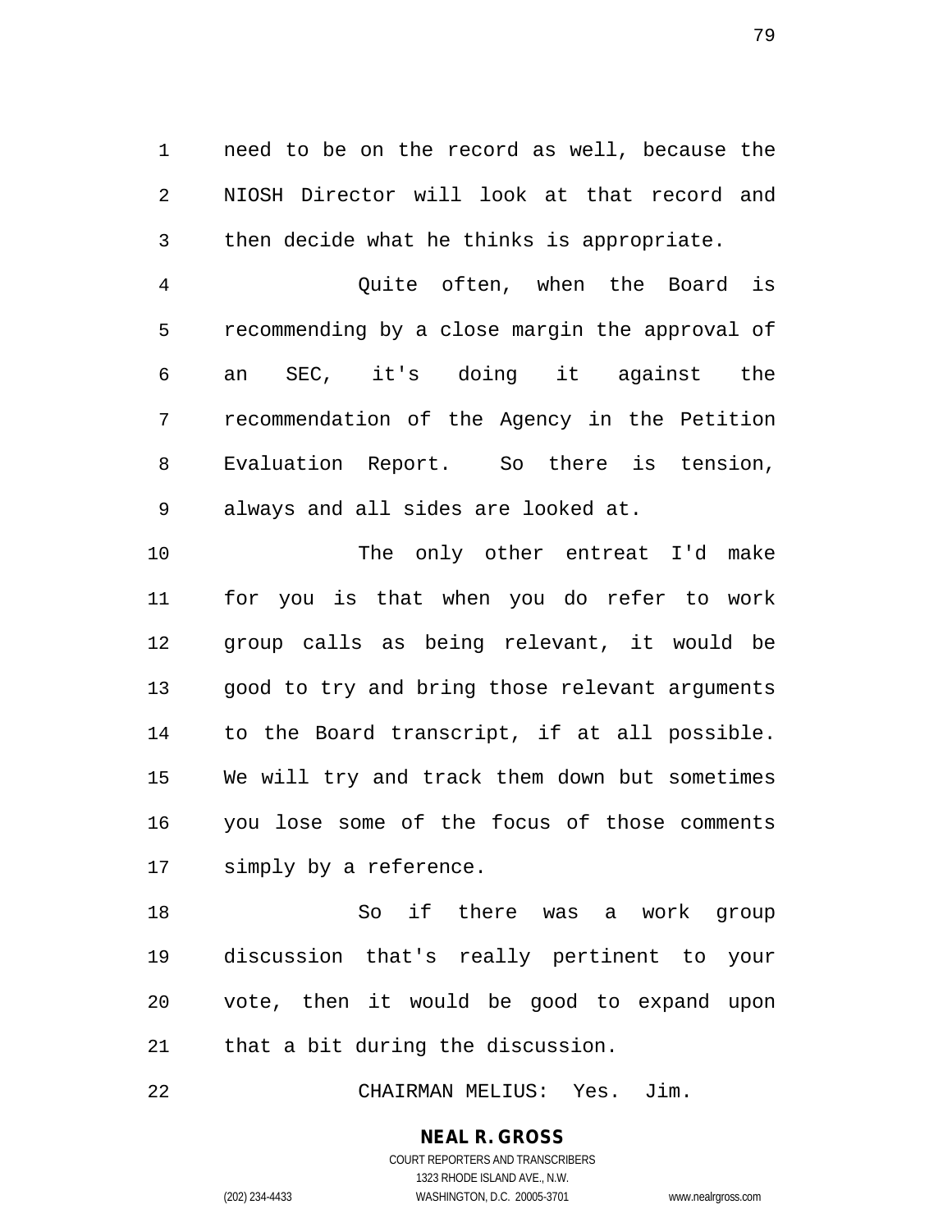need to be on the record as well, because the NIOSH Director will look at that record and then decide what he thinks is appropriate.

Quite often, when the Board is recommending by a close margin the approval of an SEC, it's doing it against the recommendation of the Agency in the Petition Evaluation Report. So there is tension, always and all sides are looked at.

The only other entreat I'd make for you is that when you do refer to work group calls as being relevant, it would be good to try and bring those relevant arguments to the Board transcript, if at all possible. We will try and track them down but sometimes you lose some of the focus of those comments simply by a reference.

So if there was a work group discussion that's really pertinent to your vote, then it would be good to expand upon that a bit during the discussion.

CHAIRMAN MELIUS: Yes. Jim.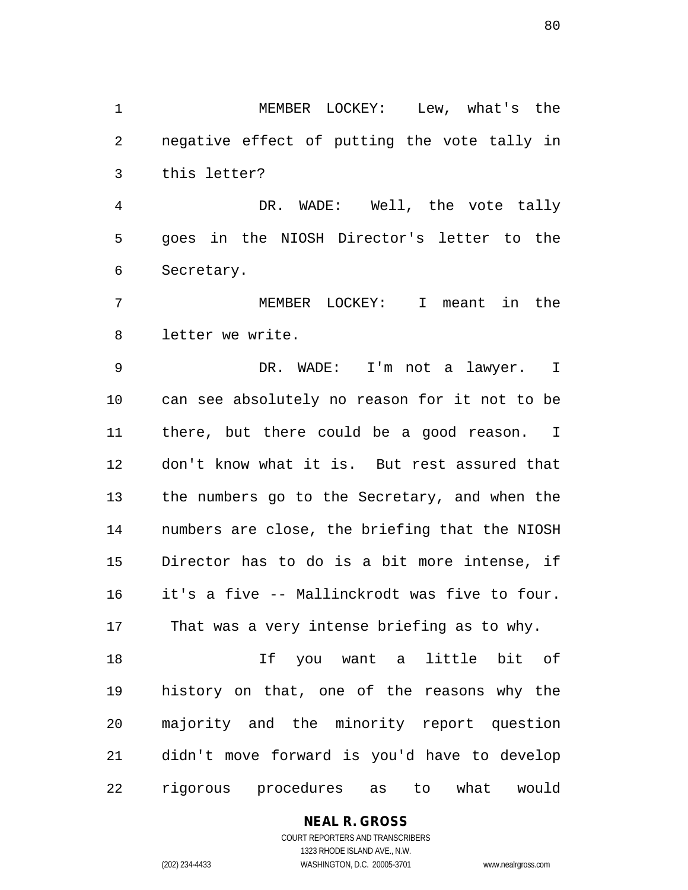MEMBER LOCKEY: Lew, what's the negative effect of putting the vote tally in this letter?

DR. WADE: Well, the vote tally goes in the NIOSH Director's letter to the Secretary.

MEMBER LOCKEY: I meant in the letter we write.

DR. WADE: I'm not a lawyer. I can see absolutely no reason for it not to be there, but there could be a good reason. I don't know what it is. But rest assured that the numbers go to the Secretary, and when the numbers are close, the briefing that the NIOSH Director has to do is a bit more intense, if it's a five -- Mallinckrodt was five to four. That was a very intense briefing as to why.

If you want a little bit of history on that, one of the reasons why the majority and the minority report question didn't move forward is you'd have to develop rigorous procedures as to what would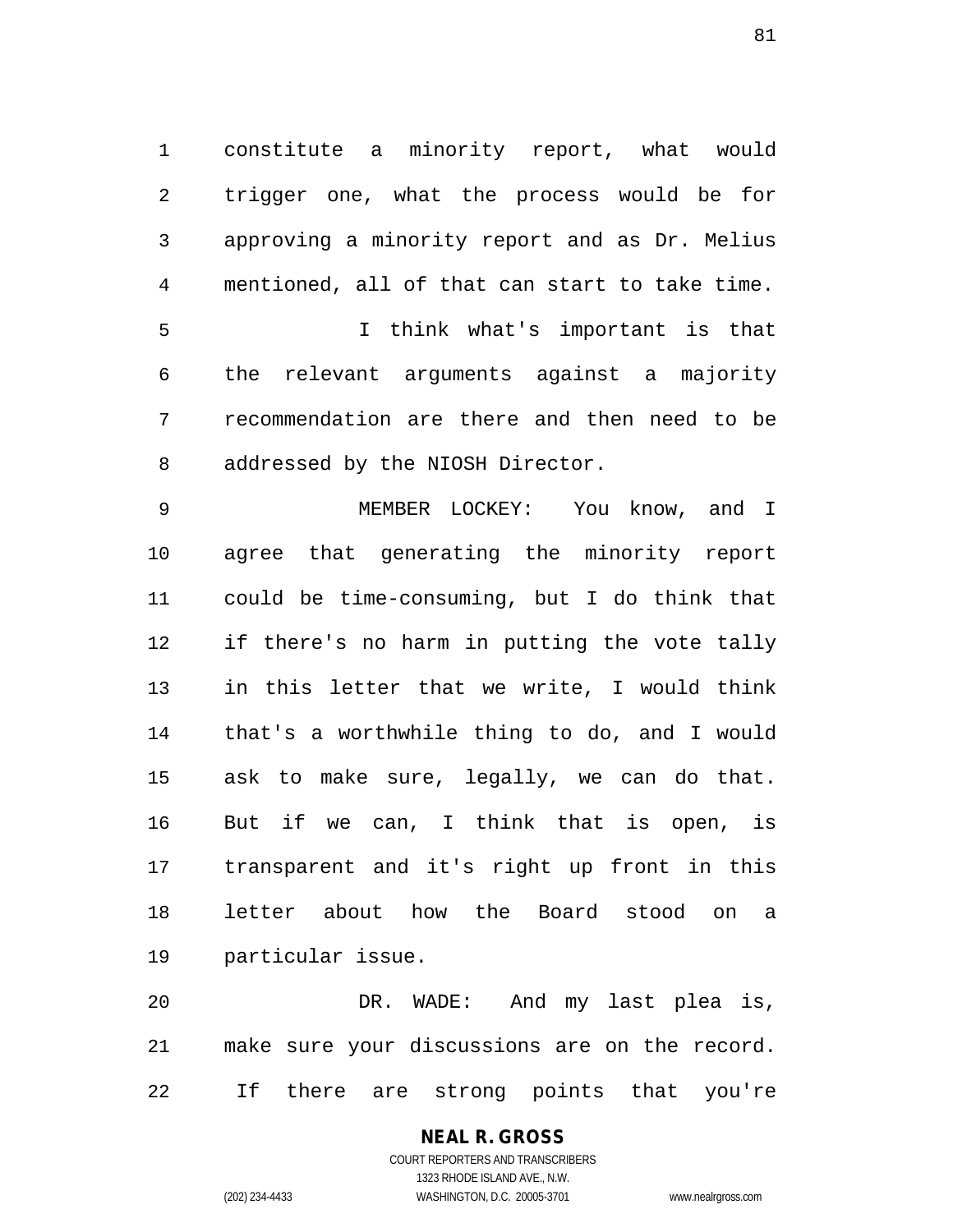constitute a minority report, what would trigger one, what the process would be for approving a minority report and as Dr. Melius mentioned, all of that can start to take time.

I think what's important is that the relevant arguments against a majority recommendation are there and then need to be addressed by the NIOSH Director.

MEMBER LOCKEY: You know, and I agree that generating the minority report could be time-consuming, but I do think that if there's no harm in putting the vote tally in this letter that we write, I would think that's a worthwhile thing to do, and I would ask to make sure, legally, we can do that. But if we can, I think that is open, is transparent and it's right up front in this letter about how the Board stood on a particular issue.

DR. WADE: And my last plea is, make sure your discussions are on the record. If there are strong points that you're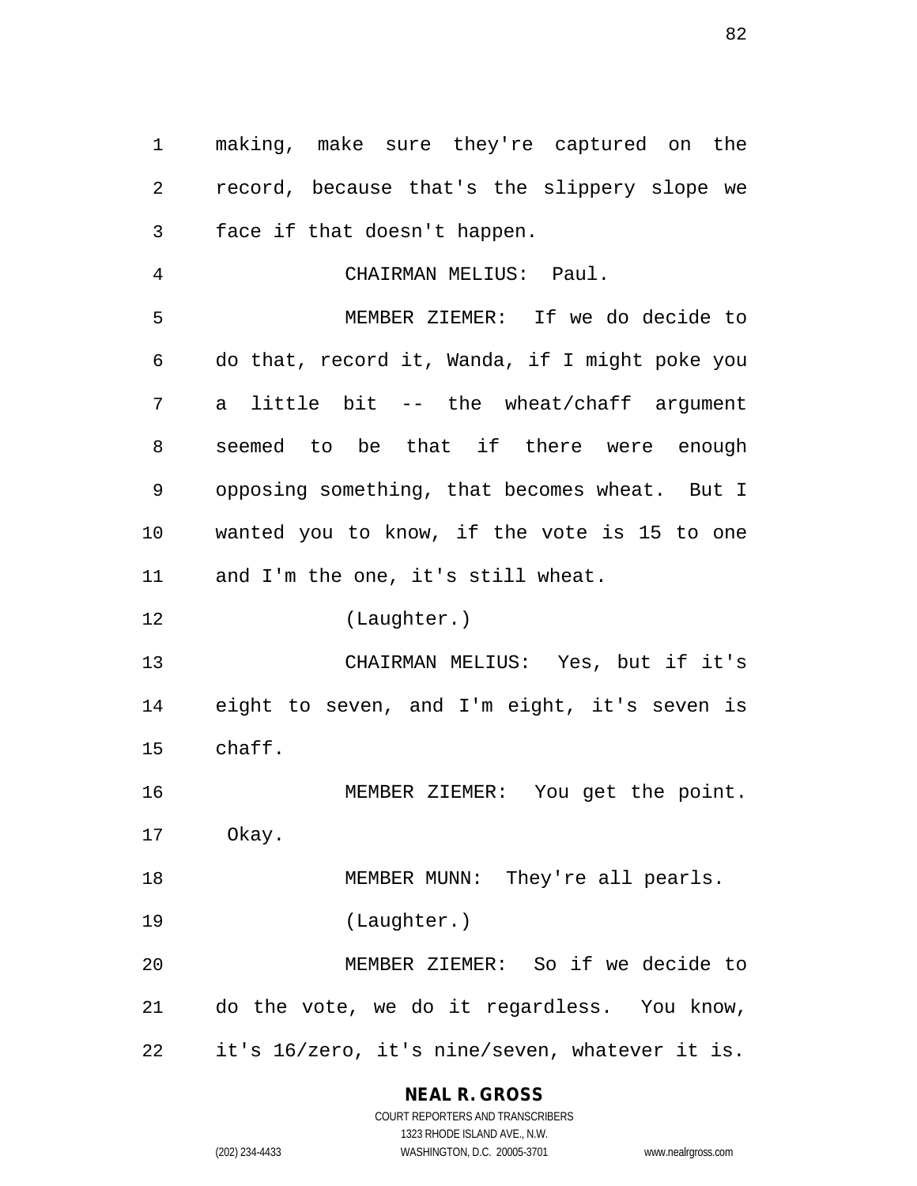making, make sure they're captured on the record, because that's the slippery slope we face if that doesn't happen.

CHAIRMAN MELIUS: Paul.

MEMBER ZIEMER: If we do decide to do that, record it, Wanda, if I might poke you a little bit -- the wheat/chaff argument seemed to be that if there were enough opposing something, that becomes wheat. But I wanted you to know, if the vote is 15 to one and I'm the one, it's still wheat.

(Laughter.)

CHAIRMAN MELIUS: Yes, but if it's eight to seven, and I'm eight, it's seven is chaff.

MEMBER ZIEMER: You get the point. Okay.

MEMBER MUNN: They're all pearls.

(Laughter.)

MEMBER ZIEMER: So if we decide to do the vote, we do it regardless. You know, it's 16/zero, it's nine/seven, whatever it is.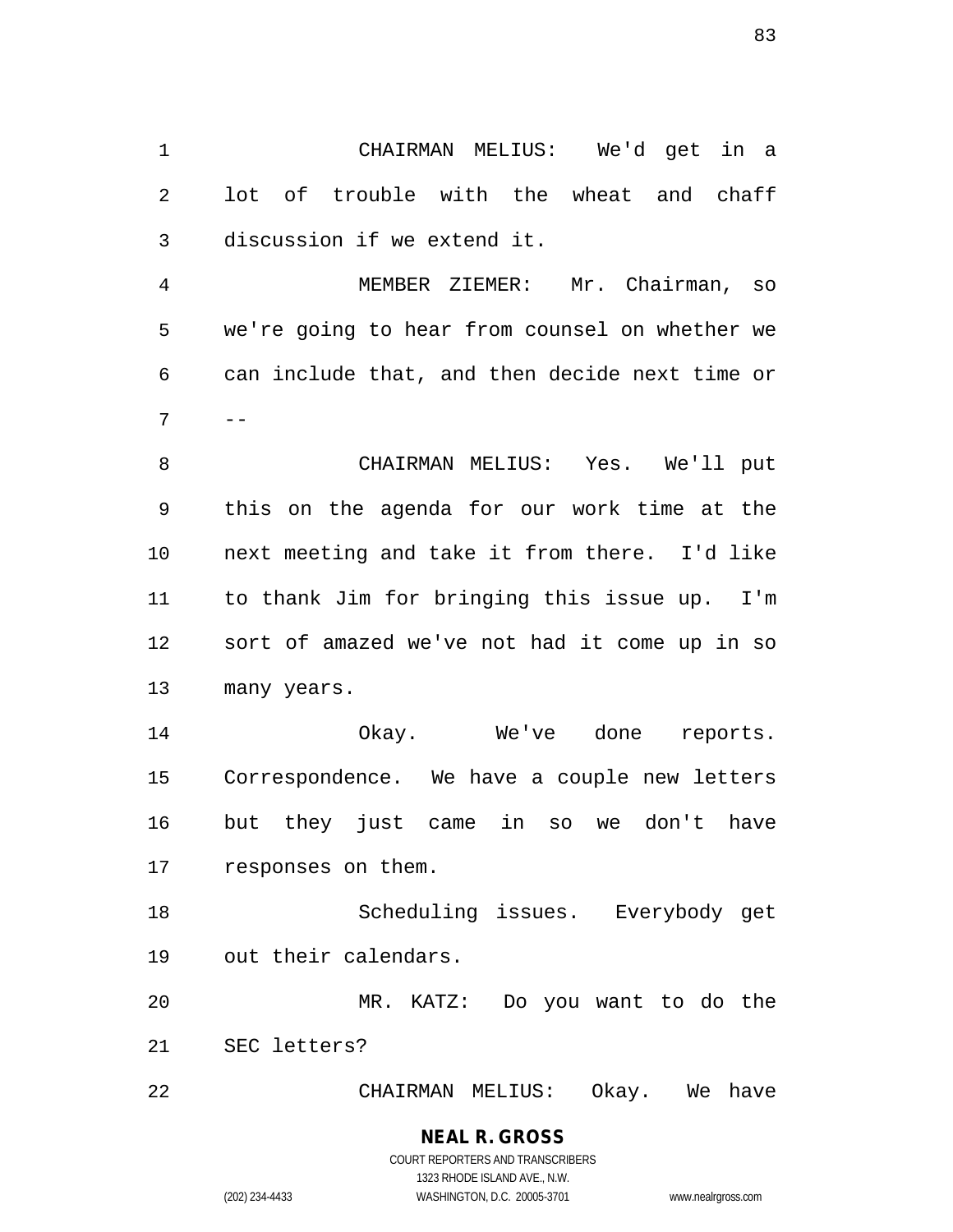CHAIRMAN MELIUS: We'd get in a lot of trouble with the wheat and chaff discussion if we extend it.

MEMBER ZIEMER: Mr. Chairman, so we're going to hear from counsel on whether we can include that, and then decide next time or --

CHAIRMAN MELIUS: Yes. We'll put this on the agenda for our work time at the next meeting and take it from there. I'd like to thank Jim for bringing this issue up. I'm sort of amazed we've not had it come up in so many years.

Okay. We've done reports. Correspondence. We have a couple new letters but they just came in so we don't have responses on them.

Scheduling issues. Everybody get out their calendars.

MR. KATZ: Do you want to do the SEC letters?

CHAIRMAN MELIUS: Okay. We have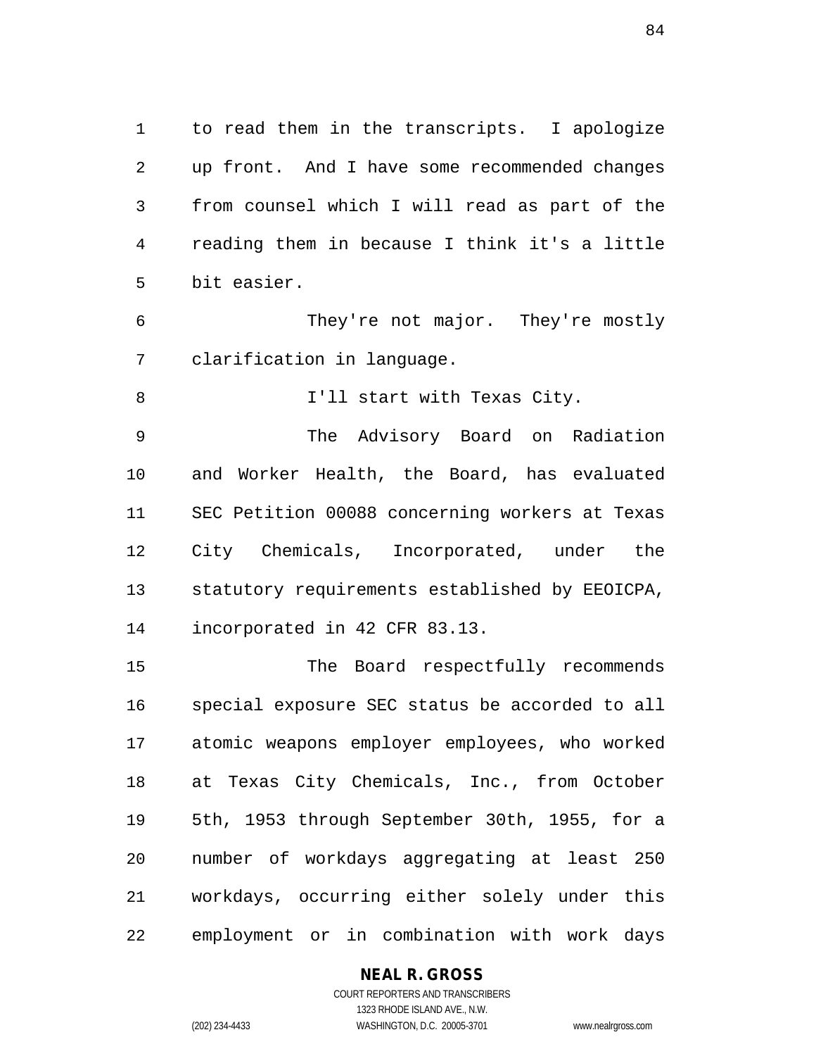to read them in the transcripts. I apologize up front. And I have some recommended changes from counsel which I will read as part of the reading them in because I think it's a little bit easier.

They're not major. They're mostly clarification in language.

I'll start with Texas City.

The Advisory Board on Radiation and Worker Health, the Board, has evaluated SEC Petition 00088 concerning workers at Texas City Chemicals, Incorporated, under the statutory requirements established by EEOICPA, incorporated in 42 CFR 83.13.

The Board respectfully recommends special exposure SEC status be accorded to all atomic weapons employer employees, who worked at Texas City Chemicals, Inc., from October 5th, 1953 through September 30th, 1955, for a number of workdays aggregating at least 250 workdays, occurring either solely under this employment or in combination with work days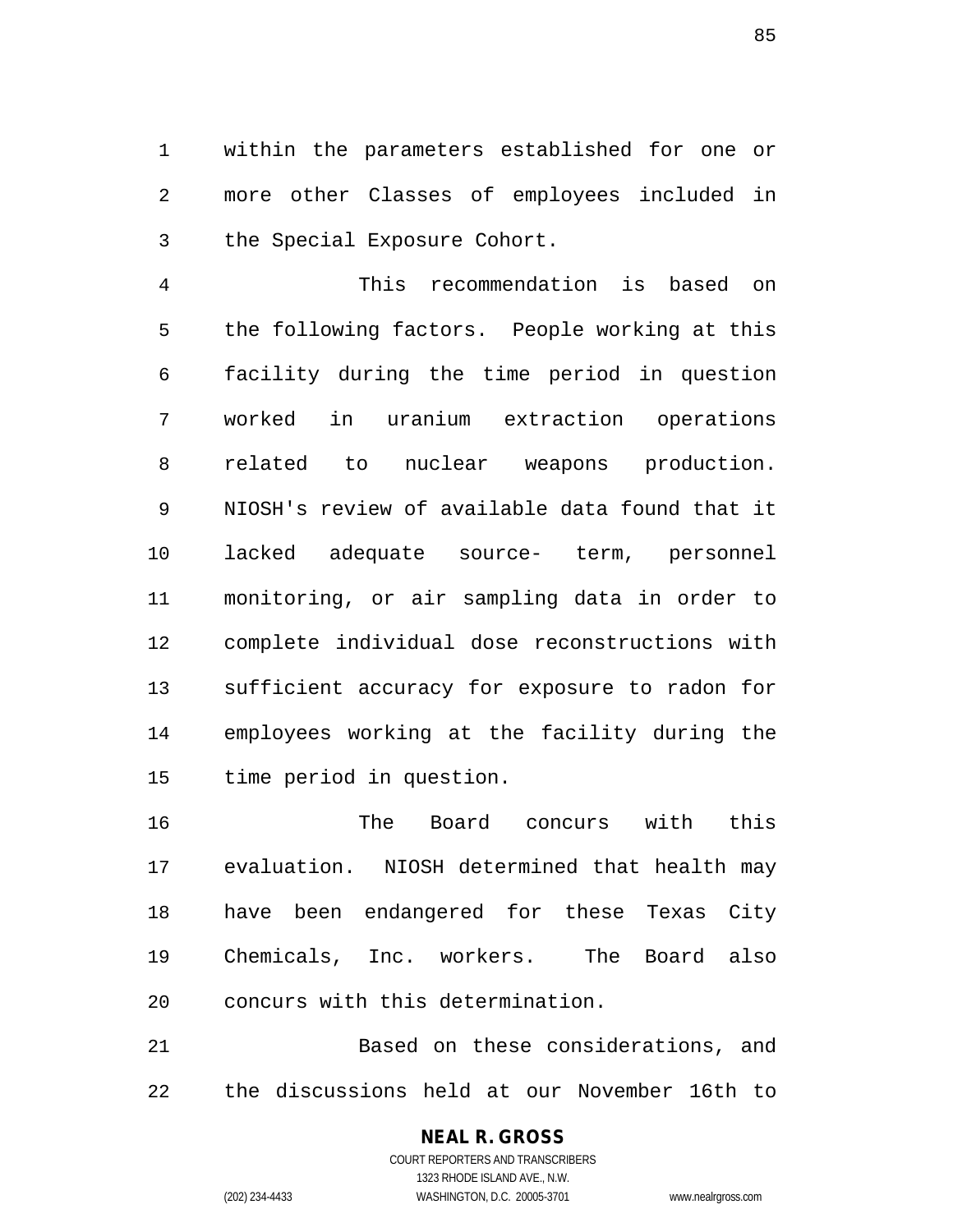within the parameters established for one or more other Classes of employees included in the Special Exposure Cohort.

This recommendation is based on the following factors. People working at this facility during the time period in question worked in uranium extraction operations related to nuclear weapons production. NIOSH's review of available data found that it lacked adequate source- term, personnel monitoring, or air sampling data in order to complete individual dose reconstructions with sufficient accuracy for exposure to radon for employees working at the facility during the time period in question.

The Board concurs with this evaluation. NIOSH determined that health may have been endangered for these Texas City Chemicals, Inc. workers. The Board also concurs with this determination.

Based on these considerations, and the discussions held at our November 16th to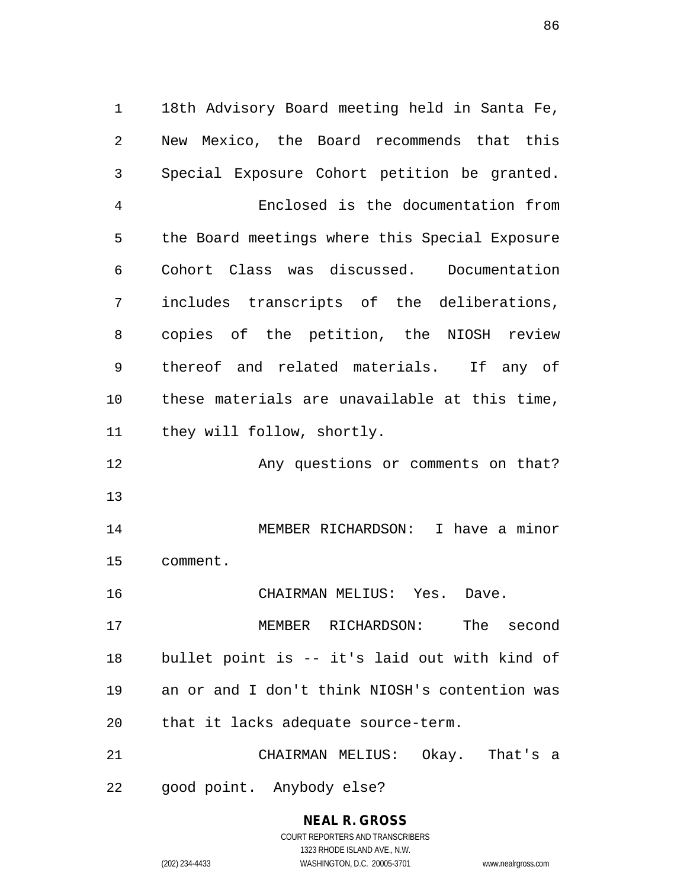18th Advisory Board meeting held in Santa Fe, New Mexico, the Board recommends that this Special Exposure Cohort petition be granted.

Enclosed is the documentation from the Board meetings where this Special Exposure Cohort Class was discussed. Documentation includes transcripts of the deliberations, copies of the petition, the NIOSH review thereof and related materials. If any of these materials are unavailable at this time, they will follow, shortly.

Any questions or comments on that?

MEMBER RICHARDSON: I have a minor comment.

CHAIRMAN MELIUS: Yes. Dave.

MEMBER RICHARDSON: The second bullet point is -- it's laid out with kind of an or and I don't think NIOSH's contention was that it lacks adequate source-term.

CHAIRMAN MELIUS: Okay. That's a good point. Anybody else?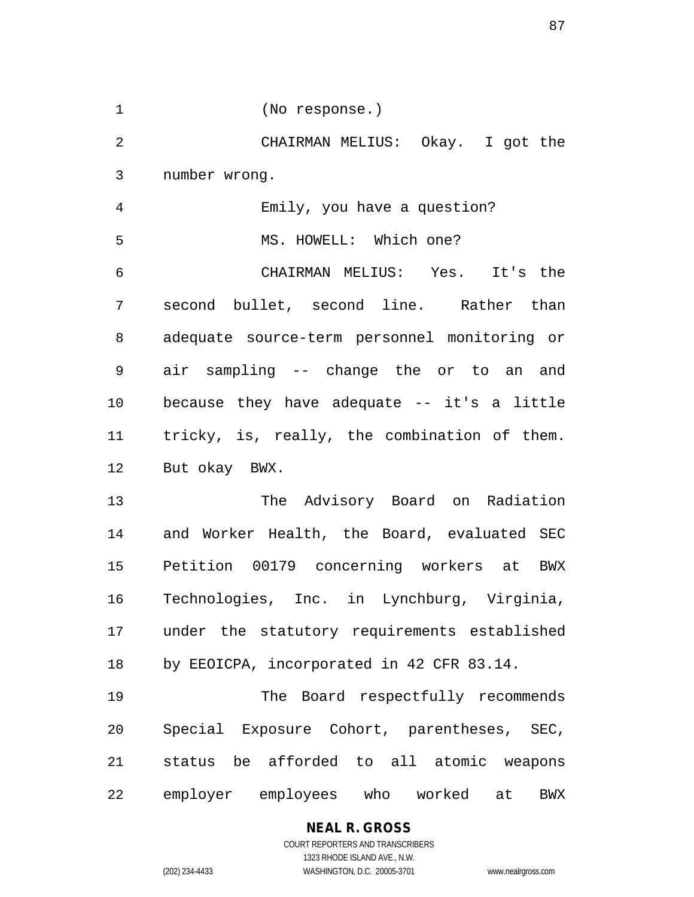(No response.)

CHAIRMAN MELIUS: Okay. I got the number wrong.

Emily, you have a question?

MS. HOWELL: Which one?

CHAIRMAN MELIUS: Yes. It's the second bullet, second line. Rather than adequate source-term personnel monitoring or air sampling -- change the or to an and because they have adequate -- it's a little tricky, is, really, the combination of them. But okay BWX.

The Advisory Board on Radiation and Worker Health, the Board, evaluated SEC Petition 00179 concerning workers at BWX Technologies, Inc. in Lynchburg, Virginia, under the statutory requirements established by EEOICPA, incorporated in 42 CFR 83.14.

The Board respectfully recommends Special Exposure Cohort, parentheses, SEC, status be afforded to all atomic weapons employer employees who worked at BWX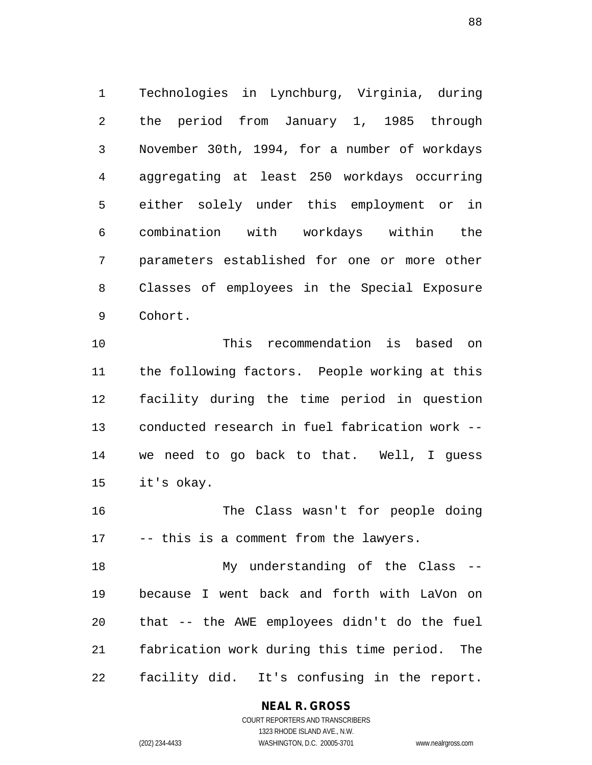Technologies in Lynchburg, Virginia, during the period from January 1, 1985 through November 30th, 1994, for a number of workdays aggregating at least 250 workdays occurring either solely under this employment or in combination with workdays within the parameters established for one or more other Classes of employees in the Special Exposure Cohort.

This recommendation is based on the following factors. People working at this facility during the time period in question conducted research in fuel fabrication work -- we need to go back to that. Well, I guess it's okay.

The Class wasn't for people doing -- this is a comment from the lawyers.

My understanding of the Class -- because I went back and forth with LaVon on that -- the AWE employees didn't do the fuel fabrication work during this time period. The facility did. It's confusing in the report.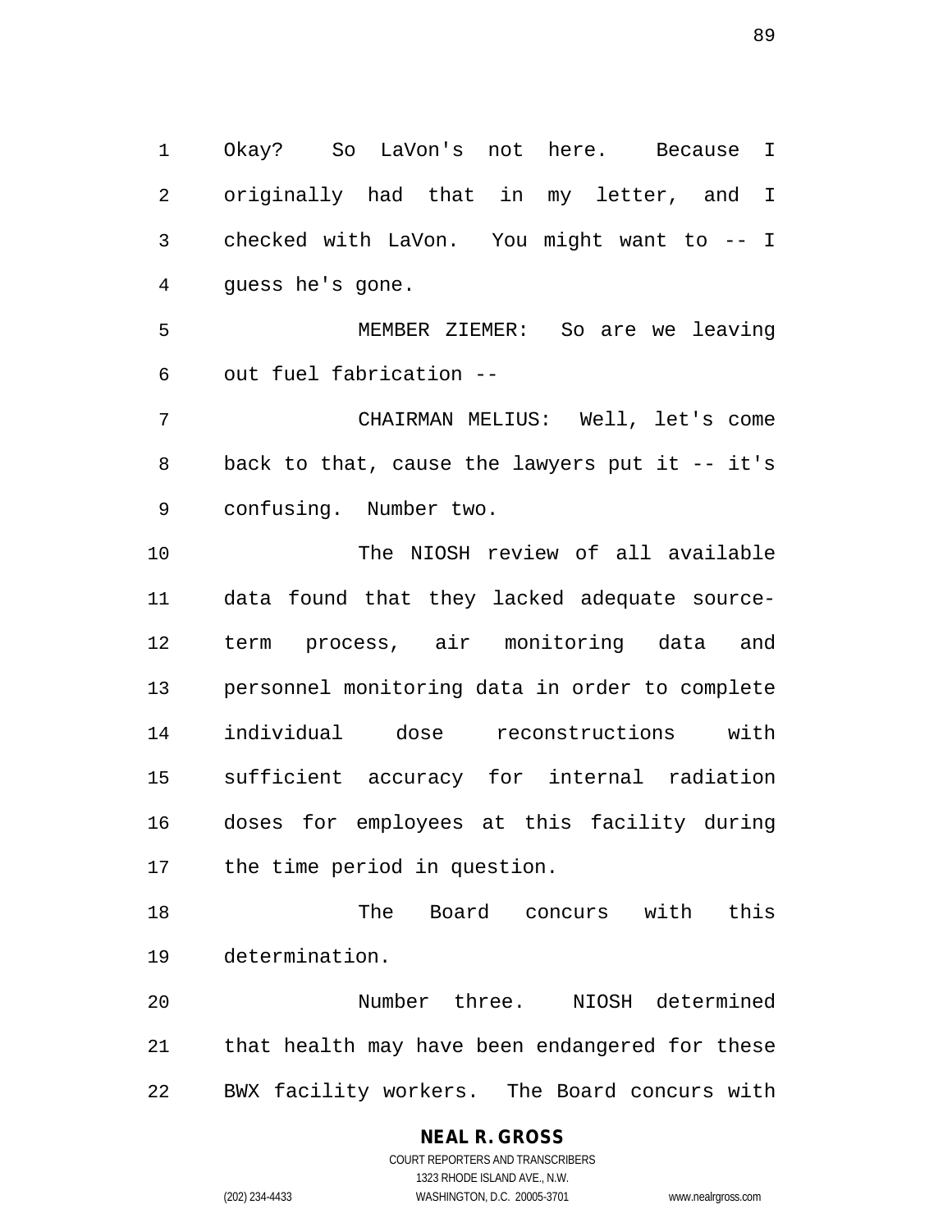Okay? So LaVon's not here. Because I originally had that in my letter, and I checked with LaVon. You might want to -- I guess he's gone.

MEMBER ZIEMER: So are we leaving out fuel fabrication --

CHAIRMAN MELIUS: Well, let's come back to that, cause the lawyers put it -- it's confusing. Number two.

The NIOSH review of all available data found that they lacked adequate source-term process, air monitoring data and personnel monitoring data in order to complete individual dose reconstructions with sufficient accuracy for internal radiation doses for employees at this facility during the time period in question.

The Board concurs with this determination.

Number three. NIOSH determined that health may have been endangered for these BWX facility workers. The Board concurs with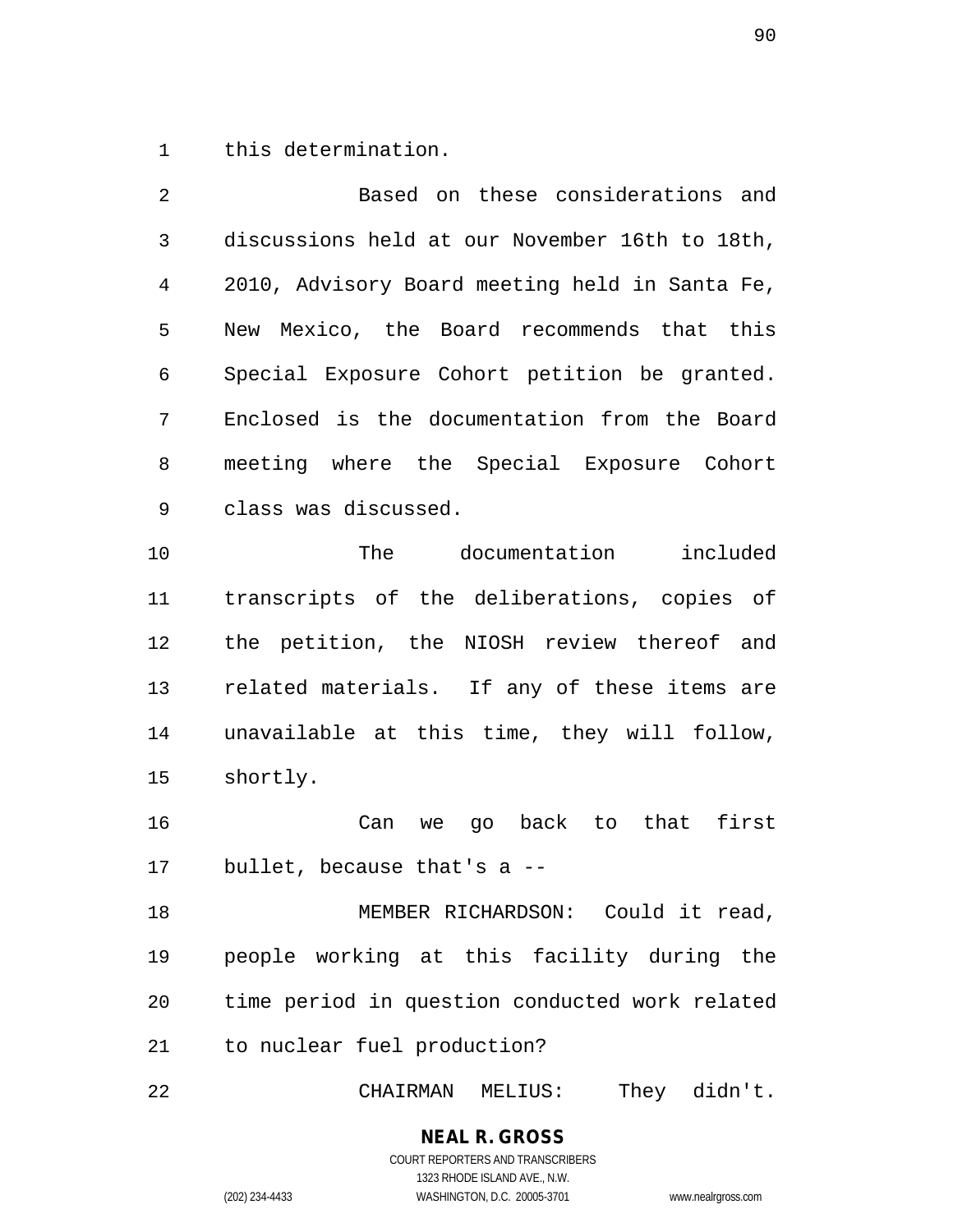this determination.

Based on these considerations and discussions held at our November 16th to 18th, 2010, Advisory Board meeting held in Santa Fe, New Mexico, the Board recommends that this Special Exposure Cohort petition be granted. Enclosed is the documentation from the Board meeting where the Special Exposure Cohort class was discussed.

The documentation included transcripts of the deliberations, copies of the petition, the NIOSH review thereof and related materials. If any of these items are unavailable at this time, they will follow, shortly.

Can we go back to that first bullet, because that's a --

MEMBER RICHARDSON: Could it read, people working at this facility during the time period in question conducted work related to nuclear fuel production?

CHAIRMAN MELIUS: They didn't.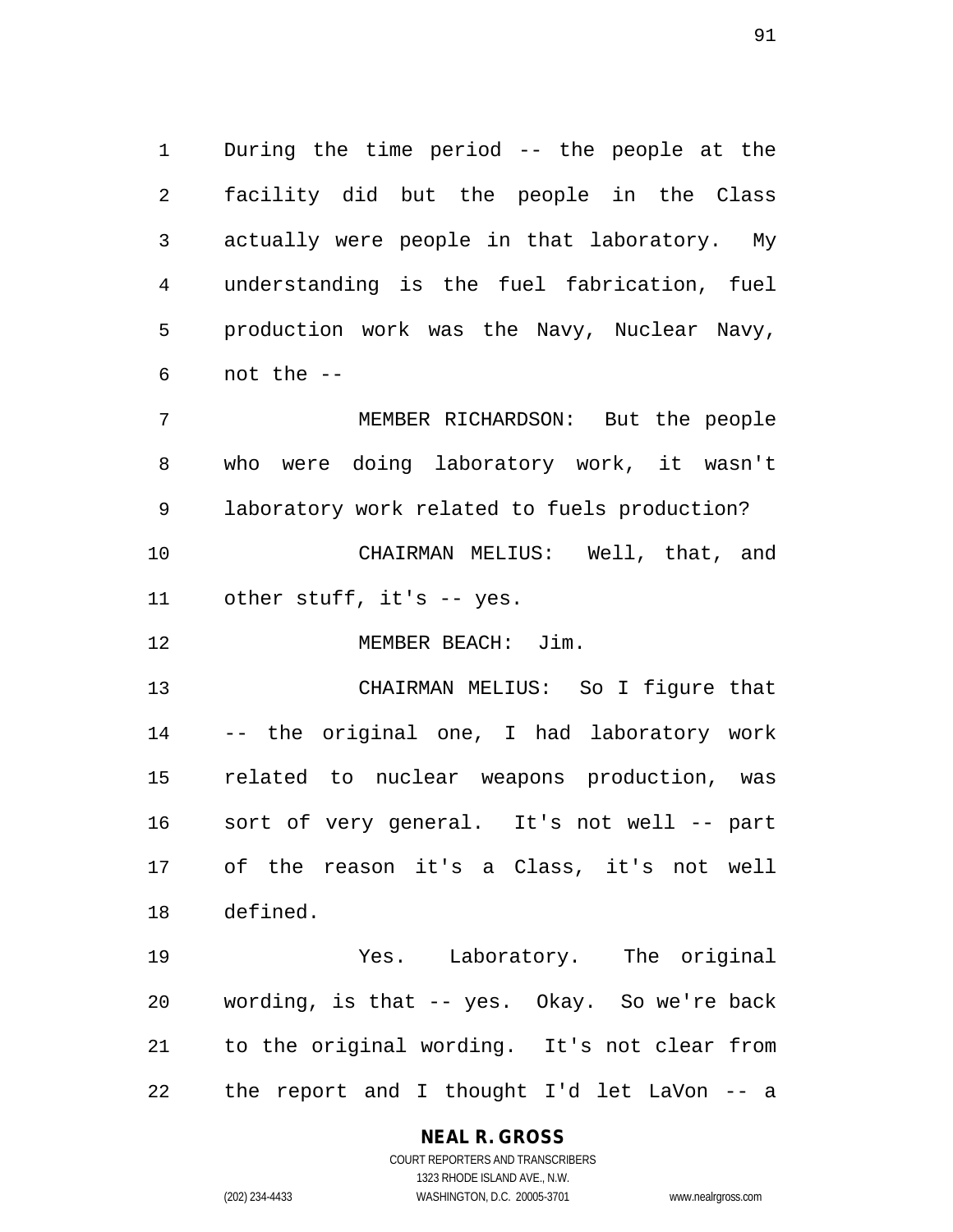During the time period -- the people at the facility did but the people in the Class actually were people in that laboratory. My understanding is the fuel fabrication, fuel production work was the Navy, Nuclear Navy, not the --

MEMBER RICHARDSON: But the people who were doing laboratory work, it wasn't laboratory work related to fuels production?

CHAIRMAN MELIUS: Well, that, and other stuff, it's -- yes.

MEMBER BEACH: Jim.

CHAIRMAN MELIUS: So I figure that -- the original one, I had laboratory work related to nuclear weapons production, was sort of very general. It's not well -- part of the reason it's a Class, it's not well defined.

Yes. Laboratory. The original wording, is that -- yes. Okay. So we're back to the original wording. It's not clear from the report and I thought I'd let LaVon -- a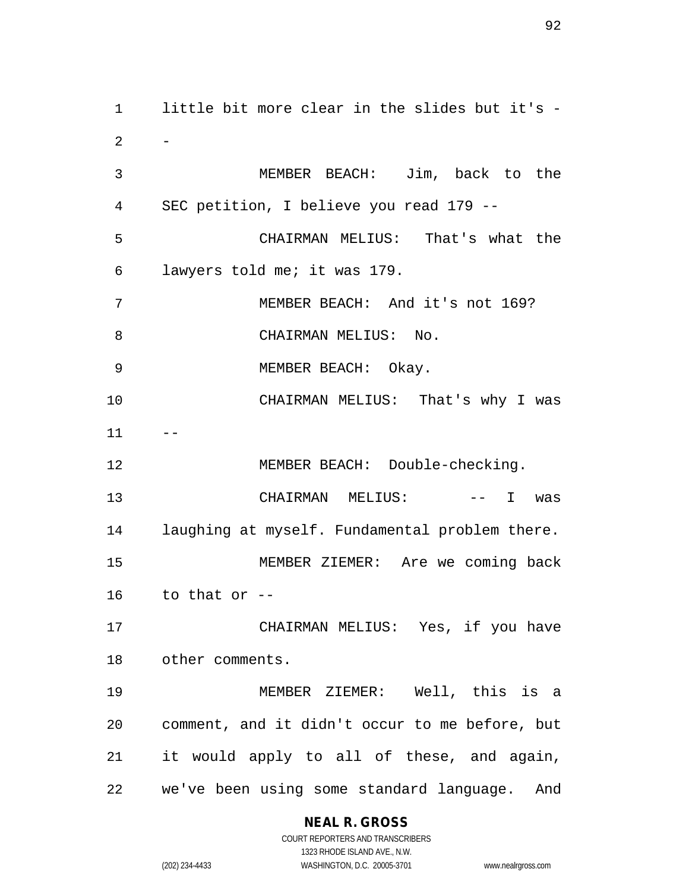little bit more clear in the slides but it's --

MEMBER BEACH: Jim, back to the SEC petition, I believe you read 179 --

CHAIRMAN MELIUS: That's what the lawyers told me; it was 179.

MEMBER BEACH: And it's not 169?

CHAIRMAN MELIUS: No.

MEMBER BEACH: Okay.

CHAIRMAN MELIUS: That's why I was --

MEMBER BEACH: Double-checking.

CHAIRMAN MELIUS: -- I was laughing at myself. Fundamental problem there.

MEMBER ZIEMER: Are we coming back to that or --

CHAIRMAN MELIUS: Yes, if you have other comments.

MEMBER ZIEMER: Well, this is a comment, and it didn't occur to me before, but it would apply to all of these, and again, we've been using some standard language. And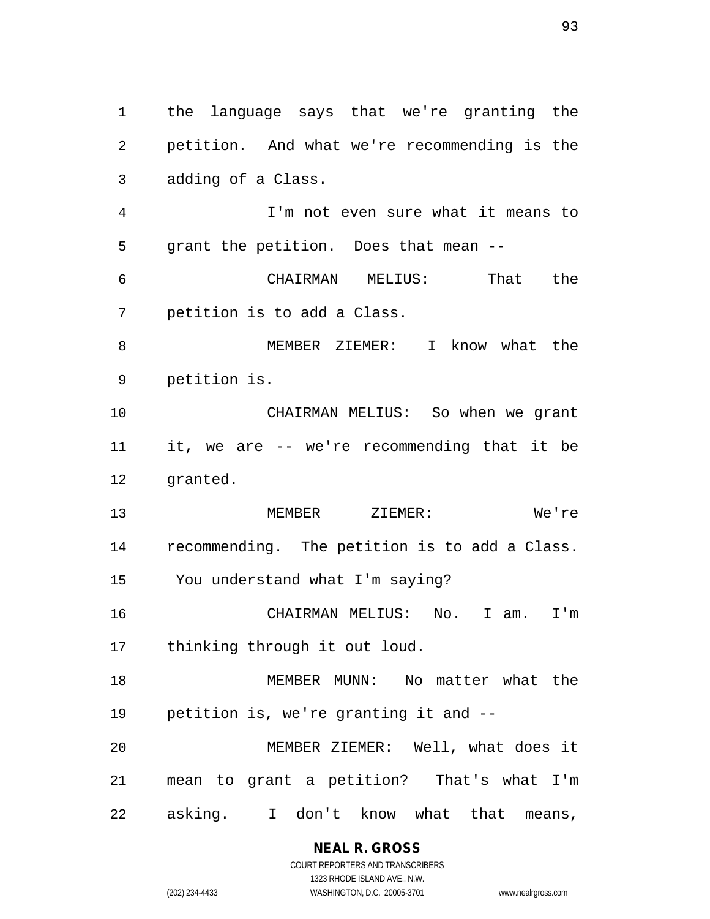the language says that we're granting the petition. And what we're recommending is the adding of a Class.

I'm not even sure what it means to grant the petition. Does that mean --

CHAIRMAN MELIUS: That the petition is to add a Class.

MEMBER ZIEMER: I know what the petition is.

CHAIRMAN MELIUS: So when we grant it, we are -- we're recommending that it be granted.

MEMBER ZIEMER: We're recommending. The petition is to add a Class. You understand what I'm saying?

CHAIRMAN MELIUS: No. I am. I'm thinking through it out loud.

MEMBER MUNN: No matter what the petition is, we're granting it and --

MEMBER ZIEMER: Well, what does it mean to grant a petition? That's what I'm asking. I don't know what that means,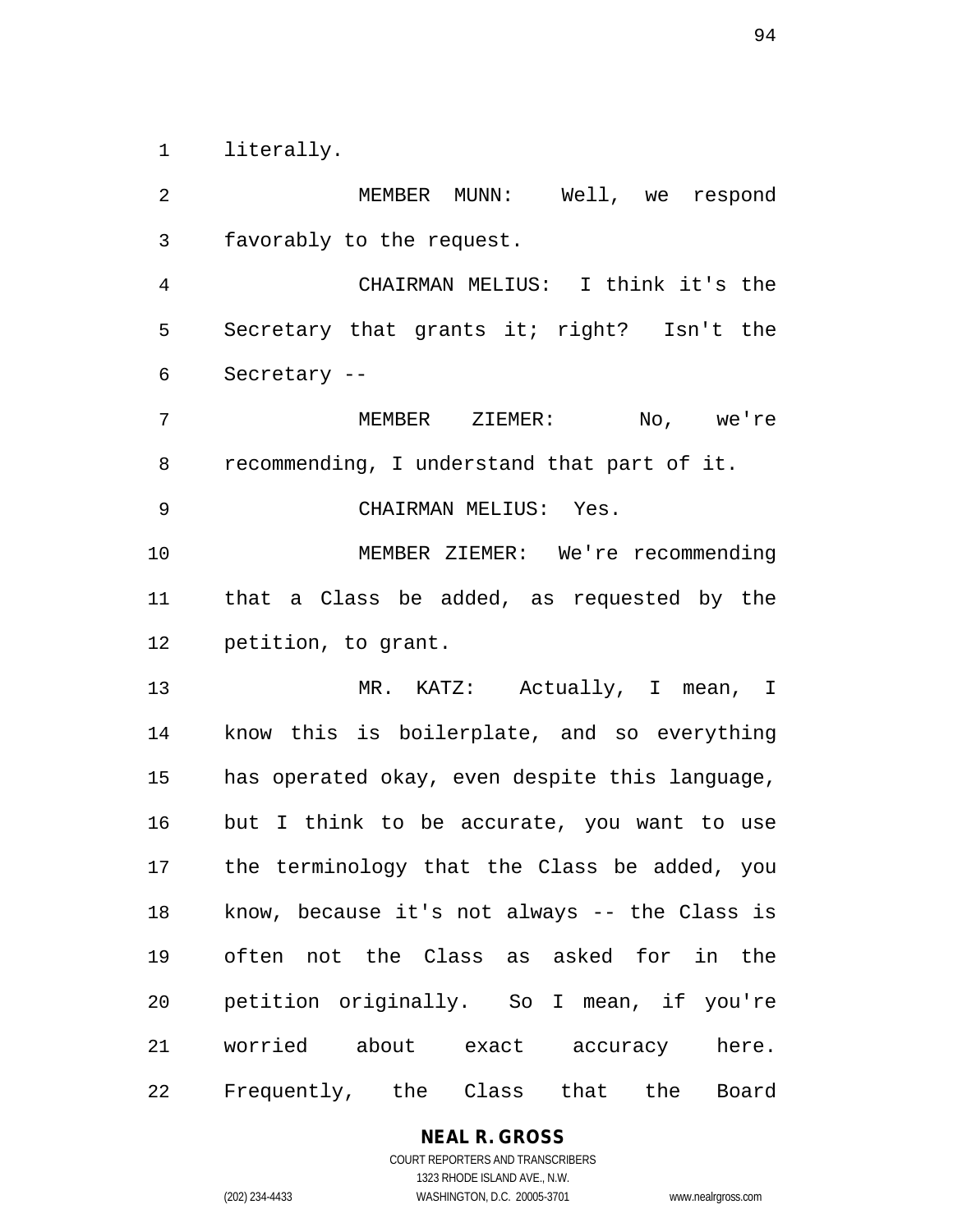literally.

MEMBER MUNN: Well, we respond favorably to the request.

CHAIRMAN MELIUS: I think it's the Secretary that grants it; right? Isn't the Secretary --

MEMBER ZIEMER: No, we're recommending, I understand that part of it.

CHAIRMAN MELIUS: Yes.

MEMBER ZIEMER: We're recommending that a Class be added, as requested by the petition, to grant.

MR. KATZ: Actually, I mean, I know this is boilerplate, and so everything has operated okay, even despite this language, but I think to be accurate, you want to use the terminology that the Class be added, you know, because it's not always -- the Class is often not the Class as asked for in the petition originally. So I mean, if you're worried about exact accuracy here. Frequently, the Class that the Board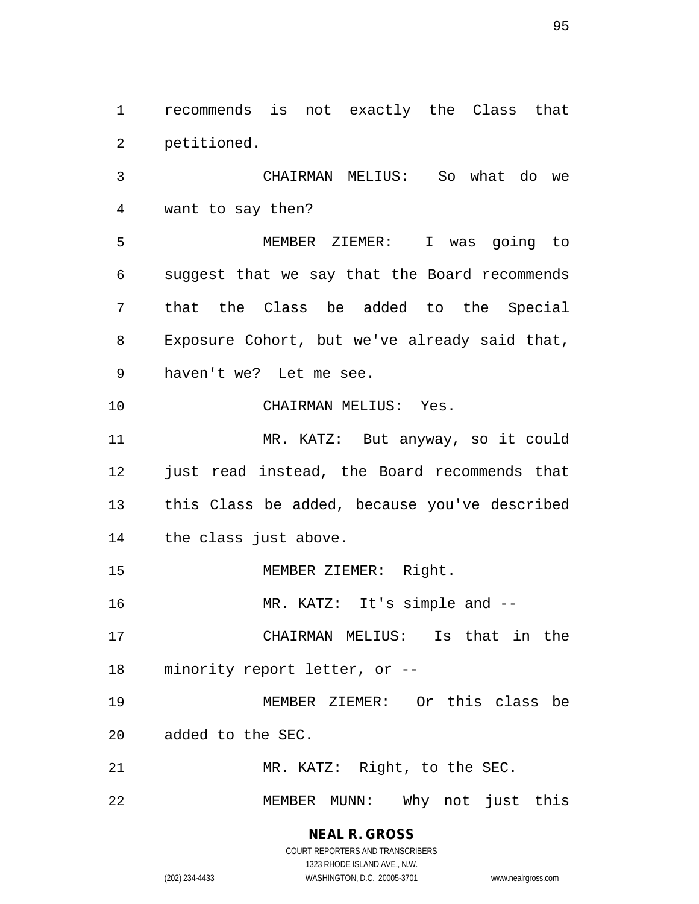recommends is not exactly the Class that petitioned.

CHAIRMAN MELIUS: So what do we want to say then?

MEMBER ZIEMER: I was going to suggest that we say that the Board recommends that the Class be added to the Special Exposure Cohort, but we've already said that, haven't we? Let me see.

CHAIRMAN MELIUS: Yes.

MR. KATZ: But anyway, so it could just read instead, the Board recommends that this Class be added, because you've described the class just above.

MEMBER ZIEMER: Right.

MR. KATZ: It's simple and --

CHAIRMAN MELIUS: Is that in the minority report letter, or --

MEMBER ZIEMER: Or this class be added to the SEC.

MR. KATZ: Right, to the SEC.

MEMBER MUNN: Why not just this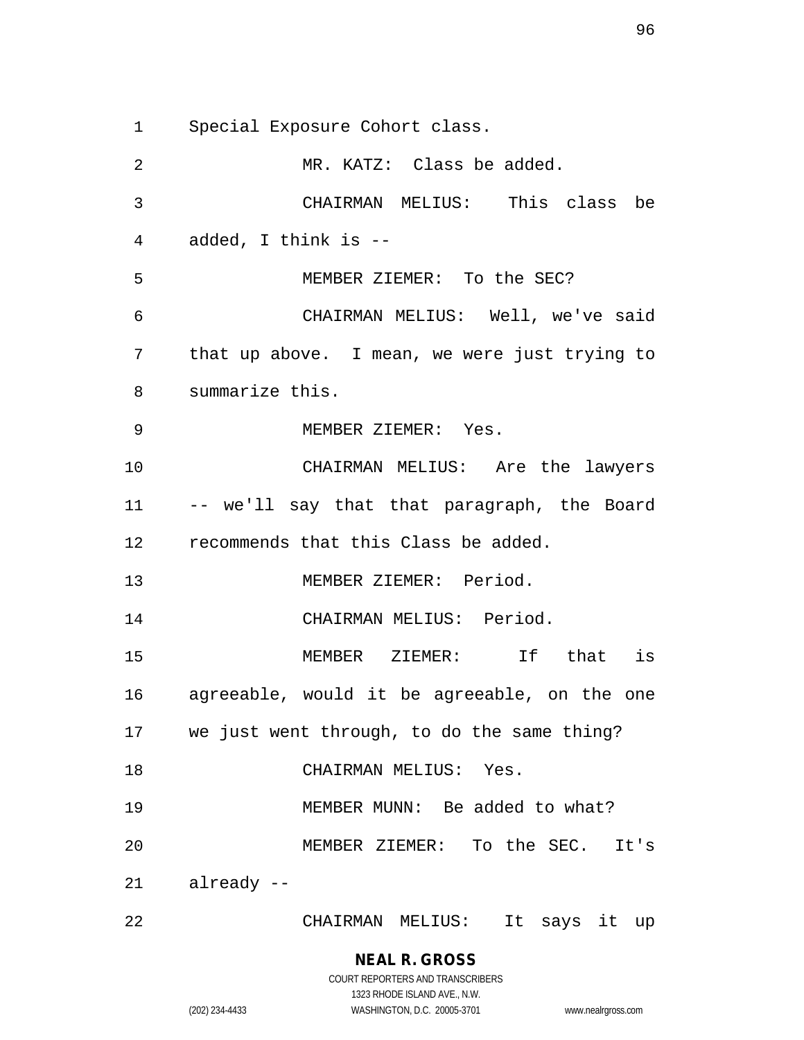Special Exposure Cohort class.

MR. KATZ: Class be added.

CHAIRMAN MELIUS: This class be added, I think is --

MEMBER ZIEMER: To the SEC?

CHAIRMAN MELIUS: Well, we've said that up above. I mean, we were just trying to summarize this.

MEMBER ZIEMER: Yes.

CHAIRMAN MELIUS: Are the lawyers -- we'll say that that paragraph, the Board recommends that this Class be added.

MEMBER ZIEMER: Period.

CHAIRMAN MELIUS: Period.

MEMBER ZIEMER: If that is agreeable, would it be agreeable, on the one we just went through, to do the same thing?

CHAIRMAN MELIUS: Yes.

MEMBER MUNN: Be added to what?

MEMBER ZIEMER: To the SEC. It's already --

CHAIRMAN MELIUS: It says it up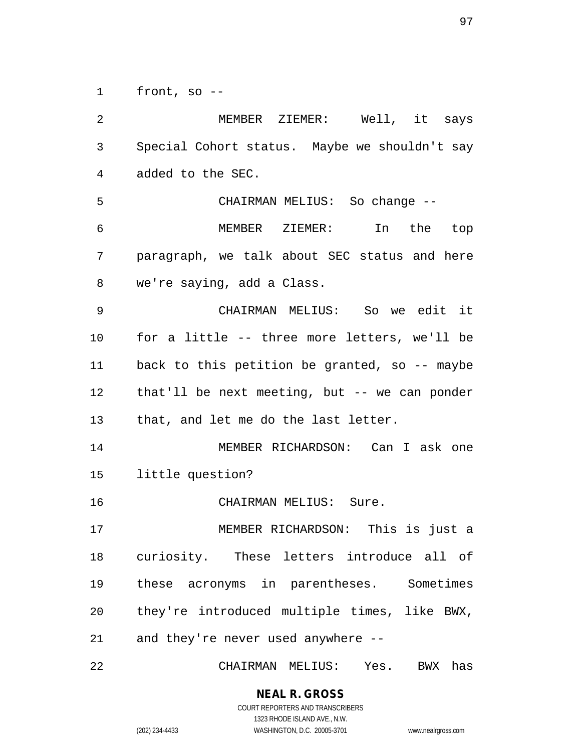front, so --

MEMBER ZIEMER: Well, it says Special Cohort status. Maybe we shouldn't say added to the SEC.

CHAIRMAN MELIUS: So change --

MEMBER ZIEMER: In the top paragraph, we talk about SEC status and here we're saying, add a Class.

CHAIRMAN MELIUS: So we edit it for a little -- three more letters, we'll be back to this petition be granted, so -- maybe that'll be next meeting, but -- we can ponder that, and let me do the last letter.

MEMBER RICHARDSON: Can I ask one little question?

CHAIRMAN MELIUS: Sure.

MEMBER RICHARDSON: This is just a curiosity. These letters introduce all of these acronyms in parentheses. Sometimes they're introduced multiple times, like BWX, and they're never used anywhere --

CHAIRMAN MELIUS: Yes. BWX has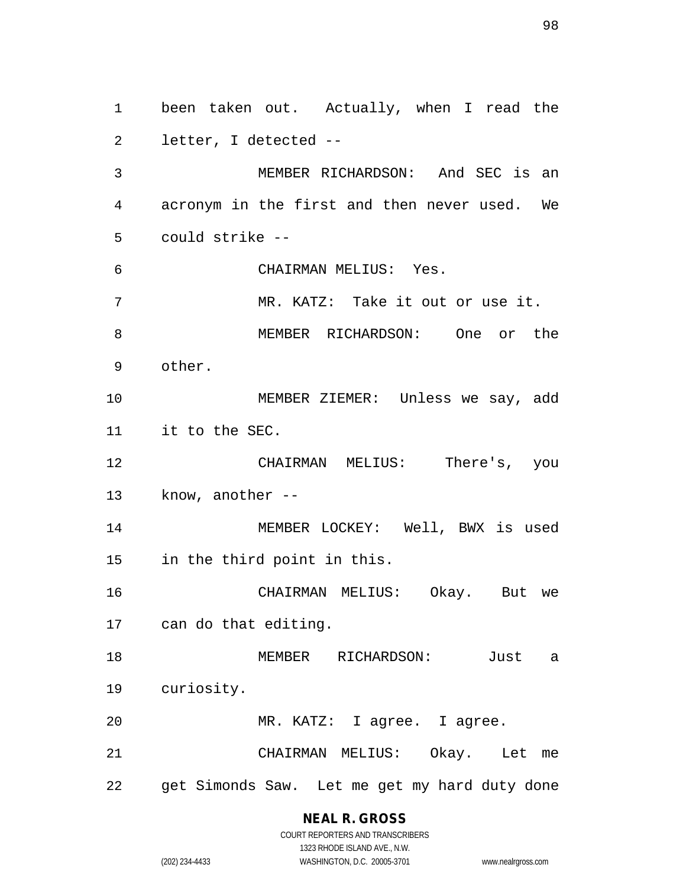been taken out. Actually, when I read the letter, I detected --

MEMBER RICHARDSON: And SEC is an acronym in the first and then never used. We could strike --

CHAIRMAN MELIUS: Yes.

MR. KATZ: Take it out or use it.

MEMBER RICHARDSON: One or the other.

MEMBER ZIEMER: Unless we say, add it to the SEC.

CHAIRMAN MELIUS: There's, you know, another --

MEMBER LOCKEY: Well, BWX is used in the third point in this.

CHAIRMAN MELIUS: Okay. But we can do that editing.

MEMBER RICHARDSON: Just a curiosity.

MR. KATZ: I agree. I agree.

CHAIRMAN MELIUS: Okay. Let me get Simonds Saw. Let me get my hard duty done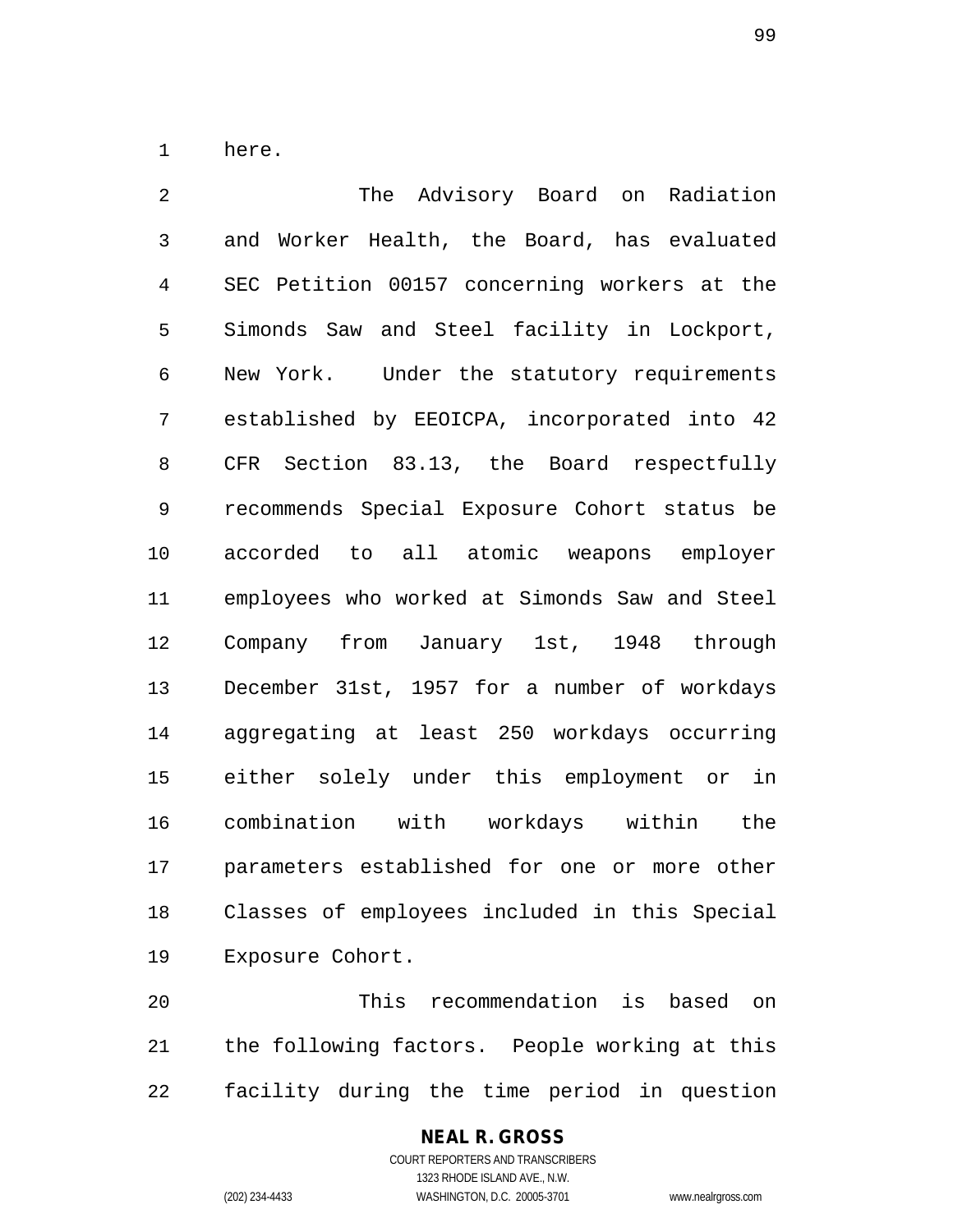here.

The Advisory Board on Radiation and Worker Health, the Board, has evaluated SEC Petition 00157 concerning workers at the Simonds Saw and Steel facility in Lockport, New York. Under the statutory requirements established by EEOICPA, incorporated into 42 CFR Section 83.13, the Board respectfully recommends Special Exposure Cohort status be accorded to all atomic weapons employer employees who worked at Simonds Saw and Steel Company from January 1st, 1948 through December 31st, 1957 for a number of workdays aggregating at least 250 workdays occurring either solely under this employment or in combination with workdays within the parameters established for one or more other Classes of employees included in this Special Exposure Cohort.

This recommendation is based on the following factors. People working at this facility during the time period in question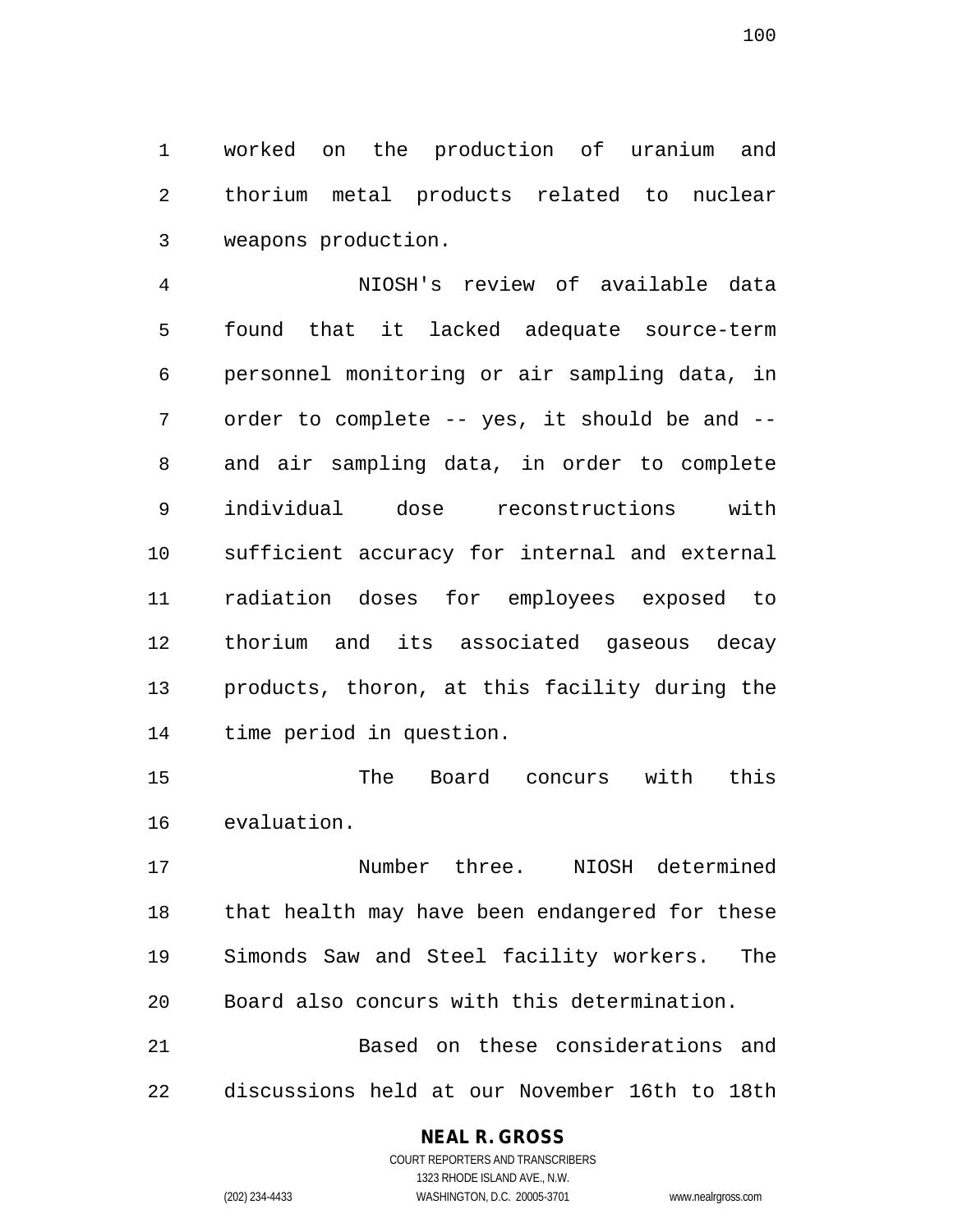worked on the production of uranium and thorium metal products related to nuclear weapons production.

NIOSH's review of available data found that it lacked adequate source-term personnel monitoring or air sampling data, in order to complete -- yes, it should be and -- and air sampling data, in order to complete individual dose reconstructions with sufficient accuracy for internal and external radiation doses for employees exposed to thorium and its associated gaseous decay products, thoron, at this facility during the time period in question.

The Board concurs with this evaluation.

Number three. NIOSH determined that health may have been endangered for these Simonds Saw and Steel facility workers. The Board also concurs with this determination.

Based on these considerations and discussions held at our November 16th to 18th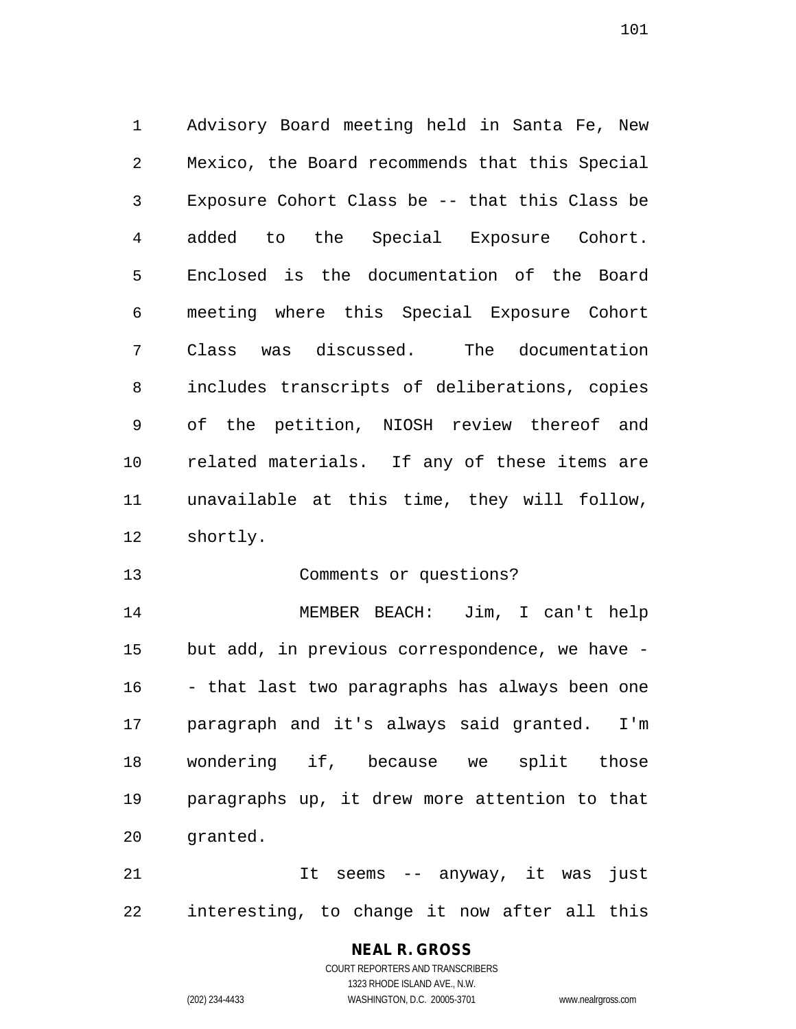Advisory Board meeting held in Santa Fe, New Mexico, the Board recommends that this Special Exposure Cohort Class be -- that this Class be added to the Special Exposure Cohort. Enclosed is the documentation of the Board meeting where this Special Exposure Cohort Class was discussed. The documentation includes transcripts of deliberations, copies of the petition, NIOSH review thereof and related materials. If any of these items are unavailable at this time, they will follow, shortly.

Comments or questions?

MEMBER BEACH: Jim, I can't help but add, in previous correspondence, we have -- that last two paragraphs has always been one paragraph and it's always said granted. I'm wondering if, because we split those paragraphs up, it drew more attention to that granted.

It seems -- anyway, it was just interesting, to change it now after all this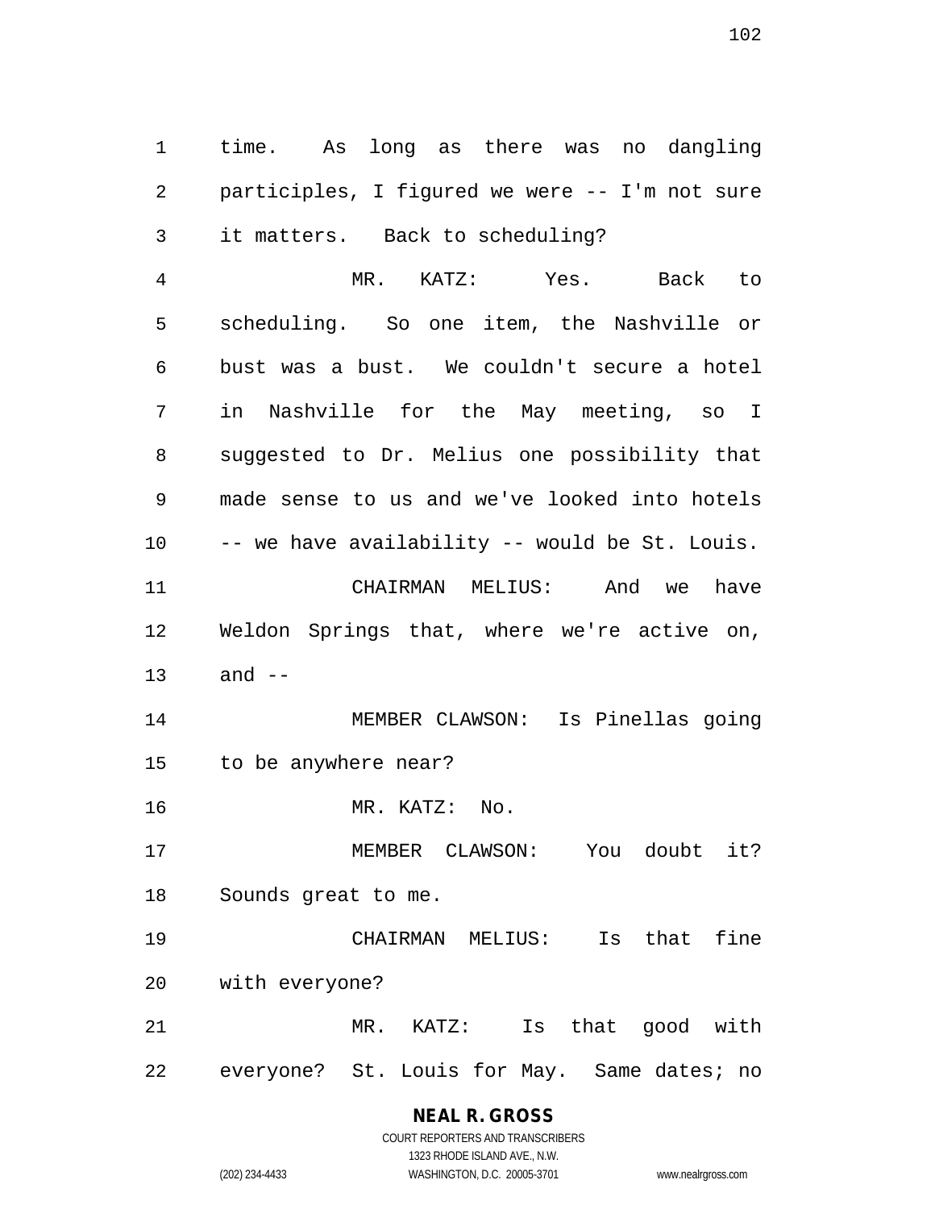time. As long as there was no dangling participles, I figured we were -- I'm not sure it matters. Back to scheduling?

MR. KATZ: Yes. Back to scheduling. So one item, the Nashville or bust was a bust. We couldn't secure a hotel in Nashville for the May meeting, so I suggested to Dr. Melius one possibility that made sense to us and we've looked into hotels -- we have availability -- would be St. Louis.

CHAIRMAN MELIUS: And we have Weldon Springs that, where we're active on, and --

MEMBER CLAWSON: Is Pinellas going to be anywhere near?

MR. KATZ: No.

MEMBER CLAWSON: You doubt it? Sounds great to me.

CHAIRMAN MELIUS: Is that fine with everyone?

MR. KATZ: Is that good with everyone? St. Louis for May. Same dates; no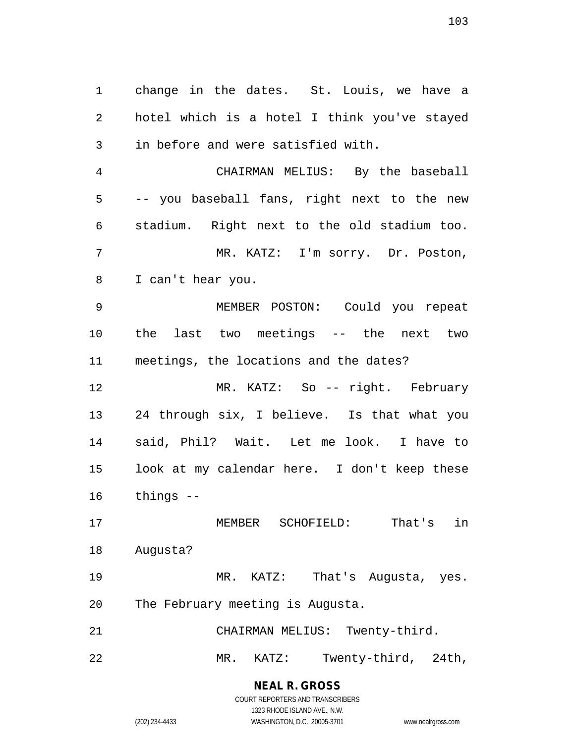change in the dates. St. Louis, we have a hotel which is a hotel I think you've stayed in before and were satisfied with.

CHAIRMAN MELIUS: By the baseball -- you baseball fans, right next to the new stadium. Right next to the old stadium too.

MR. KATZ: I'm sorry. Dr. Poston, I can't hear you.

MEMBER POSTON: Could you repeat the last two meetings -- the next two meetings, the locations and the dates?

MR. KATZ: So -- right. February 24 through six, I believe. Is that what you said, Phil? Wait. Let me look. I have to look at my calendar here. I don't keep these things --

MEMBER SCHOFIELD: That's in Augusta?

MR. KATZ: That's Augusta, yes. The February meeting is Augusta.

CHAIRMAN MELIUS: Twenty-third.

MR. KATZ: Twenty-third, 24th,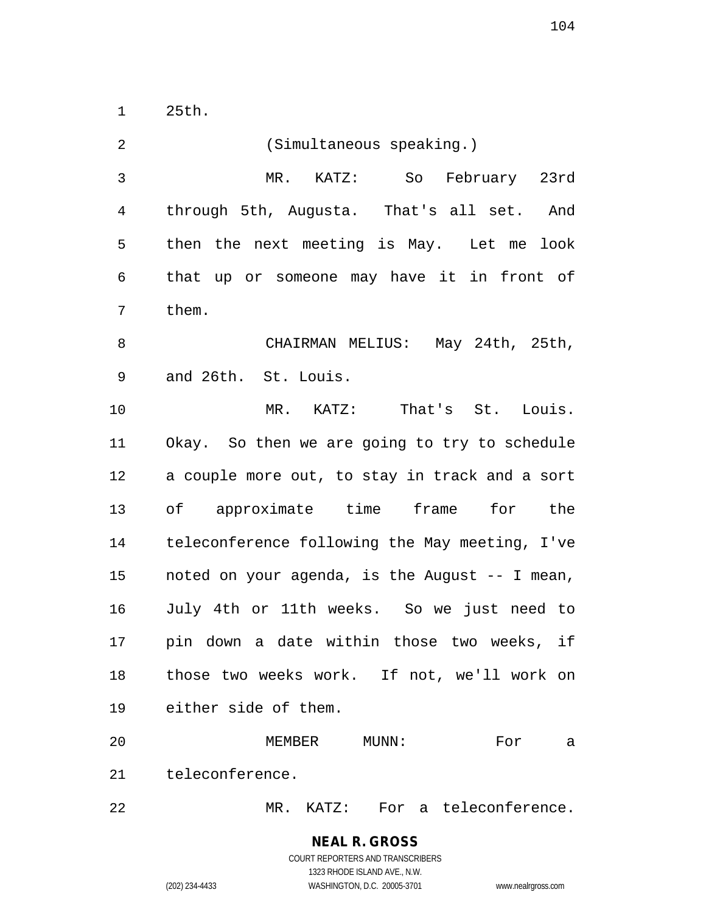25th.

(Simultaneous speaking.)

MR. KATZ: So February 23rd through 5th, Augusta. That's all set. And then the next meeting is May. Let me look that up or someone may have it in front of them.

CHAIRMAN MELIUS: May 24th, 25th, and 26th. St. Louis.

MR. KATZ: That's St. Louis. Okay. So then we are going to try to schedule a couple more out, to stay in track and a sort of approximate time frame for the teleconference following the May meeting, I've noted on your agenda, is the August -- I mean, July 4th or 11th weeks. So we just need to pin down a date within those two weeks, if those two weeks work. If not, we'll work on either side of them.

MEMBER MUNN: For a teleconference.

MR. KATZ: For a teleconference.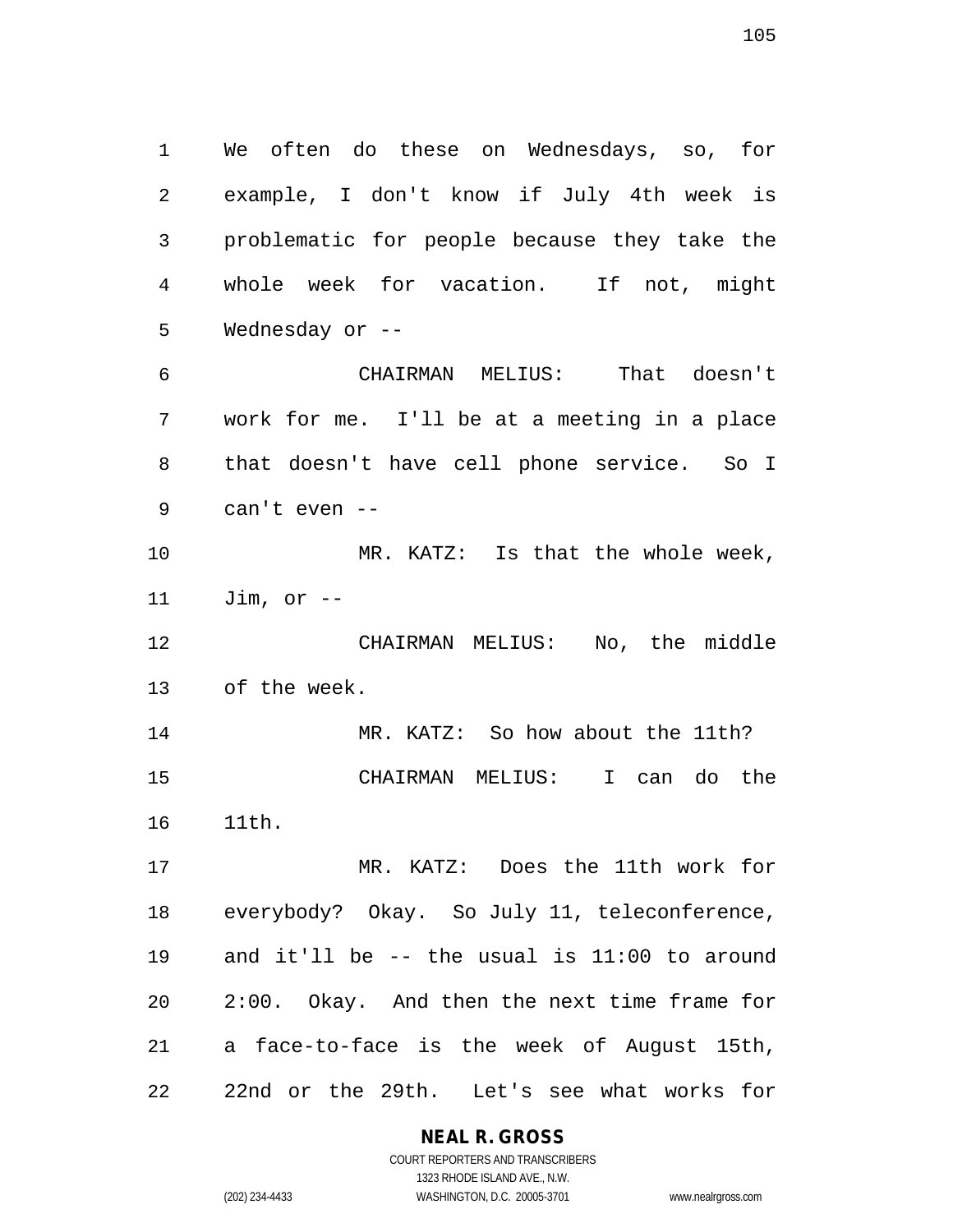We often do these on Wednesdays, so, for example, I don't know if July 4th week is problematic for people because they take the whole week for vacation. If not, might Wednesday or --

CHAIRMAN MELIUS: That doesn't work for me. I'll be at a meeting in a place that doesn't have cell phone service. So I can't even --

MR. KATZ: Is that the whole week, Jim, or --

CHAIRMAN MELIUS: No, the middle of the week.

MR. KATZ: So how about the 11th?

CHAIRMAN MELIUS: I can do the 11th.

MR. KATZ: Does the 11th work for everybody? Okay. So July 11, teleconference, and it'll be -- the usual is 11:00 to around 2:00. Okay. And then the next time frame for a face-to-face is the week of August 15th, 22nd or the 29th. Let's see what works for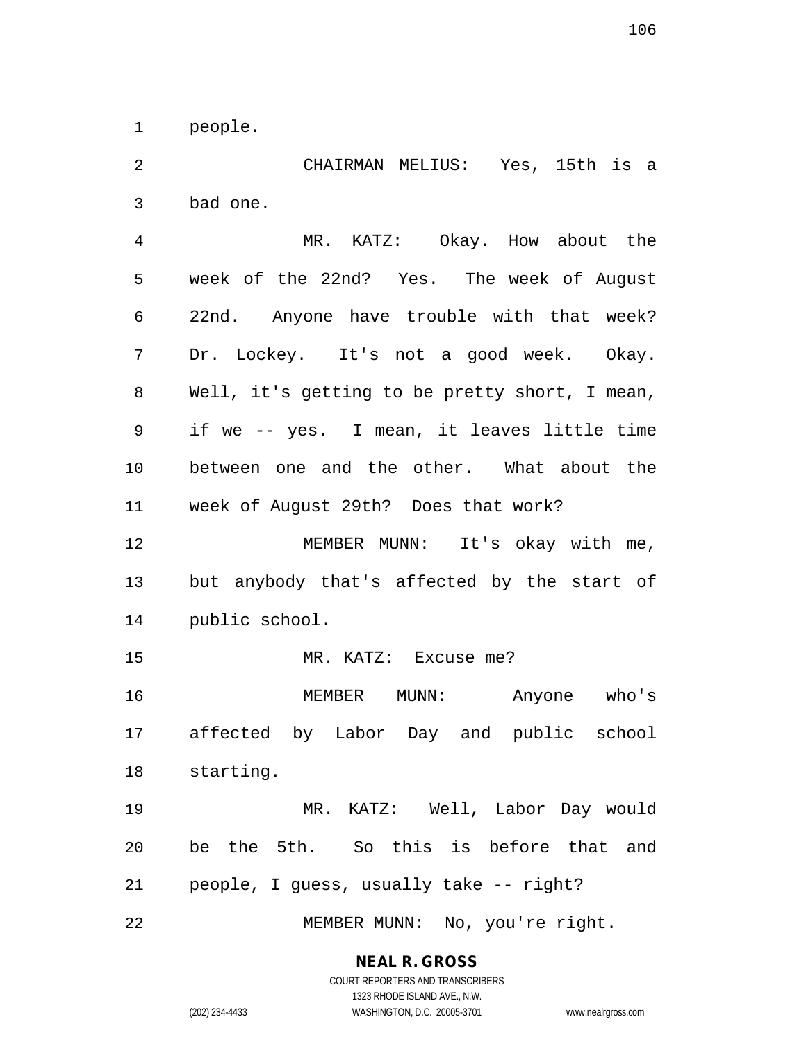people.

CHAIRMAN MELIUS: Yes, 15th is a bad one.

MR. KATZ: Okay. How about the week of the 22nd? Yes. The week of August 22nd. Anyone have trouble with that week? Dr. Lockey. It's not a good week. Okay. Well, it's getting to be pretty short, I mean, if we -- yes. I mean, it leaves little time between one and the other. What about the week of August 29th? Does that work?

MEMBER MUNN: It's okay with me, but anybody that's affected by the start of public school.

MR. KATZ: Excuse me?

MEMBER MUNN: Anyone who's affected by Labor Day and public school starting.

MR. KATZ: Well, Labor Day would be the 5th. So this is before that and people, I guess, usually take -- right?

MEMBER MUNN: No, you're right.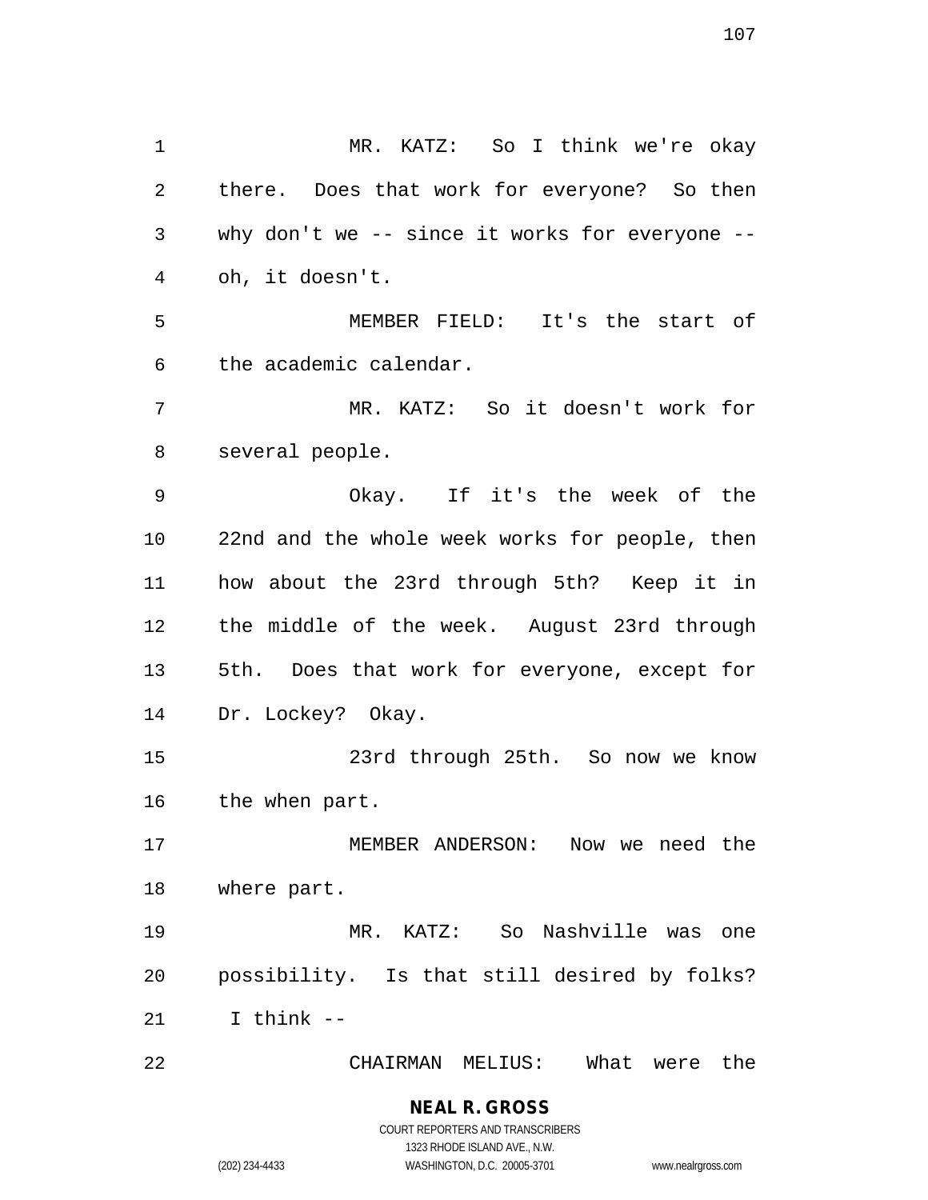MR. KATZ: So I think we're okay there. Does that work for everyone? So then why don't we -- since it works for everyone -- oh, it doesn't.

MEMBER FIELD: It's the start of the academic calendar.

MR. KATZ: So it doesn't work for several people.

Okay. If it's the week of the 22nd and the whole week works for people, then how about the 23rd through 5th? Keep it in the middle of the week. August 23rd through 5th. Does that work for everyone, except for Dr. Lockey? Okay.

23rd through 25th. So now we know the when part.

MEMBER ANDERSON: Now we need the where part.

MR. KATZ: So Nashville was one possibility. Is that still desired by folks? I think --

CHAIRMAN MELIUS: What were the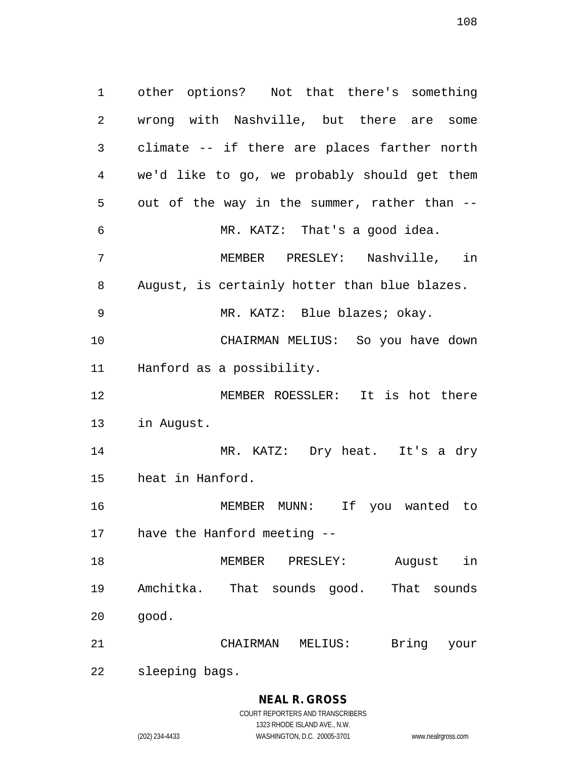other options? Not that there's something wrong with Nashville, but there are some climate -- if there are places farther north we'd like to go, we probably should get them out of the way in the summer, rather than --

MR. KATZ: That's a good idea.

MEMBER PRESLEY: Nashville, in August, is certainly hotter than blue blazes.

MR. KATZ: Blue blazes; okay.

CHAIRMAN MELIUS: So you have down Hanford as a possibility.

MEMBER ROESSLER: It is hot there in August.

MR. KATZ: Dry heat. It's a dry heat in Hanford.

MEMBER MUNN: If you wanted to have the Hanford meeting --

MEMBER PRESLEY: August in Amchitka. That sounds good. That sounds good.

CHAIRMAN MELIUS: Bring your sleeping bags.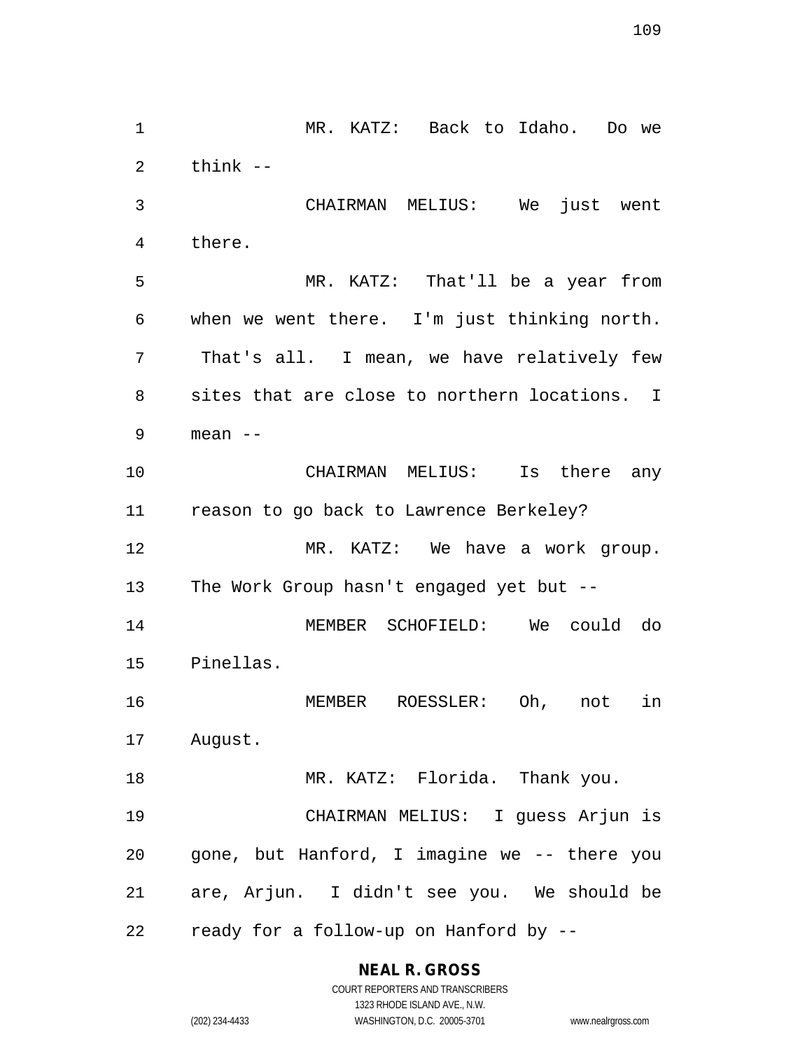MR. KATZ: Back to Idaho. Do we think --

CHAIRMAN MELIUS: We just went there.

MR. KATZ: That'll be a year from when we went there. I'm just thinking north. That's all. I mean, we have relatively few sites that are close to northern locations. I mean --

CHAIRMAN MELIUS: Is there any reason to go back to Lawrence Berkeley?

MR. KATZ: We have a work group. The Work Group hasn't engaged yet but --

MEMBER SCHOFIELD: We could do Pinellas.

MEMBER ROESSLER: Oh, not in August.

MR. KATZ: Florida. Thank you.

CHAIRMAN MELIUS: I guess Arjun is gone, but Hanford, I imagine we -- there you are, Arjun. I didn't see you. We should be ready for a follow-up on Hanford by --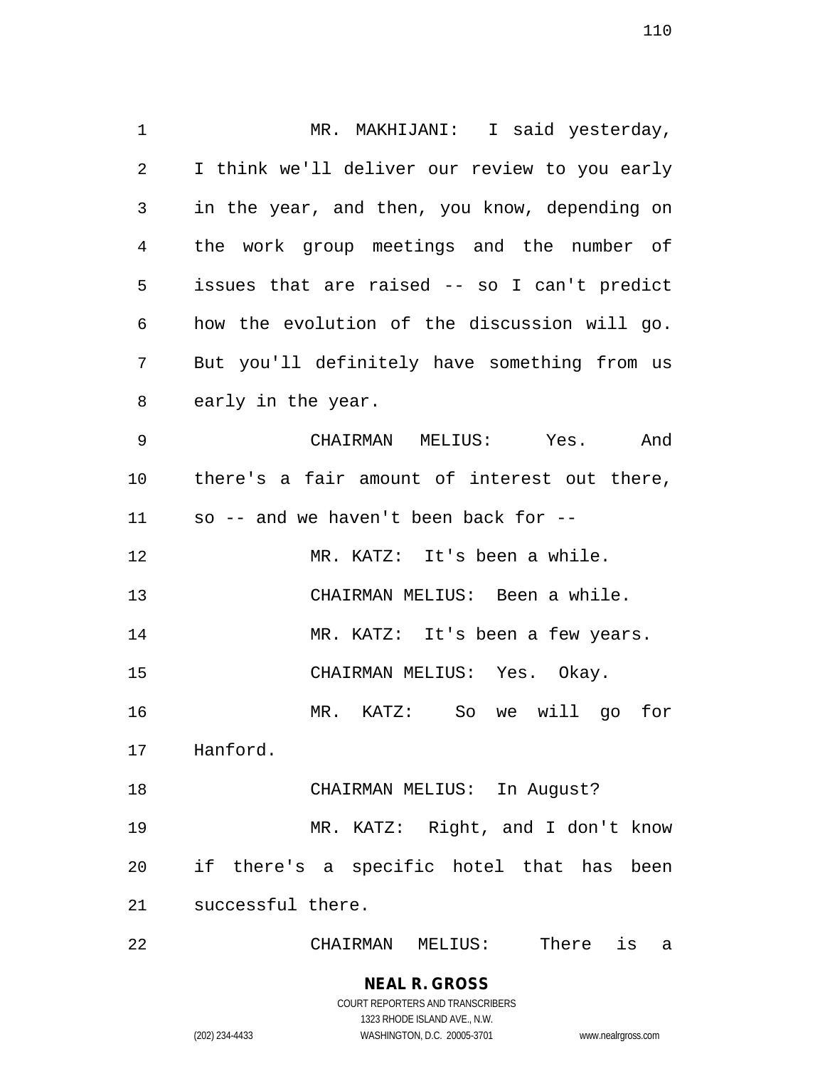MR. MAKHIJANI: I said yesterday, I think we'll deliver our review to you early in the year, and then, you know, depending on the work group meetings and the number of issues that are raised -- so I can't predict how the evolution of the discussion will go. But you'll definitely have something from us early in the year.

CHAIRMAN MELIUS: Yes. And there's a fair amount of interest out there, so -- and we haven't been back for --

MR. KATZ: It's been a while.

CHAIRMAN MELIUS: Been a while.

MR. KATZ: It's been a few years.

CHAIRMAN MELIUS: Yes. Okay.

MR. KATZ: So we will go for Hanford.

CHAIRMAN MELIUS: In August?

MR. KATZ: Right, and I don't know if there's a specific hotel that has been successful there.

CHAIRMAN MELIUS: There is a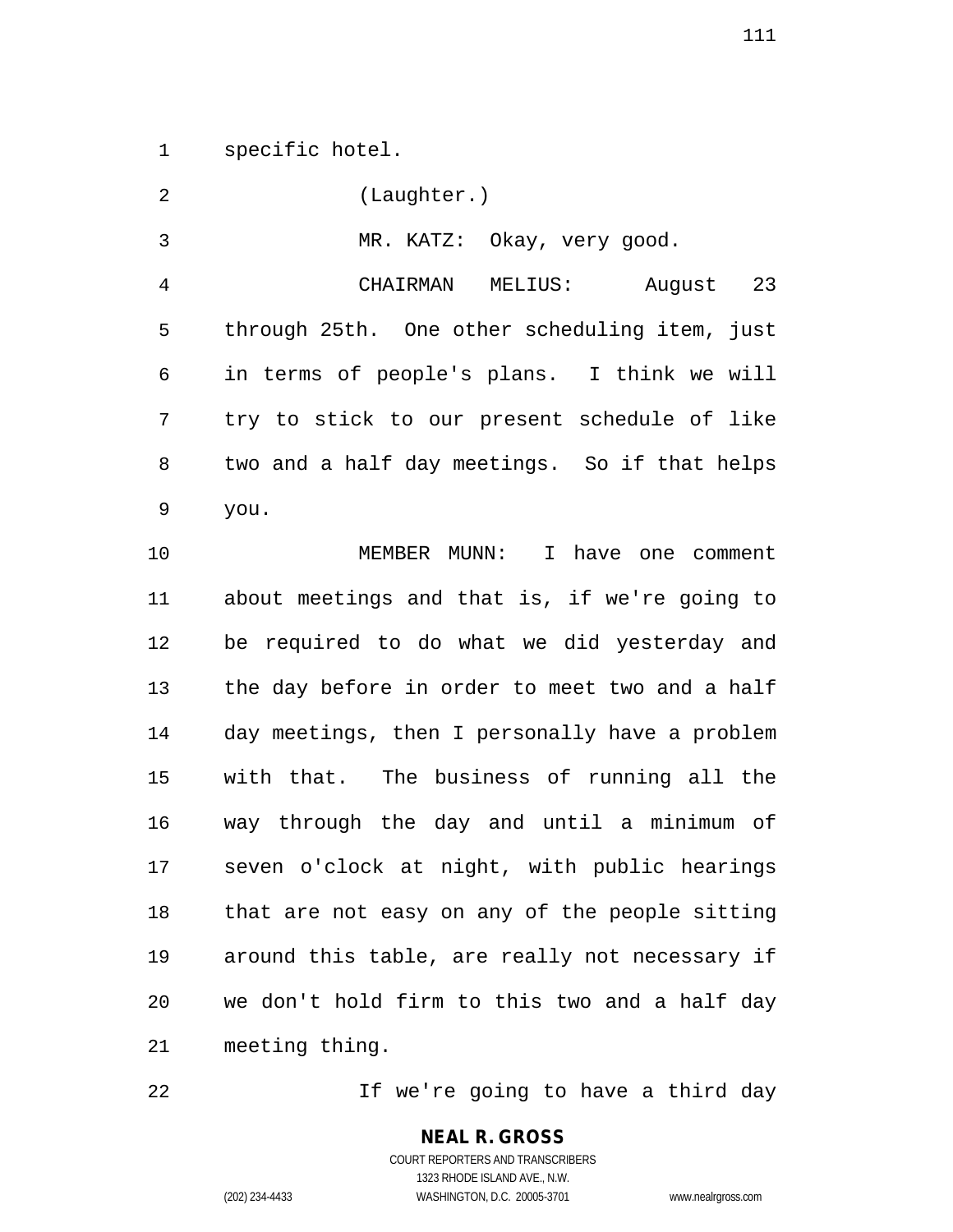specific hotel.

(Laughter.)

MR. KATZ: Okay, very good.

CHAIRMAN MELIUS: August 23 through 25th. One other scheduling item, just in terms of people's plans. I think we will try to stick to our present schedule of like two and a half day meetings. So if that helps you.

MEMBER MUNN: I have one comment about meetings and that is, if we're going to be required to do what we did yesterday and the day before in order to meet two and a half day meetings, then I personally have a problem with that. The business of running all the way through the day and until a minimum of seven o'clock at night, with public hearings that are not easy on any of the people sitting around this table, are really not necessary if we don't hold firm to this two and a half day meeting thing.

If we're going to have a third day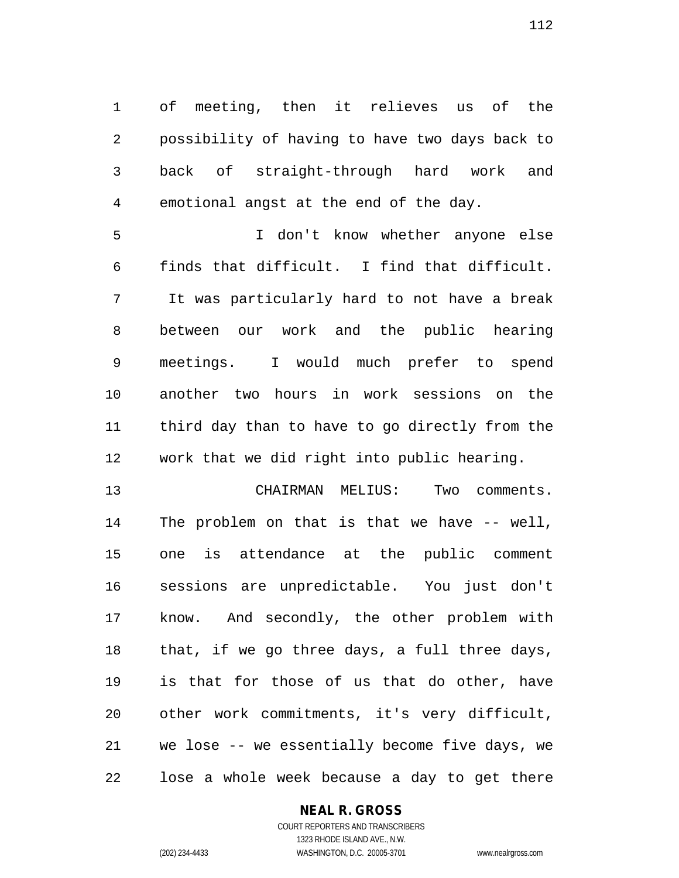of meeting, then it relieves us of the possibility of having to have two days back to back of straight-through hard work and emotional angst at the end of the day.

I don't know whether anyone else finds that difficult. I find that difficult. It was particularly hard to not have a break between our work and the public hearing meetings. I would much prefer to spend another two hours in work sessions on the third day than to have to go directly from the work that we did right into public hearing.

CHAIRMAN MELIUS: Two comments. The problem on that is that we have -- well, one is attendance at the public comment sessions are unpredictable. You just don't know. And secondly, the other problem with that, if we go three days, a full three days, is that for those of us that do other, have other work commitments, it's very difficult, we lose -- we essentially become five days, we lose a whole week because a day to get there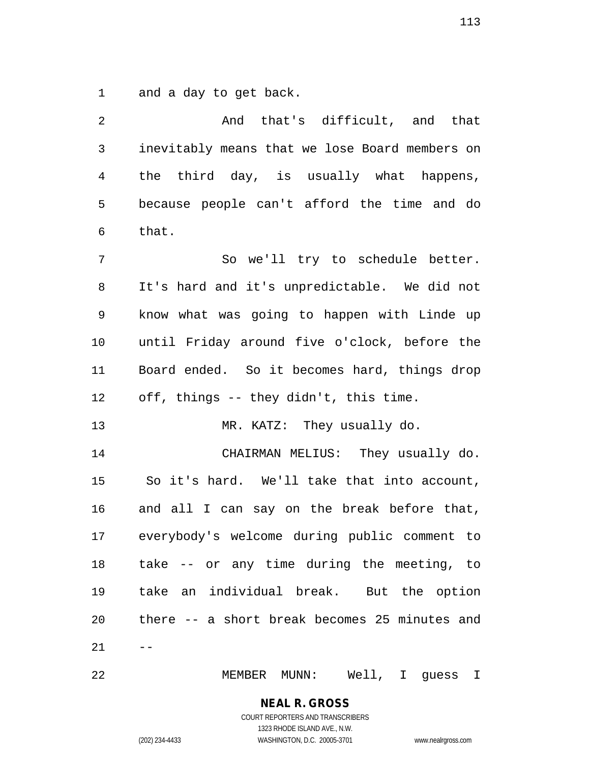and a day to get back.

And that's difficult, and that inevitably means that we lose Board members on the third day, is usually what happens, because people can't afford the time and do that.

So we'll try to schedule better. It's hard and it's unpredictable. We did not know what was going to happen with Linde up until Friday around five o'clock, before the Board ended. So it becomes hard, things drop off, things -- they didn't, this time.

MR. KATZ: They usually do.

CHAIRMAN MELIUS: They usually do. So it's hard. We'll take that into account, and all I can say on the break before that, everybody's welcome during public comment to take -- or any time during the meeting, to take an individual break. But the option there -- a short break becomes 25 minutes and --

MEMBER MUNN: Well, I guess I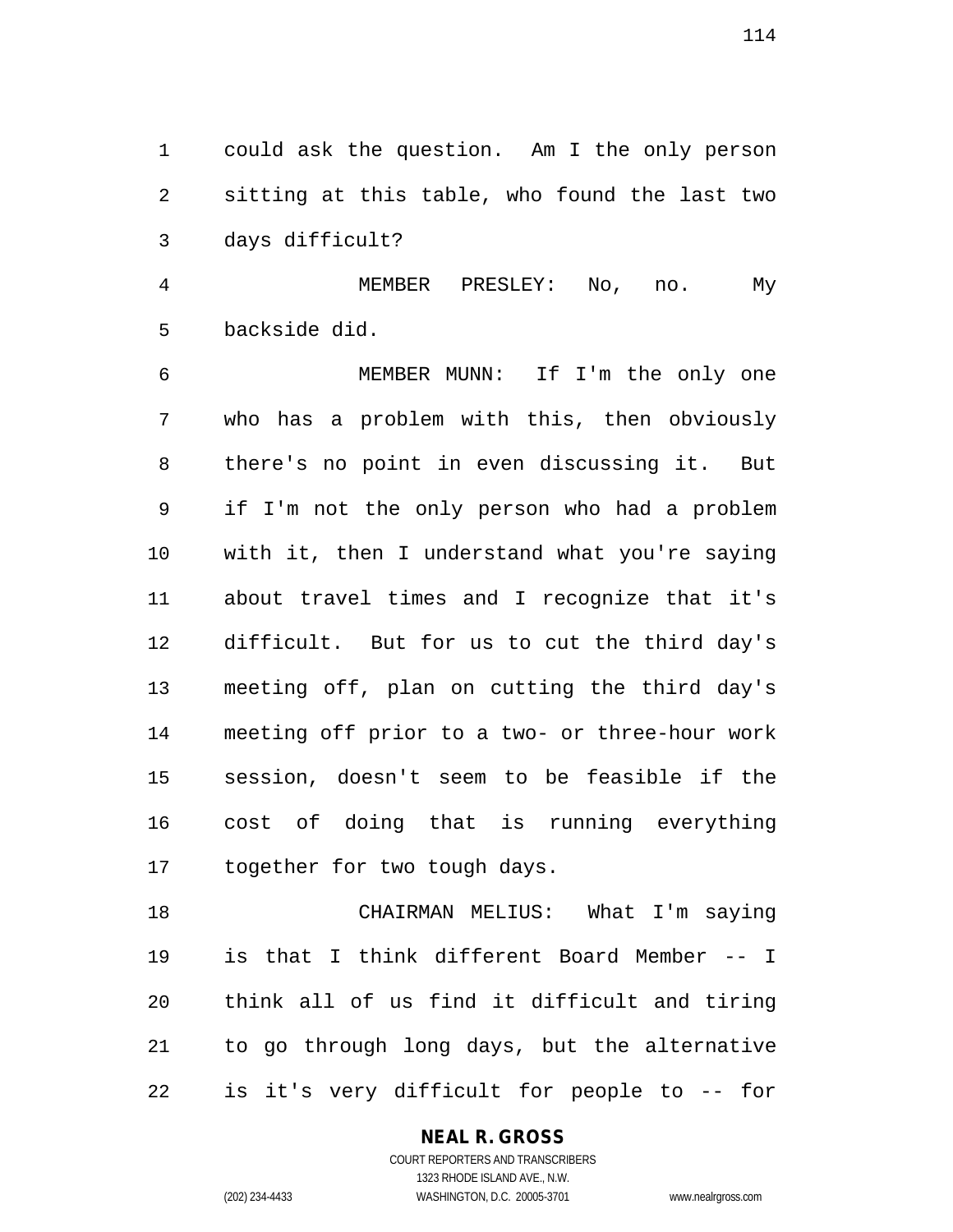could ask the question. Am I the only person sitting at this table, who found the last two days difficult?

MEMBER PRESLEY: No, no. My backside did.

MEMBER MUNN: If I'm the only one who has a problem with this, then obviously there's no point in even discussing it. But if I'm not the only person who had a problem with it, then I understand what you're saying about travel times and I recognize that it's difficult. But for us to cut the third day's meeting off, plan on cutting the third day's meeting off prior to a two- or three-hour work session, doesn't seem to be feasible if the cost of doing that is running everything together for two tough days.

CHAIRMAN MELIUS: What I'm saying is that I think different Board Member -- I think all of us find it difficult and tiring to go through long days, but the alternative is it's very difficult for people to -- for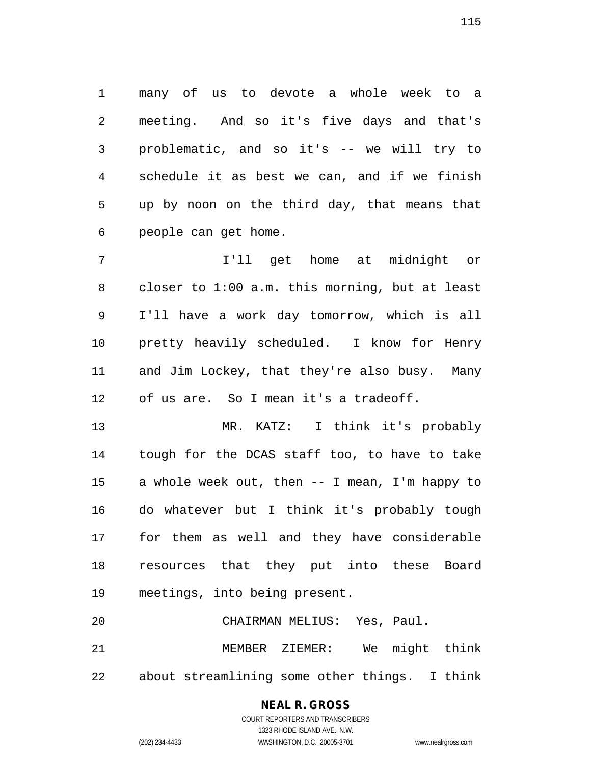many of us to devote a whole week to a meeting. And so it's five days and that's problematic, and so it's -- we will try to schedule it as best we can, and if we finish up by noon on the third day, that means that people can get home.

I'll get home at midnight or closer to 1:00 a.m. this morning, but at least I'll have a work day tomorrow, which is all pretty heavily scheduled. I know for Henry and Jim Lockey, that they're also busy. Many of us are. So I mean it's a tradeoff.

MR. KATZ: I think it's probably tough for the DCAS staff too, to have to take a whole week out, then -- I mean, I'm happy to do whatever but I think it's probably tough for them as well and they have considerable resources that they put into these Board meetings, into being present.

CHAIRMAN MELIUS: Yes, Paul.

MEMBER ZIEMER: We might think about streamlining some other things. I think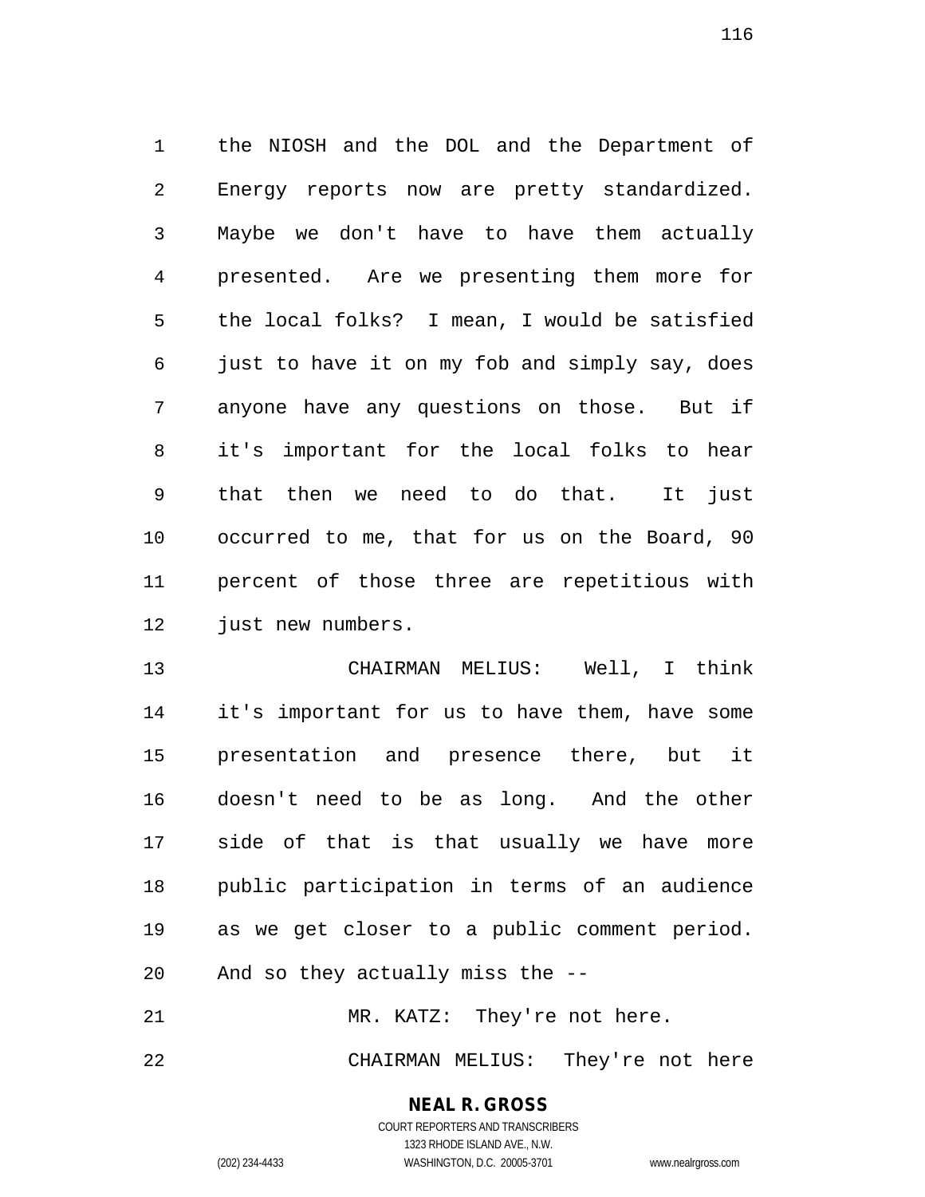the NIOSH and the DOL and the Department of Energy reports now are pretty standardized. Maybe we don't have to have them actually presented. Are we presenting them more for the local folks? I mean, I would be satisfied just to have it on my fob and simply say, does anyone have any questions on those. But if it's important for the local folks to hear that then we need to do that. It just occurred to me, that for us on the Board, 90 percent of those three are repetitious with just new numbers.

CHAIRMAN MELIUS: Well, I think it's important for us to have them, have some presentation and presence there, but it doesn't need to be as long. And the other side of that is that usually we have more public participation in terms of an audience as we get closer to a public comment period. And so they actually miss the --

MR. KATZ: They're not here.

CHAIRMAN MELIUS: They're not here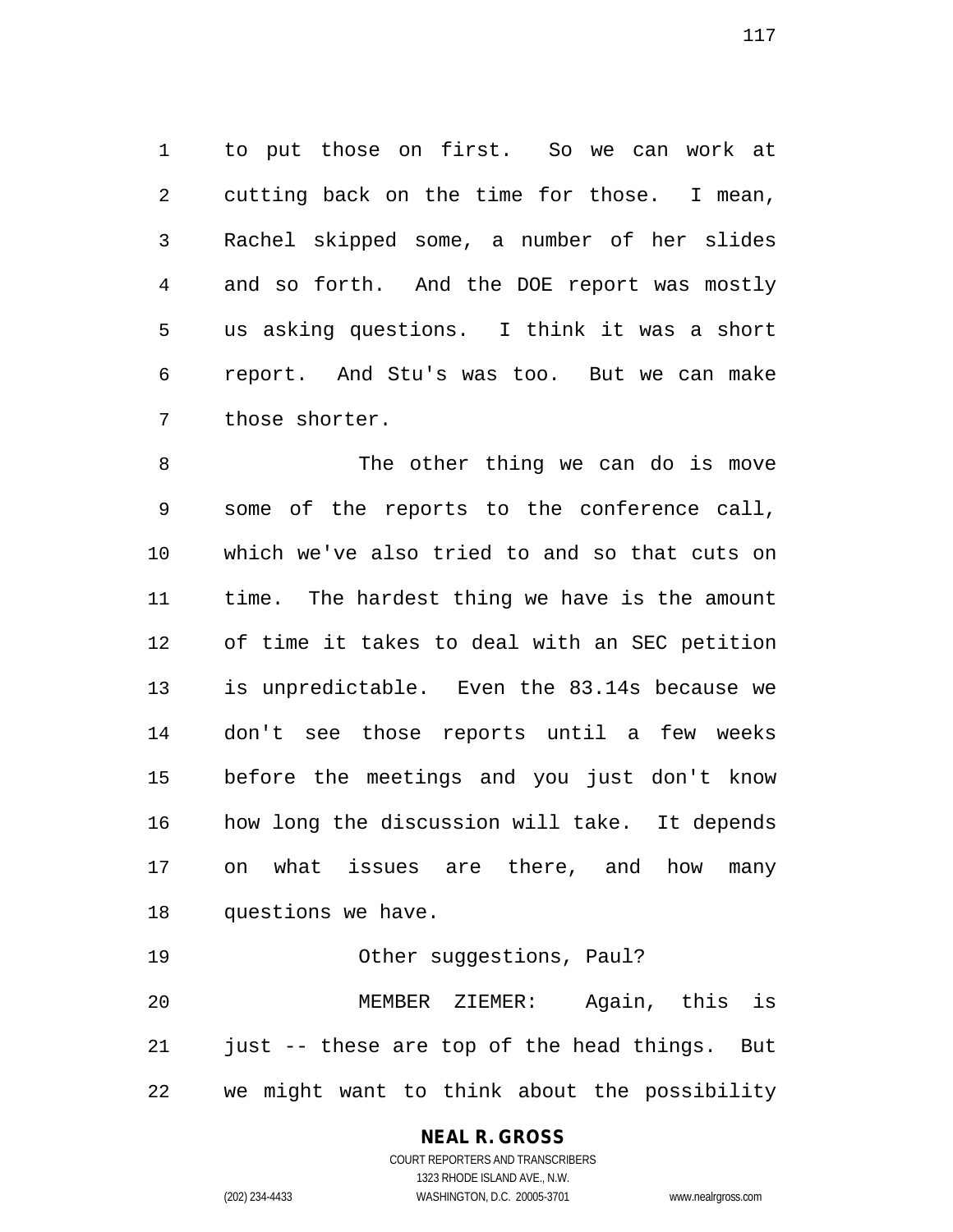to put those on first. So we can work at cutting back on the time for those. I mean, Rachel skipped some, a number of her slides and so forth. And the DOE report was mostly us asking questions. I think it was a short report. And Stu's was too. But we can make those shorter.

The other thing we can do is move some of the reports to the conference call, which we've also tried to and so that cuts on time. The hardest thing we have is the amount of time it takes to deal with an SEC petition is unpredictable. Even the 83.14s because we don't see those reports until a few weeks before the meetings and you just don't know how long the discussion will take. It depends on what issues are there, and how many questions we have.

Other suggestions, Paul?

MEMBER ZIEMER: Again, this is just -- these are top of the head things. But we might want to think about the possibility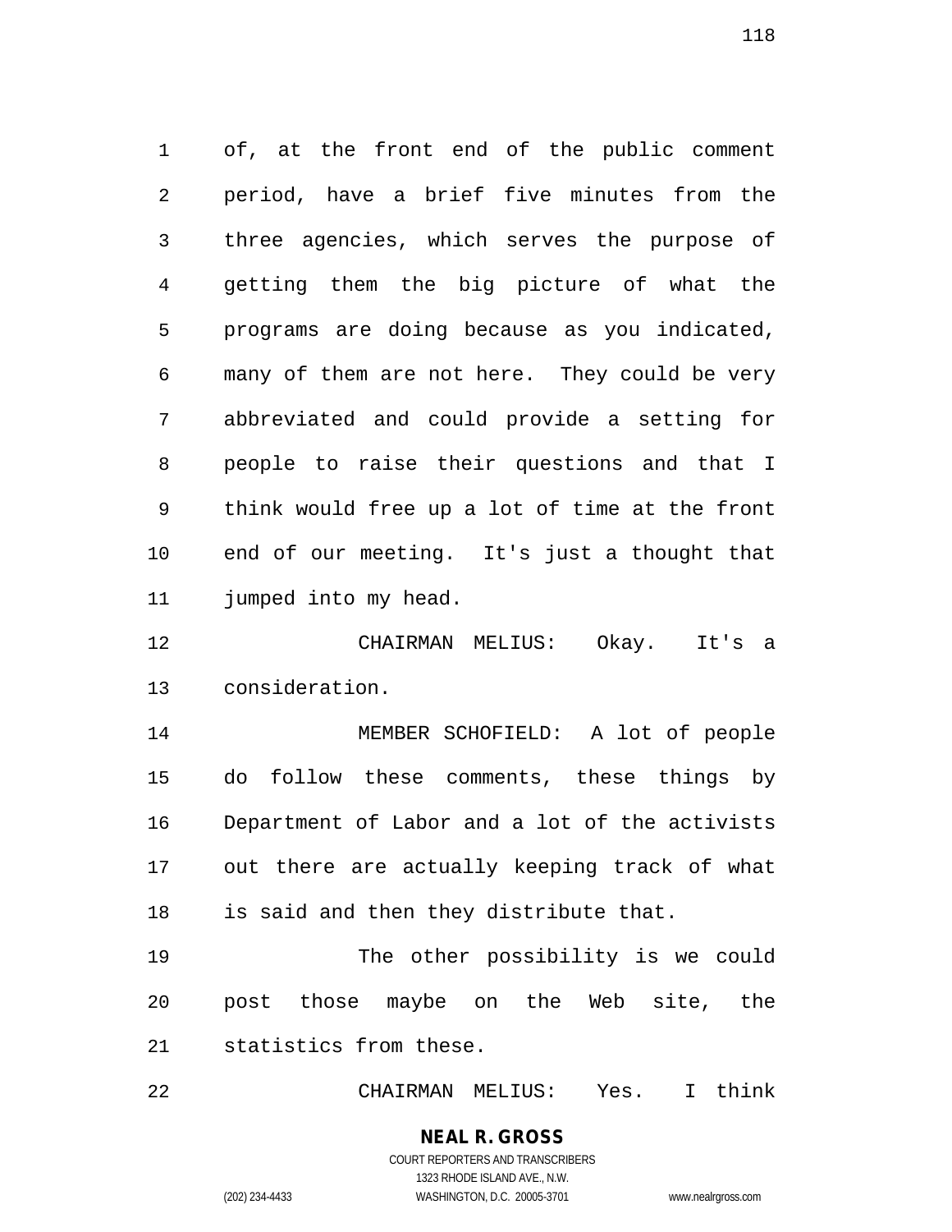of, at the front end of the public comment period, have a brief five minutes from the three agencies, which serves the purpose of getting them the big picture of what the programs are doing because as you indicated, many of them are not here. They could be very abbreviated and could provide a setting for people to raise their questions and that I think would free up a lot of time at the front end of our meeting. It's just a thought that jumped into my head.

CHAIRMAN MELIUS: Okay. It's a consideration.

MEMBER SCHOFIELD: A lot of people do follow these comments, these things by Department of Labor and a lot of the activists out there are actually keeping track of what is said and then they distribute that.

The other possibility is we could post those maybe on the Web site, the statistics from these.

CHAIRMAN MELIUS: Yes. I think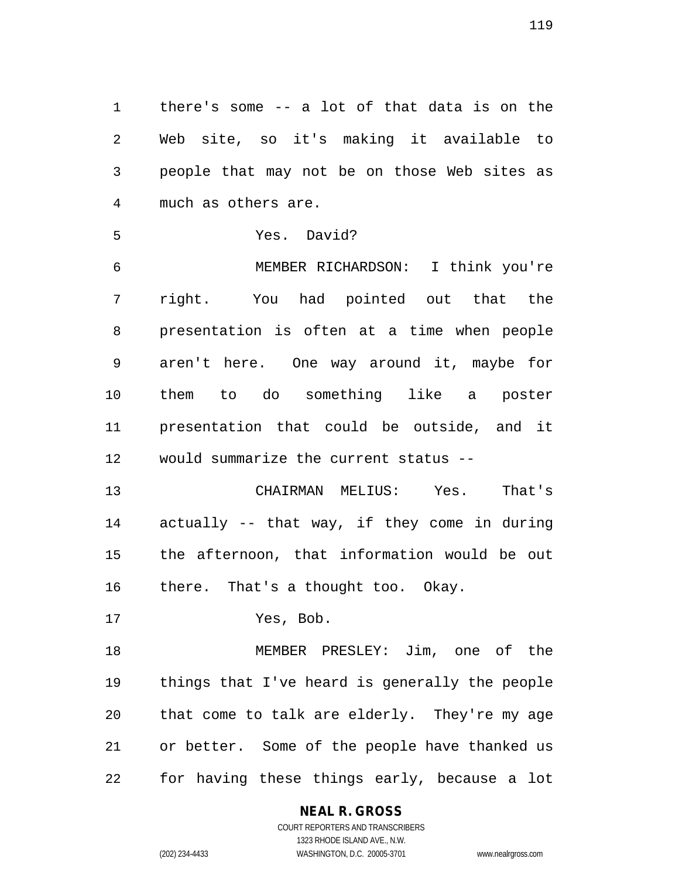there's some -- a lot of that data is on the Web site, so it's making it available to people that may not be on those Web sites as much as others are.

Yes. David?

MEMBER RICHARDSON: I think you're right. You had pointed out that the presentation is often at a time when people aren't here. One way around it, maybe for them to do something like a poster presentation that could be outside, and it would summarize the current status --

CHAIRMAN MELIUS: Yes. That's actually -- that way, if they come in during the afternoon, that information would be out there. That's a thought too. Okay.

Yes, Bob.

MEMBER PRESLEY: Jim, one of the things that I've heard is generally the people that come to talk are elderly. They're my age or better. Some of the people have thanked us for having these things early, because a lot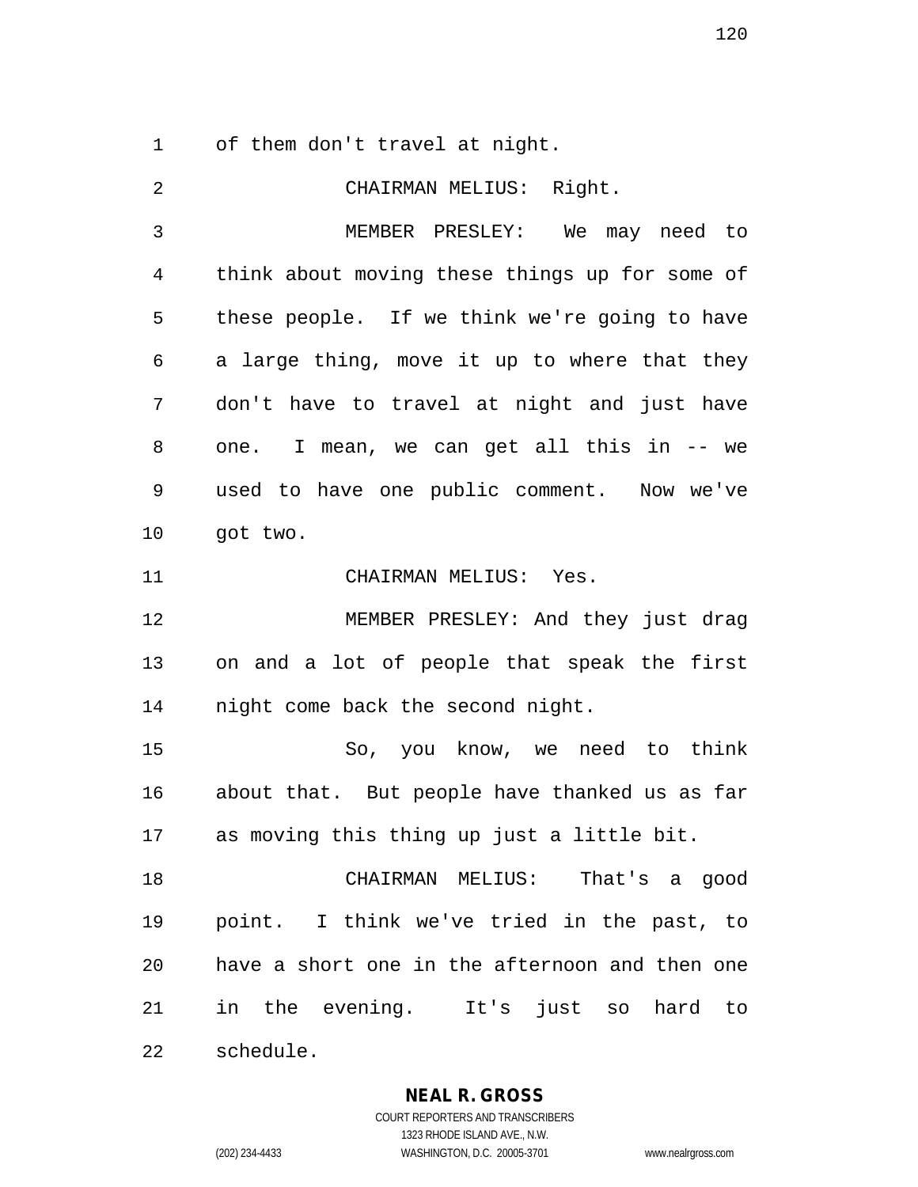of them don't travel at night.

CHAIRMAN MELIUS: Right.

MEMBER PRESLEY: We may need to think about moving these things up for some of these people. If we think we're going to have a large thing, move it up to where that they don't have to travel at night and just have one. I mean, we can get all this in -- we used to have one public comment. Now we've got two.

CHAIRMAN MELIUS: Yes.

MEMBER PRESLEY: And they just drag on and a lot of people that speak the first night come back the second night.

So, you know, we need to think about that. But people have thanked us as far as moving this thing up just a little bit.

CHAIRMAN MELIUS: That's a good point. I think we've tried in the past, to have a short one in the afternoon and then one in the evening. It's just so hard to schedule.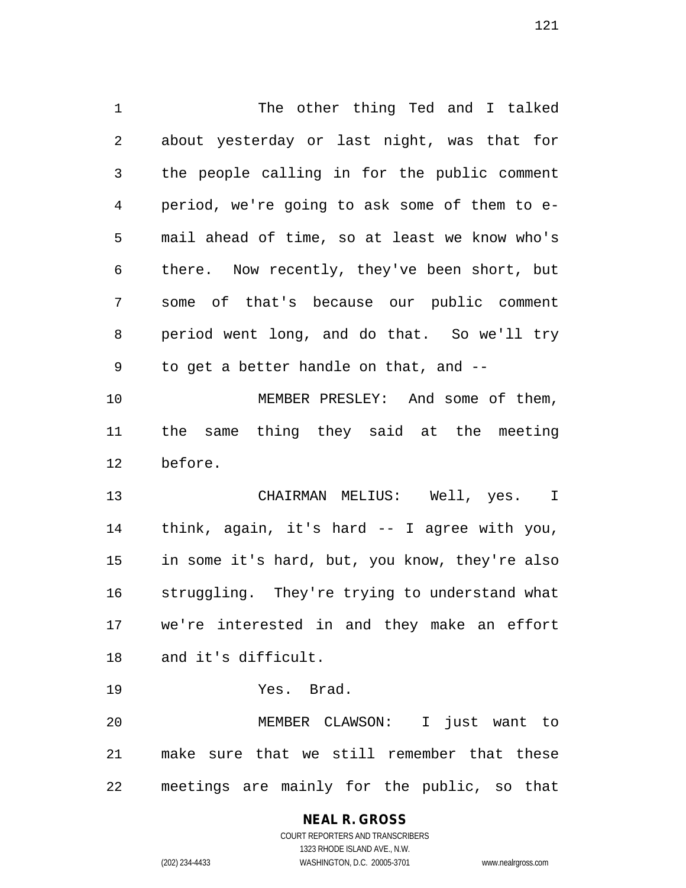The other thing Ted and I talked about yesterday or last night, was that for the people calling in for the public comment period, we're going to ask some of them to e-mail ahead of time, so at least we know who's there. Now recently, they've been short, but some of that's because our public comment period went long, and do that. So we'll try to get a better handle on that, and --

MEMBER PRESLEY: And some of them, the same thing they said at the meeting before.

CHAIRMAN MELIUS: Well, yes. I think, again, it's hard -- I agree with you, in some it's hard, but, you know, they're also struggling. They're trying to understand what we're interested in and they make an effort and it's difficult.

Yes. Brad.

MEMBER CLAWSON: I just want to make sure that we still remember that these meetings are mainly for the public, so that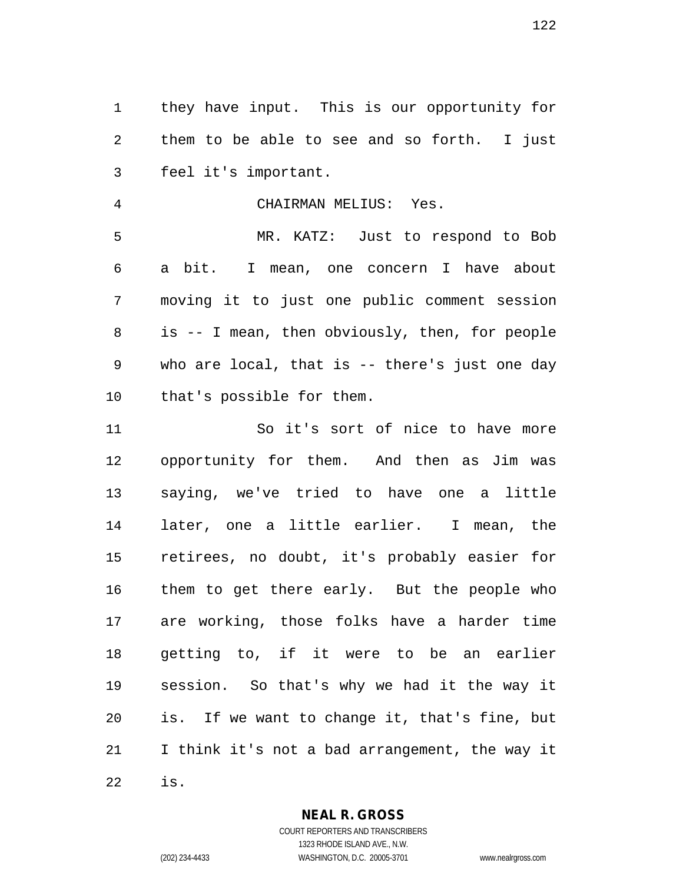they have input. This is our opportunity for them to be able to see and so forth. I just feel it's important.

CHAIRMAN MELIUS: Yes.

MR. KATZ: Just to respond to Bob a bit. I mean, one concern I have about moving it to just one public comment session is -- I mean, then obviously, then, for people who are local, that is -- there's just one day that's possible for them.

So it's sort of nice to have more opportunity for them. And then as Jim was saying, we've tried to have one a little later, one a little earlier. I mean, the retirees, no doubt, it's probably easier for them to get there early. But the people who are working, those folks have a harder time getting to, if it were to be an earlier session. So that's why we had it the way it is. If we want to change it, that's fine, but I think it's not a bad arrangement, the way it is.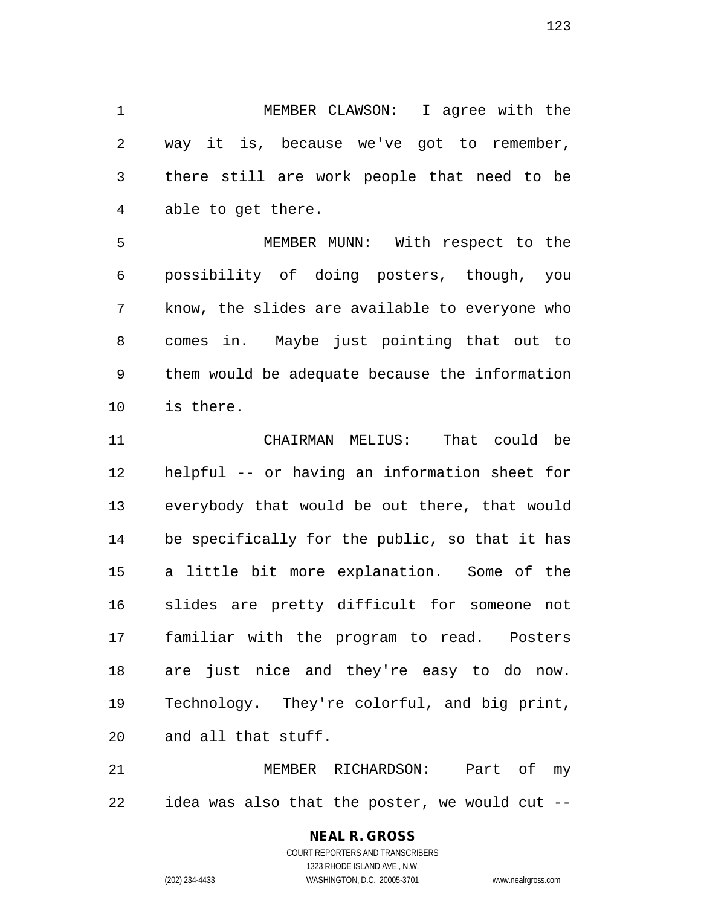MEMBER CLAWSON: I agree with the way it is, because we've got to remember, there still are work people that need to be able to get there.

MEMBER MUNN: With respect to the possibility of doing posters, though, you know, the slides are available to everyone who comes in. Maybe just pointing that out to them would be adequate because the information is there.

CHAIRMAN MELIUS: That could be helpful -- or having an information sheet for everybody that would be out there, that would be specifically for the public, so that it has a little bit more explanation. Some of the slides are pretty difficult for someone not familiar with the program to read. Posters are just nice and they're easy to do now. Technology. They're colorful, and big print, and all that stuff.

MEMBER RICHARDSON: Part of my idea was also that the poster, we would cut --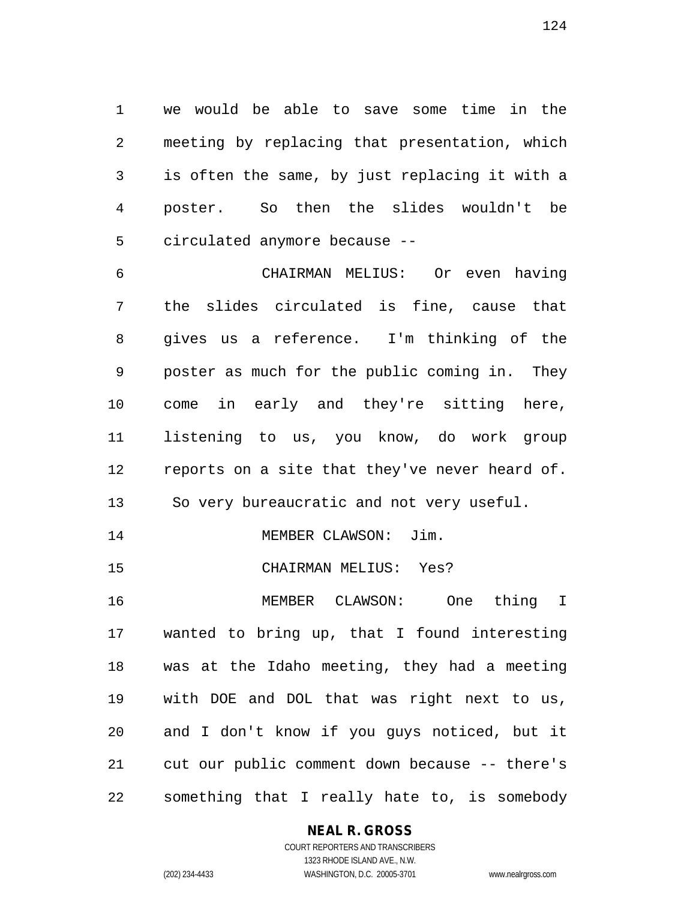we would be able to save some time in the meeting by replacing that presentation, which is often the same, by just replacing it with a poster. So then the slides wouldn't be circulated anymore because --

CHAIRMAN MELIUS: Or even having the slides circulated is fine, cause that gives us a reference. I'm thinking of the poster as much for the public coming in. They come in early and they're sitting here, listening to us, you know, do work group reports on a site that they've never heard of. So very bureaucratic and not very useful.

MEMBER CLAWSON: Jim.

CHAIRMAN MELIUS: Yes?

MEMBER CLAWSON: One thing I wanted to bring up, that I found interesting was at the Idaho meeting, they had a meeting with DOE and DOL that was right next to us, and I don't know if you guys noticed, but it cut our public comment down because -- there's something that I really hate to, is somebody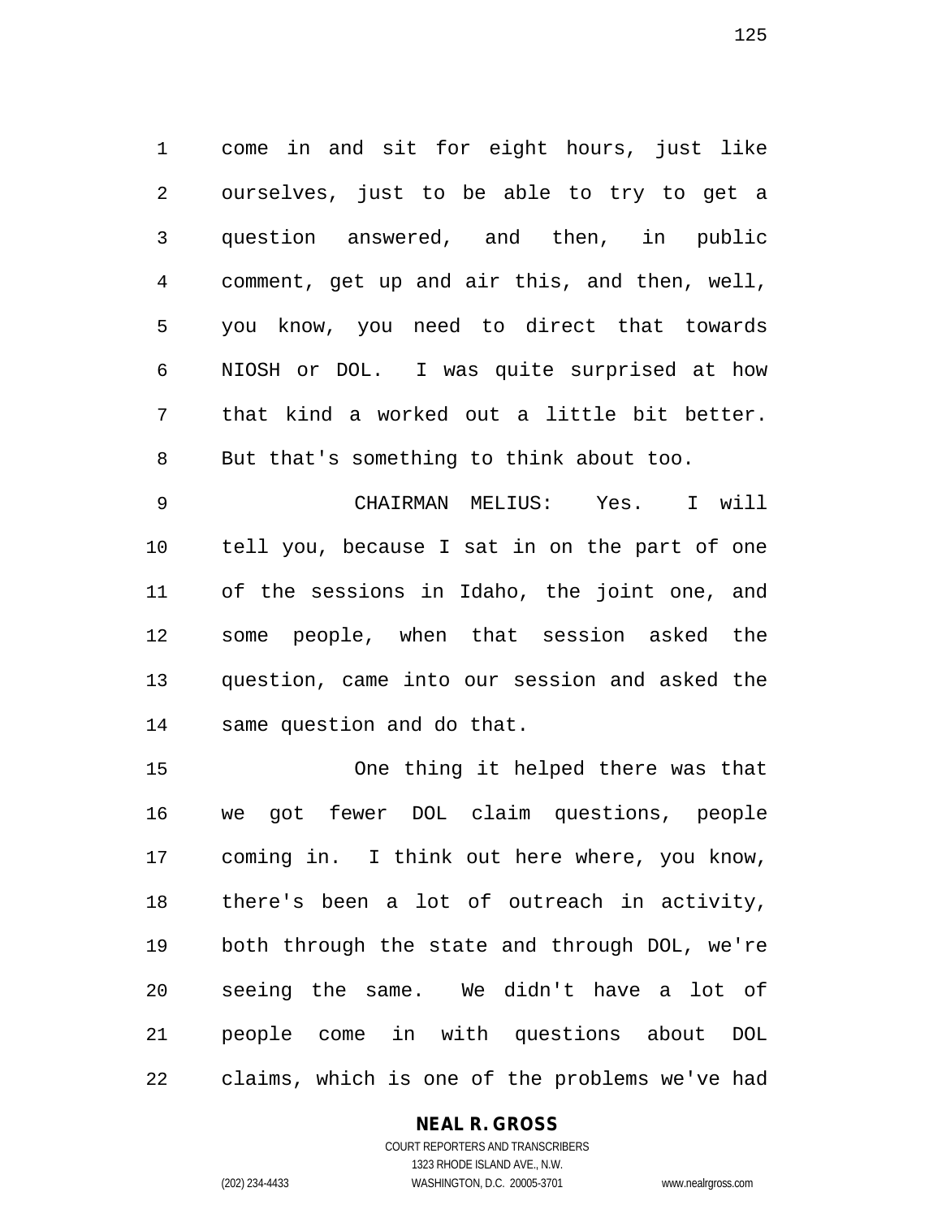come in and sit for eight hours, just like ourselves, just to be able to try to get a question answered, and then, in public comment, get up and air this, and then, well, you know, you need to direct that towards NIOSH or DOL. I was quite surprised at how that kind a worked out a little bit better. But that's something to think about too.

CHAIRMAN MELIUS: Yes. I will tell you, because I sat in on the part of one of the sessions in Idaho, the joint one, and some people, when that session asked the question, came into our session and asked the same question and do that.

One thing it helped there was that we got fewer DOL claim questions, people coming in. I think out here where, you know, there's been a lot of outreach in activity, both through the state and through DOL, we're seeing the same. We didn't have a lot of people come in with questions about DOL claims, which is one of the problems we've had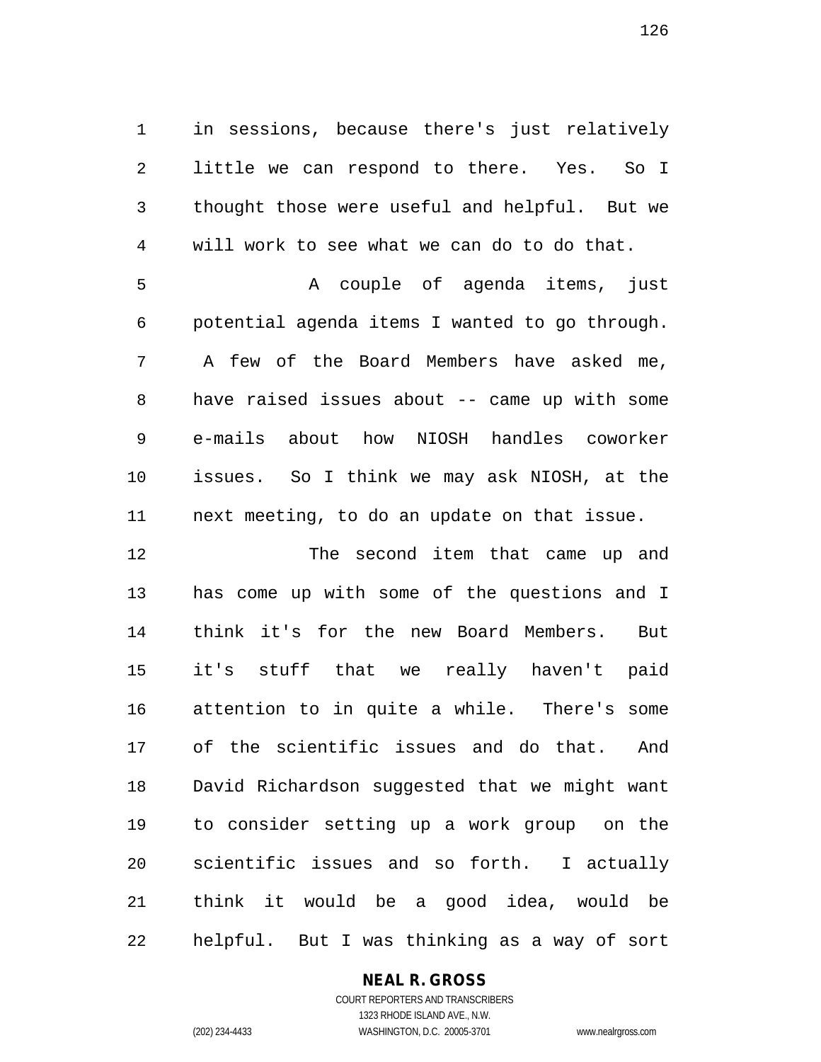in sessions, because there's just relatively little we can respond to there. Yes. So I thought those were useful and helpful. But we will work to see what we can do to do that.

A couple of agenda items, just potential agenda items I wanted to go through. A few of the Board Members have asked me, have raised issues about -- came up with some e-mails about how NIOSH handles coworker issues. So I think we may ask NIOSH, at the next meeting, to do an update on that issue.

The second item that came up and has come up with some of the questions and I think it's for the new Board Members. But it's stuff that we really haven't paid attention to in quite a while. There's some of the scientific issues and do that. And David Richardson suggested that we might want to consider setting up a work group on the scientific issues and so forth. I actually think it would be a good idea, would be helpful. But I was thinking as a way of sort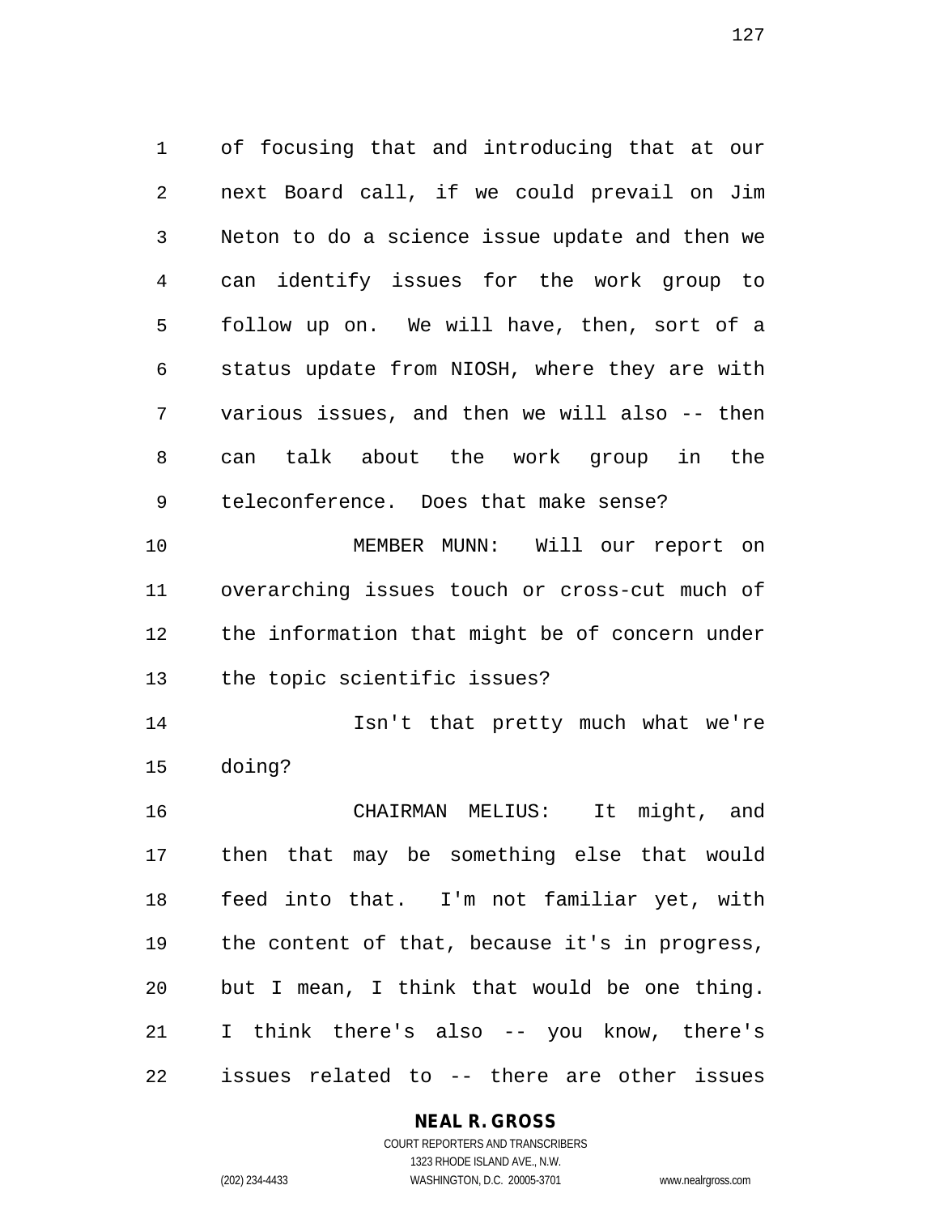of focusing that and introducing that at our next Board call, if we could prevail on Jim Neton to do a science issue update and then we can identify issues for the work group to follow up on. We will have, then, sort of a status update from NIOSH, where they are with various issues, and then we will also -- then can talk about the work group in the teleconference. Does that make sense?

MEMBER MUNN: Will our report on overarching issues touch or cross-cut much of the information that might be of concern under the topic scientific issues?

Isn't that pretty much what we're doing?

CHAIRMAN MELIUS: It might, and then that may be something else that would feed into that. I'm not familiar yet, with the content of that, because it's in progress, but I mean, I think that would be one thing. I think there's also -- you know, there's issues related to -- there are other issues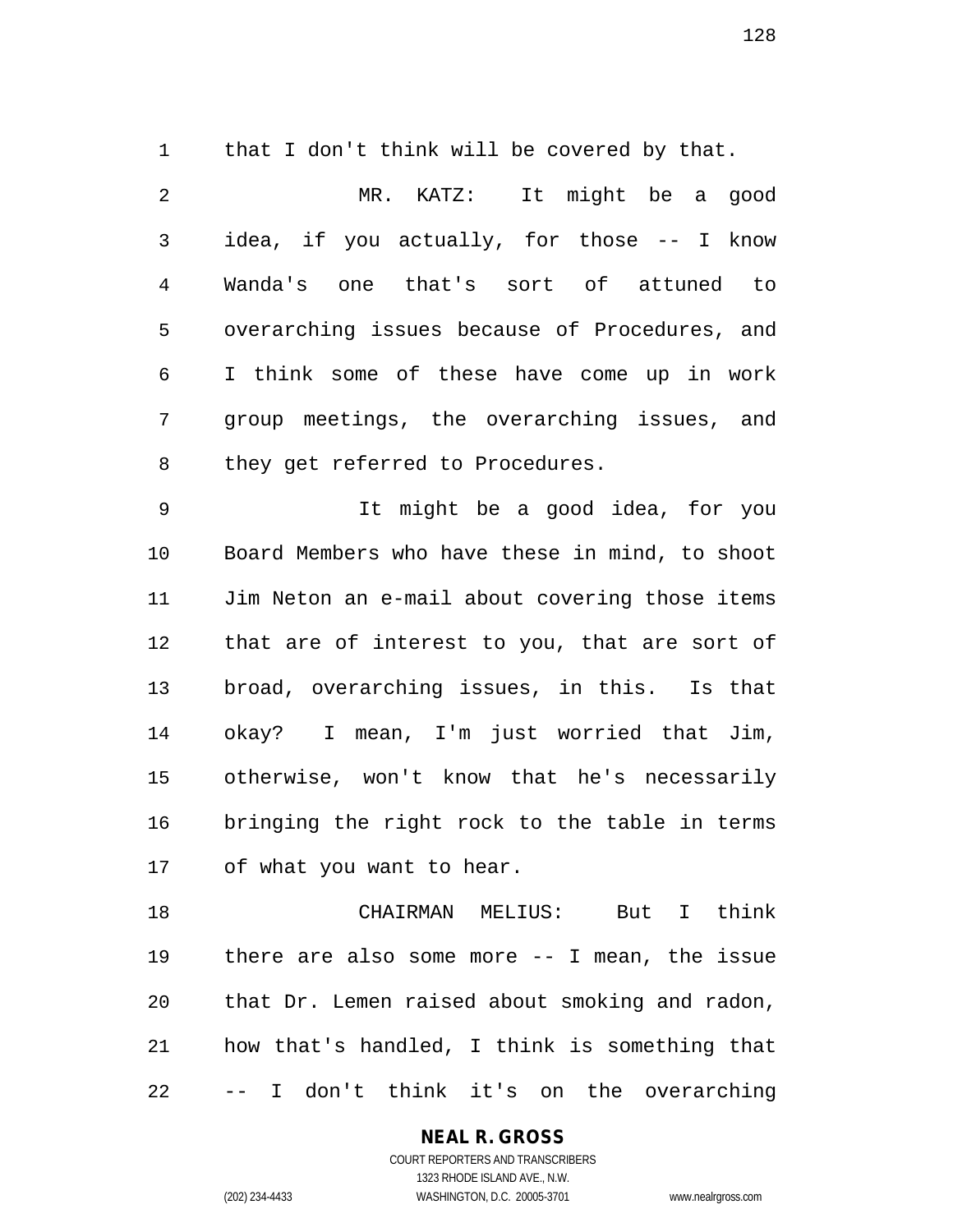that I don't think will be covered by that.

MR. KATZ: It might be a good idea, if you actually, for those -- I know Wanda's one that's sort of attuned to overarching issues because of Procedures, and I think some of these have come up in work group meetings, the overarching issues, and they get referred to Procedures.

It might be a good idea, for you Board Members who have these in mind, to shoot Jim Neton an e-mail about covering those items that are of interest to you, that are sort of broad, overarching issues, in this. Is that okay? I mean, I'm just worried that Jim, otherwise, won't know that he's necessarily bringing the right rock to the table in terms of what you want to hear.

CHAIRMAN MELIUS: But I think there are also some more -- I mean, the issue that Dr. Lemen raised about smoking and radon, how that's handled, I think is something that -- I don't think it's on the overarching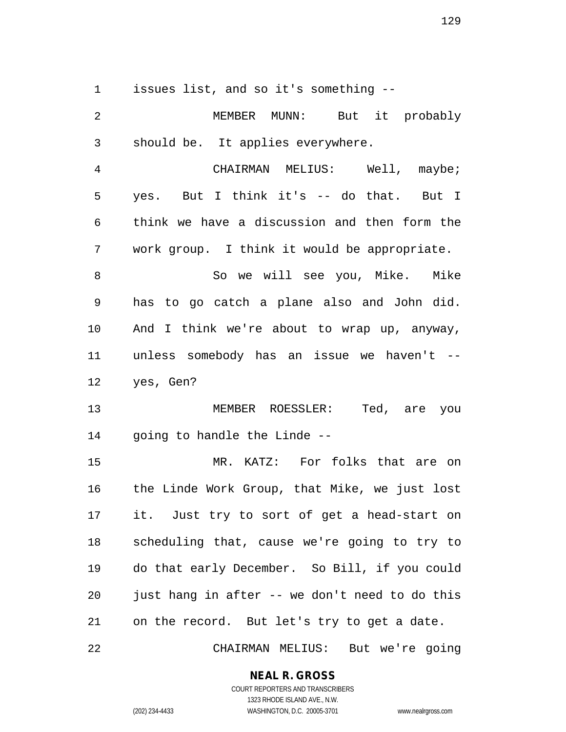issues list, and so it's something --

MEMBER MUNN: But it probably should be. It applies everywhere.

CHAIRMAN MELIUS: Well, maybe; yes. But I think it's -- do that. But I think we have a discussion and then form the work group. I think it would be appropriate.

So we will see you, Mike. Mike has to go catch a plane also and John did. And I think we're about to wrap up, anyway, unless somebody has an issue we haven't -- yes, Gen?

MEMBER ROESSLER: Ted, are you going to handle the Linde --

MR. KATZ: For folks that are on the Linde Work Group, that Mike, we just lost it. Just try to sort of get a head-start on scheduling that, cause we're going to try to do that early December. So Bill, if you could just hang in after -- we don't need to do this on the record. But let's try to get a date.

CHAIRMAN MELIUS: But we're going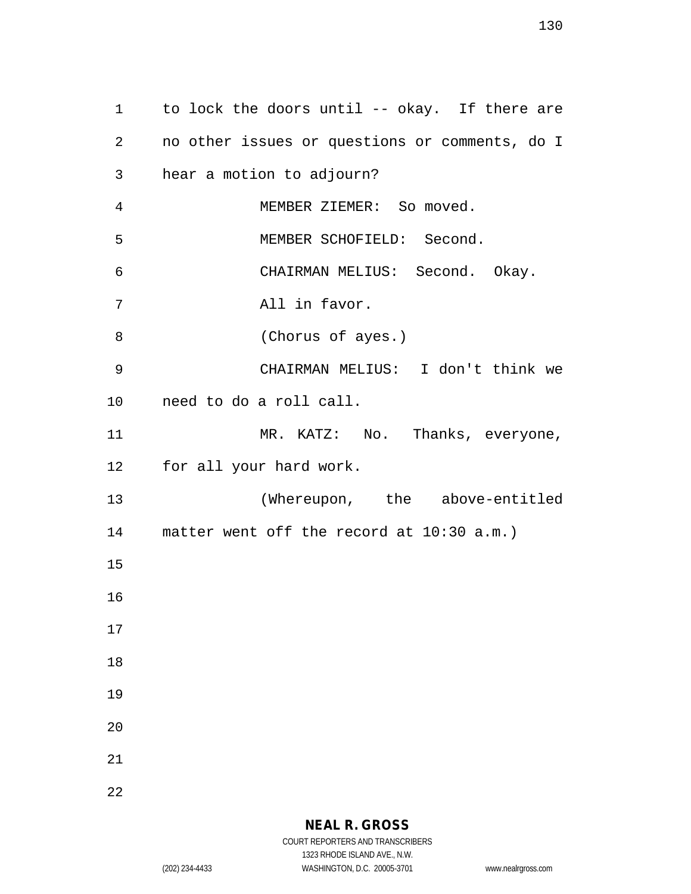to lock the doors until -- okay. If there are no other issues or questions or comments, do I hear a motion to adjourn?

MEMBER ZIEMER: So moved.

MEMBER SCHOFIELD: Second.

CHAIRMAN MELIUS: Second. Okay. All in favor.

(Chorus of ayes.)

CHAIRMAN MELIUS: I don't think we need to do a roll call.

MR. KATZ: No. Thanks, everyone, for all your hard work.

(Whereupon, the above-entitled matter went off the record at 10:30 a.m.)